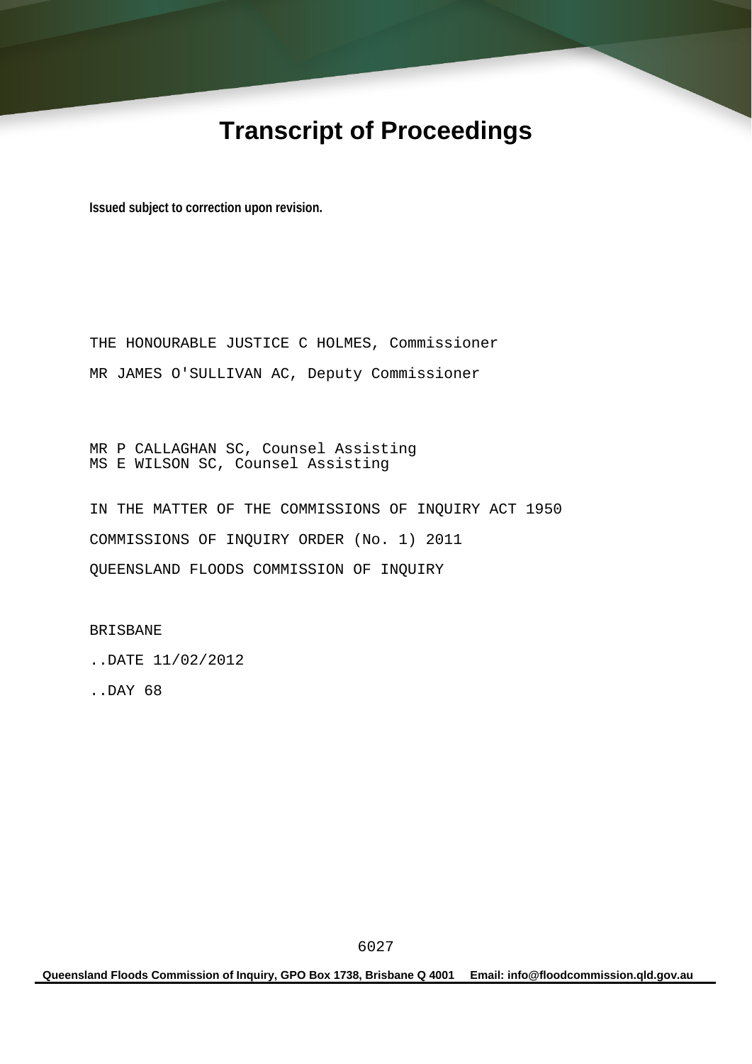# Transcript of Proceedings

**Issued subject to correction upon revision.**

THE HONOURABLE JUSTICE C HOLMES, Commissioner

MR JAMES O'SULLIVAN AC, Deputy Commissioner

MR P CALLAGHAN SC, Counsel Assisting
MS E WILSON SC, Counsel Assisting

IN THE MATTER OF THE COMMISSIONS OF INQUIRY ACT 1950

COMMISSIONS OF INQUIRY ORDER (No. 1) 2011

QUEENSLAND FLOODS COMMISSION OF INQUIRY

BRISBANE

..DATE 11/02/2012

..DAY 68

**Queensland Floods Commission of Inquiry, GPO Box 1738, Brisbane Q 4001 Email: info@floodcommission.qld.gov.au**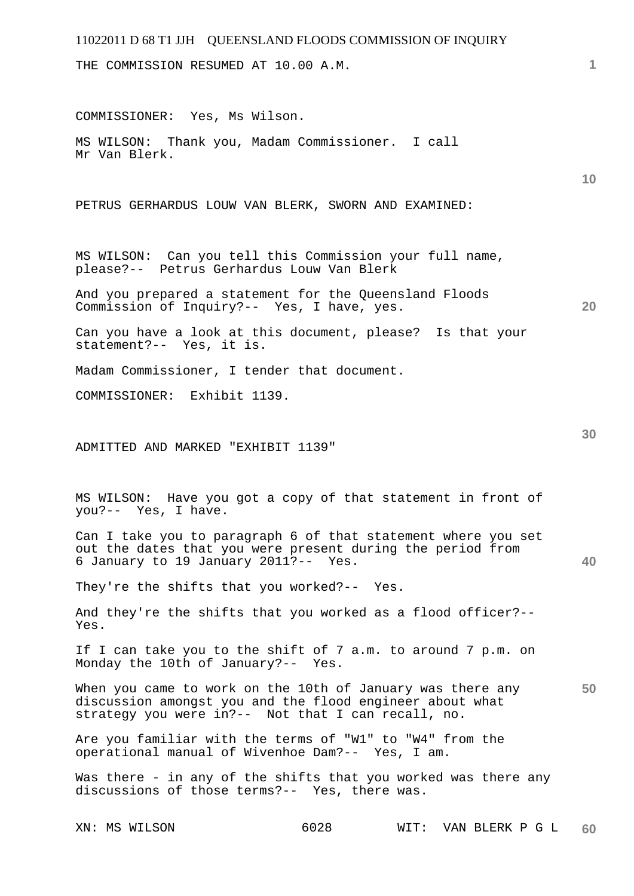THE COMMISSION RESUMED AT 10.00 A.M.

COMMISSIONER: Yes, Ms Wilson.

MS WILSON: Thank you, Madam Commissioner. I call Mr Van Blerk.

PETRUS GERHARDUS LOUW VAN BLERK, SWORN AND EXAMINED:

MS WILSON: Can you tell this Commission your full name, please?-- Petrus Gerhardus Louw Van Blerk

And you prepared a statement for the Queensland Floods Commission of Inquiry?-- Yes, I have, yes.

Can you have a look at this document, please? Is that your statement?-- Yes, it is.

Madam Commissioner, I tender that document.

COMMISSIONER: Exhibit 1139.

ADMITTED AND MARKED "EXHIBIT 1139"

MS WILSON: Have you got a copy of that statement in front of you?-- Yes, I have.

Can I take you to paragraph 6 of that statement where you set out the dates that you were present during the period from 6 January to 19 January 2011?-- Yes.

They're the shifts that you worked?-- Yes.

And they're the shifts that you worked as a flood officer?-- Yes.

If I can take you to the shift of 7 a.m. to around 7 p.m. on Monday the 10th of January?-- Yes.

When you came to work on the 10th of January was there any discussion amongst you and the flood engineer about what strategy you were in?-- Not that I can recall, no.

Are you familiar with the terms of "W1" to "W4" from the operational manual of Wivenhoe Dam?-- Yes, I am.

Was there - in any of the shifts that you worked was there any discussions of those terms?-- Yes, there was.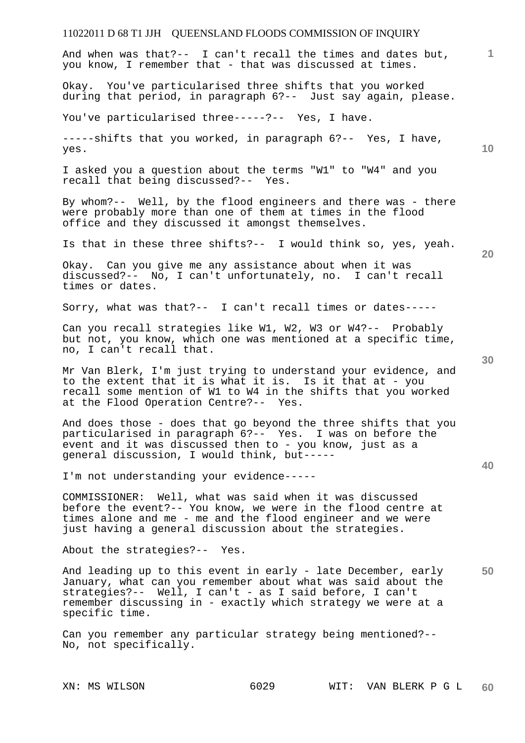And when was that?-- I can't recall the times and dates but, you know, I remember that - that was discussed at times.

Okay. You've particularised three shifts that you worked during that period, in paragraph 6?-- Just say again, please.

You've particularised three-----?-- Yes, I have.

-----shifts that you worked, in paragraph 6?-- Yes, I have, yes.

I asked you a question about the terms "W1" to "W4" and you recall that being discussed?-- Yes.

By whom?-- Well, by the flood engineers and there was - there were probably more than one of them at times in the flood office and they discussed it amongst themselves.

Is that in these three shifts?-- I would think so, yes, yeah.

Okay. Can you give me any assistance about when it was discussed?-- No, I can't unfortunately, no. I can't recall times or dates.

Sorry, what was that?-- I can't recall times or dates-----

Can you recall strategies like W1, W2, W3 or W4?-- Probably but not, you know, which one was mentioned at a specific time, no, I can't recall that.

Mr Van Blerk, I'm just trying to understand your evidence, and to the extent that it is what it is. Is it that at - you recall some mention of W1 to W4 in the shifts that you worked at the Flood Operation Centre?-- Yes.

And does those - does that go beyond the three shifts that you particularised in paragraph 6?-- Yes. I was on before the event and it was discussed then to - you know, just as a general discussion, I would think, but-----

I'm not understanding your evidence-----

COMMISSIONER: Well, what was said when it was discussed before the event?-- You know, we were in the flood centre at times alone and me - me and the flood engineer and we were just having a general discussion about the strategies.

About the strategies?-- Yes.

And leading up to this event in early - late December, early January, what can you remember about what was said about the strategies?-- Well, I can't - as I said before, I can't remember discussing in - exactly which strategy we were at a specific time.

Can you remember any particular strategy being mentioned?-- No, not specifically.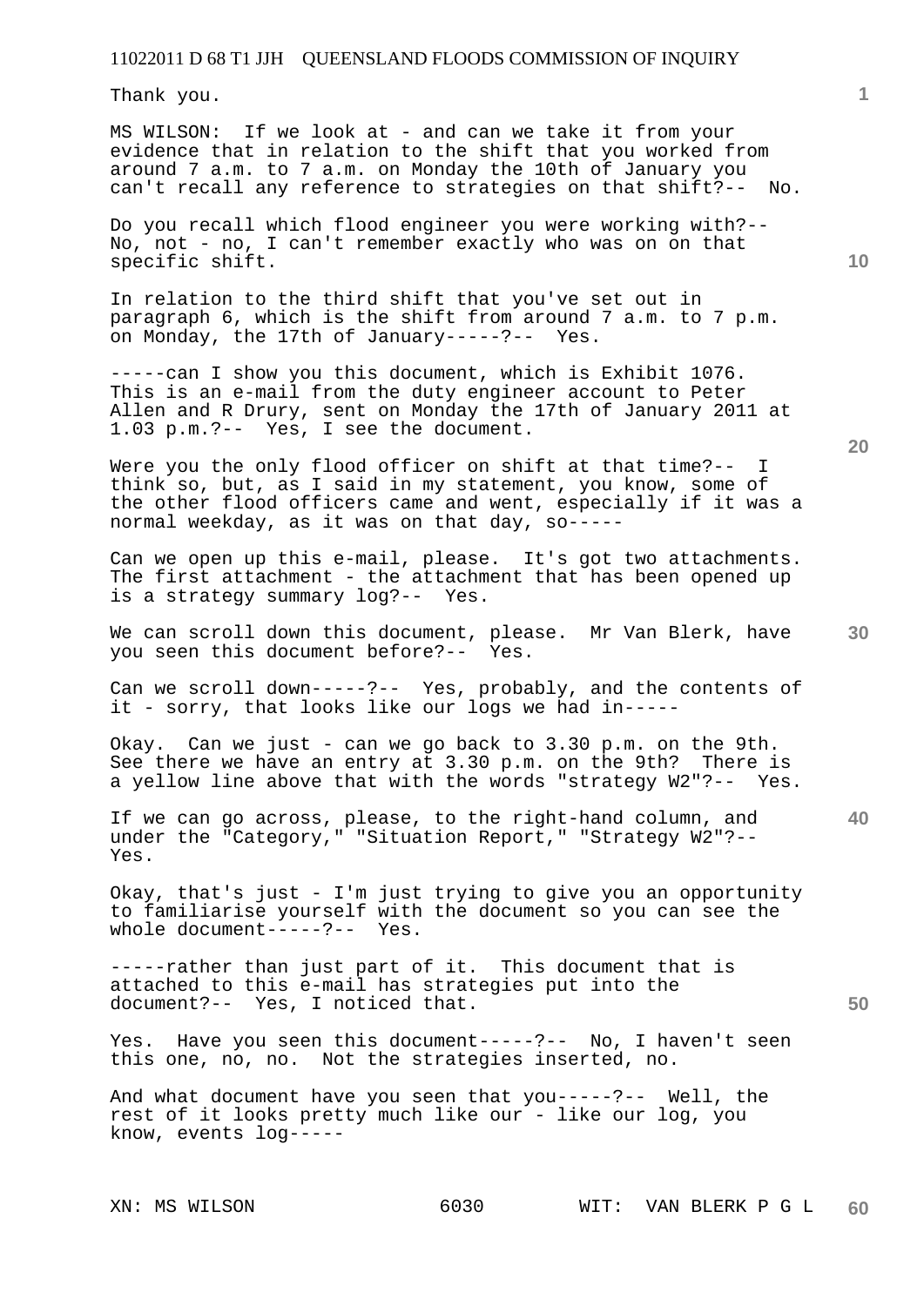Thank you.

MS WILSON: If we look at - and can we take it from your evidence that in relation to the shift that you worked from around 7 a.m. to 7 a.m. on Monday the 10th of January you can't recall any reference to strategies on that shift?-- No.

Do you recall which flood engineer you were working with?-- No, not - no, I can't remember exactly who was on on that specific shift.

In relation to the third shift that you've set out in paragraph 6, which is the shift from around 7 a.m. to 7 p.m. on Monday, the 17th of January-----?-- Yes.

-----can I show you this document, which is Exhibit 1076. This is an e-mail from the duty engineer account to Peter Allen and R Drury, sent on Monday the 17th of January 2011 at 1.03 p.m.?-- Yes, I see the document.

Were you the only flood officer on shift at that time?-- I think so, but, as I said in my statement, you know, some of the other flood officers came and went, especially if it was a normal weekday, as it was on that day, so-----

Can we open up this e-mail, please. It's got two attachments. The first attachment - the attachment that has been opened up is a strategy summary log?-- Yes.

We can scroll down this document, please. Mr Van Blerk, have you seen this document before?-- Yes.

Can we scroll down-----?-- Yes, probably, and the contents of it - sorry, that looks like our logs we had in-----

Okay. Can we just - can we go back to 3.30 p.m. on the 9th. See there we have an entry at 3.30 p.m. on the 9th? There is a yellow line above that with the words "strategy W2"?-- Yes.

If we can go across, please, to the right-hand column, and under the "Category," "Situation Report," "Strategy W2"?-- Yes.

Okay, that's just - I'm just trying to give you an opportunity to familiarise yourself with the document so you can see the whole document-----?-- Yes.

-----rather than just part of it. This document that is attached to this e-mail has strategies put into the document?-- Yes, I noticed that.

Yes. Have you seen this document-----?-- No, I haven't seen this one, no, no. Not the strategies inserted, no.

And what document have you seen that you-----?-- Well, the rest of it looks pretty much like our - like our log, you know, events log-----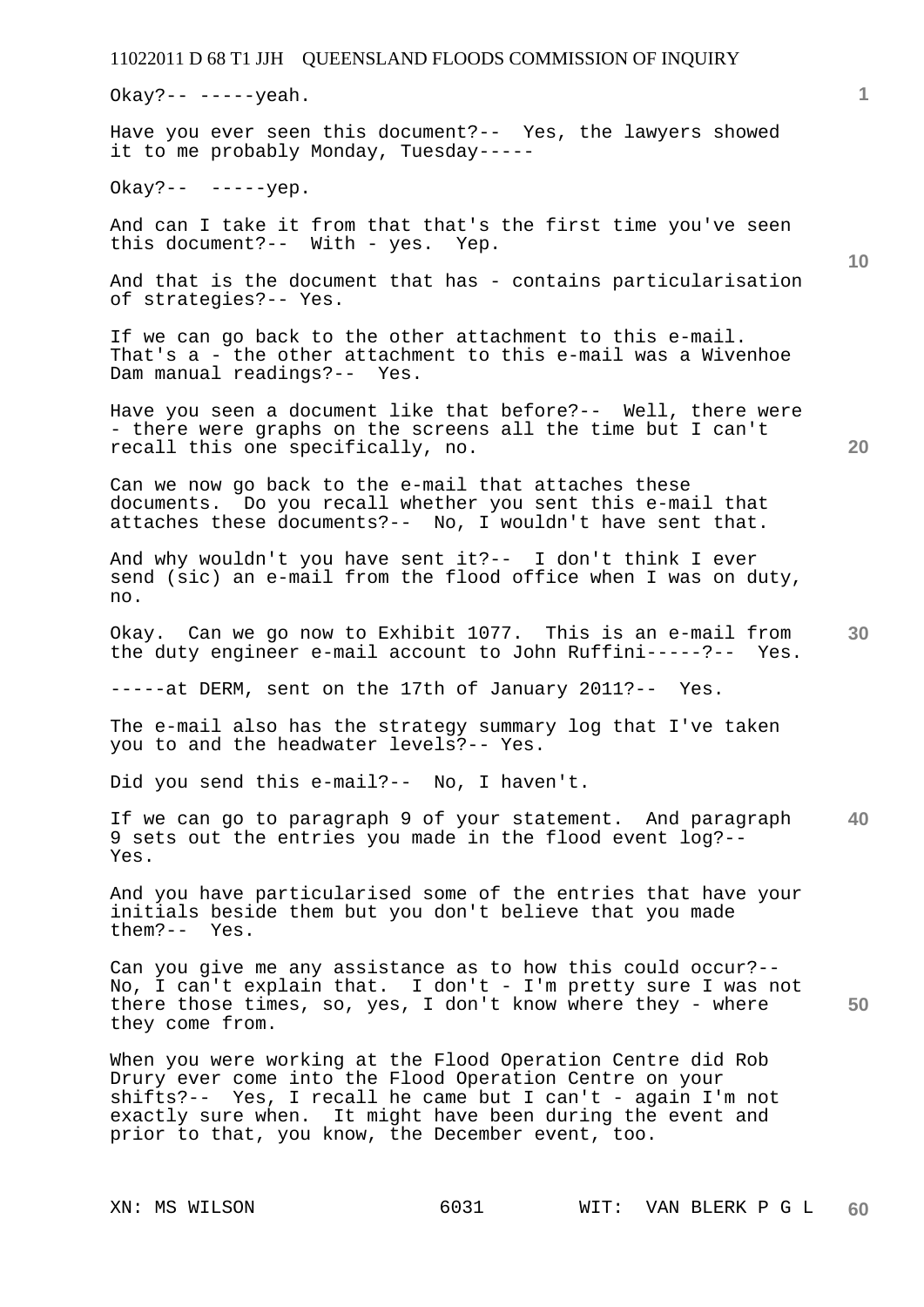Okay?-- -----yeah.

Have you ever seen this document?-- Yes, the lawyers showed it to me probably Monday, Tuesday-----

Okay?-- -----yep.

And can I take it from that that's the first time you've seen this document?-- With - yes. Yep.

And that is the document that has - contains particularisation of strategies?-- Yes.

If we can go back to the other attachment to this e-mail. That's a - the other attachment to this e-mail was a Wivenhoe Dam manual readings?-- Yes.

Have you seen a document like that before?-- Well, there were - there were graphs on the screens all the time but I can't recall this one specifically, no.

Can we now go back to the e-mail that attaches these documents. Do you recall whether you sent this e-mail that attaches these documents?-- No, I wouldn't have sent that.

And why wouldn't you have sent it?-- I don't think I ever send (sic) an e-mail from the flood office when I was on duty, no.

Okay. Can we go now to Exhibit 1077. This is an e-mail from the duty engineer e-mail account to John Ruffini-----?-- Yes.

-----at DERM, sent on the 17th of January 2011?-- Yes.

The e-mail also has the strategy summary log that I've taken you to and the headwater levels?-- Yes.

Did you send this e-mail?-- No, I haven't.

If we can go to paragraph 9 of your statement. And paragraph 9 sets out the entries you made in the flood event log?-- Yes.

And you have particularised some of the entries that have your initials beside them but you don't believe that you made them?-- Yes.

Can you give me any assistance as to how this could occur?-- No, I can't explain that. I don't - I'm pretty sure I was not there those times, so, yes, I don't know where they - where they come from.

When you were working at the Flood Operation Centre did Rob Drury ever come into the Flood Operation Centre on your shifts?-- Yes, I recall he came but I can't - again I'm not exactly sure when. It might have been during the event and prior to that, you know, the December event, too.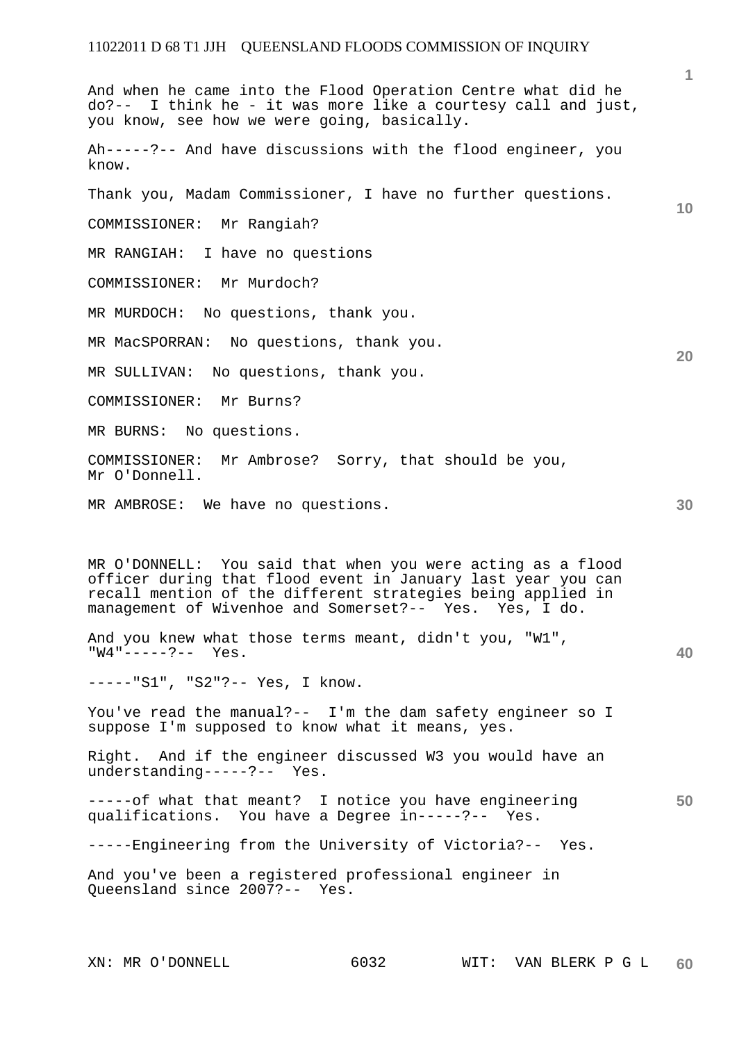And when he came into the Flood Operation Centre what did he do?-- I think he - it was more like a courtesy call and just, you know, see how we were going, basically.

Ah-----?-- And have discussions with the flood engineer, you know.

Thank you, Madam Commissioner, I have no further questions.

COMMISSIONER: Mr Rangiah?

MR RANGIAH: I have no questions

COMMISSIONER: Mr Murdoch?

MR MURDOCH: No questions, thank you.

MR MacSPORRAN: No questions, thank you.

MR SULLIVAN: No questions, thank you.

COMMISSIONER: Mr Burns?

MR BURNS: No questions.

COMMISSIONER: Mr Ambrose? Sorry, that should be you, Mr O'Donnell.

MR AMBROSE: We have no questions.

MR O'DONNELL: You said that when you were acting as a flood officer during that flood event in January last year you can recall mention of the different strategies being applied in management of Wivenhoe and Somerset?-- Yes. Yes, I do.

And you knew what those terms meant, didn't you, "W1", "W4"-----?-- Yes.

-----"S1", "S2"?-- Yes, I know.

You've read the manual?-- I'm the dam safety engineer so I suppose I'm supposed to know what it means, yes.

Right. And if the engineer discussed W3 you would have an understanding-----?-- Yes.

-----of what that meant? I notice you have engineering qualifications. You have a Degree in-----?-- Yes.

-----Engineering from the University of Victoria?-- Yes.

And you've been a registered professional engineer in Queensland since 2007?-- Yes.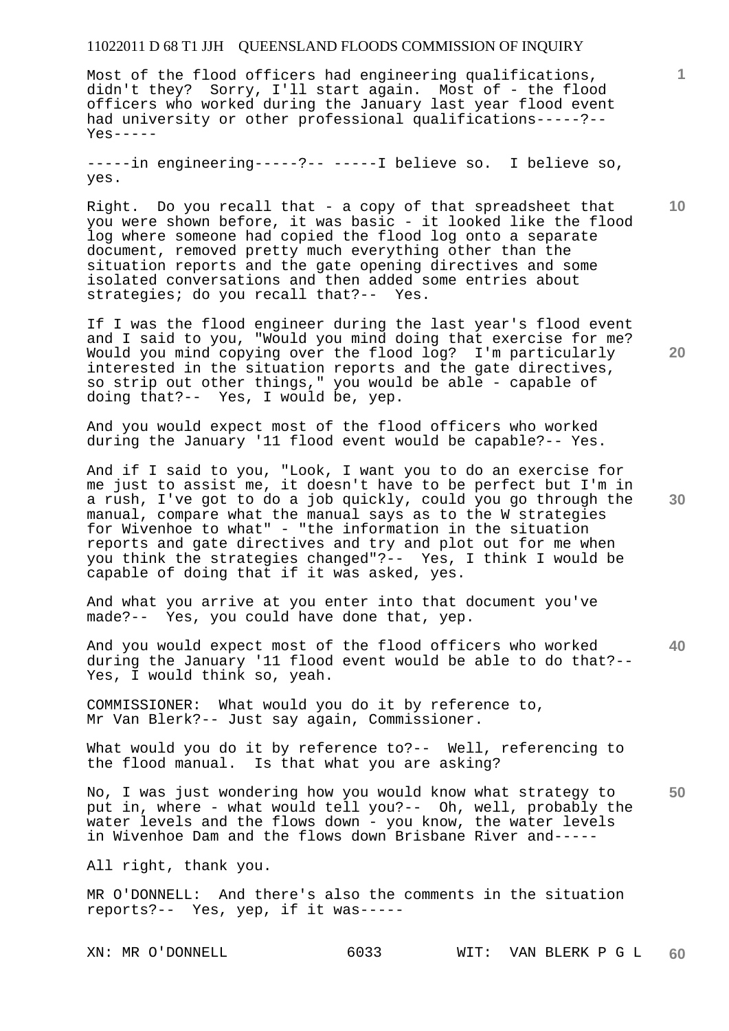Most of the flood officers had engineering qualifications, didn't they? Sorry, I'll start again. Most of - the flood officers who worked during the January last year flood event had university or other professional qualifications-----?-- Yes-----

-----in engineering-----?-- -----I believe so. I believe so, yes.

Right. Do you recall that - a copy of that spreadsheet that you were shown before, it was basic - it looked like the flood log where someone had copied the flood log onto a separate document, removed pretty much everything other than the situation reports and the gate opening directives and some isolated conversations and then added some entries about strategies; do you recall that?-- Yes.

If I was the flood engineer during the last year's flood event and I said to you, "Would you mind doing that exercise for me? Would you mind copying over the flood log? I'm particularly interested in the situation reports and the gate directives, so strip out other things," you would be able - capable of doing that?-- Yes, I would be, yep.

And you would expect most of the flood officers who worked during the January '11 flood event would be capable?-- Yes.

And if I said to you, "Look, I want you to do an exercise for me just to assist me, it doesn't have to be perfect but I'm in a rush, I've got to do a job quickly, could you go through the manual, compare what the manual says as to the W strategies for Wivenhoe to what" - "the information in the situation reports and gate directives and try and plot out for me when you think the strategies changed"?-- Yes, I think I would be capable of doing that if it was asked, yes.

And what you arrive at you enter into that document you've made?-- Yes, you could have done that, yep.

And you would expect most of the flood officers who worked during the January '11 flood event would be able to do that?-- Yes, I would think so, yeah.

COMMISSIONER: What would you do it by reference to, Mr Van Blerk?-- Just say again, Commissioner.

What would you do it by reference to?-- Well, referencing to the flood manual. Is that what you are asking?

No, I was just wondering how you would know what strategy to put in, where - what would tell you?-- Oh, well, probably the water levels and the flows down - you know, the water levels in Wivenhoe Dam and the flows down Brisbane River and-----

All right, thank you.

MR O'DONNELL: And there's also the comments in the situation reports?-- Yes, yep, if it was-----

XN: MR O'DONNELL WIT: VAN BLERK P G L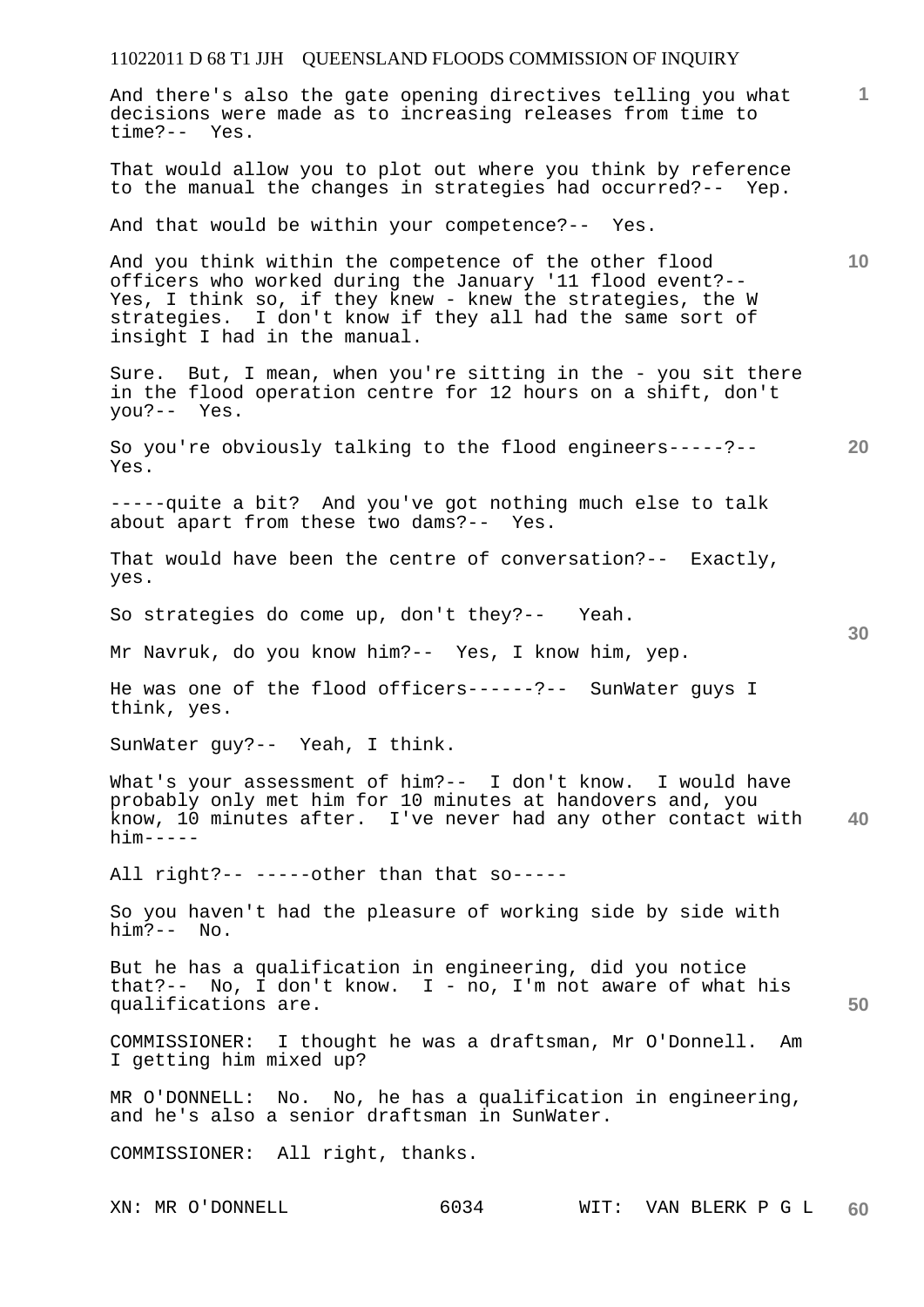And there's also the gate opening directives telling you what decisions were made as to increasing releases from time to time?-- Yes.

That would allow you to plot out where you think by reference to the manual the changes in strategies had occurred?-- Yep.

And that would be within your competence?-- Yes.

And you think within the competence of the other flood officers who worked during the January '11 flood event?-- Yes, I think so, if they knew - knew the strategies, the W strategies. I don't know if they all had the same sort of insight I had in the manual.

Sure. But, I mean, when you're sitting in the - you sit there in the flood operation centre for 12 hours on a shift, don't you?-- Yes.

So you're obviously talking to the flood engineers-----?-- Yes.

-----quite a bit? And you've got nothing much else to talk about apart from these two dams?-- Yes.

That would have been the centre of conversation?-- Exactly, yes.

So strategies do come up, don't they?-- Yeah.

Mr Navruk, do you know him?-- Yes, I know him, yep.

He was one of the flood officers------?-- SunWater guys I think, yes.

SunWater guy?-- Yeah, I think.

What's your assessment of him?-- I don't know. I would have probably only met him for 10 minutes at handovers and, you know, 10 minutes after. I've never had any other contact with him-----

All right?-- -----other than that so-----

So you haven't had the pleasure of working side by side with him?-- No.

But he has a qualification in engineering, did you notice that?-- No, I don't know. I - no, I'm not aware of what his qualifications are.

COMMISSIONER: I thought he was a draftsman, Mr O'Donnell. Am I getting him mixed up?

MR O'DONNELL: No. No, he has a qualification in engineering, and he's also a senior draftsman in SunWater.

COMMISSIONER: All right, thanks.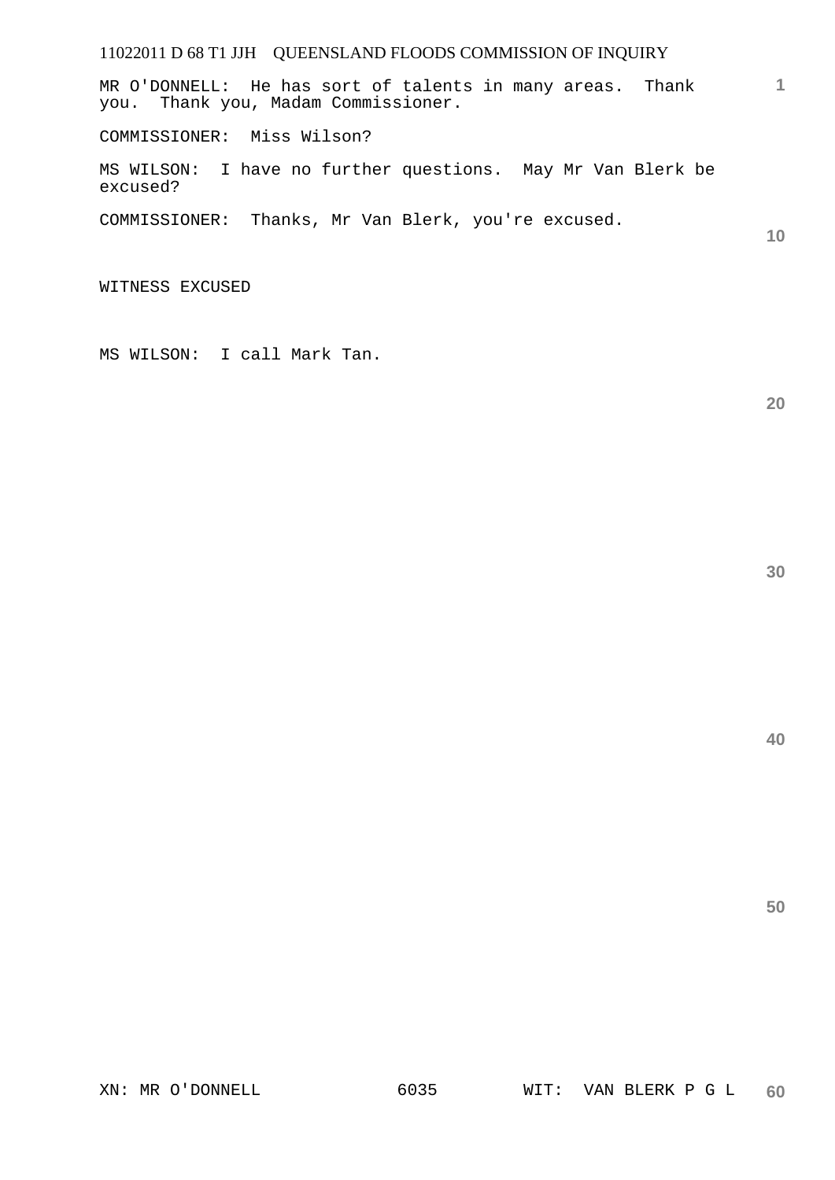MR O'DONNELL: He has sort of talents in many areas. Thank you. Thank you, Madam Commissioner.

COMMISSIONER: Miss Wilson?

MS WILSON: I have no further questions. May Mr Van Blerk be excused?

COMMISSIONER: Thanks, Mr Van Blerk, you're excused.

WITNESS EXCUSED

MS WILSON: I call Mark Tan.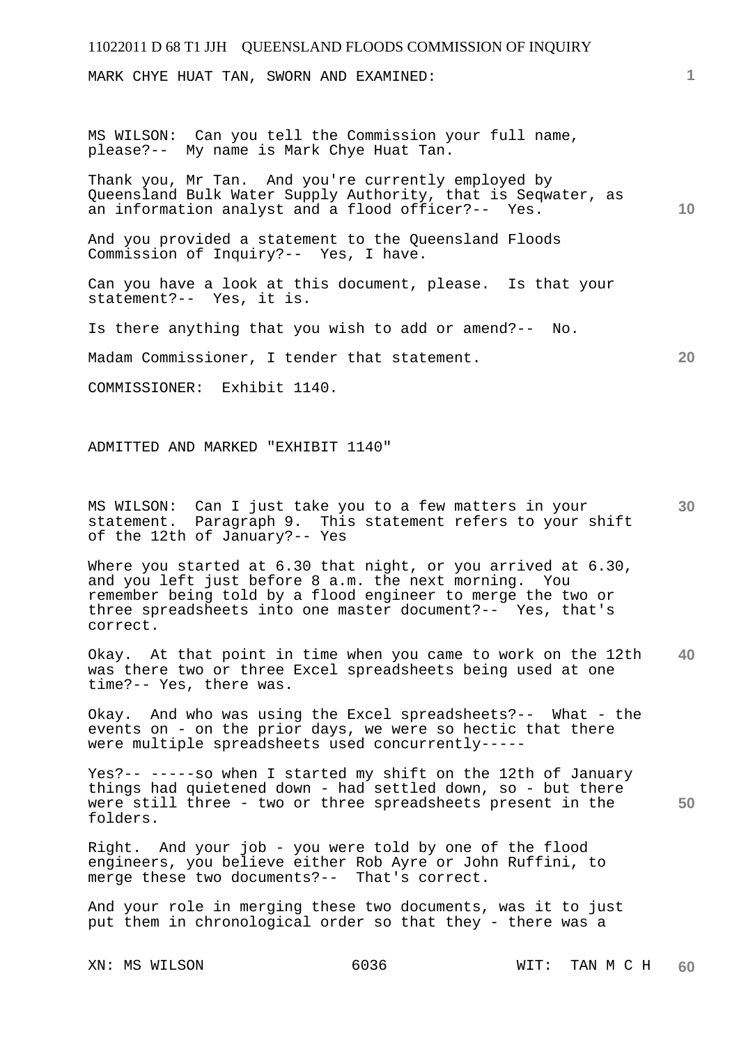MARK CHYE HUAT TAN, SWORN AND EXAMINED:

MS WILSON: Can you tell the Commission your full name, please?-- My name is Mark Chye Huat Tan.

Thank you, Mr Tan. And you're currently employed by Queensland Bulk Water Supply Authority, that is Seqwater, as an information analyst and a flood officer?-- Yes.

And you provided a statement to the Queensland Floods Commission of Inquiry?-- Yes, I have.

Can you have a look at this document, please. Is that your statement?-- Yes, it is.

Is there anything that you wish to add or amend?-- No.

Madam Commissioner, I tender that statement.

COMMISSIONER: Exhibit 1140.

ADMITTED AND MARKED "EXHIBIT 1140"

MS WILSON: Can I just take you to a few matters in your statement. Paragraph 9. This statement refers to your shift of the 12th of January?-- Yes

Where you started at 6.30 that night, or you arrived at 6.30, and you left just before 8 a.m. the next morning. You remember being told by a flood engineer to merge the two or three spreadsheets into one master document?-- Yes, that's correct.

Okay. At that point in time when you came to work on the 12th was there two or three Excel spreadsheets being used at one time?-- Yes, there was.

Okay. And who was using the Excel spreadsheets?-- What - the events on - on the prior days, we were so hectic that there were multiple spreadsheets used concurrently-----

Yes?-- -----so when I started my shift on the 12th of January things had quietened down - had settled down, so - but there were still three - two or three spreadsheets present in the folders.

Right. And your job - you were told by one of the flood engineers, you believe either Rob Ayre or John Ruffini, to merge these two documents?-- That's correct.

And your role in merging these two documents, was it to just put them in chronological order so that they - there was a

XN: MS WILSON 6036 WIT: TAN M C H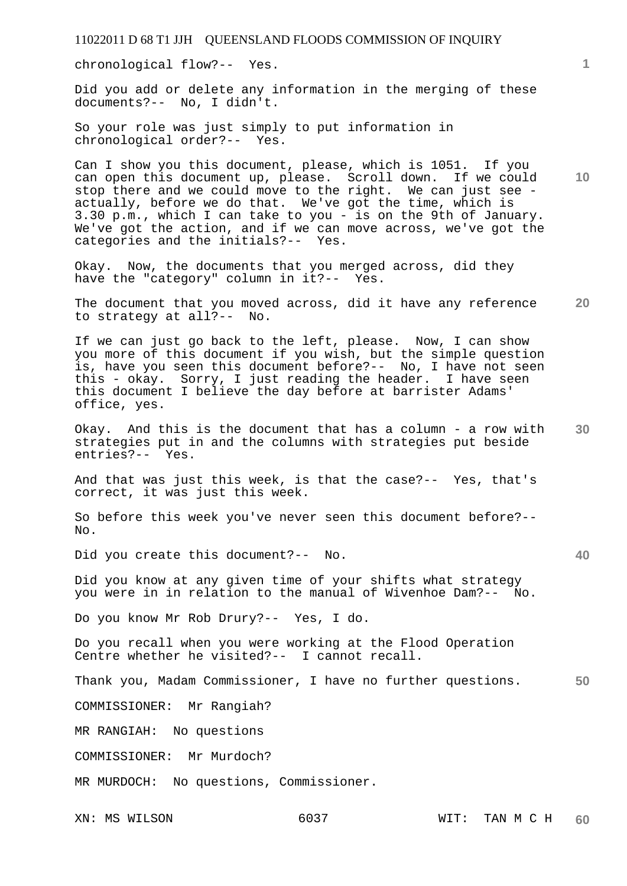chronological flow?-- Yes.

Did you add or delete any information in the merging of these documents?-- No, I didn't.

So your role was just simply to put information in chronological order?-- Yes.

Can I show you this document, please, which is 1051. If you can open this document up, please. Scroll down. If we could stop there and we could move to the right. We can just see - actually, before we do that. We've got the time, which is 3.30 p.m., which I can take to you - is on the 9th of January. We've got the action, and if we can move across, we've got the categories and the initials?-- Yes.

Okay. Now, the documents that you merged across, did they have the "category" column in it?-- Yes.

The document that you moved across, did it have any reference to strategy at all?-- No.

If we can just go back to the left, please. Now, I can show you more of this document if you wish, but the simple question is, have you seen this document before?-- No, I have not seen this - okay. Sorry, I just reading the header. I have seen this document I believe the day before at barrister Adams' office, yes.

Okay. And this is the document that has a column - a row with strategies put in and the columns with strategies put beside entries?-- Yes.

And that was just this week, is that the case?-- Yes, that's correct, it was just this week.

So before this week you've never seen this document before?-- No.

Did you create this document?-- No.

Did you know at any given time of your shifts what strategy you were in in relation to the manual of Wivenhoe Dam?-- No.

Do you know Mr Rob Drury?-- Yes, I do.

Do you recall when you were working at the Flood Operation Centre whether he visited?-- I cannot recall.

Thank you, Madam Commissioner, I have no further questions.

COMMISSIONER: Mr Rangiah?

MR RANGIAH: No questions

COMMISSIONER: Mr Murdoch?

MR MURDOCH: No questions, Commissioner.

XN: MS WILSON WIT: TAN M C H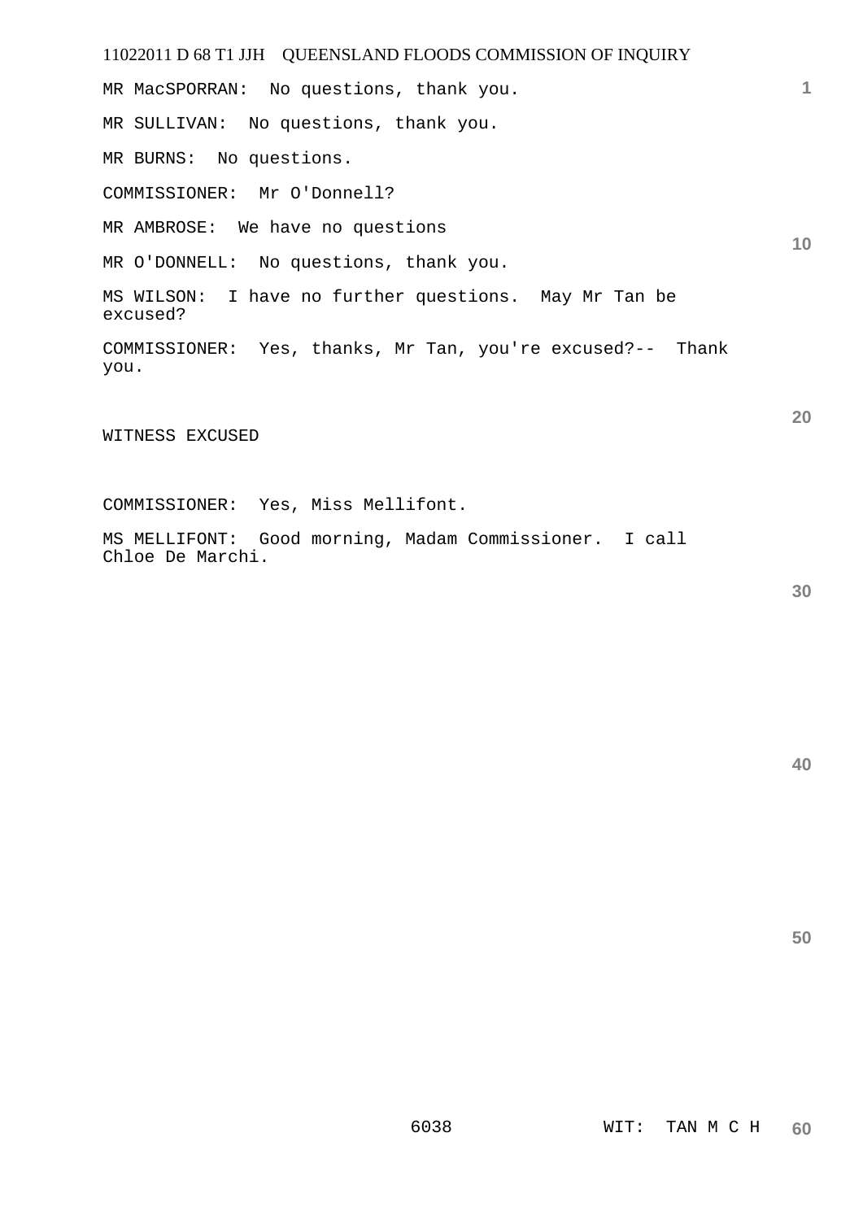MR MacSPORRAN: No questions, thank you.

MR SULLIVAN: No questions, thank you.

MR BURNS: No questions.

COMMISSIONER: Mr O'Donnell?

MR AMBROSE: We have no questions

MR O'DONNELL: No questions, thank you.

MS WILSON: I have no further questions. May Mr Tan be excused?

COMMISSIONER: Yes, thanks, Mr Tan, you're excused?-- Thank you.

WITNESS EXCUSED

COMMISSIONER: Yes, Miss Mellifont.

MS MELLIFONT: Good morning, Madam Commissioner. I call Chloe De Marchi.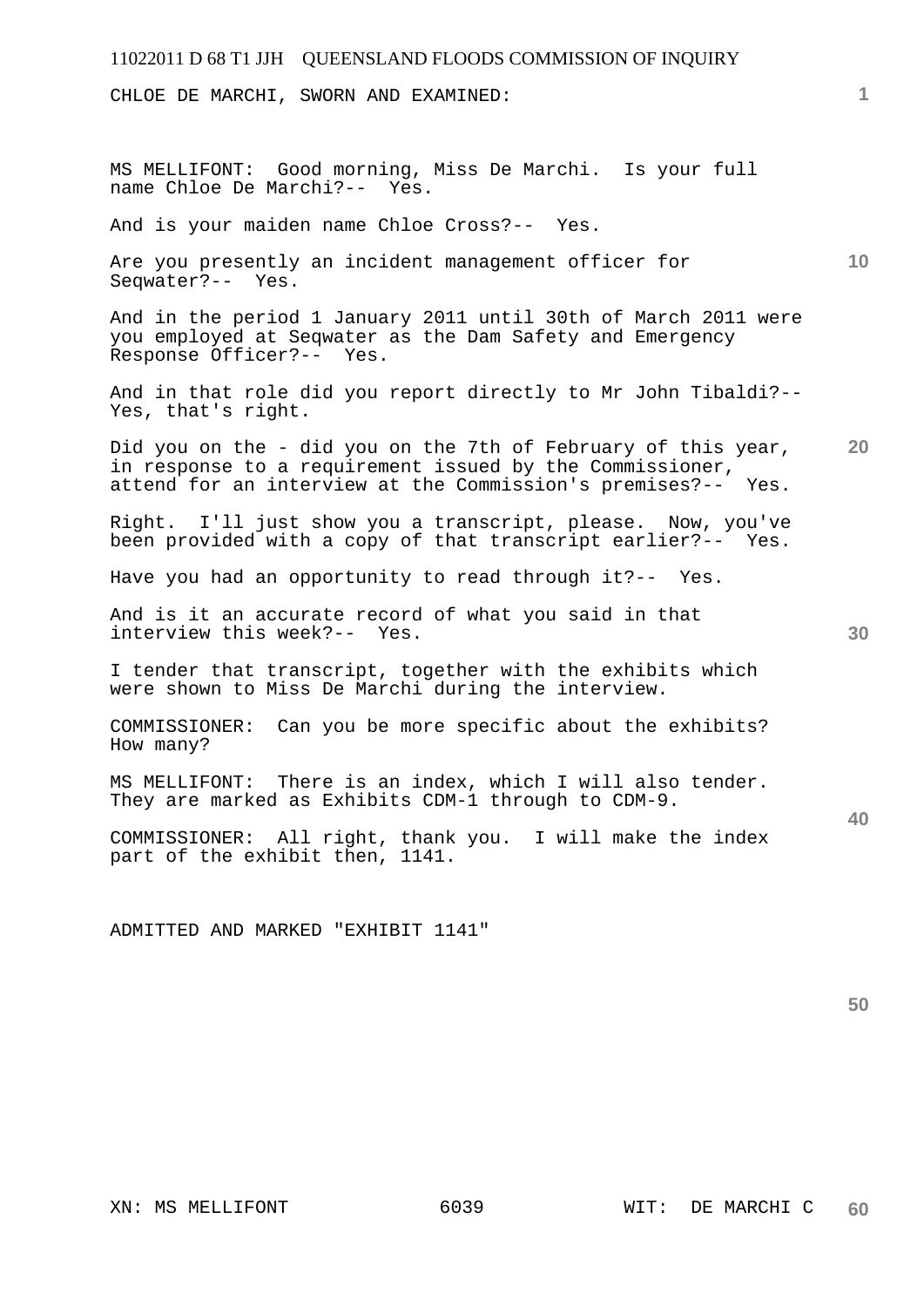CHLOE DE MARCHI, SWORN AND EXAMINED:

MS MELLIFONT: Good morning, Miss De Marchi. Is your full name Chloe De Marchi?-- Yes.

And is your maiden name Chloe Cross?-- Yes.

Are you presently an incident management officer for Seqwater?-- Yes.

And in the period 1 January 2011 until 30th of March 2011 were you employed at Seqwater as the Dam Safety and Emergency Response Officer?-- Yes.

And in that role did you report directly to Mr John Tibaldi?-- Yes, that's right.

Did you on the - did you on the 7th of February of this year, in response to a requirement issued by the Commissioner, attend for an interview at the Commission's premises?-- Yes.

Right. I'll just show you a transcript, please. Now, you've been provided with a copy of that transcript earlier?-- Yes.

Have you had an opportunity to read through it?-- Yes.

And is it an accurate record of what you said in that interview this week?-- Yes.

I tender that transcript, together with the exhibits which were shown to Miss De Marchi during the interview.

COMMISSIONER: Can you be more specific about the exhibits? How many?

MS MELLIFONT: There is an index, which I will also tender. They are marked as Exhibits CDM-1 through to CDM-9.

COMMISSIONER: All right, thank you. I will make the index part of the exhibit then, 1141.

ADMITTED AND MARKED "EXHIBIT 1141"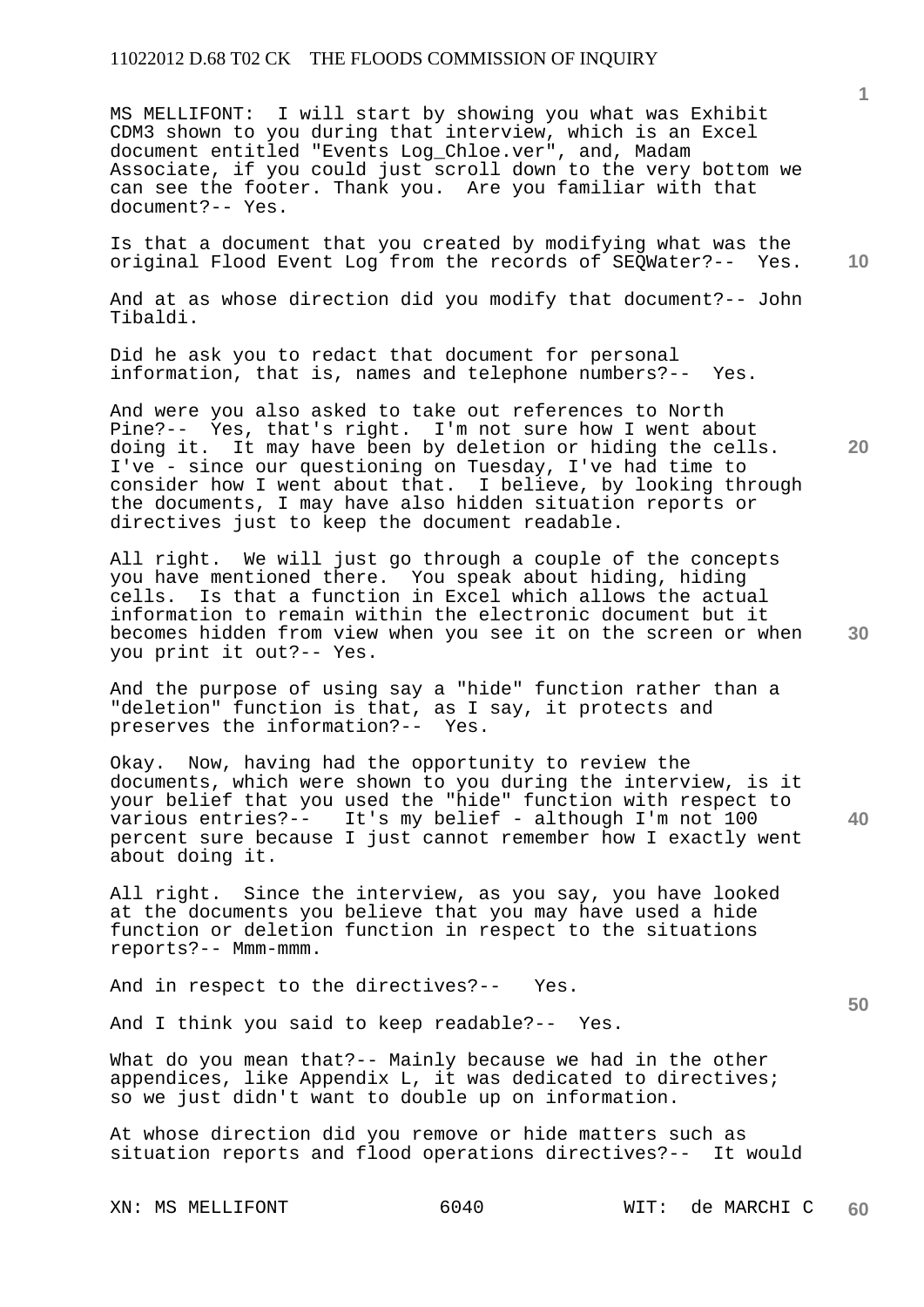MS MELLIFONT: I will start by showing you what was Exhibit CDM3 shown to you during that interview, which is an Excel document entitled "Events Log_Chloe.ver", and, Madam Associate, if you could just scroll down to the very bottom we can see the footer. Thank you. Are you familiar with that document?-- Yes.

Is that a document that you created by modifying what was the original Flood Event Log from the records of SEQWater?-- Yes.

And at as whose direction did you modify that document?-- John Tibaldi.

Did he ask you to redact that document for personal information, that is, names and telephone numbers?-- Yes.

And were you also asked to take out references to North Pine?-- Yes, that's right. I'm not sure how I went about doing it. It may have been by deletion or hiding the cells. I've - since our questioning on Tuesday, I've had time to consider how I went about that. I believe, by looking through the documents, I may have also hidden situation reports or directives just to keep the document readable.

All right. We will just go through a couple of the concepts you have mentioned there. You speak about hiding, hiding cells. Is that a function in Excel which allows the actual information to remain within the electronic document but it becomes hidden from view when you see it on the screen or when you print it out?-- Yes.

And the purpose of using say a "hide" function rather than a "deletion" function is that, as I say, it protects and preserves the information?-- Yes.

Okay. Now, having had the opportunity to review the documents, which were shown to you during the interview, is it your belief that you used the "hide" function with respect to various entries?-- It's my belief - although I'm not 100 percent sure because I just cannot remember how I exactly went about doing it.

All right. Since the interview, as you say, you have looked at the documents you believe that you may have used a hide function or deletion function in respect to the situations reports?-- Mmm-mmm.

And in respect to the directives?-- Yes.

And I think you said to keep readable?-- Yes.

What do you mean that?-- Mainly because we had in the other appendices, like Appendix L, it was dedicated to directives; so we just didn't want to double up on information.

At whose direction did you remove or hide matters such as situation reports and flood operations directives?-- It would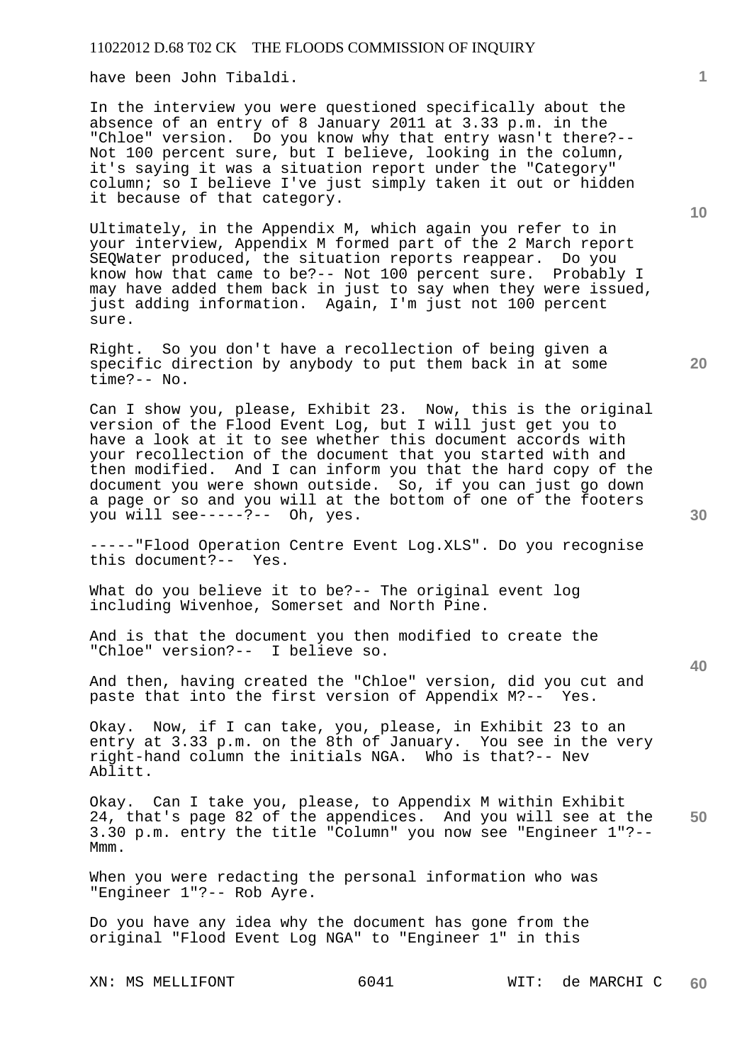have been John Tibaldi.

In the interview you were questioned specifically about the absence of an entry of 8 January 2011 at 3.33 p.m. in the "Chloe" version. Do you know why that entry wasn't there?-- Not 100 percent sure, but I believe, looking in the column, it's saying it was a situation report under the "Category" column; so I believe I've just simply taken it out or hidden it because of that category.

Ultimately, in the Appendix M, which again you refer to in your interview, Appendix M formed part of the 2 March report SEQWater produced, the situation reports reappear. Do you know how that came to be?-- Not 100 percent sure. Probably I may have added them back in just to say when they were issued, just adding information. Again, I'm just not 100 percent sure.

Right. So you don't have a recollection of being given a specific direction by anybody to put them back in at some time?-- No.

Can I show you, please, Exhibit 23. Now, this is the original version of the Flood Event Log, but I will just get you to have a look at it to see whether this document accords with your recollection of the document that you started with and then modified. And I can inform you that the hard copy of the document you were shown outside. So, if you can just go down a page or so and you will at the bottom of one of the footers you will see-----?-- Oh, yes.

-----"Flood Operation Centre Event Log.XLS". Do you recognise this document?-- Yes.

What do you believe it to be?-- The original event log including Wivenhoe, Somerset and North Pine.

And is that the document you then modified to create the "Chloe" version?-- I believe so.

And then, having created the "Chloe" version, did you cut and paste that into the first version of Appendix M?-- Yes.

Okay. Now, if I can take, you, please, in Exhibit 23 to an entry at 3.33 p.m. on the 8th of January. You see in the very right-hand column the initials NGA. Who is that?-- Nev Ablitt.

Okay. Can I take you, please, to Appendix M within Exhibit 24, that's page 82 of the appendices. And you will see at the 3.30 p.m. entry the title "Column" you now see "Engineer 1"?-- Mmm.

When you were redacting the personal information who was "Engineer 1"?-- Rob Ayre.

Do you have any idea why the document has gone from the original "Flood Event Log NGA" to "Engineer 1" in this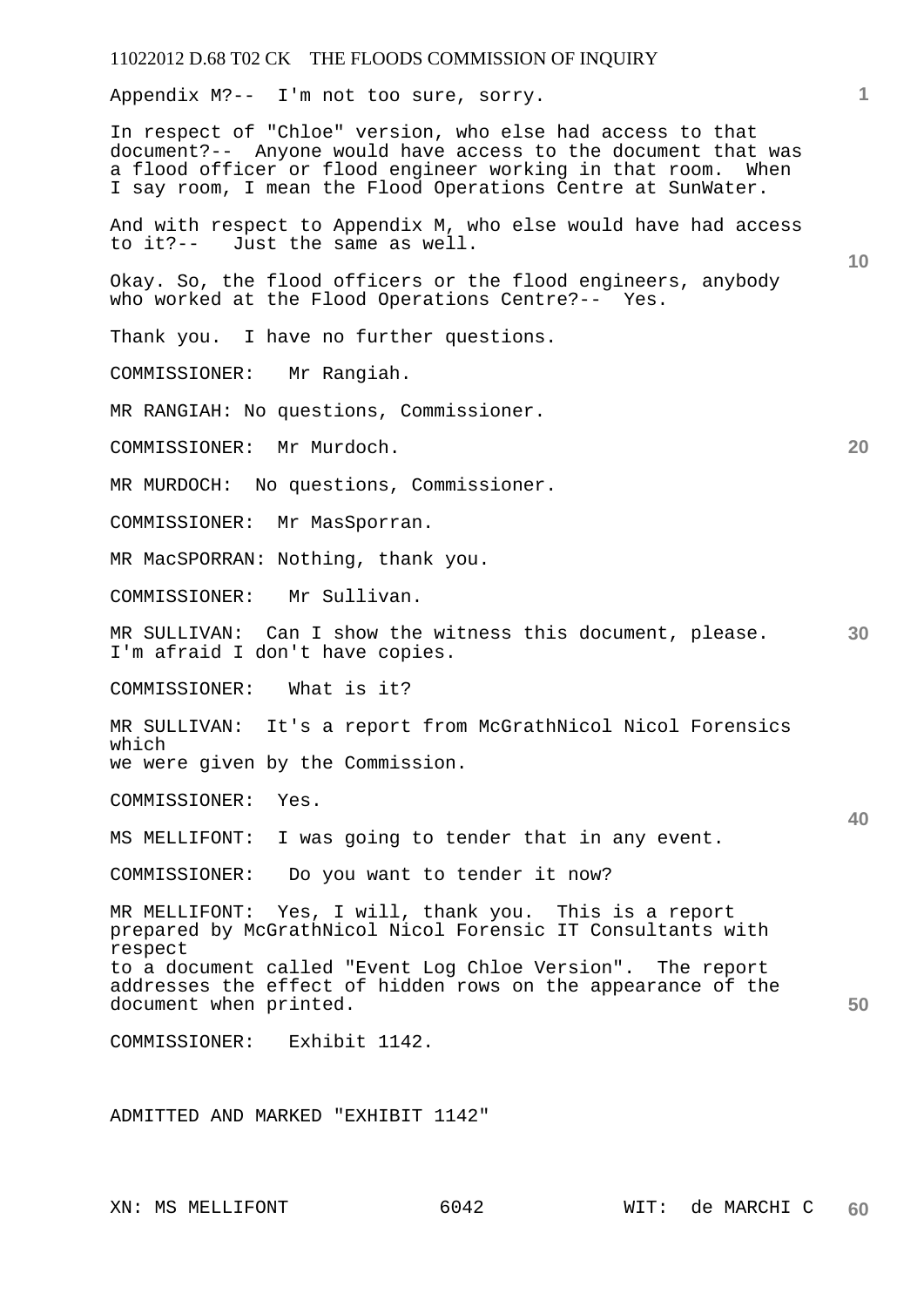Appendix M?-- I'm not too sure, sorry.

In respect of "Chloe" version, who else had access to that document?-- Anyone would have access to the document that was a flood officer or flood engineer working in that room. When I say room, I mean the Flood Operations Centre at SunWater.

And with respect to Appendix M, who else would have had access to it?-- Just the same as well.

Okay. So, the flood officers or the flood engineers, anybody who worked at the Flood Operations Centre?-- Yes.

Thank you. I have no further questions.

COMMISSIONER: Mr Rangiah.

MR RANGIAH: No questions, Commissioner.

COMMISSIONER: Mr Murdoch.

MR MURDOCH: No questions, Commissioner.

COMMISSIONER: Mr MasSporran.

MR MacSPORRAN: Nothing, thank you.

COMMISSIONER: Mr Sullivan.

MR SULLIVAN: Can I show the witness this document, please. I'm afraid I don't have copies.

COMMISSIONER: What is it?

MR SULLIVAN: It's a report from McGrathNicol Nicol Forensics which we were given by the Commission.

COMMISSIONER: Yes.

MS MELLIFONT: I was going to tender that in any event.

COMMISSIONER: Do you want to tender it now?

MR MELLIFONT: Yes, I will, thank you. This is a report prepared by McGrathNicol Nicol Forensic IT Consultants with respect to a document called "Event Log Chloe Version". The report addresses the effect of hidden rows on the appearance of the document when printed.

COMMISSIONER: Exhibit 1142.

ADMITTED AND MARKED "EXHIBIT 1142"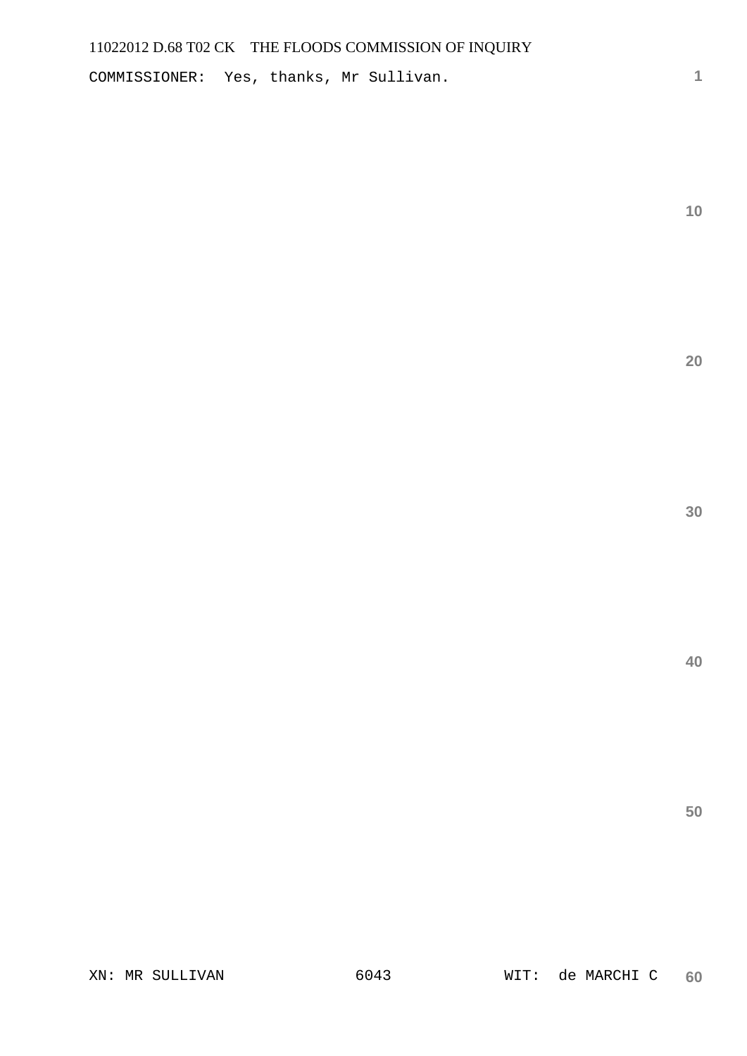COMMISSIONER:  Yes, thanks, Mr Sullivan.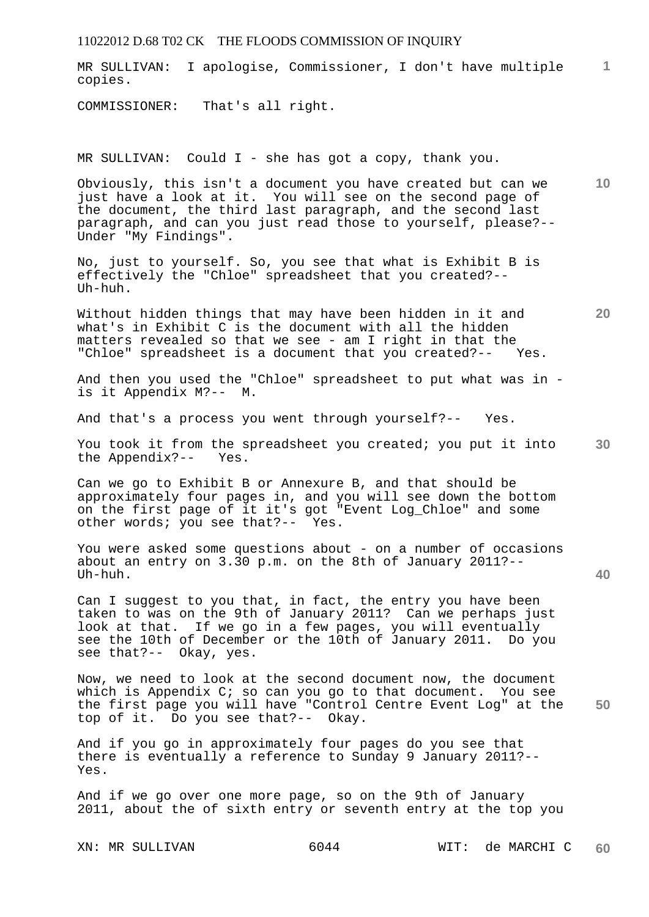MR SULLIVAN: I apologise, Commissioner, I don't have multiple copies.

COMMISSIONER: That's all right.

MR SULLIVAN: Could I - she has got a copy, thank you.

Obviously, this isn't a document you have created but can we just have a look at it. You will see on the second page of the document, the third last paragraph, and the second last paragraph, and can you just read those to yourself, please?-- Under "My Findings".

No, just to yourself. So, you see that what is Exhibit B is effectively the "Chloe" spreadsheet that you created?-- Uh-huh.

Without hidden things that may have been hidden in it and what's in Exhibit C is the document with all the hidden matters revealed so that we see - am I right in that the "Chloe" spreadsheet is a document that you created?-- Yes.

And then you used the "Chloe" spreadsheet to put what was in - is it Appendix M?-- M.

And that's a process you went through yourself?-- Yes.

You took it from the spreadsheet you created; you put it into the Appendix?-- Yes.

Can we go to Exhibit B or Annexure B, and that should be approximately four pages in, and you will see down the bottom on the first page of it it's got "Event Log_Chloe" and some other words; you see that?-- Yes.

You were asked some questions about - on a number of occasions about an entry on 3.30 p.m. on the 8th of January 2011?-- Uh-huh.

Can I suggest to you that, in fact, the entry you have been taken to was on the 9th of January 2011? Can we perhaps just look at that. If we go in a few pages, you will eventually see the 10th of December or the 10th of January 2011. Do you see that?-- Okay, yes.

Now, we need to look at the second document now, the document which is Appendix C; so can you go to that document. You see the first page you will have "Control Centre Event Log" at the top of it. Do you see that?-- Okay.

And if you go in approximately four pages do you see that there is eventually a reference to Sunday 9 January 2011?-- Yes.

And if we go over one more page, so on the 9th of January 2011, about the of sixth entry or seventh entry at the top you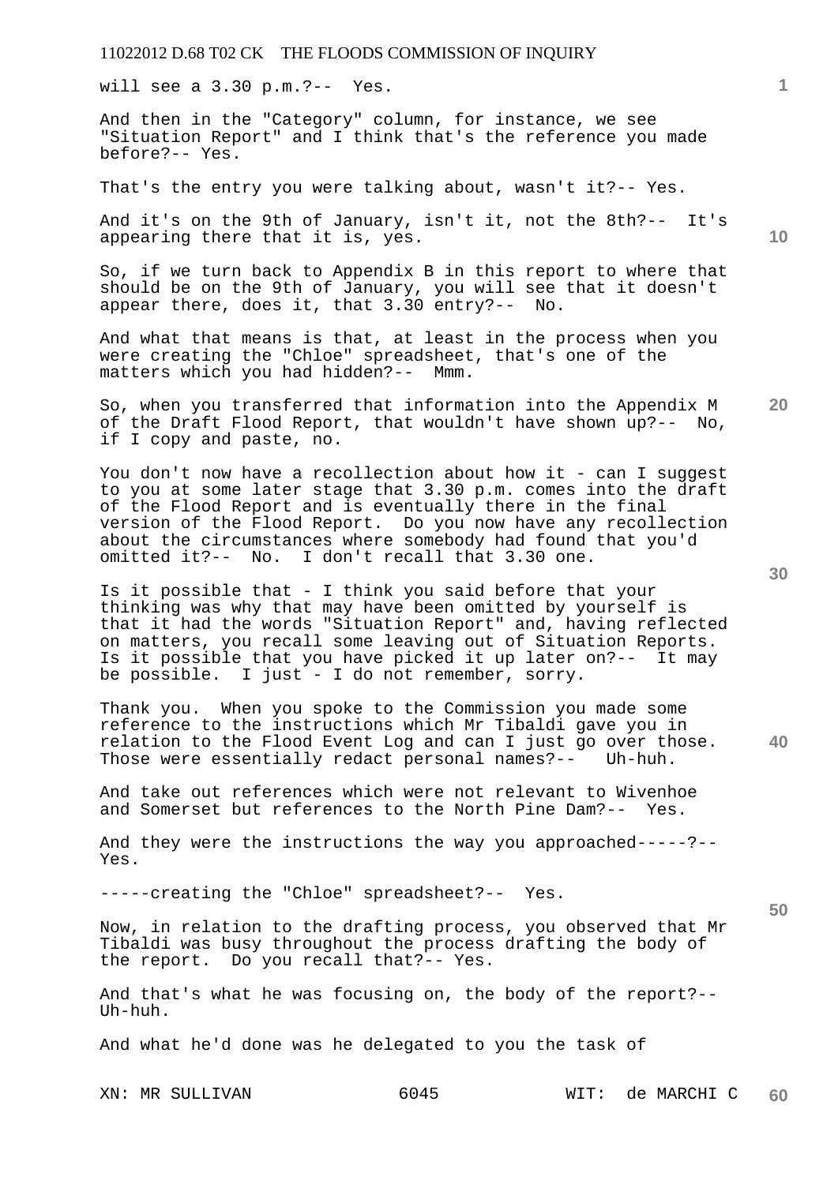will see a 3.30 p.m.?-- Yes.

And then in the "Category" column, for instance, we see "Situation Report" and I think that's the reference you made before?-- Yes.

That's the entry you were talking about, wasn't it?-- Yes.

And it's on the 9th of January, isn't it, not the 8th?-- It's appearing there that it is, yes.

So, if we turn back to Appendix B in this report to where that should be on the 9th of January, you will see that it doesn't appear there, does it, that 3.30 entry?-- No.

And what that means is that, at least in the process when you were creating the "Chloe" spreadsheet, that's one of the matters which you had hidden?-- Mmm.

So, when you transferred that information into the Appendix M of the Draft Flood Report, that wouldn't have shown up?-- No, if I copy and paste, no.

You don't now have a recollection about how it - can I suggest to you at some later stage that 3.30 p.m. comes into the draft of the Flood Report and is eventually there in the final version of the Flood Report. Do you now have any recollection about the circumstances where somebody had found that you'd omitted it?-- No. I don't recall that 3.30 one.

Is it possible that - I think you said before that your thinking was why that may have been omitted by yourself is that it had the words "Situation Report" and, having reflected on matters, you recall some leaving out of Situation Reports. Is it possible that you have picked it up later on?-- It may be possible. I just - I do not remember, sorry.

Thank you. When you spoke to the Commission you made some reference to the instructions which Mr Tibaldi gave you in relation to the Flood Event Log and can I just go over those. Those were essentially redact personal names?-- Uh-huh.

And take out references which were not relevant to Wivenhoe and Somerset but references to the North Pine Dam?-- Yes.

And they were the instructions the way you approached-----?-- Yes.

-----creating the "Chloe" spreadsheet?-- Yes.

Now, in relation to the drafting process, you observed that Mr Tibaldi was busy throughout the process drafting the body of the report. Do you recall that?-- Yes.

And that's what he was focusing on, the body of the report?-- Uh-huh.

And what he'd done was he delegated to you the task of

XN: MR SULLIVAN WIT: de MARCHI C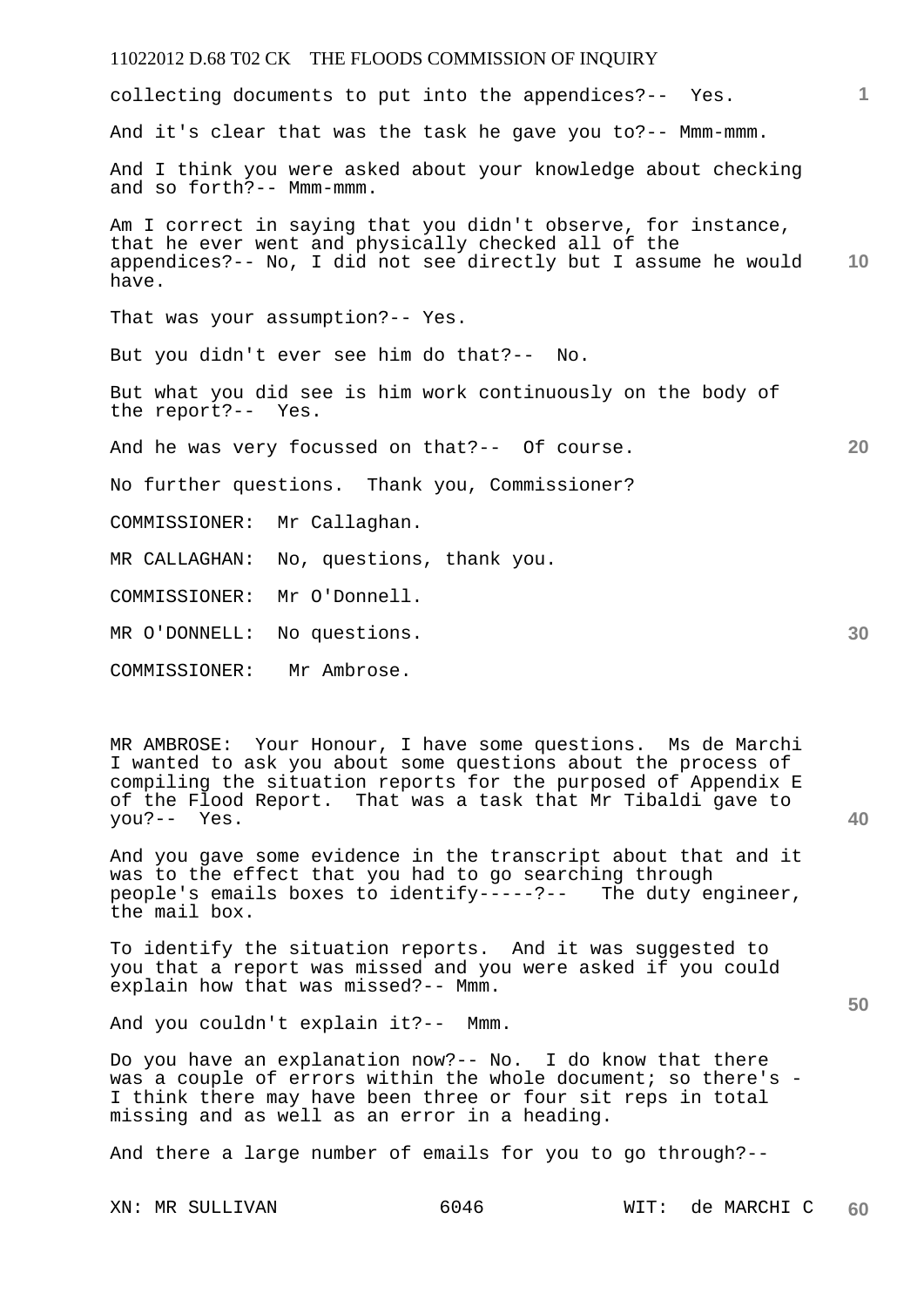collecting documents to put into the appendices?-- Yes.

And it's clear that was the task he gave you to?-- Mmm-mmm.

And I think you were asked about your knowledge about checking and so forth?-- Mmm-mmm.

Am I correct in saying that you didn't observe, for instance, that he ever went and physically checked all of the appendices?-- No, I did not see directly but I assume he would have.

That was your assumption?-- Yes.

But you didn't ever see him do that?-- No.

But what you did see is him work continuously on the body of the report?-- Yes.

And he was very focussed on that?-- Of course.

No further questions. Thank you, Commissioner?

COMMISSIONER: Mr Callaghan.

MR CALLAGHAN: No, questions, thank you.

COMMISSIONER: Mr O'Donnell.

MR O'DONNELL: No questions.

COMMISSIONER: Mr Ambrose.

MR AMBROSE: Your Honour, I have some questions. Ms de Marchi I wanted to ask you about some questions about the process of compiling the situation reports for the purposed of Appendix E of the Flood Report. That was a task that Mr Tibaldi gave to you?-- Yes.

And you gave some evidence in the transcript about that and it was to the effect that you had to go searching through people's emails boxes to identify-----?-- The duty engineer, the mail box.

To identify the situation reports. And it was suggested to you that a report was missed and you were asked if you could explain how that was missed?-- Mmm.

And you couldn't explain it?-- Mmm.

Do you have an explanation now?-- No. I do know that there was a couple of errors within the whole document; so there's - I think there may have been three or four sit reps in total missing and as well as an error in a heading.

And there a large number of emails for you to go through?--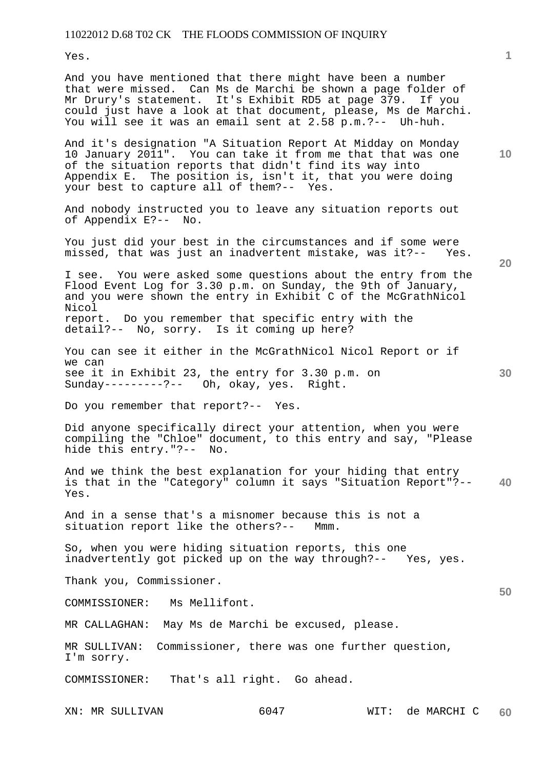Yes.

And you have mentioned that there might have been a number that were missed. Can Ms de Marchi be shown a page folder of Mr Drury's statement. It's Exhibit RD5 at page 379. If you could just have a look at that document, please, Ms de Marchi. You will see it was an email sent at 2.58 p.m.?-- Uh-huh.

And it's designation "A Situation Report At Midday on Monday 10 January 2011". You can take it from me that that was one of the situation reports that didn't find its way into Appendix E. The position is, isn't it, that you were doing your best to capture all of them?-- Yes.

And nobody instructed you to leave any situation reports out of Appendix E?-- No.

You just did your best in the circumstances and if some were missed, that was just an inadvertent mistake, was it?-- Yes.

I see. You were asked some questions about the entry from the Flood Event Log for 3.30 p.m. on Sunday, the 9th of January, and you were shown the entry in Exhibit C of the McGrathNicol Nicol report. Do you remember that specific entry with the detail?-- No, sorry. Is it coming up here?

You can see it either in the McGrathNicol Nicol Report or if we can see it in Exhibit 23, the entry for 3.30 p.m. on Sunday---------?-- Oh, okay, yes. Right.

Do you remember that report?-- Yes.

Did anyone specifically direct your attention, when you were compiling the "Chloe" document, to this entry and say, "Please hide this entry."?-- No.

And we think the best explanation for your hiding that entry is that in the "Category" column it says "Situation Report"?-- Yes.

And in a sense that's a misnomer because this is not a situation report like the others?-- Mmm.

So, when you were hiding situation reports, this one inadvertently got picked up on the way through?-- Yes, yes.

Thank you, Commissioner.

COMMISSIONER: Ms Mellifont.

MR CALLAGHAN: May Ms de Marchi be excused, please.

MR SULLIVAN: Commissioner, there was one further question, I'm sorry.

COMMISSIONER: That's all right. Go ahead.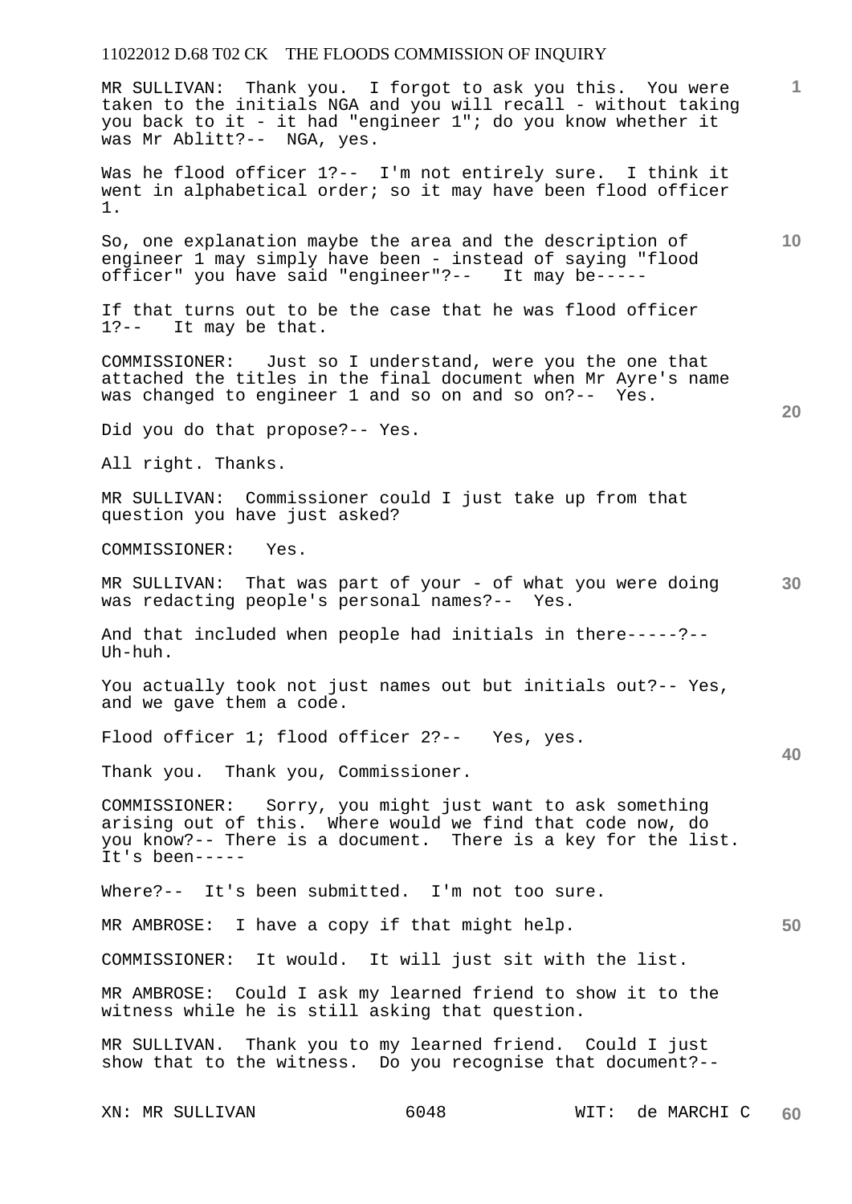MR SULLIVAN: Thank you. I forgot to ask you this. You were taken to the initials NGA and you will recall - without taking you back to it - it had "engineer 1"; do you know whether it was Mr Ablitt?-- NGA, yes.

Was he flood officer 1?-- I'm not entirely sure. I think it went in alphabetical order; so it may have been flood officer 1.

So, one explanation maybe the area and the description of engineer 1 may simply have been - instead of saying "flood officer" you have said "engineer"?-- It may be-----

If that turns out to be the case that he was flood officer 1?-- It may be that.

COMMISSIONER: Just so I understand, were you the one that attached the titles in the final document when Mr Ayre's name was changed to engineer 1 and so on and so on?-- Yes.

Did you do that propose?-- Yes.

All right. Thanks.

MR SULLIVAN: Commissioner could I just take up from that question you have just asked?

COMMISSIONER: Yes.

MR SULLIVAN: That was part of your - of what you were doing was redacting people's personal names?-- Yes.

And that included when people had initials in there-----?-- Uh-huh.

You actually took not just names out but initials out?-- Yes, and we gave them a code.

Flood officer 1; flood officer 2?-- Yes, yes.

Thank you. Thank you, Commissioner.

COMMISSIONER: Sorry, you might just want to ask something arising out of this. Where would we find that code now, do you know?-- There is a document. There is a key for the list. It's been-----

Where?-- It's been submitted. I'm not too sure.

MR AMBROSE: I have a copy if that might help.

COMMISSIONER: It would. It will just sit with the list.

MR AMBROSE: Could I ask my learned friend to show it to the witness while he is still asking that question.

MR SULLIVAN. Thank you to my learned friend. Could I just show that to the witness. Do you recognise that document?--

XN: MR SULLIVAN WIT: de MARCHI C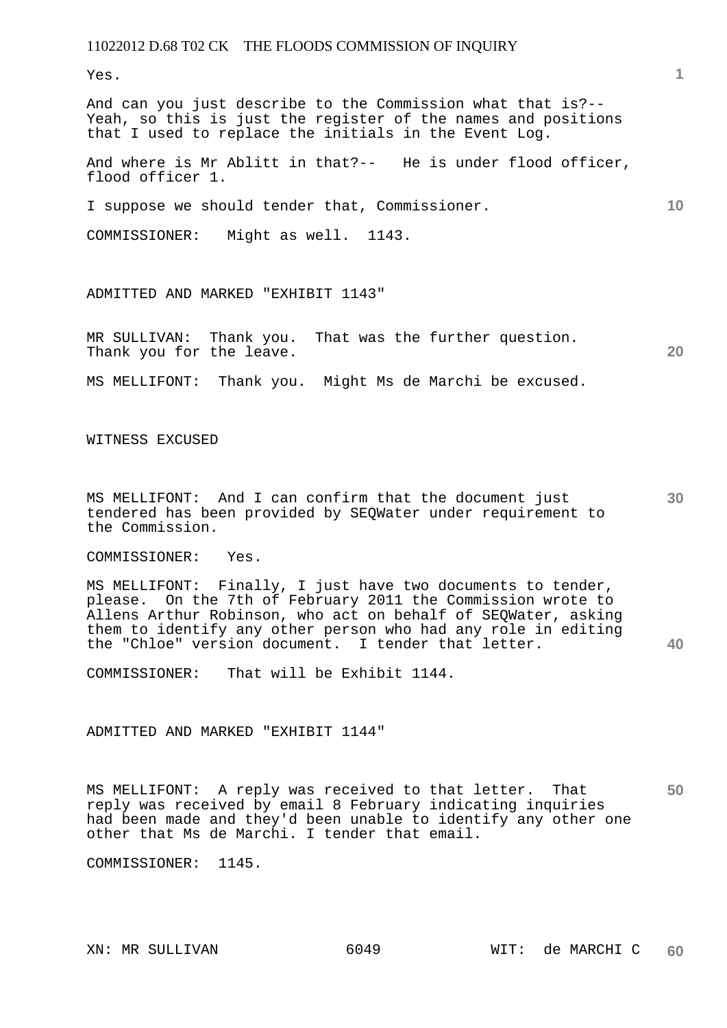Yes.

And can you just describe to the Commission what that is?-- Yeah, so this is just the register of the names and positions that I used to replace the initials in the Event Log.

And where is Mr Ablitt in that?-- He is under flood officer, flood officer 1.

I suppose we should tender that, Commissioner.

COMMISSIONER: Might as well. 1143.

ADMITTED AND MARKED "EXHIBIT 1143"

MR SULLIVAN: Thank you. That was the further question. Thank you for the leave.

MS MELLIFONT: Thank you. Might Ms de Marchi be excused.

WITNESS EXCUSED

MS MELLIFONT: And I can confirm that the document just tendered has been provided by SEQWater under requirement to the Commission.

COMMISSIONER: Yes.

MS MELLIFONT: Finally, I just have two documents to tender, please. On the 7th of February 2011 the Commission wrote to Allens Arthur Robinson, who act on behalf of SEQWater, asking them to identify any other person who had any role in editing the "Chloe" version document. I tender that letter.

COMMISSIONER: That will be Exhibit 1144.

ADMITTED AND MARKED "EXHIBIT 1144"

MS MELLIFONT: A reply was received to that letter. That reply was received by email 8 February indicating inquiries had been made and they'd been unable to identify any other one other that Ms de Marchi. I tender that email.

COMMISSIONER: 1145.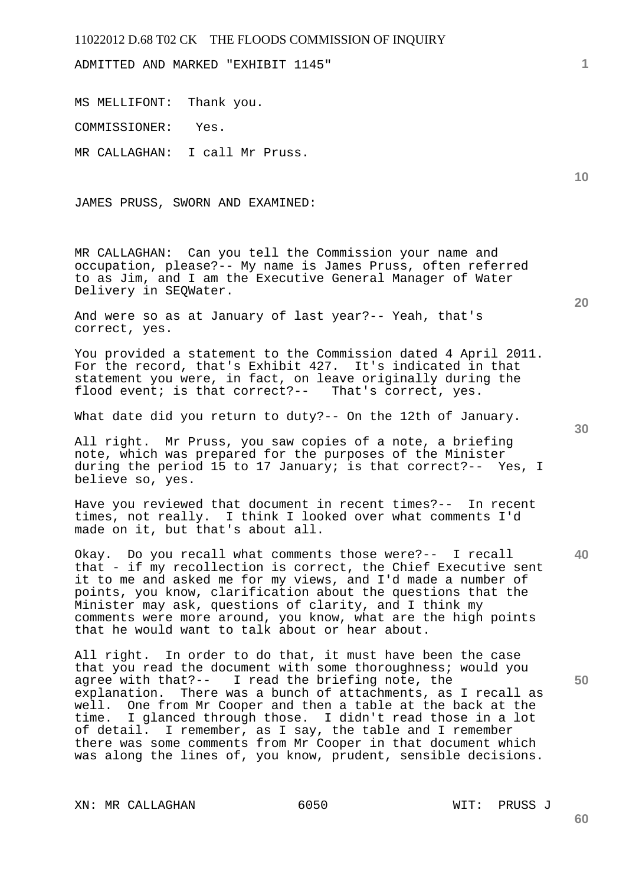ADMITTED AND MARKED "EXHIBIT 1145"

MS MELLIFONT: Thank you.

COMMISSIONER: Yes.

MR CALLAGHAN: I call Mr Pruss.

JAMES PRUSS, SWORN AND EXAMINED:

MR CALLAGHAN: Can you tell the Commission your name and occupation, please?-- My name is James Pruss, often referred to as Jim, and I am the Executive General Manager of Water Delivery in SEQWater.

And were so as at January of last year?-- Yeah, that's correct, yes.

You provided a statement to the Commission dated 4 April 2011. For the record, that's Exhibit 427. It's indicated in that statement you were, in fact, on leave originally during the flood event; is that correct?-- That's correct, yes.

What date did you return to duty?-- On the 12th of January.

All right. Mr Pruss, you saw copies of a note, a briefing note, which was prepared for the purposes of the Minister during the period 15 to 17 January; is that correct?-- Yes, I believe so, yes.

Have you reviewed that document in recent times?-- In recent times, not really. I think I looked over what comments I'd made on it, but that's about all.

Okay. Do you recall what comments those were?-- I recall that - if my recollection is correct, the Chief Executive sent it to me and asked me for my views, and I'd made a number of points, you know, clarification about the questions that the Minister may ask, questions of clarity, and I think my comments were more around, you know, what are the high points that he would want to talk about or hear about.

All right. In order to do that, it must have been the case that you read the document with some thoroughness; would you agree with that?-- I read the briefing note, the explanation. There was a bunch of attachments, as I recall as well. One from Mr Cooper and then a table at the back at the time. I glanced through those. I didn't read those in a lot of detail. I remember, as I say, the table and I remember there was some comments from Mr Cooper in that document which was along the lines of, you know, prudent, sensible decisions.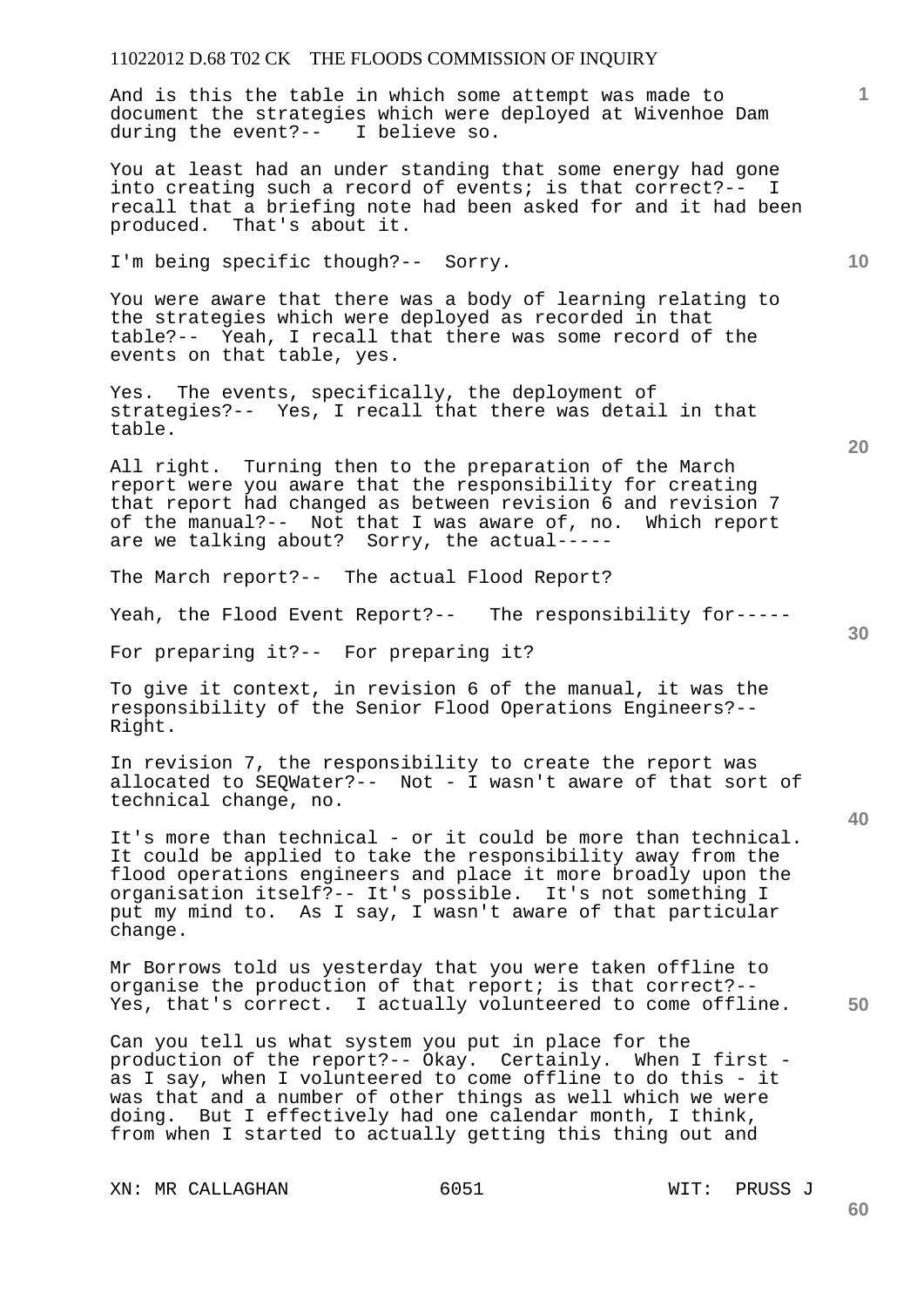And is this the table in which some attempt was made to document the strategies which were deployed at Wivenhoe Dam during the event?-- I believe so.

You at least had an under standing that some energy had gone into creating such a record of events; is that correct?-- I recall that a briefing note had been asked for and it had been produced. That's about it.

I'm being specific though?-- Sorry.

You were aware that there was a body of learning relating to the strategies which were deployed as recorded in that table?-- Yeah, I recall that there was some record of the events on that table, yes.

Yes. The events, specifically, the deployment of strategies?-- Yes, I recall that there was detail in that table.

All right. Turning then to the preparation of the March report were you aware that the responsibility for creating that report had changed as between revision 6 and revision 7 of the manual?-- Not that I was aware of, no. Which report are we talking about? Sorry, the actual-----

The March report?-- The actual Flood Report?

Yeah, the Flood Event Report?-- The responsibility for-----

For preparing it?-- For preparing it?

To give it context, in revision 6 of the manual, it was the responsibility of the Senior Flood Operations Engineers?-- Right.

In revision 7, the responsibility to create the report was allocated to SEQWater?-- Not - I wasn't aware of that sort of technical change, no.

It's more than technical - or it could be more than technical. It could be applied to take the responsibility away from the flood operations engineers and place it more broadly upon the organisation itself?-- It's possible. It's not something I put my mind to. As I say, I wasn't aware of that particular change.

Mr Borrows told us yesterday that you were taken offline to organise the production of that report; is that correct?-- Yes, that's correct. I actually volunteered to come offline.

Can you tell us what system you put in place for the production of the report?-- Okay. Certainly. When I first - as I say, when I volunteered to come offline to do this - it was that and a number of other things as well which we were doing. But I effectively had one calendar month, I think, from when I started to actually getting this thing out and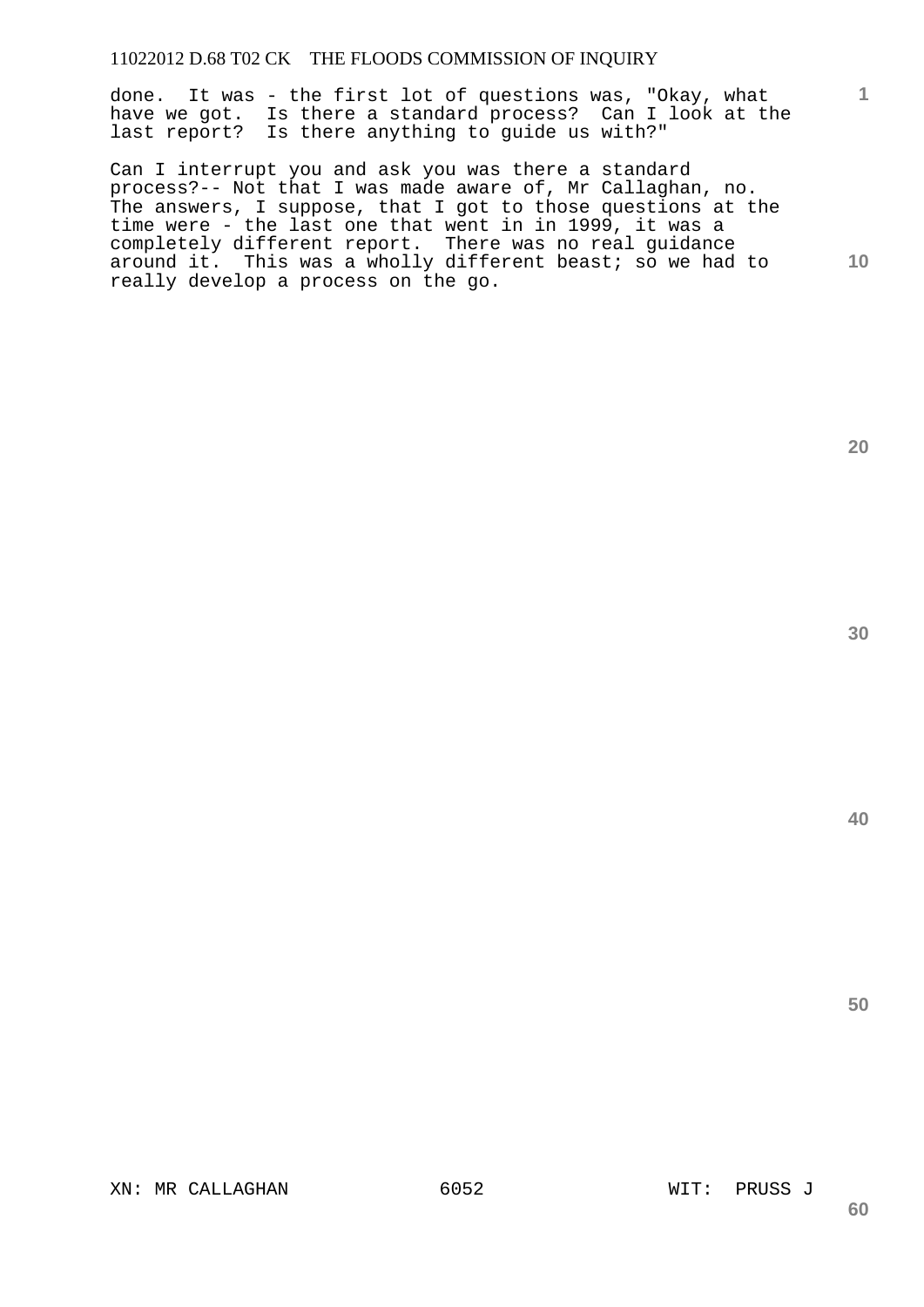done. It was - the first lot of questions was, "Okay, what have we got. Is there a standard process? Can I look at the last report? Is there anything to guide us with?"

Can I interrupt you and ask you was there a standard process?-- Not that I was made aware of, Mr Callaghan, no. The answers, I suppose, that I got to those questions at the time were - the last one that went in in 1999, it was a completely different report. There was no real guidance around it. This was a wholly different beast; so we had to really develop a process on the go.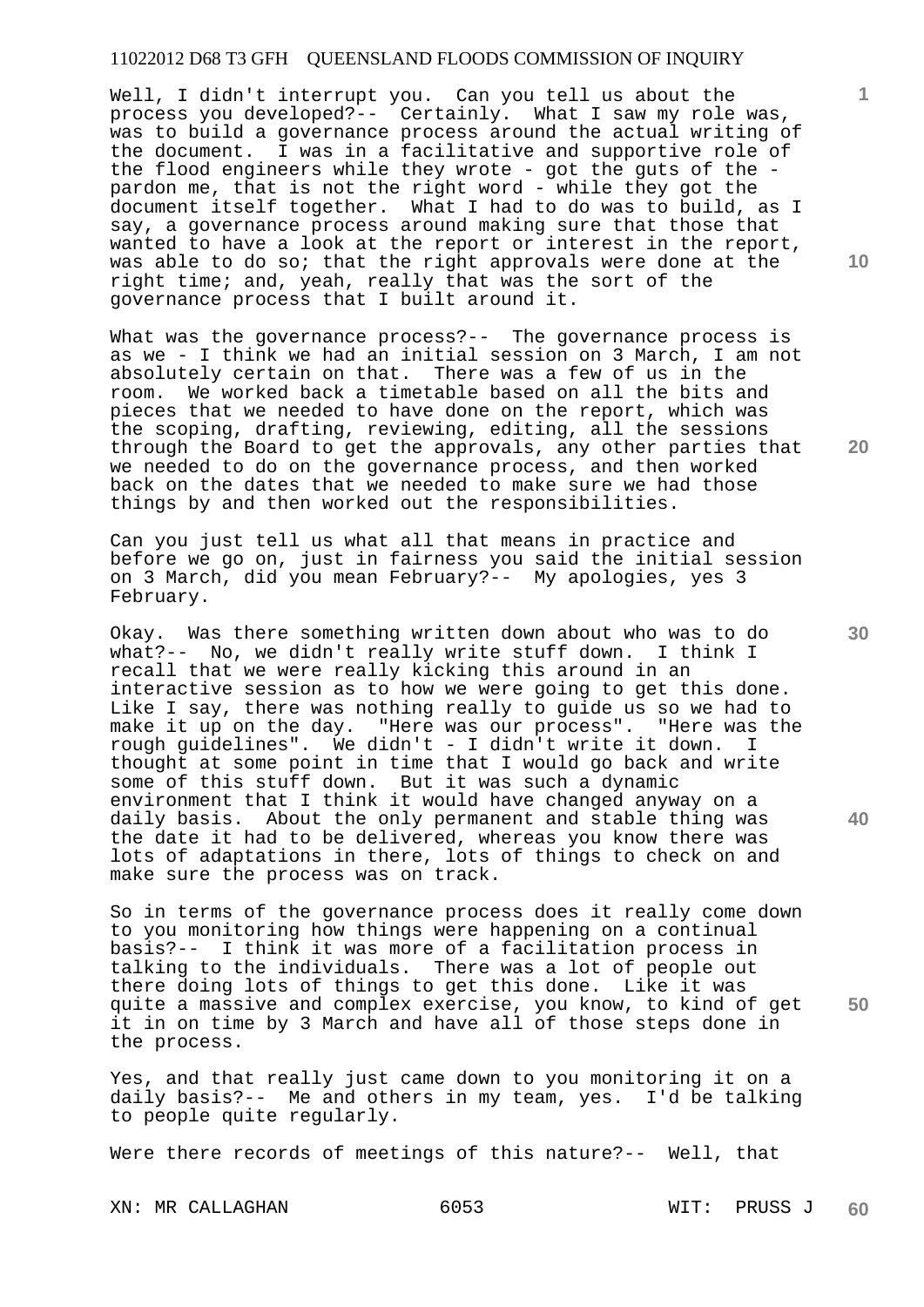Well, I didn't interrupt you. Can you tell us about the process you developed?-- Certainly. What I saw my role was, was to build a governance process around the actual writing of the document. I was in a facilitative and supportive role of the flood engineers while they wrote - got the guts of the - pardon me, that is not the right word - while they got the document itself together. What I had to do was to build, as I say, a governance process around making sure that those that wanted to have a look at the report or interest in the report, was able to do so; that the right approvals were done at the right time; and, yeah, really that was the sort of the governance process that I built around it.

What was the governance process?-- The governance process is as we - I think we had an initial session on 3 March, I am not absolutely certain on that. There was a few of us in the room. We worked back a timetable based on all the bits and pieces that we needed to have done on the report, which was the scoping, drafting, reviewing, editing, all the sessions through the Board to get the approvals, any other parties that we needed to do on the governance process, and then worked back on the dates that we needed to make sure we had those things by and then worked out the responsibilities.

Can you just tell us what all that means in practice and before we go on, just in fairness you said the initial session on 3 March, did you mean February?-- My apologies, yes 3 February.

Okay. Was there something written down about who was to do what?-- No, we didn't really write stuff down. I think I recall that we were really kicking this around in an interactive session as to how we were going to get this done. Like I say, there was nothing really to guide us so we had to make it up on the day. "Here was our process". "Here was the rough guidelines". We didn't - I didn't write it down. I thought at some point in time that I would go back and write some of this stuff down. But it was such a dynamic environment that I think it would have changed anyway on a daily basis. About the only permanent and stable thing was the date it had to be delivered, whereas you know there was lots of adaptations in there, lots of things to check on and make sure the process was on track.

So in terms of the governance process does it really come down to you monitoring how things were happening on a continual basis?-- I think it was more of a facilitation process in talking to the individuals. There was a lot of people out there doing lots of things to get this done. Like it was quite a massive and complex exercise, you know, to kind of get it in on time by 3 March and have all of those steps done in the process.

Yes, and that really just came down to you monitoring it on a daily basis?-- Me and others in my team, yes. I'd be talking to people quite regularly.

Were there records of meetings of this nature?-- Well, that

XN: MR CALLAGHAN WIT: PRUSS J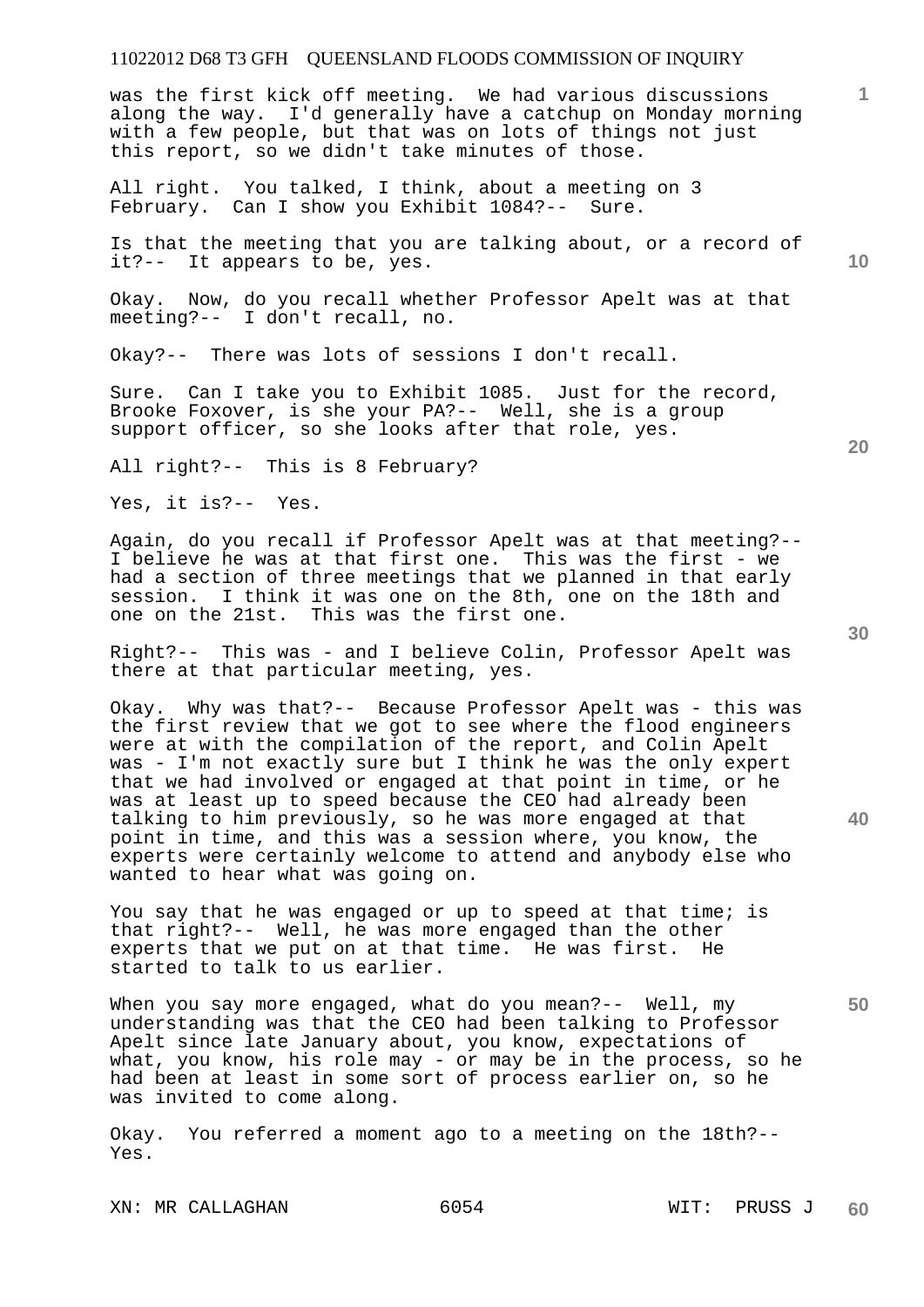was the first kick off meeting. We had various discussions along the way. I'd generally have a catchup on Monday morning with a few people, but that was on lots of things not just this report, so we didn't take minutes of those.

All right. You talked, I think, about a meeting on 3 February. Can I show you Exhibit 1084?-- Sure.

Is that the meeting that you are talking about, or a record of it?-- It appears to be, yes.

Okay. Now, do you recall whether Professor Apelt was at that meeting?-- I don't recall, no.

Okay?-- There was lots of sessions I don't recall.

Sure. Can I take you to Exhibit 1085. Just for the record, Brooke Foxover, is she your PA?-- Well, she is a group support officer, so she looks after that role, yes.

All right?-- This is 8 February?

Yes, it is?-- Yes.

Again, do you recall if Professor Apelt was at that meeting?-- I believe he was at that first one. This was the first - we had a section of three meetings that we planned in that early session. I think it was one on the 8th, one on the 18th and one on the 21st. This was the first one.

Right?-- This was - and I believe Colin, Professor Apelt was there at that particular meeting, yes.

Okay. Why was that?-- Because Professor Apelt was - this was the first review that we got to see where the flood engineers were at with the compilation of the report, and Colin Apelt was - I'm not exactly sure but I think he was the only expert that we had involved or engaged at that point in time, or he was at least up to speed because the CEO had already been talking to him previously, so he was more engaged at that point in time, and this was a session where, you know, the experts were certainly welcome to attend and anybody else who wanted to hear what was going on.

You say that he was engaged or up to speed at that time; is that right?-- Well, he was more engaged than the other experts that we put on at that time. He was first. He started to talk to us earlier.

When you say more engaged, what do you mean?-- Well, my understanding was that the CEO had been talking to Professor Apelt since late January about, you know, expectations of what, you know, his role may - or may be in the process, so he had been at least in some sort of process earlier on, so he was invited to come along.

Okay. You referred a moment ago to a meeting on the 18th?-- Yes.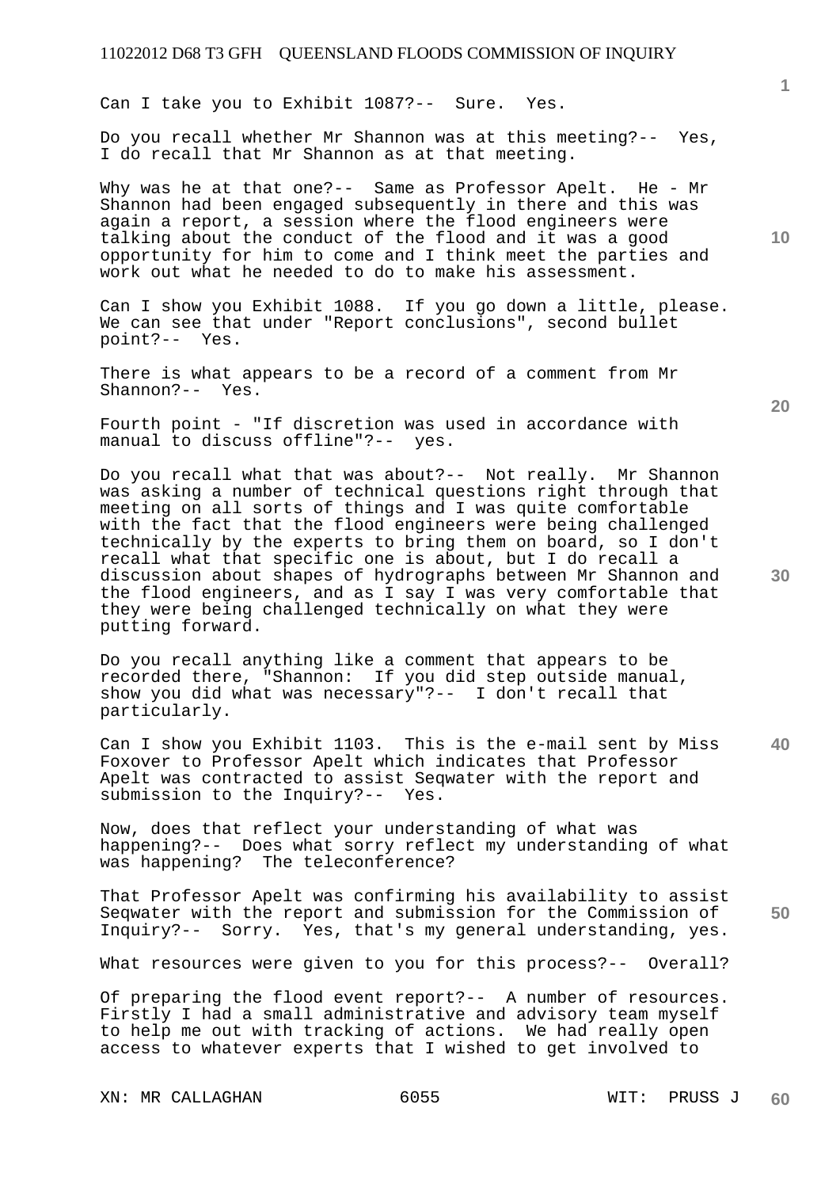Can I take you to Exhibit 1087?-- Sure. Yes.

Do you recall whether Mr Shannon was at this meeting?-- Yes, I do recall that Mr Shannon as at that meeting.

Why was he at that one?-- Same as Professor Apelt. He - Mr Shannon had been engaged subsequently in there and this was again a report, a session where the flood engineers were talking about the conduct of the flood and it was a good opportunity for him to come and I think meet the parties and work out what he needed to do to make his assessment.

Can I show you Exhibit 1088. If you go down a little, please. We can see that under "Report conclusions", second bullet point?-- Yes.

There is what appears to be a record of a comment from Mr Shannon?-- Yes.

Fourth point - "If discretion was used in accordance with manual to discuss offline"?-- yes.

Do you recall what that was about?-- Not really. Mr Shannon was asking a number of technical questions right through that meeting on all sorts of things and I was quite comfortable with the fact that the flood engineers were being challenged technically by the experts to bring them on board, so I don't recall what that specific one is about, but I do recall a discussion about shapes of hydrographs between Mr Shannon and the flood engineers, and as I say I was very comfortable that they were being challenged technically on what they were putting forward.

Do you recall anything like a comment that appears to be recorded there, "Shannon: If you did step outside manual, show you did what was necessary"?-- I don't recall that particularly.

Can I show you Exhibit 1103. This is the e-mail sent by Miss Foxover to Professor Apelt which indicates that Professor Apelt was contracted to assist Seqwater with the report and submission to the Inquiry?-- Yes.

Now, does that reflect your understanding of what was happening?-- Does what sorry reflect my understanding of what was happening? The teleconference?

That Professor Apelt was confirming his availability to assist Seqwater with the report and submission for the Commission of Inquiry?-- Sorry. Yes, that's my general understanding, yes.

What resources were given to you for this process?-- Overall?

Of preparing the flood event report?-- A number of resources. Firstly I had a small administrative and advisory team myself to help me out with tracking of actions. We had really open access to whatever experts that I wished to get involved to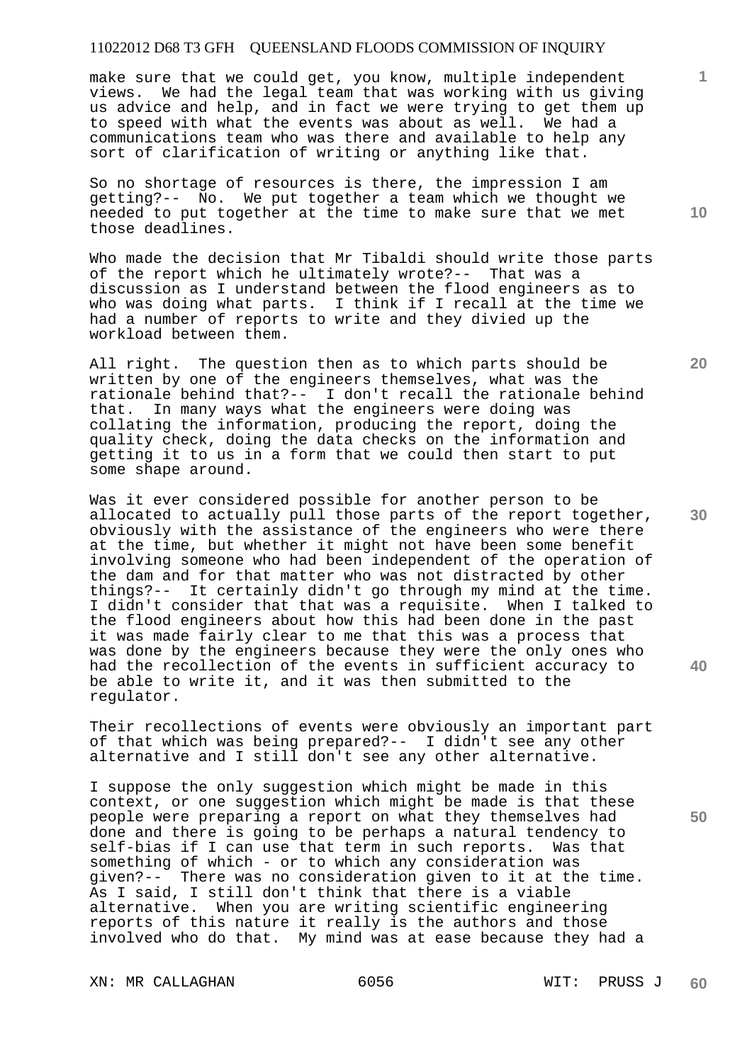make sure that we could get, you know, multiple independent views. We had the legal team that was working with us giving us advice and help, and in fact we were trying to get them up to speed with what the events was about as well. We had a communications team who was there and available to help any sort of clarification of writing or anything like that.

So no shortage of resources is there, the impression I am getting?-- No. We put together a team which we thought we needed to put together at the time to make sure that we met those deadlines.

Who made the decision that Mr Tibaldi should write those parts of the report which he ultimately wrote?-- That was a discussion as I understand between the flood engineers as to who was doing what parts. I think if I recall at the time we had a number of reports to write and they divied up the workload between them.

All right. The question then as to which parts should be written by one of the engineers themselves, what was the rationale behind that?-- I don't recall the rationale behind that. In many ways what the engineers were doing was collating the information, producing the report, doing the quality check, doing the data checks on the information and getting it to us in a form that we could then start to put some shape around.

Was it ever considered possible for another person to be allocated to actually pull those parts of the report together, obviously with the assistance of the engineers who were there at the time, but whether it might not have been some benefit involving someone who had been independent of the operation of the dam and for that matter who was not distracted by other things?-- It certainly didn't go through my mind at the time. I didn't consider that that was a requisite. When I talked to the flood engineers about how this had been done in the past it was made fairly clear to me that this was a process that was done by the engineers because they were the only ones who had the recollection of the events in sufficient accuracy to be able to write it, and it was then submitted to the regulator.

Their recollections of events were obviously an important part of that which was being prepared?-- I didn't see any other alternative and I still don't see any other alternative.

I suppose the only suggestion which might be made in this context, or one suggestion which might be made is that these people were preparing a report on what they themselves had done and there is going to be perhaps a natural tendency to self-bias if I can use that term in such reports. Was that something of which - or to which any consideration was given?-- There was no consideration given to it at the time. As I said, I still don't think that there is a viable alternative. When you are writing scientific engineering reports of this nature it really is the authors and those involved who do that. My mind was at ease because they had a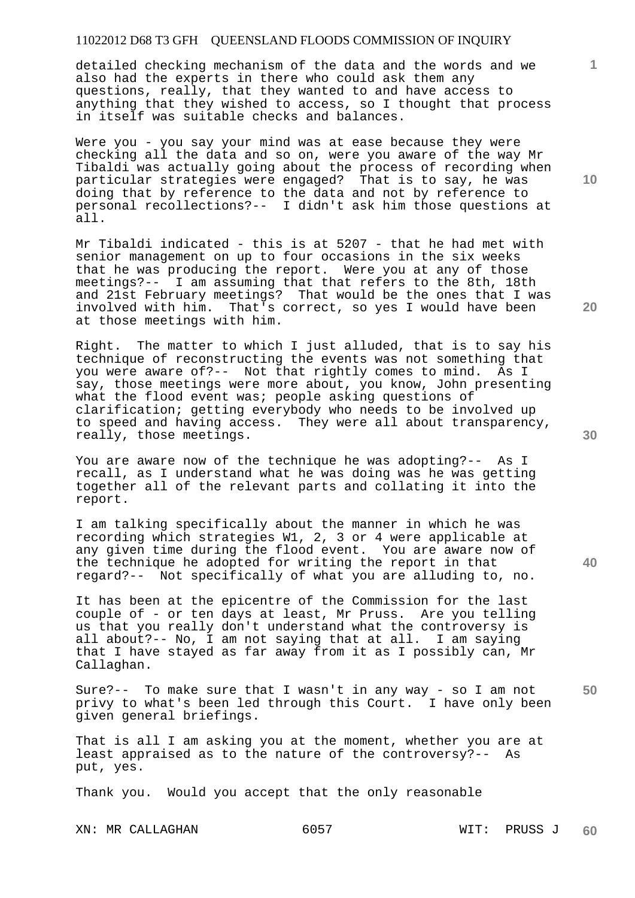detailed checking mechanism of the data and the words and we also had the experts in there who could ask them any questions, really, that they wanted to and have access to anything that they wished to access, so I thought that process in itself was suitable checks and balances.

Were you - you say your mind was at ease because they were checking all the data and so on, were you aware of the way Mr Tibaldi was actually going about the process of recording when particular strategies were engaged? That is to say, he was doing that by reference to the data and not by reference to personal recollections?-- I didn't ask him those questions at all.

Mr Tibaldi indicated - this is at 5207 - that he had met with senior management on up to four occasions in the six weeks that he was producing the report. Were you at any of those meetings?-- I am assuming that that refers to the 8th, 18th and 21st February meetings? That would be the ones that I was involved with him. That's correct, so yes I would have been at those meetings with him.

Right. The matter to which I just alluded, that is to say his technique of reconstructing the events was not something that you were aware of?-- Not that rightly comes to mind. As I say, those meetings were more about, you know, John presenting what the flood event was; people asking questions of clarification; getting everybody who needs to be involved up to speed and having access. They were all about transparency, really, those meetings.

You are aware now of the technique he was adopting?-- As I recall, as I understand what he was doing was he was getting together all of the relevant parts and collating it into the report.

I am talking specifically about the manner in which he was recording which strategies W1, 2, 3 or 4 were applicable at any given time during the flood event. You are aware now of the technique he adopted for writing the report in that regard?-- Not specifically of what you are alluding to, no.

It has been at the epicentre of the Commission for the last couple of - or ten days at least, Mr Pruss. Are you telling us that you really don't understand what the controversy is all about?-- No, I am not saying that at all. I am saying that I have stayed as far away from it as I possibly can, Mr Callaghan.

Sure?-- To make sure that I wasn't in any way - so I am not privy to what's been led through this Court. I have only been given general briefings.

That is all I am asking you at the moment, whether you are at least appraised as to the nature of the controversy?-- As put, yes.

Thank you. Would you accept that the only reasonable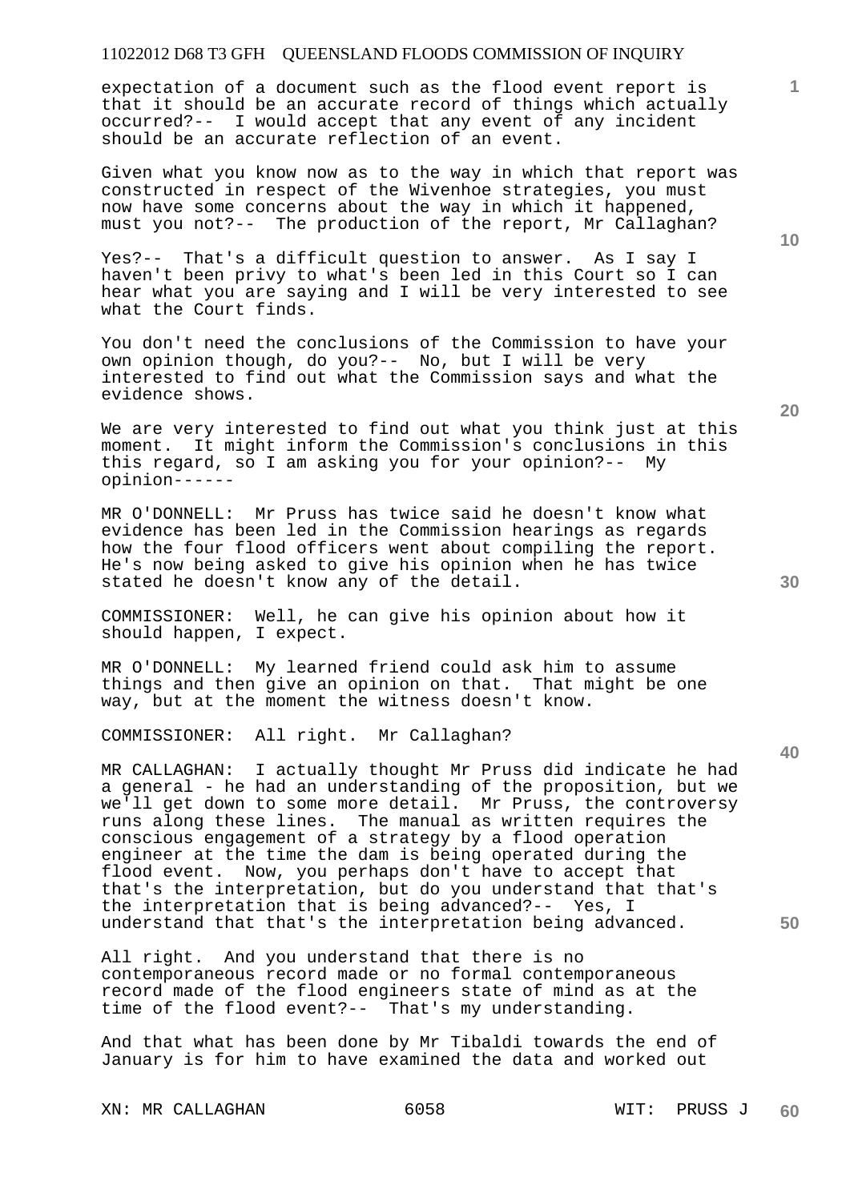expectation of a document such as the flood event report is that it should be an accurate record of things which actually occurred?-- I would accept that any event of any incident should be an accurate reflection of an event.

Given what you know now as to the way in which that report was constructed in respect of the Wivenhoe strategies, you must now have some concerns about the way in which it happened, must you not?-- The production of the report, Mr Callaghan?

Yes?-- That's a difficult question to answer. As I say I haven't been privy to what's been led in this Court so I can hear what you are saying and I will be very interested to see what the Court finds.

You don't need the conclusions of the Commission to have your own opinion though, do you?-- No, but I will be very interested to find out what the Commission says and what the evidence shows.

We are very interested to find out what you think just at this moment. It might inform the Commission's conclusions in this this regard, so I am asking you for your opinion?-- My opinion------

MR O'DONNELL: Mr Pruss has twice said he doesn't know what evidence has been led in the Commission hearings as regards how the four flood officers went about compiling the report. He's now being asked to give his opinion when he has twice stated he doesn't know any of the detail.

COMMISSIONER: Well, he can give his opinion about how it should happen, I expect.

MR O'DONNELL: My learned friend could ask him to assume things and then give an opinion on that. That might be one way, but at the moment the witness doesn't know.

COMMISSIONER: All right. Mr Callaghan?

MR CALLAGHAN: I actually thought Mr Pruss did indicate he had a general - he had an understanding of the proposition, but we we'll get down to some more detail. Mr Pruss, the controversy runs along these lines. The manual as written requires the conscious engagement of a strategy by a flood operation engineer at the time the dam is being operated during the flood event. Now, you perhaps don't have to accept that that's the interpretation, but do you understand that that's the interpretation that is being advanced?-- Yes, I understand that that's the interpretation being advanced.

All right. And you understand that there is no contemporaneous record made or no formal contemporaneous record made of the flood engineers state of mind as at the time of the flood event?-- That's my understanding.

And that what has been done by Mr Tibaldi towards the end of January is for him to have examined the data and worked out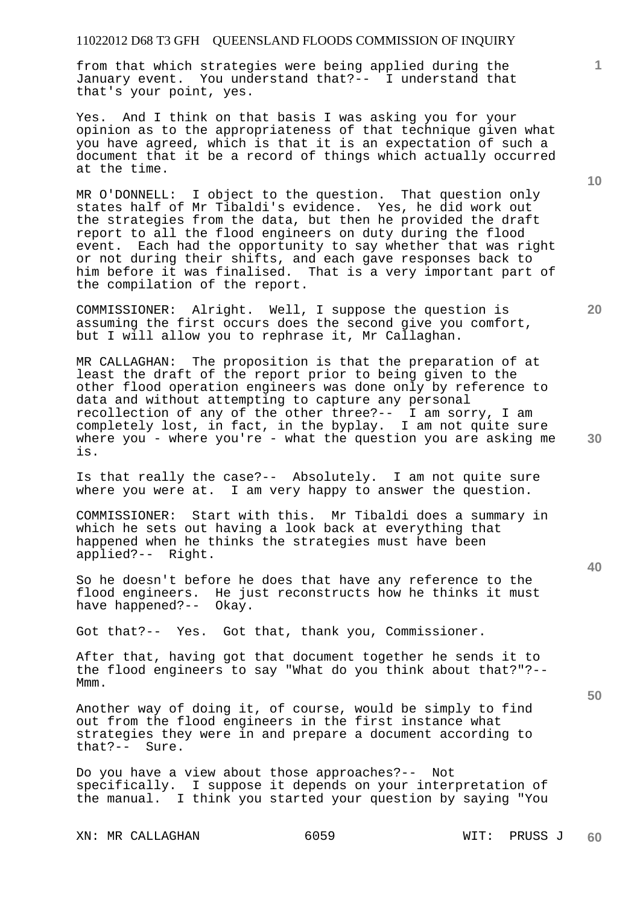from that which strategies were being applied during the January event. You understand that?-- I understand that that's your point, yes.

Yes. And I think on that basis I was asking you for your opinion as to the appropriateness of that technique given what you have agreed, which is that it is an expectation of such a document that it be a record of things which actually occurred at the time.

MR O'DONNELL: I object to the question. That question only states half of Mr Tibaldi's evidence. Yes, he did work out the strategies from the data, but then he provided the draft report to all the flood engineers on duty during the flood event. Each had the opportunity to say whether that was right or not during their shifts, and each gave responses back to him before it was finalised. That is a very important part of the compilation of the report.

COMMISSIONER: Alright. Well, I suppose the question is assuming the first occurs does the second give you comfort, but I will allow you to rephrase it, Mr Callaghan.

MR CALLAGHAN: The proposition is that the preparation of at least the draft of the report prior to being given to the other flood operation engineers was done only by reference to data and without attempting to capture any personal recollection of any of the other three?-- I am sorry, I am completely lost, in fact, in the byplay. I am not quite sure where you - where you're - what the question you are asking me is.

Is that really the case?-- Absolutely. I am not quite sure where you were at. I am very happy to answer the question.

COMMISSIONER: Start with this. Mr Tibaldi does a summary in which he sets out having a look back at everything that happened when he thinks the strategies must have been applied?-- Right.

So he doesn't before he does that have any reference to the flood engineers. He just reconstructs how he thinks it must have happened?-- Okay.

Got that?-- Yes. Got that, thank you, Commissioner.

After that, having got that document together he sends it to the flood engineers to say "What do you think about that?"?-- Mmm.

Another way of doing it, of course, would be simply to find out from the flood engineers in the first instance what strategies they were in and prepare a document according to that?-- Sure.

Do you have a view about those approaches?-- Not specifically. I suppose it depends on your interpretation of the manual. I think you started your question by saying "You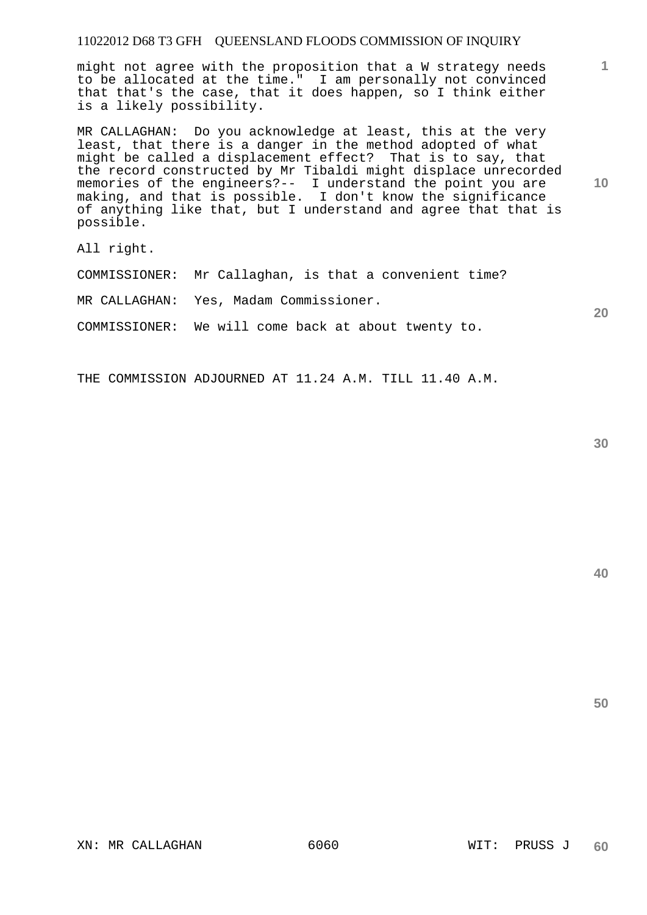might not agree with the proposition that a W strategy needs to be allocated at the time." I am personally not convinced that that's the case, that it does happen, so I think either is a likely possibility.

MR CALLAGHAN: Do you acknowledge at least, this at the very least, that there is a danger in the method adopted of what might be called a displacement effect? That is to say, that the record constructed by Mr Tibaldi might displace unrecorded memories of the engineers?-- I understand the point you are making, and that is possible. I don't know the significance of anything like that, but I understand and agree that that is possible.

All right.

COMMISSIONER: Mr Callaghan, is that a convenient time?

MR CALLAGHAN: Yes, Madam Commissioner.

COMMISSIONER: We will come back at about twenty to.

THE COMMISSION ADJOURNED AT 11.24 A.M. TILL 11.40 A.M.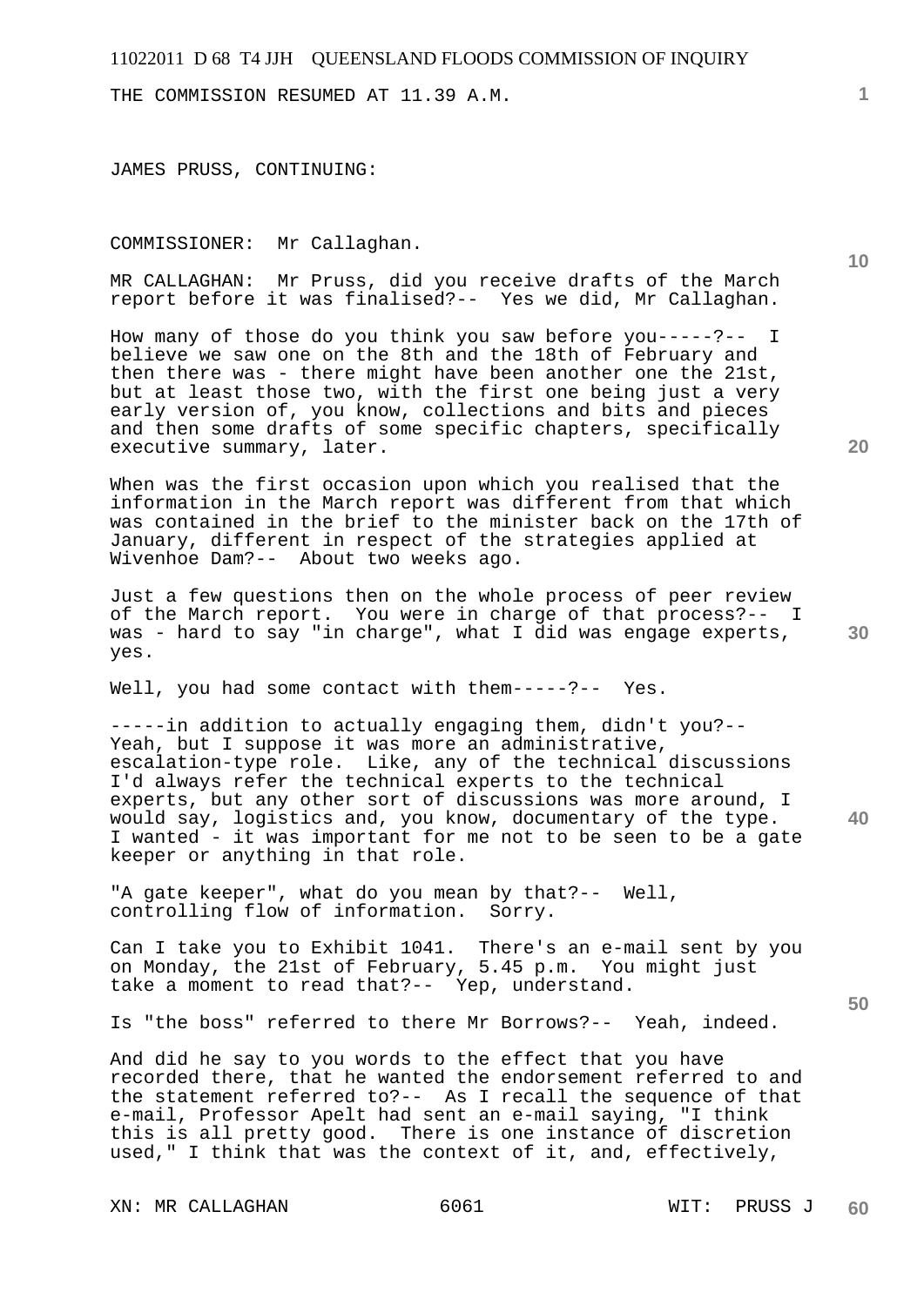THE COMMISSION RESUMED AT 11.39 A.M.

JAMES PRUSS, CONTINUING:

COMMISSIONER: Mr Callaghan.

MR CALLAGHAN: Mr Pruss, did you receive drafts of the March report before it was finalised?-- Yes we did, Mr Callaghan.

How many of those do you think you saw before you-----?-- I believe we saw one on the 8th and the 18th of February and then there was - there might have been another one the 21st, but at least those two, with the first one being just a very early version of, you know, collections and bits and pieces and then some drafts of some specific chapters, specifically executive summary, later.

When was the first occasion upon which you realised that the information in the March report was different from that which was contained in the brief to the minister back on the 17th of January, different in respect of the strategies applied at Wivenhoe Dam?-- About two weeks ago.

Just a few questions then on the whole process of peer review of the March report. You were in charge of that process?-- I was - hard to say "in charge", what I did was engage experts, yes.

Well, you had some contact with them-----?-- Yes.

-----in addition to actually engaging them, didn't you?-- Yeah, but I suppose it was more an administrative, escalation-type role. Like, any of the technical discussions I'd always refer the technical experts to the technical experts, but any other sort of discussions was more around, I would say, logistics and, you know, documentary of the type. I wanted - it was important for me not to be seen to be a gate keeper or anything in that role.

"A gate keeper", what do you mean by that?-- Well, controlling flow of information. Sorry.

Can I take you to Exhibit 1041. There's an e-mail sent by you on Monday, the 21st of February, 5.45 p.m. You might just take a moment to read that?-- Yep, understand.

Is "the boss" referred to there Mr Borrows?-- Yeah, indeed.

And did he say to you words to the effect that you have recorded there, that he wanted the endorsement referred to and the statement referred to?-- As I recall the sequence of that e-mail, Professor Apelt had sent an e-mail saying, "I think this is all pretty good. There is one instance of discretion used," I think that was the context of it, and, effectively,

XN: MR CALLAGHAN 6061 WIT: PRUSS J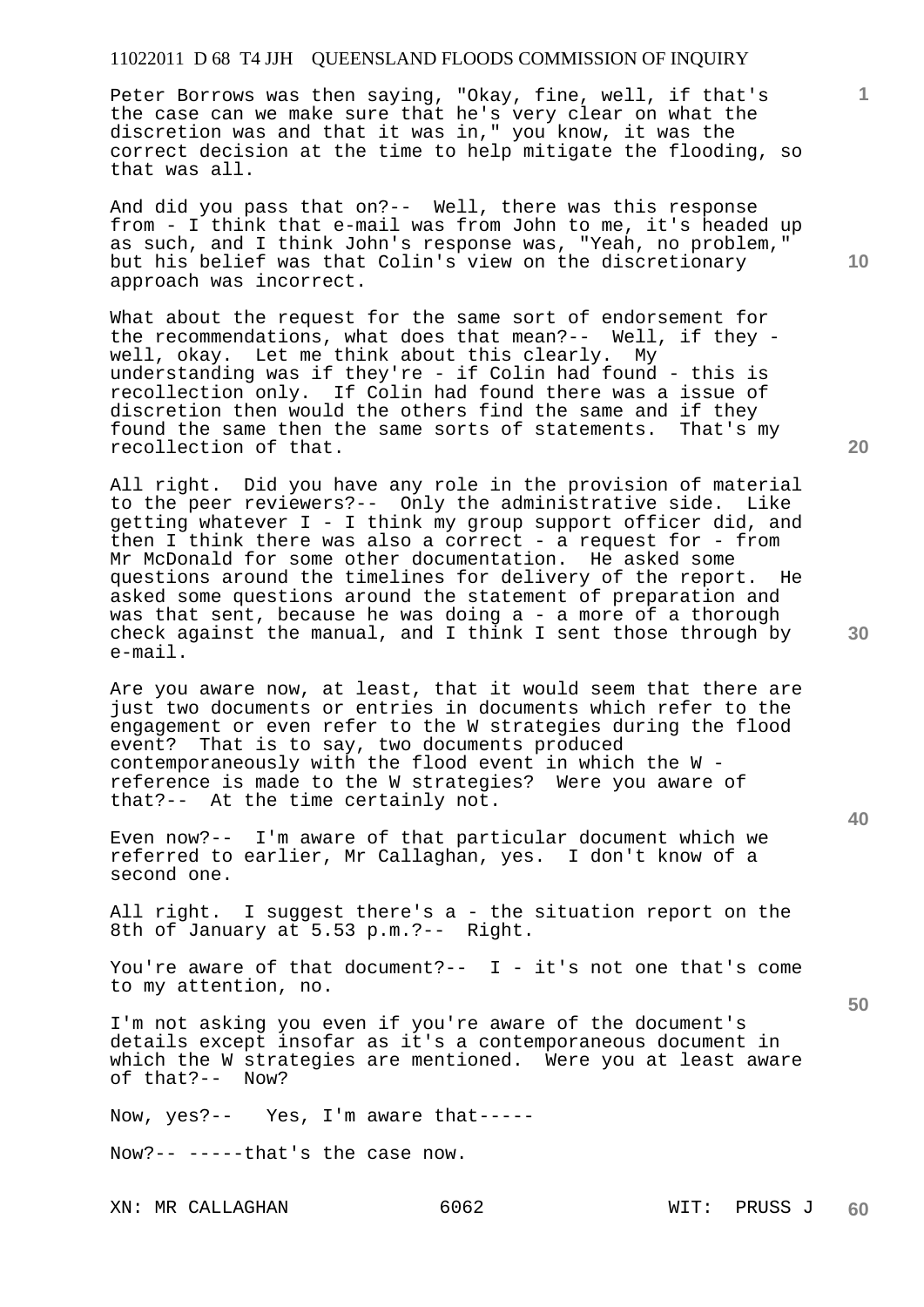Peter Borrows was then saying, "Okay, fine, well, if that's the case can we make sure that he's very clear on what the discretion was and that it was in," you know, it was the correct decision at the time to help mitigate the flooding, so that was all.

And did you pass that on?-- Well, there was this response from - I think that e-mail was from John to me, it's headed up as such, and I think John's response was, "Yeah, no problem," but his belief was that Colin's view on the discretionary approach was incorrect.

What about the request for the same sort of endorsement for the recommendations, what does that mean?-- Well, if they - well, okay. Let me think about this clearly. My understanding was if they're - if Colin had found - this is recollection only. If Colin had found there was a issue of discretion then would the others find the same and if they found the same then the same sorts of statements. That's my recollection of that.

All right. Did you have any role in the provision of material to the peer reviewers?-- Only the administrative side. Like getting whatever I - I think my group support officer did, and then I think there was also a correct - a request for - from Mr McDonald for some other documentation. He asked some questions around the timelines for delivery of the report. He asked some questions around the statement of preparation and was that sent, because he was doing a - a more of a thorough check against the manual, and I think I sent those through by e-mail.

Are you aware now, at least, that it would seem that there are just two documents or entries in documents which refer to the engagement or even refer to the W strategies during the flood event? That is to say, two documents produced contemporaneously with the flood event in which the W - reference is made to the W strategies? Were you aware of that?-- At the time certainly not.

Even now?-- I'm aware of that particular document which we referred to earlier, Mr Callaghan, yes. I don't know of a second one.

All right. I suggest there's a - the situation report on the 8th of January at 5.53 p.m.?-- Right.

You're aware of that document?-- I - it's not one that's come to my attention, no.

I'm not asking you even if you're aware of the document's details except insofar as it's a contemporaneous document in which the W strategies are mentioned. Were you at least aware of that?-- Now?

Now, yes?-- Yes, I'm aware that-----

Now?-- -----that's the case now.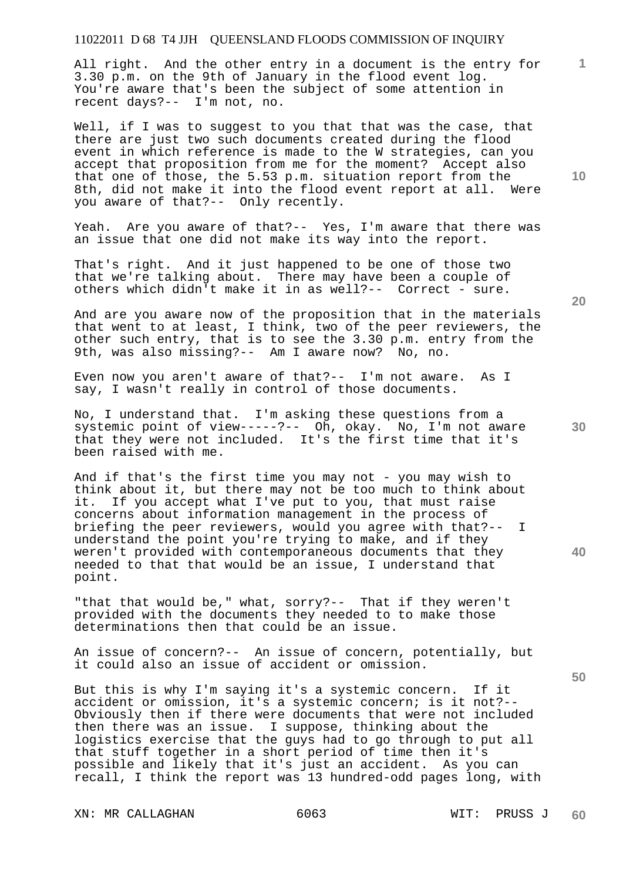All right. And the other entry in a document is the entry for 3.30 p.m. on the 9th of January in the flood event log. You're aware that's been the subject of some attention in recent days?-- I'm not, no.

Well, if I was to suggest to you that that was the case, that there are just two such documents created during the flood event in which reference is made to the W strategies, can you accept that proposition from me for the moment? Accept also that one of those, the 5.53 p.m. situation report from the 8th, did not make it into the flood event report at all. Were you aware of that?-- Only recently.

Yeah. Are you aware of that?-- Yes, I'm aware that there was an issue that one did not make its way into the report.

That's right. And it just happened to be one of those two that we're talking about. There may have been a couple of others which didn't make it in as well?-- Correct - sure.

And are you aware now of the proposition that in the materials that went to at least, I think, two of the peer reviewers, the other such entry, that is to see the 3.30 p.m. entry from the 9th, was also missing?-- Am I aware now? No, no.

Even now you aren't aware of that?-- I'm not aware. As I say, I wasn't really in control of those documents.

No, I understand that. I'm asking these questions from a systemic point of view-----?-- Oh, okay. No, I'm not aware that they were not included. It's the first time that it's been raised with me.

And if that's the first time you may not - you may wish to think about it, but there may not be too much to think about it. If you accept what I've put to you, that must raise concerns about information management in the process of briefing the peer reviewers, would you agree with that?-- I understand the point you're trying to make, and if they weren't provided with contemporaneous documents that they needed to that that would be an issue, I understand that point.

"that that would be," what, sorry?-- That if they weren't provided with the documents they needed to to make those determinations then that could be an issue.

An issue of concern?-- An issue of concern, potentially, but it could also an issue of accident or omission.

But this is why I'm saying it's a systemic concern. If it accident or omission, it's a systemic concern; is it not?-- Obviously then if there were documents that were not included then there was an issue. I suppose, thinking about the logistics exercise that the guys had to go through to put all that stuff together in a short period of time then it's possible and likely that it's just an accident. As you can recall, I think the report was 13 hundred-odd pages long, with

XN: MR CALLAGHAN WIT: PRUSS J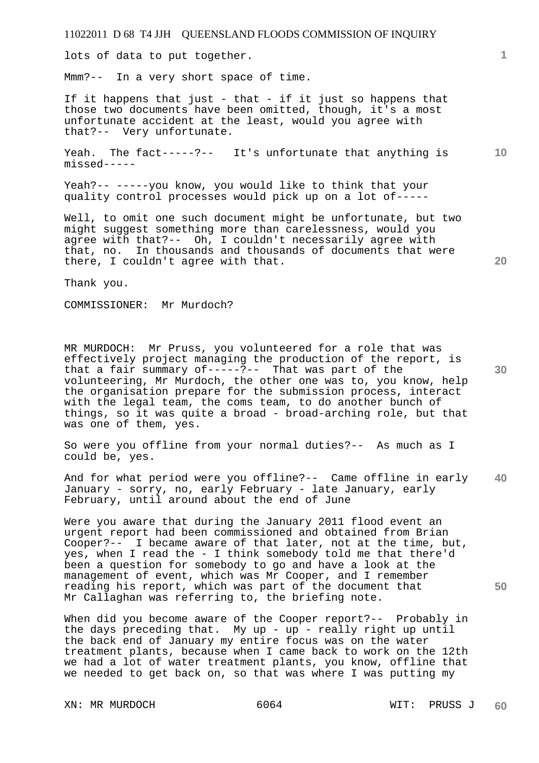lots of data to put together.

Mmm?-- In a very short space of time.

If it happens that just - that - if it just so happens that those two documents have been omitted, though, it's a most unfortunate accident at the least, would you agree with that?-- Very unfortunate.

Yeah. The fact-----?-- It's unfortunate that anything is missed-----

Yeah?-- -----you know, you would like to think that your quality control processes would pick up on a lot of-----

Well, to omit one such document might be unfortunate, but two might suggest something more than carelessness, would you agree with that?-- Oh, I couldn't necessarily agree with that, no. In thousands and thousands of documents that were there, I couldn't agree with that.

Thank you.

COMMISSIONER: Mr Murdoch?

MR MURDOCH: Mr Pruss, you volunteered for a role that was effectively project managing the production of the report, is that a fair summary of-----?-- That was part of the volunteering, Mr Murdoch, the other one was to, you know, help the organisation prepare for the submission process, interact with the legal team, the coms team, to do another bunch of things, so it was quite a broad - broad-arching role, but that was one of them, yes.

So were you offline from your normal duties?-- As much as I could be, yes.

And for what period were you offline?-- Came offline in early January - sorry, no, early February - late January, early February, until around about the end of June

Were you aware that during the January 2011 flood event an urgent report had been commissioned and obtained from Brian Cooper?-- I became aware of that later, not at the time, but, yes, when I read the - I think somebody told me that there'd been a question for somebody to go and have a look at the management of event, which was Mr Cooper, and I remember reading his report, which was part of the document that Mr Callaghan was referring to, the briefing note.

When did you become aware of the Cooper report?-- Probably in the days preceding that. My up - up - really right up until the back end of January my entire focus was on the water treatment plants, because when I came back to work on the 12th we had a lot of water treatment plants, you know, offline that we needed to get back on, so that was where I was putting my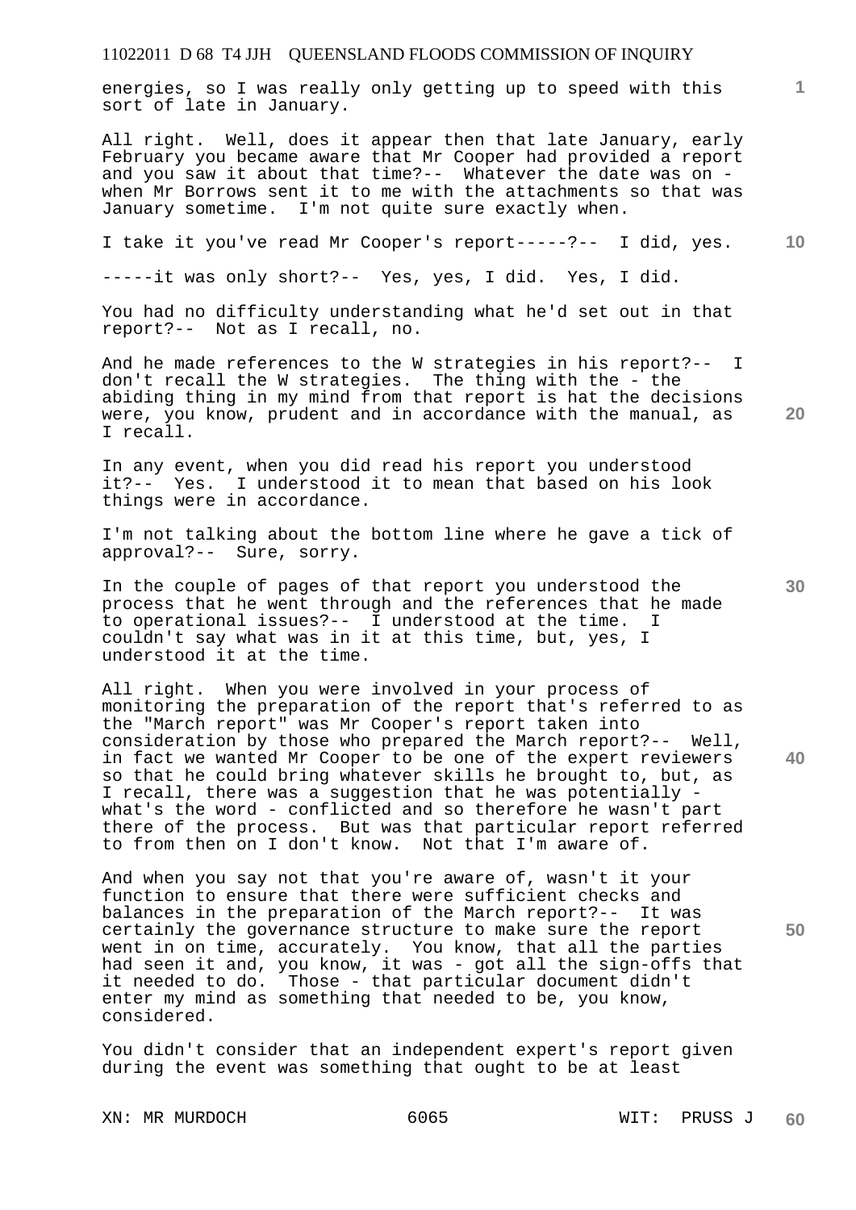energies, so I was really only getting up to speed with this sort of late in January.

All right. Well, does it appear then that late January, early February you became aware that Mr Cooper had provided a report and you saw it about that time?-- Whatever the date was on - when Mr Borrows sent it to me with the attachments so that was January sometime. I'm not quite sure exactly when.

I take it you've read Mr Cooper's report-----?-- I did, yes.

-----it was only short?-- Yes, yes, I did. Yes, I did.

You had no difficulty understanding what he'd set out in that report?-- Not as I recall, no.

And he made references to the W strategies in his report?-- I don't recall the W strategies. The thing with the - the abiding thing in my mind from that report is hat the decisions were, you know, prudent and in accordance with the manual, as I recall.

In any event, when you did read his report you understood it?-- Yes. I understood it to mean that based on his look things were in accordance.

I'm not talking about the bottom line where he gave a tick of approval?-- Sure, sorry.

In the couple of pages of that report you understood the process that he went through and the references that he made to operational issues?-- I understood at the time. I couldn't say what was in it at this time, but, yes, I understood it at the time.

All right. When you were involved in your process of monitoring the preparation of the report that's referred to as the "March report" was Mr Cooper's report taken into consideration by those who prepared the March report?-- Well, in fact we wanted Mr Cooper to be one of the expert reviewers so that he could bring whatever skills he brought to, but, as I recall, there was a suggestion that he was potentially - what's the word - conflicted and so therefore he wasn't part there of the process. But was that particular report referred to from then on I don't know. Not that I'm aware of.

And when you say not that you're aware of, wasn't it your function to ensure that there were sufficient checks and balances in the preparation of the March report?-- It was certainly the governance structure to make sure the report went in on time, accurately. You know, that all the parties had seen it and, you know, it was - got all the sign-offs that it needed to do. Those - that particular document didn't enter my mind as something that needed to be, you know, considered.

You didn't consider that an independent expert's report given during the event was something that ought to be at least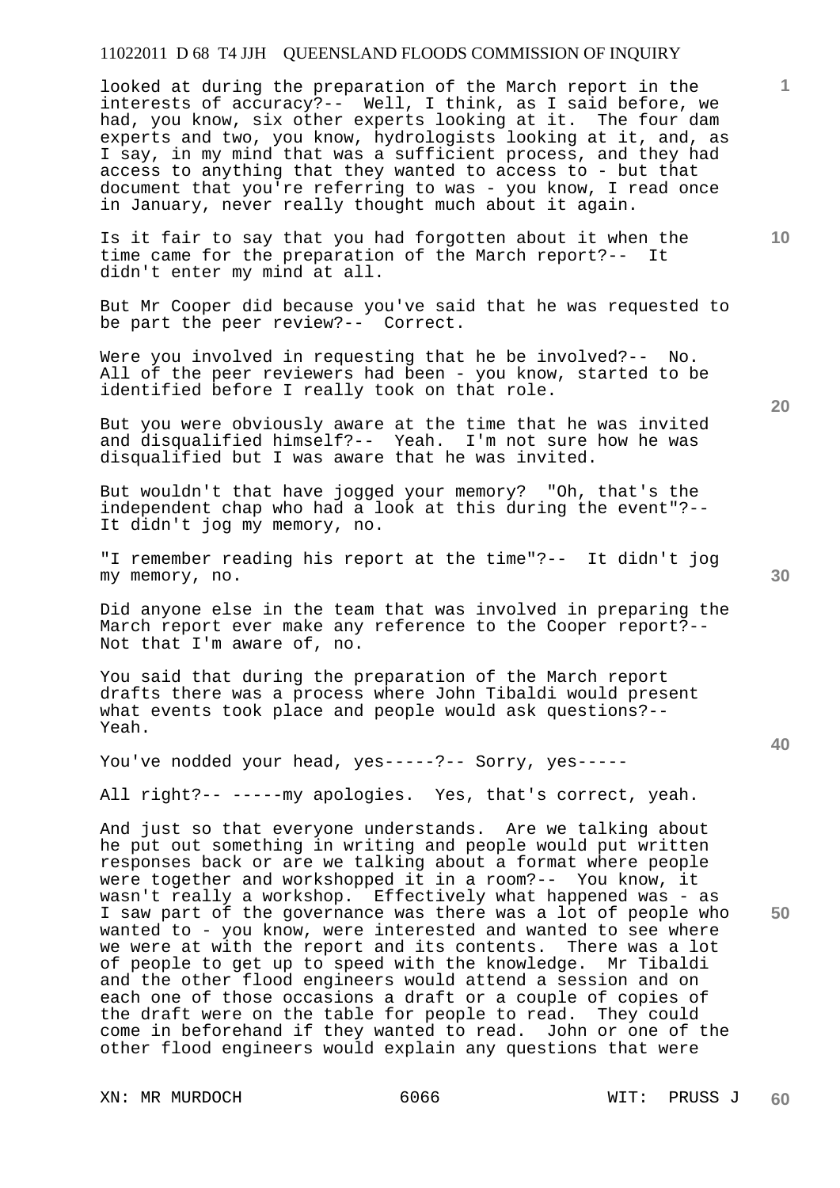looked at during the preparation of the March report in the interests of accuracy?-- Well, I think, as I said before, we had, you know, six other experts looking at it. The four dam experts and two, you know, hydrologists looking at it, and, as I say, in my mind that was a sufficient process, and they had access to anything that they wanted to access to - but that document that you're referring to was - you know, I read once in January, never really thought much about it again.

Is it fair to say that you had forgotten about it when the time came for the preparation of the March report?-- It didn't enter my mind at all.

But Mr Cooper did because you've said that he was requested to be part the peer review?-- Correct.

Were you involved in requesting that he be involved?-- No. All of the peer reviewers had been - you know, started to be identified before I really took on that role.

But you were obviously aware at the time that he was invited and disqualified himself?-- Yeah. I'm not sure how he was disqualified but I was aware that he was invited.

But wouldn't that have jogged your memory? "Oh, that's the independent chap who had a look at this during the event"?-- It didn't jog my memory, no.

"I remember reading his report at the time"?-- It didn't jog my memory, no.

Did anyone else in the team that was involved in preparing the March report ever make any reference to the Cooper report?-- Not that I'm aware of, no.

You said that during the preparation of the March report drafts there was a process where John Tibaldi would present what events took place and people would ask questions?-- Yeah.

You've nodded your head, yes-----?-- Sorry, yes-----

All right?-- -----my apologies. Yes, that's correct, yeah.

And just so that everyone understands. Are we talking about he put out something in writing and people would put written responses back or are we talking about a format where people were together and workshopped it in a room?-- You know, it wasn't really a workshop. Effectively what happened was - as I saw part of the governance was there was a lot of people who wanted to - you know, were interested and wanted to see where we were at with the report and its contents. There was a lot of people to get up to speed with the knowledge. Mr Tibaldi and the other flood engineers would attend a session and on each one of those occasions a draft or a couple of copies of the draft were on the table for people to read. They could come in beforehand if they wanted to read. John or one of the other flood engineers would explain any questions that were

XN: MR MURDOCH WIT: PRUSS J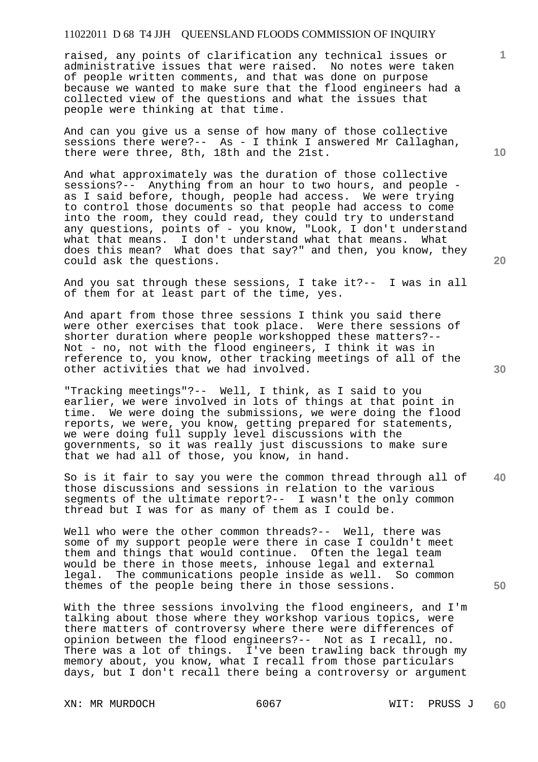raised, any points of clarification any technical issues or administrative issues that were raised. No notes were taken of people written comments, and that was done on purpose because we wanted to make sure that the flood engineers had a collected view of the questions and what the issues that people were thinking at that time.

And can you give us a sense of how many of those collective sessions there were?-- As - I think I answered Mr Callaghan, there were three, 8th, 18th and the 21st.

And what approximately was the duration of those collective sessions?-- Anything from an hour to two hours, and people - as I said before, though, people had access. We were trying to control those documents so that people had access to come into the room, they could read, they could try to understand any questions, points of - you know, "Look, I don't understand what that means. I don't understand what that means. What does this mean? What does that say?" and then, you know, they could ask the questions.

And you sat through these sessions, I take it?-- I was in all of them for at least part of the time, yes.

And apart from those three sessions I think you said there were other exercises that took place. Were there sessions of shorter duration where people workshopped these matters?-- Not - no, not with the flood engineers, I think it was in reference to, you know, other tracking meetings of all of the other activities that we had involved.

"Tracking meetings"?-- Well, I think, as I said to you earlier, we were involved in lots of things at that point in time. We were doing the submissions, we were doing the flood reports, we were, you know, getting prepared for statements, we were doing full supply level discussions with the governments, so it was really just discussions to make sure that we had all of those, you know, in hand.

So is it fair to say you were the common thread through all of those discussions and sessions in relation to the various segments of the ultimate report?-- I wasn't the only common thread but I was for as many of them as I could be.

Well who were the other common threads?-- Well, there was some of my support people were there in case I couldn't meet them and things that would continue. Often the legal team would be there in those meets, inhouse legal and external legal. The communications people inside as well. So common themes of the people being there in those sessions.

With the three sessions involving the flood engineers, and I'm talking about those where they workshop various topics, were there matters of controversy where there were differences of opinion between the flood engineers?-- Not as I recall, no. There was a lot of things. I've been trawling back through my memory about, you know, what I recall from those particulars days, but I don't recall there being a controversy or argument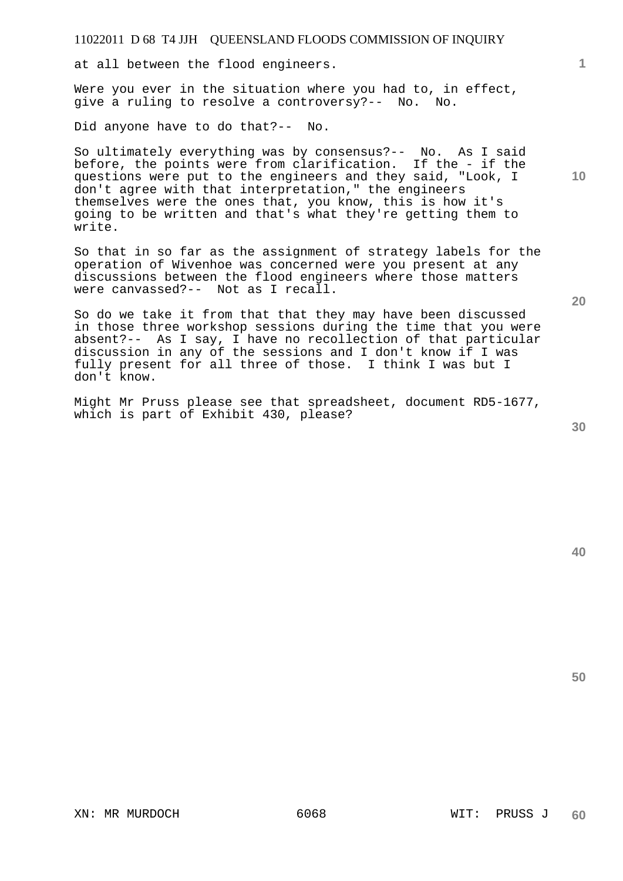at all between the flood engineers.

Were you ever in the situation where you had to, in effect, give a ruling to resolve a controversy?-- No. No.

Did anyone have to do that?-- No.

So ultimately everything was by consensus?-- No. As I said before, the points were from clarification. If the - if the questions were put to the engineers and they said, "Look, I don't agree with that interpretation," the engineers themselves were the ones that, you know, this is how it's going to be written and that's what they're getting them to write.

So that in so far as the assignment of strategy labels for the operation of Wivenhoe was concerned were you present at any discussions between the flood engineers where those matters were canvassed?-- Not as I recall.

So do we take it from that that they may have been discussed in those three workshop sessions during the time that you were absent?-- As I say, I have no recollection of that particular discussion in any of the sessions and I don't know if I was fully present for all three of those. I think I was but I don't know.

Might Mr Pruss please see that spreadsheet, document RD5-1677, which is part of Exhibit 430, please?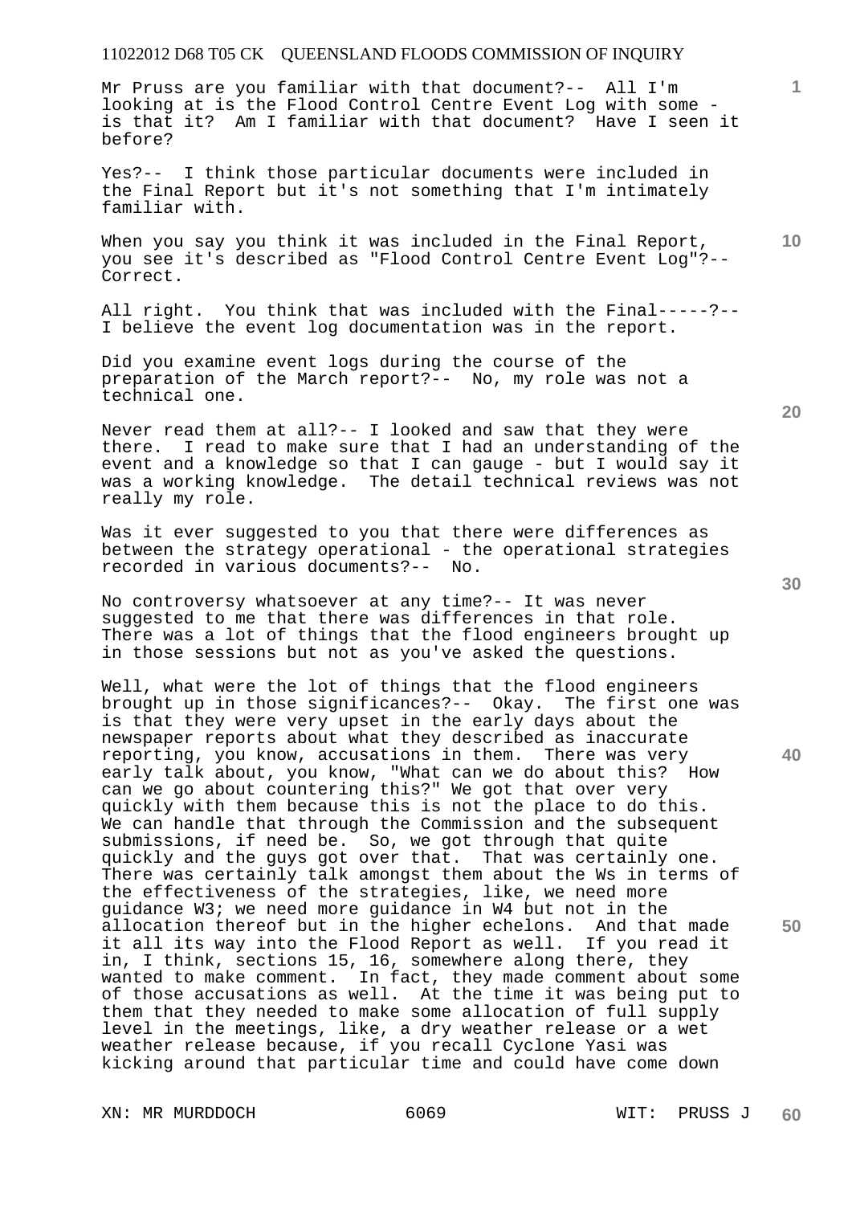Mr Pruss are you familiar with that document?-- All I'm looking at is the Flood Control Centre Event Log with some - is that it? Am I familiar with that document? Have I seen it before?

Yes?-- I think those particular documents were included in the Final Report but it's not something that I'm intimately familiar with.

When you say you think it was included in the Final Report, you see it's described as "Flood Control Centre Event Log"?-- Correct.

All right. You think that was included with the Final-----?-- I believe the event log documentation was in the report.

Did you examine event logs during the course of the preparation of the March report?-- No, my role was not a technical one.

Never read them at all?-- I looked and saw that they were there. I read to make sure that I had an understanding of the event and a knowledge so that I can gauge - but I would say it was a working knowledge. The detail technical reviews was not really my role.

Was it ever suggested to you that there were differences as between the strategy operational - the operational strategies recorded in various documents?-- No.

No controversy whatsoever at any time?-- It was never suggested to me that there was differences in that role. There was a lot of things that the flood engineers brought up in those sessions but not as you've asked the questions.

Well, what were the lot of things that the flood engineers brought up in those significances?-- Okay. The first one was is that they were very upset in the early days about the newspaper reports about what they described as inaccurate reporting, you know, accusations in them. There was very early talk about, you know, "What can we do about this? How can we go about countering this?" We got that over very quickly with them because this is not the place to do this. We can handle that through the Commission and the subsequent submissions, if need be. So, we got through that quite quickly and the guys got over that. That was certainly one. There was certainly talk amongst them about the Ws in terms of the effectiveness of the strategies, like, we need more guidance W3; we need more guidance in W4 but not in the allocation thereof but in the higher echelons. And that made it all its way into the Flood Report as well. If you read it in, I think, sections 15, 16, somewhere along there, they wanted to make comment. In fact, they made comment about some of those accusations as well. At the time it was being put to them that they needed to make some allocation of full supply level in the meetings, like, a dry weather release or a wet weather release because, if you recall Cyclone Yasi was kicking around that particular time and could have come down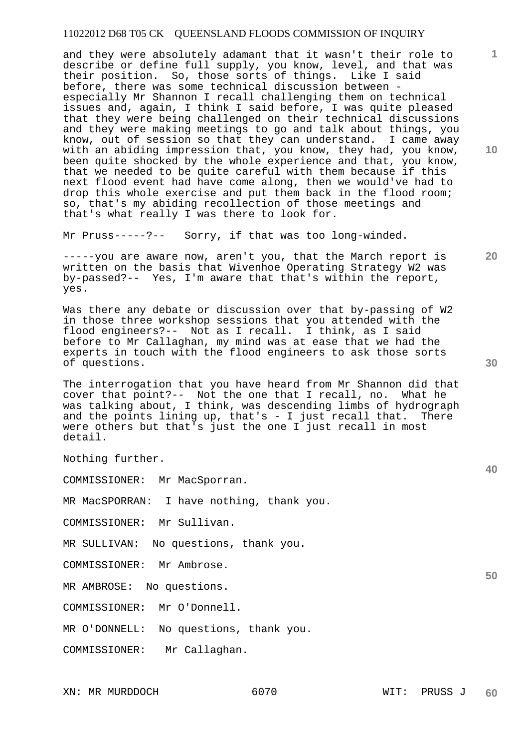and they were absolutely adamant that it wasn't their role to describe or define full supply, you know, level, and that was their position. So, those sorts of things. Like I said before, there was some technical discussion between - especially Mr Shannon I recall challenging them on technical issues and, again, I think I said before, I was quite pleased that they were being challenged on their technical discussions and they were making meetings to go and talk about things, you know, out of session so that they can understand. I came away with an abiding impression that, you know, they had, you know, been quite shocked by the whole experience and that, you know, that we needed to be quite careful with them because if this next flood event had have come along, then we would've had to drop this whole exercise and put them back in the flood room; so, that's my abiding recollection of those meetings and that's what really I was there to look for.

Mr Pruss-----?-- Sorry, if that was too long-winded.

-----you are aware now, aren't you, that the March report is written on the basis that Wivenhoe Operating Strategy W2 was by-passed?-- Yes, I'm aware that that's within the report, yes.

Was there any debate or discussion over that by-passing of W2 in those three workshop sessions that you attended with the flood engineers?-- Not as I recall. I think, as I said before to Mr Callaghan, my mind was at ease that we had the experts in touch with the flood engineers to ask those sorts of questions.

The interrogation that you have heard from Mr Shannon did that cover that point?-- Not the one that I recall, no. What he was talking about, I think, was descending limbs of hydrograph and the points lining up, that's - I just recall that. There were others but that's just the one I just recall in most detail.

Nothing further.

COMMISSIONER: Mr MacSporran.

MR MacSPORRAN: I have nothing, thank you.

COMMISSIONER: Mr Sullivan.

MR SULLIVAN: No questions, thank you.

COMMISSIONER: Mr Ambrose.

MR AMBROSE: No questions.

COMMISSIONER: Mr O'Donnell.

MR O'DONNELL: No questions, thank you.

COMMISSIONER: Mr Callaghan.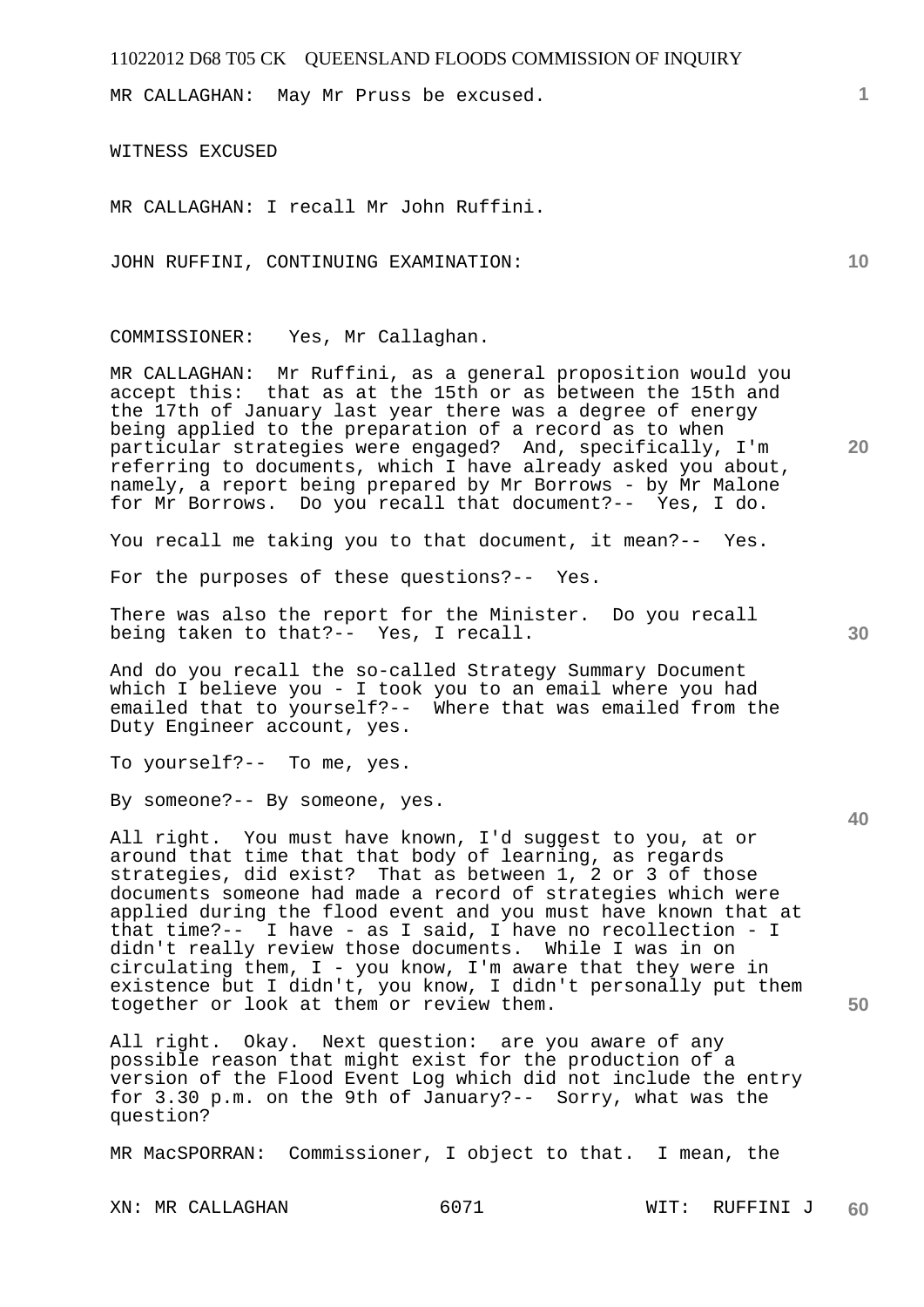MR CALLAGHAN: May Mr Pruss be excused.

WITNESS EXCUSED

MR CALLAGHAN: I recall Mr John Ruffini.

JOHN RUFFINI, CONTINUING EXAMINATION:

COMMISSIONER: Yes, Mr Callaghan.

MR CALLAGHAN: Mr Ruffini, as a general proposition would you accept this: that as at the 15th or as between the 15th and the 17th of January last year there was a degree of energy being applied to the preparation of a record as to when particular strategies were engaged? And, specifically, I'm referring to documents, which I have already asked you about, namely, a report being prepared by Mr Borrows - by Mr Malone for Mr Borrows. Do you recall that document?-- Yes, I do.

You recall me taking you to that document, it mean?-- Yes.

For the purposes of these questions?-- Yes.

There was also the report for the Minister. Do you recall being taken to that?-- Yes, I recall.

And do you recall the so-called Strategy Summary Document which I believe you - I took you to an email where you had emailed that to yourself?-- Where that was emailed from the Duty Engineer account, yes.

To yourself?-- To me, yes.

By someone?-- By someone, yes.

All right. You must have known, I'd suggest to you, at or around that time that that body of learning, as regards strategies, did exist? That as between 1, 2 or 3 of those documents someone had made a record of strategies which were applied during the flood event and you must have known that at that time?-- I have - as I said, I have no recollection - I didn't really review those documents. While I was in on circulating them, I - you know, I'm aware that they were in existence but I didn't, you know, I didn't personally put them together or look at them or review them.

All right. Okay. Next question: are you aware of any possible reason that might exist for the production of a version of the Flood Event Log which did not include the entry for 3.30 p.m. on the 9th of January?-- Sorry, what was the question?

MR MacSPORRAN: Commissioner, I object to that. I mean, the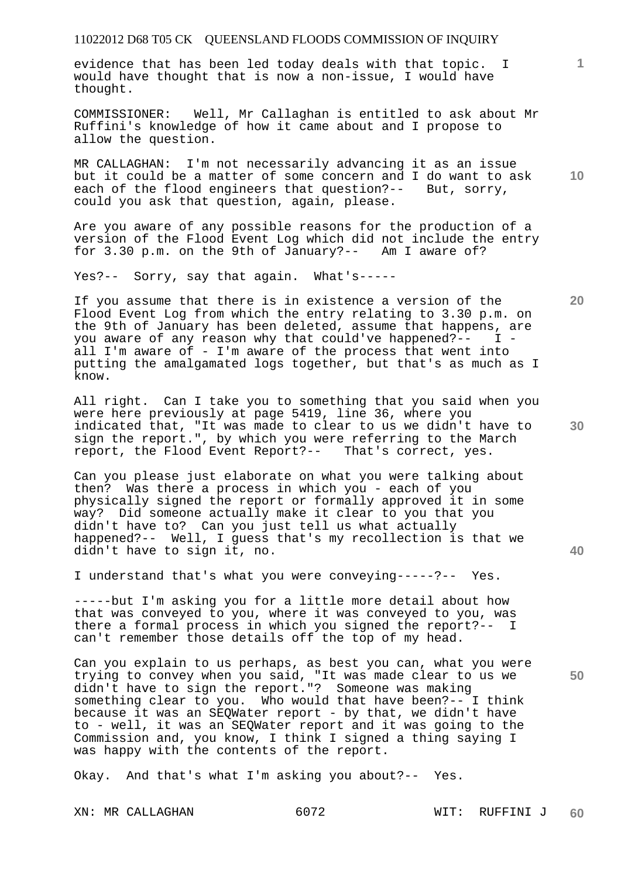evidence that has been led today deals with that topic. I would have thought that is now a non-issue, I would have thought.

COMMISSIONER: Well, Mr Callaghan is entitled to ask about Mr Ruffini's knowledge of how it came about and I propose to allow the question.

MR CALLAGHAN: I'm not necessarily advancing it as an issue but it could be a matter of some concern and I do want to ask each of the flood engineers that question?-- But, sorry, could you ask that question, again, please.

Are you aware of any possible reasons for the production of a version of the Flood Event Log which did not include the entry for 3.30 p.m. on the 9th of January?-- Am I aware of?

Yes?-- Sorry, say that again. What's-----

If you assume that there is in existence a version of the Flood Event Log from which the entry relating to 3.30 p.m. on the 9th of January has been deleted, assume that happens, are you aware of any reason why that could've happened?-- I - all I'm aware of - I'm aware of the process that went into putting the amalgamated logs together, but that's as much as I know.

All right. Can I take you to something that you said when you were here previously at page 5419, line 36, where you indicated that, "It was made to clear to us we didn't have to sign the report.", by which you were referring to the March report, the Flood Event Report?-- That's correct, yes.

Can you please just elaborate on what you were talking about then? Was there a process in which you - each of you physically signed the report or formally approved it in some way? Did someone actually make it clear to you that you didn't have to? Can you just tell us what actually happened?-- Well, I guess that's my recollection is that we didn't have to sign it, no.

I understand that's what you were conveying-----?-- Yes.

-----but I'm asking you for a little more detail about how that was conveyed to you, where it was conveyed to you, was there a formal process in which you signed the report?-- I can't remember those details off the top of my head.

Can you explain to us perhaps, as best you can, what you were trying to convey when you said, "It was made clear to us we didn't have to sign the report."? Someone was making something clear to you. Who would that have been?-- I think because it was an SEQWater report - by that, we didn't have to - well, it was an SEQWater report and it was going to the Commission and, you know, I think I signed a thing saying I was happy with the contents of the report.

Okay. And that's what I'm asking you about?-- Yes.

XN: MR CALLAGHAN WIT: RUFFINI J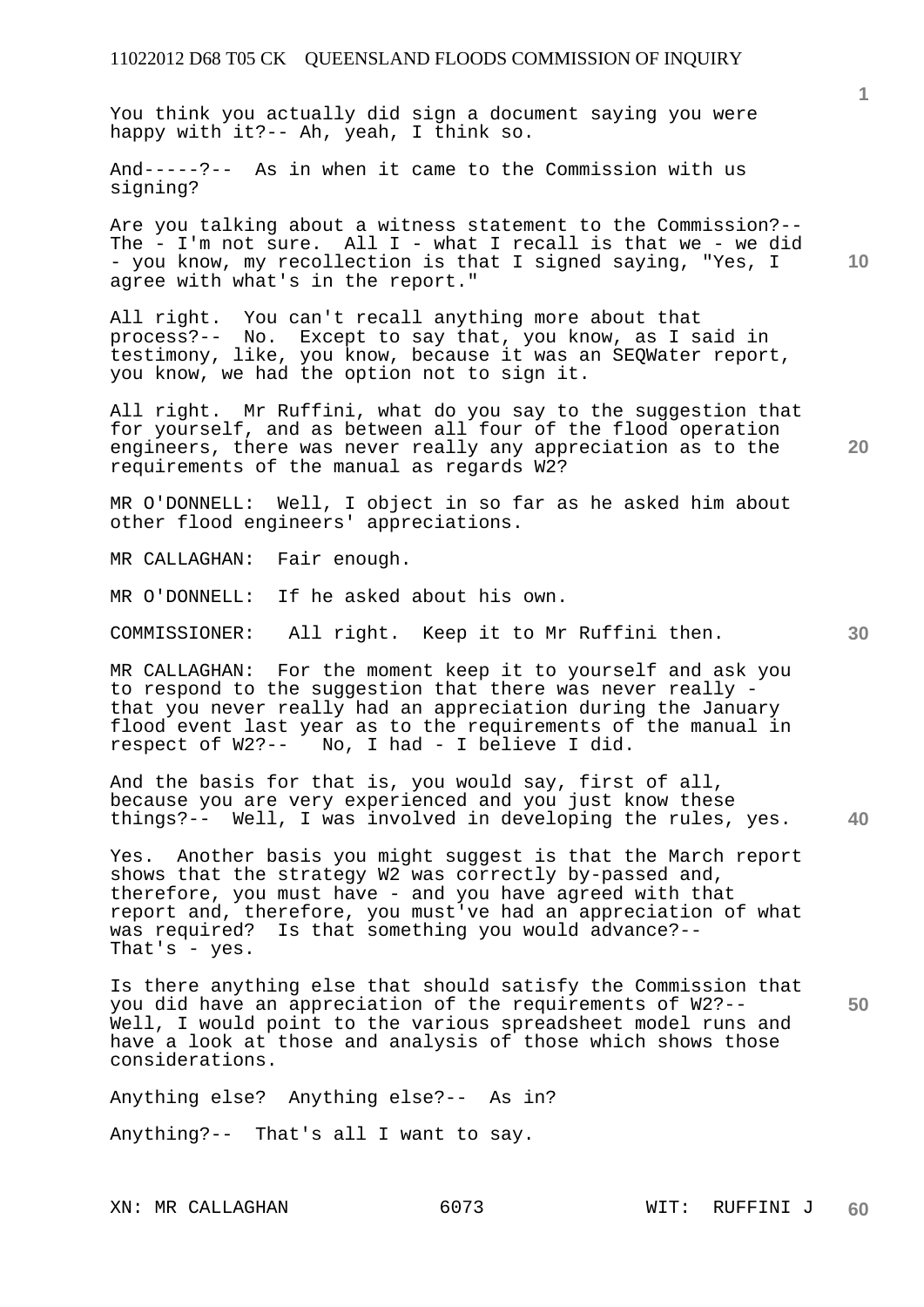You think you actually did sign a document saying you were happy with it?-- Ah, yeah, I think so.

And-----?-- As in when it came to the Commission with us signing?

Are you talking about a witness statement to the Commission?-- The - I'm not sure. All I - what I recall is that we - we did - you know, my recollection is that I signed saying, "Yes, I agree with what's in the report."

All right. You can't recall anything more about that process?-- No. Except to say that, you know, as I said in testimony, like, you know, because it was an SEQWater report, you know, we had the option not to sign it.

All right. Mr Ruffini, what do you say to the suggestion that for yourself, and as between all four of the flood operation engineers, there was never really any appreciation as to the requirements of the manual as regards W2?

MR O'DONNELL: Well, I object in so far as he asked him about other flood engineers' appreciations.

MR CALLAGHAN: Fair enough.

MR O'DONNELL: If he asked about his own.

COMMISSIONER: All right. Keep it to Mr Ruffini then.

MR CALLAGHAN: For the moment keep it to yourself and ask you to respond to the suggestion that there was never really - that you never really had an appreciation during the January flood event last year as to the requirements of the manual in respect of W2?-- No, I had - I believe I did.

And the basis for that is, you would say, first of all, because you are very experienced and you just know these things?-- Well, I was involved in developing the rules, yes.

Yes. Another basis you might suggest is that the March report shows that the strategy W2 was correctly by-passed and, therefore, you must have - and you have agreed with that report and, therefore, you must've had an appreciation of what was required? Is that something you would advance?-- That's - yes.

Is there anything else that should satisfy the Commission that you did have an appreciation of the requirements of W2?-- Well, I would point to the various spreadsheet model runs and have a look at those and analysis of those which shows those considerations.

Anything else? Anything else?-- As in?

Anything?-- That's all I want to say.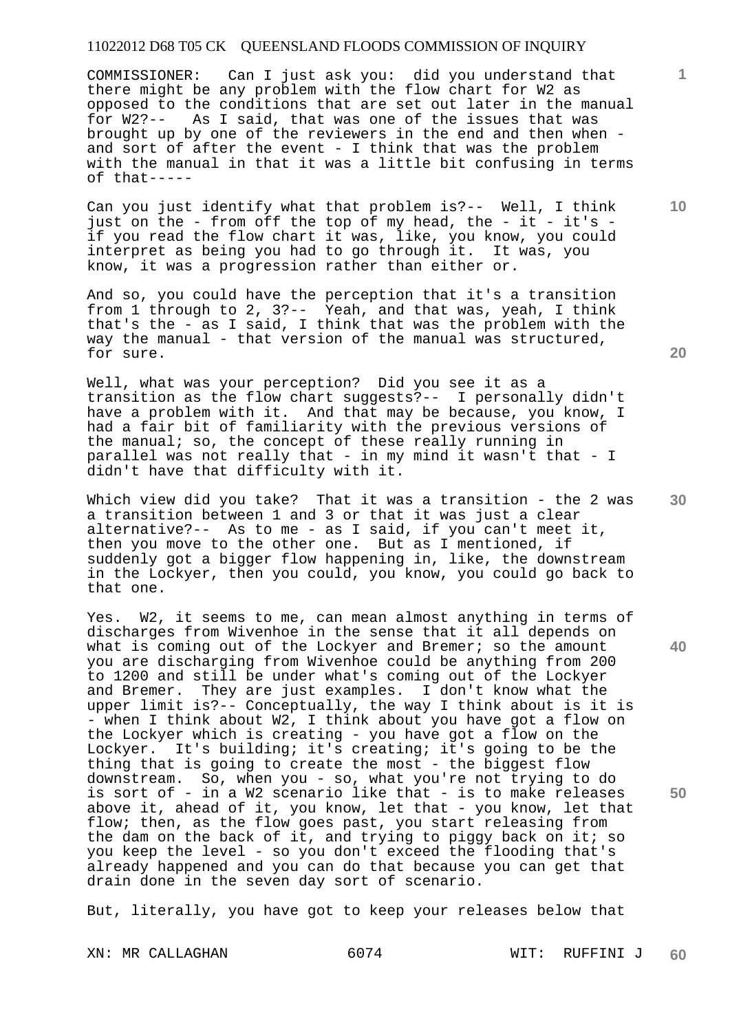COMMISSIONER: Can I just ask you: did you understand that there might be any problem with the flow chart for W2 as opposed to the conditions that are set out later in the manual for W2?-- As I said, that was one of the issues that was brought up by one of the reviewers in the end and then when - and sort of after the event - I think that was the problem with the manual in that it was a little bit confusing in terms of that-----

Can you just identify what that problem is?-- Well, I think just on the - from off the top of my head, the - it - it's - if you read the flow chart it was, like, you know, you could interpret as being you had to go through it. It was, you know, it was a progression rather than either or.

And so, you could have the perception that it's a transition from 1 through to 2, 3?-- Yeah, and that was, yeah, I think that's the - as I said, I think that was the problem with the way the manual - that version of the manual was structured, for sure.

Well, what was your perception? Did you see it as a transition as the flow chart suggests?-- I personally didn't have a problem with it. And that may be because, you know, I had a fair bit of familiarity with the previous versions of the manual; so, the concept of these really running in parallel was not really that - in my mind it wasn't that - I didn't have that difficulty with it.

Which view did you take? That it was a transition - the 2 was a transition between 1 and 3 or that it was just a clear alternative?-- As to me - as I said, if you can't meet it, then you move to the other one. But as I mentioned, if suddenly got a bigger flow happening in, like, the downstream in the Lockyer, then you could, you know, you could go back to that one.

Yes. W2, it seems to me, can mean almost anything in terms of discharges from Wivenhoe in the sense that it all depends on what is coming out of the Lockyer and Bremer; so the amount you are discharging from Wivenhoe could be anything from 200 to 1200 and still be under what's coming out of the Lockyer and Bremer. They are just examples. I don't know what the upper limit is?-- Conceptually, the way I think about is it is - when I think about W2, I think about you have got a flow on the Lockyer which is creating - you have got a flow on the Lockyer. It's building; it's creating; it's going to be the thing that is going to create the most - the biggest flow downstream. So, when you - so, what you're not trying to do is sort of - in a W2 scenario like that - is to make releases above it, ahead of it, you know, let that - you know, let that flow; then, as the flow goes past, you start releasing from the dam on the back of it, and trying to piggy back on it; so you keep the level - so you don't exceed the flooding that's already happened and you can do that because you can get that drain done in the seven day sort of scenario.

But, literally, you have got to keep your releases below that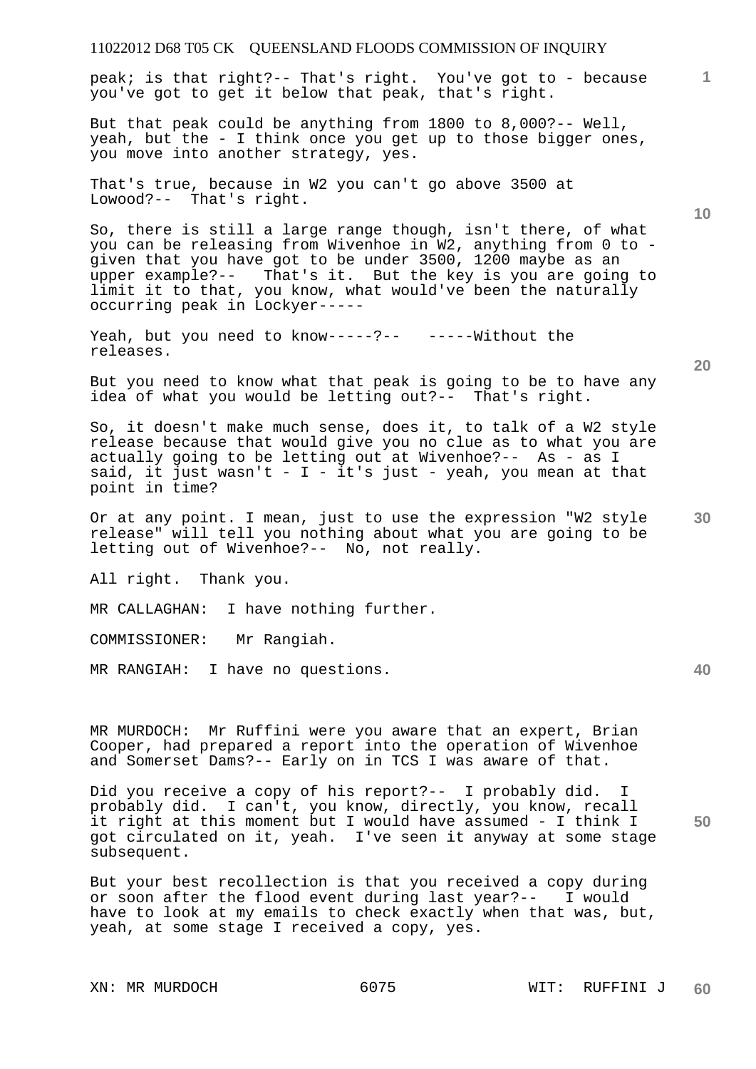peak; is that right?-- That's right. You've got to - because you've got to get it below that peak, that's right.

But that peak could be anything from 1800 to 8,000?-- Well, yeah, but the - I think once you get up to those bigger ones, you move into another strategy, yes.

That's true, because in W2 you can't go above 3500 at Lowood?-- That's right.

So, there is still a large range though, isn't there, of what you can be releasing from Wivenhoe in W2, anything from 0 to - given that you have got to be under 3500, 1200 maybe as an upper example?-- That's it. But the key is you are going to limit it to that, you know, what would've been the naturally occurring peak in Lockyer-----

Yeah, but you need to know-----?-- -----Without the releases.

But you need to know what that peak is going to be to have any idea of what you would be letting out?-- That's right.

So, it doesn't make much sense, does it, to talk of a W2 style release because that would give you no clue as to what you are actually going to be letting out at Wivenhoe?-- As - as I said, it just wasn't - I - it's just - yeah, you mean at that point in time?

Or at any point. I mean, just to use the expression "W2 style release" will tell you nothing about what you are going to be letting out of Wivenhoe?-- No, not really.

All right. Thank you.

MR CALLAGHAN: I have nothing further.

COMMISSIONER: Mr Rangiah.

MR RANGIAH: I have no questions.

MR MURDOCH: Mr Ruffini were you aware that an expert, Brian Cooper, had prepared a report into the operation of Wivenhoe and Somerset Dams?-- Early on in TCS I was aware of that.

Did you receive a copy of his report?-- I probably did. I probably did. I can't, you know, directly, you know, recall it right at this moment but I would have assumed - I think I got circulated on it, yeah. I've seen it anyway at some stage subsequent.

But your best recollection is that you received a copy during or soon after the flood event during last year?-- I would have to look at my emails to check exactly when that was, but, yeah, at some stage I received a copy, yes.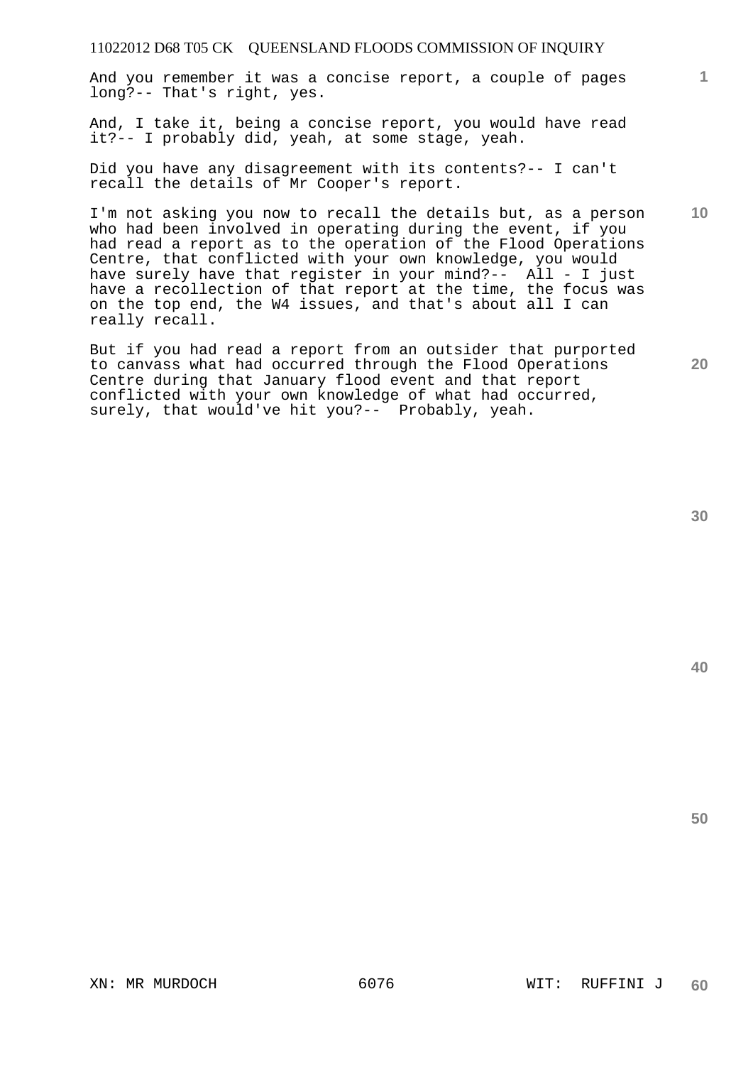And you remember it was a concise report, a couple of pages long?-- That's right, yes.

And, I take it, being a concise report, you would have read it?-- I probably did, yeah, at some stage, yeah.

Did you have any disagreement with its contents?-- I can't recall the details of Mr Cooper's report.

I'm not asking you now to recall the details but, as a person who had been involved in operating during the event, if you had read a report as to the operation of the Flood Operations Centre, that conflicted with your own knowledge, you would have surely have that register in your mind?-- All - I just have a recollection of that report at the time, the focus was on the top end, the W4 issues, and that's about all I can really recall.

But if you had read a report from an outsider that purported to canvass what had occurred through the Flood Operations Centre during that January flood event and that report conflicted with your own knowledge of what had occurred, surely, that would've hit you?-- Probably, yeah.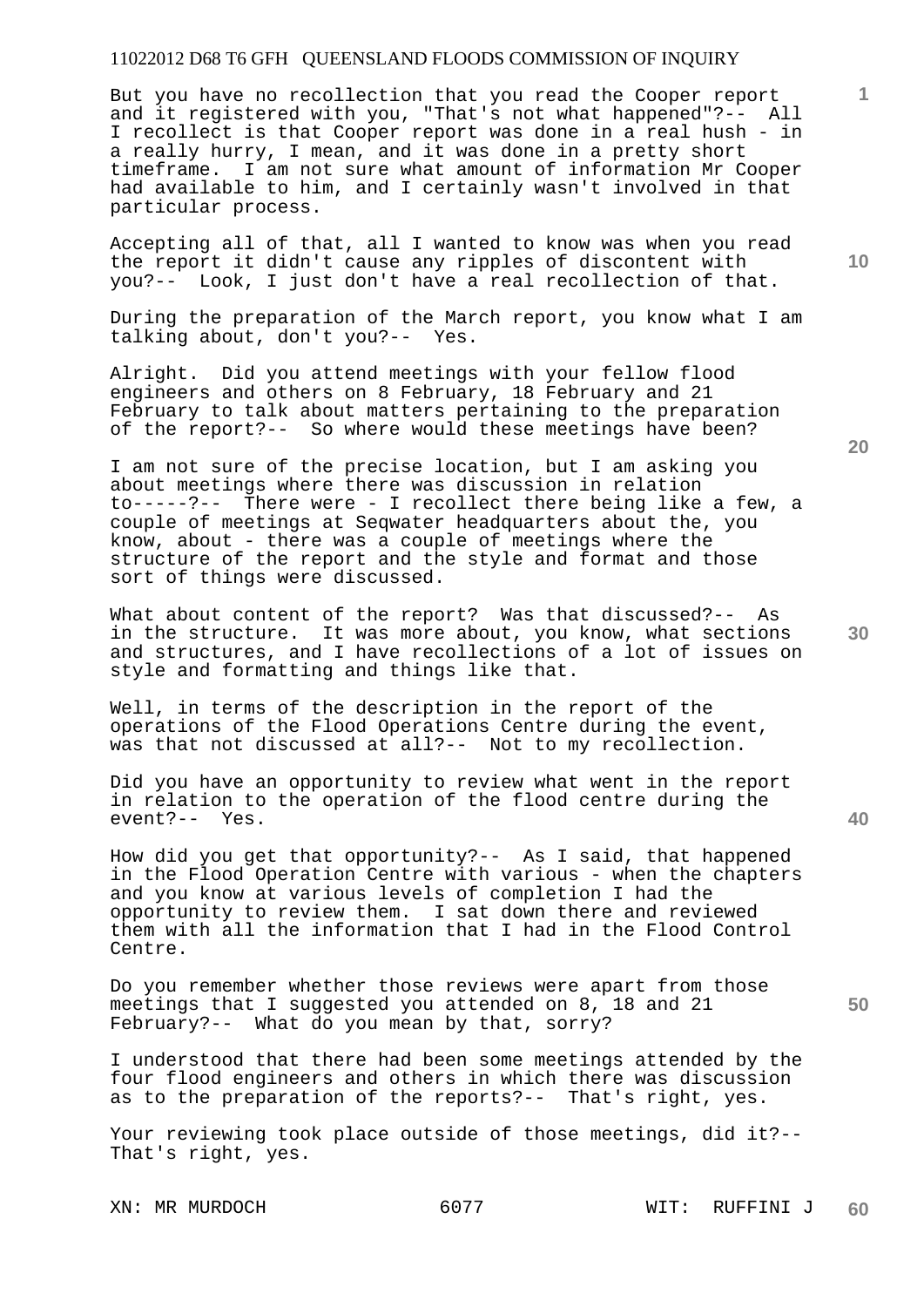But you have no recollection that you read the Cooper report and it registered with you, "That's not what happened"?-- All I recollect is that Cooper report was done in a real hush - in a really hurry, I mean, and it was done in a pretty short timeframe. I am not sure what amount of information Mr Cooper had available to him, and I certainly wasn't involved in that particular process.

Accepting all of that, all I wanted to know was when you read the report it didn't cause any ripples of discontent with you?-- Look, I just don't have a real recollection of that.

During the preparation of the March report, you know what I am talking about, don't you?-- Yes.

Alright. Did you attend meetings with your fellow flood engineers and others on 8 February, 18 February and 21 February to talk about matters pertaining to the preparation of the report?-- So where would these meetings have been?

I am not sure of the precise location, but I am asking you about meetings where there was discussion in relation to-----?-- There were - I recollect there being like a few, a couple of meetings at Seqwater headquarters about the, you know, about - there was a couple of meetings where the structure of the report and the style and format and those sort of things were discussed.

What about content of the report? Was that discussed?-- As in the structure. It was more about, you know, what sections and structures, and I have recollections of a lot of issues on style and formatting and things like that.

Well, in terms of the description in the report of the operations of the Flood Operations Centre during the event, was that not discussed at all?-- Not to my recollection.

Did you have an opportunity to review what went in the report in relation to the operation of the flood centre during the event?-- Yes.

How did you get that opportunity?-- As I said, that happened in the Flood Operation Centre with various - when the chapters and you know at various levels of completion I had the opportunity to review them. I sat down there and reviewed them with all the information that I had in the Flood Control Centre.

Do you remember whether those reviews were apart from those meetings that I suggested you attended on 8, 18 and 21 February?-- What do you mean by that, sorry?

I understood that there had been some meetings attended by the four flood engineers and others in which there was discussion as to the preparation of the reports?-- That's right, yes.

Your reviewing took place outside of those meetings, did it?-- That's right, yes.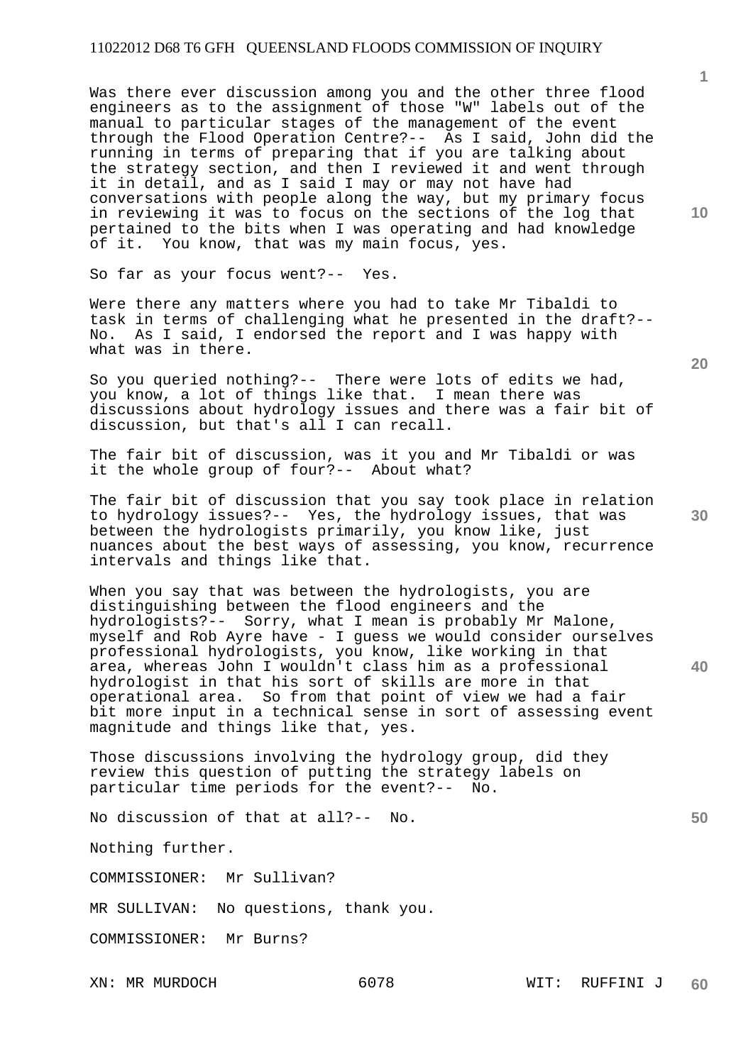Was there ever discussion among you and the other three flood engineers as to the assignment of those "W" labels out of the manual to particular stages of the management of the event through the Flood Operation Centre?-- As I said, John did the running in terms of preparing that if you are talking about the strategy section, and then I reviewed it and went through it in detail, and as I said I may or may not have had conversations with people along the way, but my primary focus in reviewing it was to focus on the sections of the log that pertained to the bits when I was operating and had knowledge of it. You know, that was my main focus, yes.

So far as your focus went?-- Yes.

Were there any matters where you had to take Mr Tibaldi to task in terms of challenging what he presented in the draft?-- No. As I said, I endorsed the report and I was happy with what was in there.

So you queried nothing?-- There were lots of edits we had, you know, a lot of things like that. I mean there was discussions about hydrology issues and there was a fair bit of discussion, but that's all I can recall.

The fair bit of discussion, was it you and Mr Tibaldi or was it the whole group of four?-- About what?

The fair bit of discussion that you say took place in relation to hydrology issues?-- Yes, the hydrology issues, that was between the hydrologists primarily, you know like, just nuances about the best ways of assessing, you know, recurrence intervals and things like that.

When you say that was between the hydrologists, you are distinguishing between the flood engineers and the hydrologists?-- Sorry, what I mean is probably Mr Malone, myself and Rob Ayre have - I guess we would consider ourselves professional hydrologists, you know, like working in that area, whereas John I wouldn't class him as a professional hydrologist in that his sort of skills are more in that operational area. So from that point of view we had a fair bit more input in a technical sense in sort of assessing event magnitude and things like that, yes.

Those discussions involving the hydrology group, did they review this question of putting the strategy labels on particular time periods for the event?-- No.

No discussion of that at all?-- No.

Nothing further.

COMMISSIONER: Mr Sullivan?

MR SULLIVAN: No questions, thank you.

COMMISSIONER: Mr Burns?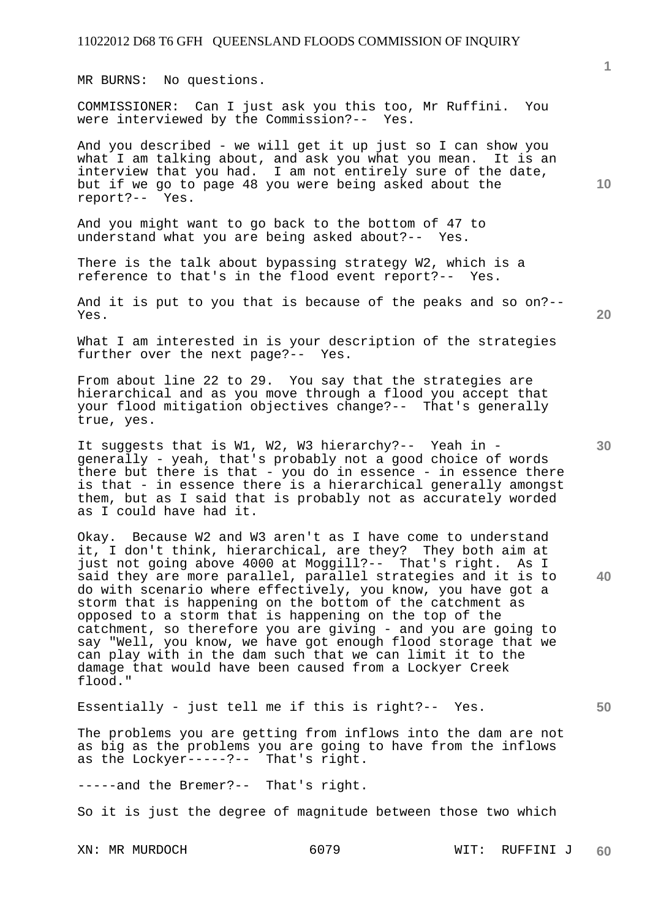MR BURNS: No questions.

COMMISSIONER: Can I just ask you this too, Mr Ruffini. You were interviewed by the Commission?-- Yes.

And you described - we will get it up just so I can show you what I am talking about, and ask you what you mean. It is an interview that you had. I am not entirely sure of the date, but if we go to page 48 you were being asked about the report?-- Yes.

And you might want to go back to the bottom of 47 to understand what you are being asked about?-- Yes.

There is the talk about bypassing strategy W2, which is a reference to that's in the flood event report?-- Yes.

And it is put to you that is because of the peaks and so on?-- Yes.

What I am interested in is your description of the strategies further over the next page?-- Yes.

From about line 22 to 29. You say that the strategies are hierarchical and as you move through a flood you accept that your flood mitigation objectives change?-- That's generally true, yes.

It suggests that is W1, W2, W3 hierarchy?-- Yeah in - generally - yeah, that's probably not a good choice of words there but there is that - you do in essence - in essence there is that - in essence there is a hierarchical generally amongst them, but as I said that is probably not as accurately worded as I could have had it.

Okay. Because W2 and W3 aren't as I have come to understand it, I don't think, hierarchical, are they? They both aim at just not going above 4000 at Moggill?-- That's right. As I said they are more parallel, parallel strategies and it is to do with scenario where effectively, you know, you have got a storm that is happening on the bottom of the catchment as opposed to a storm that is happening on the top of the catchment, so therefore you are giving - and you are going to say "Well, you know, we have got enough flood storage that we can play with in the dam such that we can limit it to the damage that would have been caused from a Lockyer Creek flood."

Essentially - just tell me if this is right?-- Yes.

The problems you are getting from inflows into the dam are not as big as the problems you are going to have from the inflows as the Lockyer-----?-- That's right.

-----and the Bremer?-- That's right.

So it is just the degree of magnitude between those two which

XN: MR MURDOCH WIT: RUFFINI J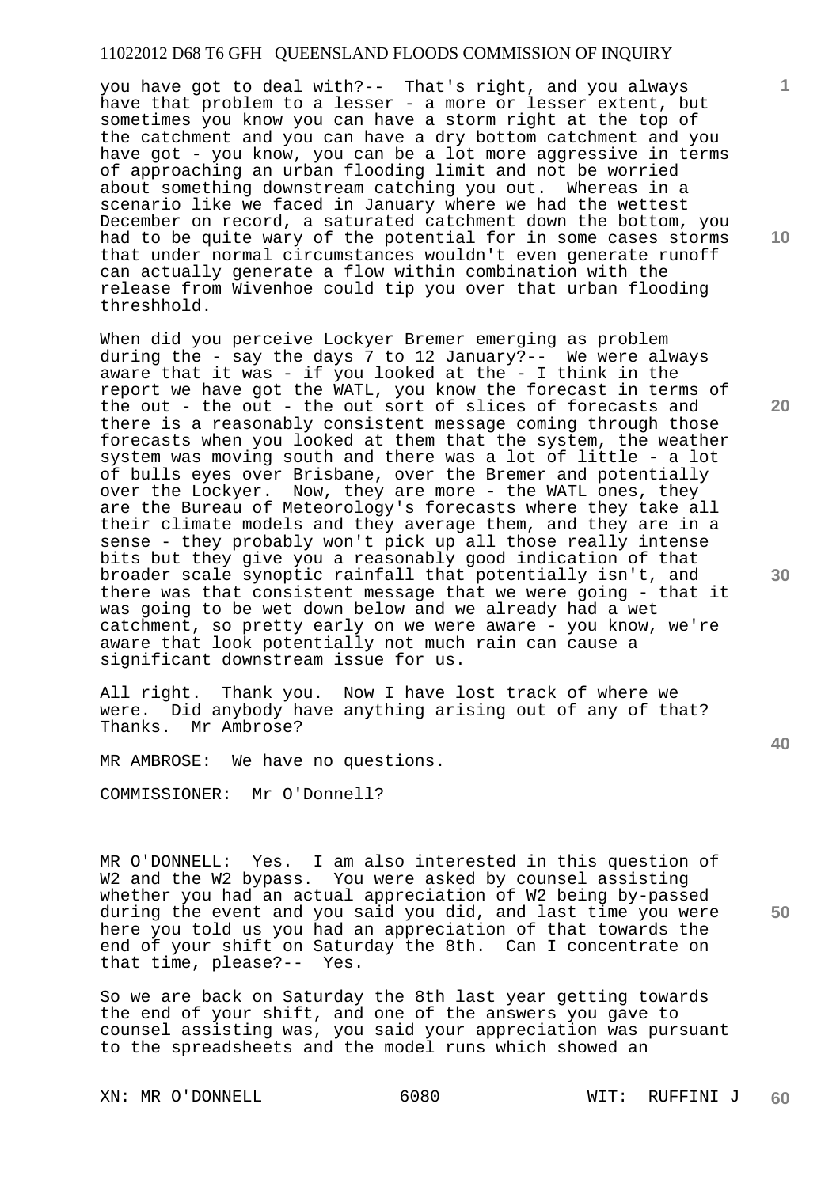you have got to deal with?-- That's right, and you always have that problem to a lesser - a more or lesser extent, but sometimes you know you can have a storm right at the top of the catchment and you can have a dry bottom catchment and you have got - you know, you can be a lot more aggressive in terms of approaching an urban flooding limit and not be worried about something downstream catching you out. Whereas in a scenario like we faced in January where we had the wettest December on record, a saturated catchment down the bottom, you had to be quite wary of the potential for in some cases storms that under normal circumstances wouldn't even generate runoff can actually generate a flow within combination with the release from Wivenhoe could tip you over that urban flooding threshhold.

When did you perceive Lockyer Bremer emerging as problem during the - say the days 7 to 12 January?-- We were always aware that it was - if you looked at the - I think in the report we have got the WATL, you know the forecast in terms of the out - the out - the out sort of slices of forecasts and there is a reasonably consistent message coming through those forecasts when you looked at them that the system, the weather system was moving south and there was a lot of little - a lot of bulls eyes over Brisbane, over the Bremer and potentially over the Lockyer. Now, they are more - the WATL ones, they are the Bureau of Meteorology's forecasts where they take all their climate models and they average them, and they are in a sense - they probably won't pick up all those really intense bits but they give you a reasonably good indication of that broader scale synoptic rainfall that potentially isn't, and there was that consistent message that we were going - that it was going to be wet down below and we already had a wet catchment, so pretty early on we were aware - you know, we're aware that look potentially not much rain can cause a significant downstream issue for us.

All right. Thank you. Now I have lost track of where we were. Did anybody have anything arising out of any of that? Thanks. Mr Ambrose?

MR AMBROSE: We have no questions.

COMMISSIONER: Mr O'Donnell?

MR O'DONNELL: Yes. I am also interested in this question of W2 and the W2 bypass. You were asked by counsel assisting whether you had an actual appreciation of W2 being by-passed during the event and you said you did, and last time you were here you told us you had an appreciation of that towards the end of your shift on Saturday the 8th. Can I concentrate on that time, please?-- Yes.

So we are back on Saturday the 8th last year getting towards the end of your shift, and one of the answers you gave to counsel assisting was, you said your appreciation was pursuant to the spreadsheets and the model runs which showed an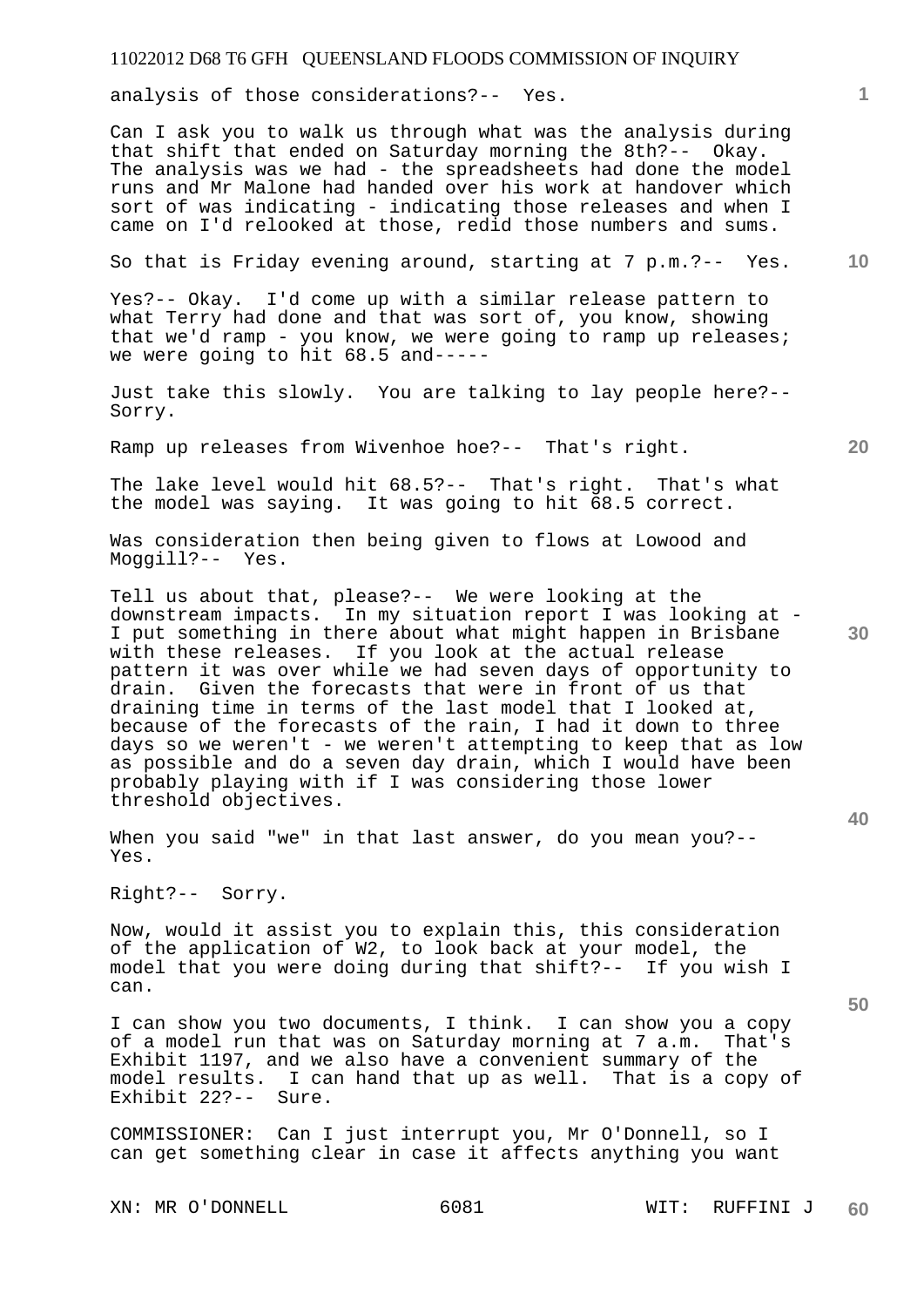analysis of those considerations?-- Yes.

Can I ask you to walk us through what was the analysis during that shift that ended on Saturday morning the 8th?-- Okay. The analysis was we had - the spreadsheets had done the model runs and Mr Malone had handed over his work at handover which sort of was indicating - indicating those releases and when I came on I'd relooked at those, redid those numbers and sums.

So that is Friday evening around, starting at 7 p.m.?-- Yes.

Yes?-- Okay. I'd come up with a similar release pattern to what Terry had done and that was sort of, you know, showing that we'd ramp - you know, we were going to ramp up releases; we were going to hit 68.5 and-----

Just take this slowly. You are talking to lay people here?-- Sorry.

Ramp up releases from Wivenhoe hoe?-- That's right.

The lake level would hit 68.5?-- That's right. That's what the model was saying. It was going to hit 68.5 correct.

Was consideration then being given to flows at Lowood and Moggill?-- Yes.

Tell us about that, please?-- We were looking at the downstream impacts. In my situation report I was looking at - I put something in there about what might happen in Brisbane with these releases. If you look at the actual release pattern it was over while we had seven days of opportunity to drain. Given the forecasts that were in front of us that draining time in terms of the last model that I looked at, because of the forecasts of the rain, I had it down to three days so we weren't - we weren't attempting to keep that as low as possible and do a seven day drain, which I would have been probably playing with if I was considering those lower threshold objectives.

When you said "we" in that last answer, do you mean you?-- Yes.

Right?-- Sorry.

Now, would it assist you to explain this, this consideration of the application of W2, to look back at your model, the model that you were doing during that shift?-- If you wish I can.

I can show you two documents, I think. I can show you a copy of a model run that was on Saturday morning at 7 a.m. That's Exhibit 1197, and we also have a convenient summary of the model results. I can hand that up as well. That is a copy of Exhibit 22?-- Sure.

COMMISSIONER: Can I just interrupt you, Mr O'Donnell, so I can get something clear in case it affects anything you want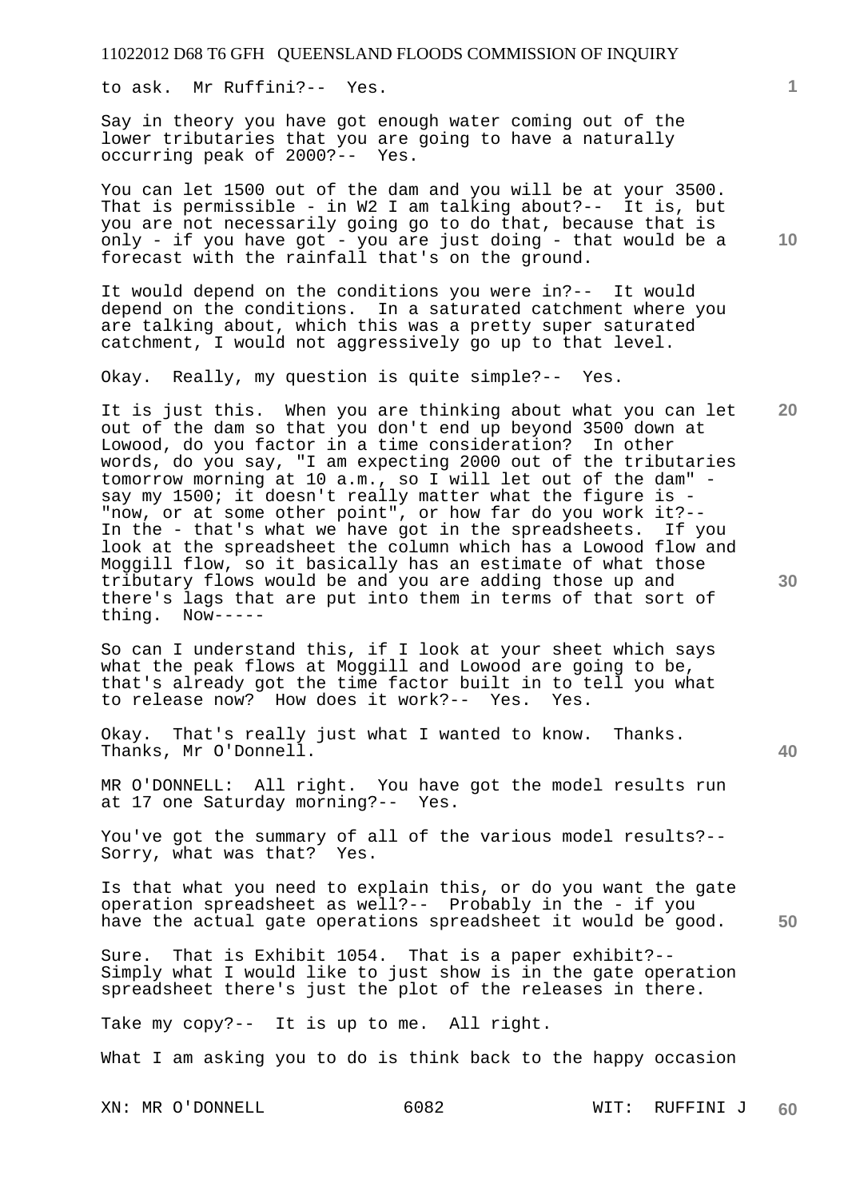to ask. Mr Ruffini?-- Yes.

Say in theory you have got enough water coming out of the lower tributaries that you are going to have a naturally occurring peak of 2000?-- Yes.

You can let 1500 out of the dam and you will be at your 3500. That is permissible - in W2 I am talking about?-- It is, but you are not necessarily going go to do that, because that is only - if you have got - you are just doing - that would be a forecast with the rainfall that's on the ground.

It would depend on the conditions you were in?-- It would depend on the conditions. In a saturated catchment where you are talking about, which this was a pretty super saturated catchment, I would not aggressively go up to that level.

Okay. Really, my question is quite simple?-- Yes.

It is just this. When you are thinking about what you can let out of the dam so that you don't end up beyond 3500 down at Lowood, do you factor in a time consideration? In other words, do you say, "I am expecting 2000 out of the tributaries tomorrow morning at 10 a.m., so I will let out of the dam" - say my 1500; it doesn't really matter what the figure is - "now, or at some other point", or how far do you work it?-- In the - that's what we have got in the spreadsheets. If you look at the spreadsheet the column which has a Lowood flow and Moggill flow, so it basically has an estimate of what those tributary flows would be and you are adding those up and there's lags that are put into them in terms of that sort of thing. Now-----

So can I understand this, if I look at your sheet which says what the peak flows at Moggill and Lowood are going to be, that's already got the time factor built in to tell you what to release now? How does it work?-- Yes. Yes.

Okay. That's really just what I wanted to know. Thanks. Thanks, Mr O'Donnell.

MR O'DONNELL: All right. You have got the model results run at 17 one Saturday morning?-- Yes.

You've got the summary of all of the various model results?-- Sorry, what was that? Yes.

Is that what you need to explain this, or do you want the gate operation spreadsheet as well?-- Probably in the - if you have the actual gate operations spreadsheet it would be good.

Sure. That is Exhibit 1054. That is a paper exhibit?-- Simply what I would like to just show is in the gate operation spreadsheet there's just the plot of the releases in there.

Take my copy?-- It is up to me. All right.

What I am asking you to do is think back to the happy occasion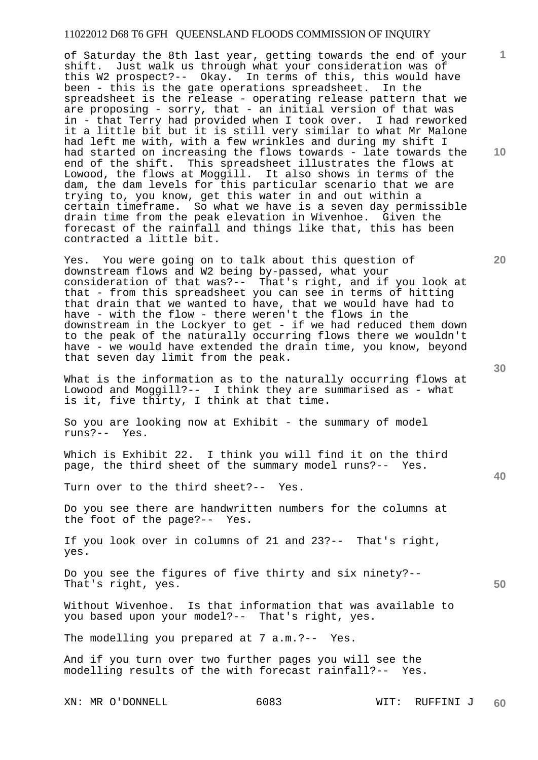of Saturday the 8th last year, getting towards the end of your shift. Just walk us through what your consideration was of this W2 prospect?-- Okay. In terms of this, this would have been - this is the gate operations spreadsheet. In the spreadsheet is the release - operating release pattern that we are proposing - sorry, that - an initial version of that was in - that Terry had provided when I took over. I had reworked it a little bit but it is still very similar to what Mr Malone had left me with, with a few wrinkles and during my shift I had started on increasing the flows towards - late towards the end of the shift. This spreadsheet illustrates the flows at Lowood, the flows at Moggill. It also shows in terms of the dam, the dam levels for this particular scenario that we are trying to, you know, get this water in and out within a certain timeframe. So what we have is a seven day permissible drain time from the peak elevation in Wivenhoe. Given the forecast of the rainfall and things like that, this has been contracted a little bit.

Yes. You were going on to talk about this question of downstream flows and W2 being by-passed, what your consideration of that was?-- That's right, and if you look at that - from this spreadsheet you can see in terms of hitting that drain that we wanted to have, that we would have had to have - with the flow - there weren't the flows in the downstream in the Lockyer to get - if we had reduced them down to the peak of the naturally occurring flows there we wouldn't have - we would have extended the drain time, you know, beyond that seven day limit from the peak.

What is the information as to the naturally occurring flows at Lowood and Moggill?-- I think they are summarised as - what is it, five thirty, I think at that time.

So you are looking now at Exhibit - the summary of model runs?-- Yes.

Which is Exhibit 22. I think you will find it on the third page, the third sheet of the summary model runs?-- Yes.

Turn over to the third sheet?-- Yes.

Do you see there are handwritten numbers for the columns at the foot of the page?-- Yes.

If you look over in columns of 21 and 23?-- That's right, yes.

Do you see the figures of five thirty and six ninety?-- That's right, yes.

Without Wivenhoe. Is that information that was available to you based upon your model?-- That's right, yes.

The modelling you prepared at 7 a.m.?-- Yes.

And if you turn over two further pages you will see the modelling results of the with forecast rainfall?-- Yes.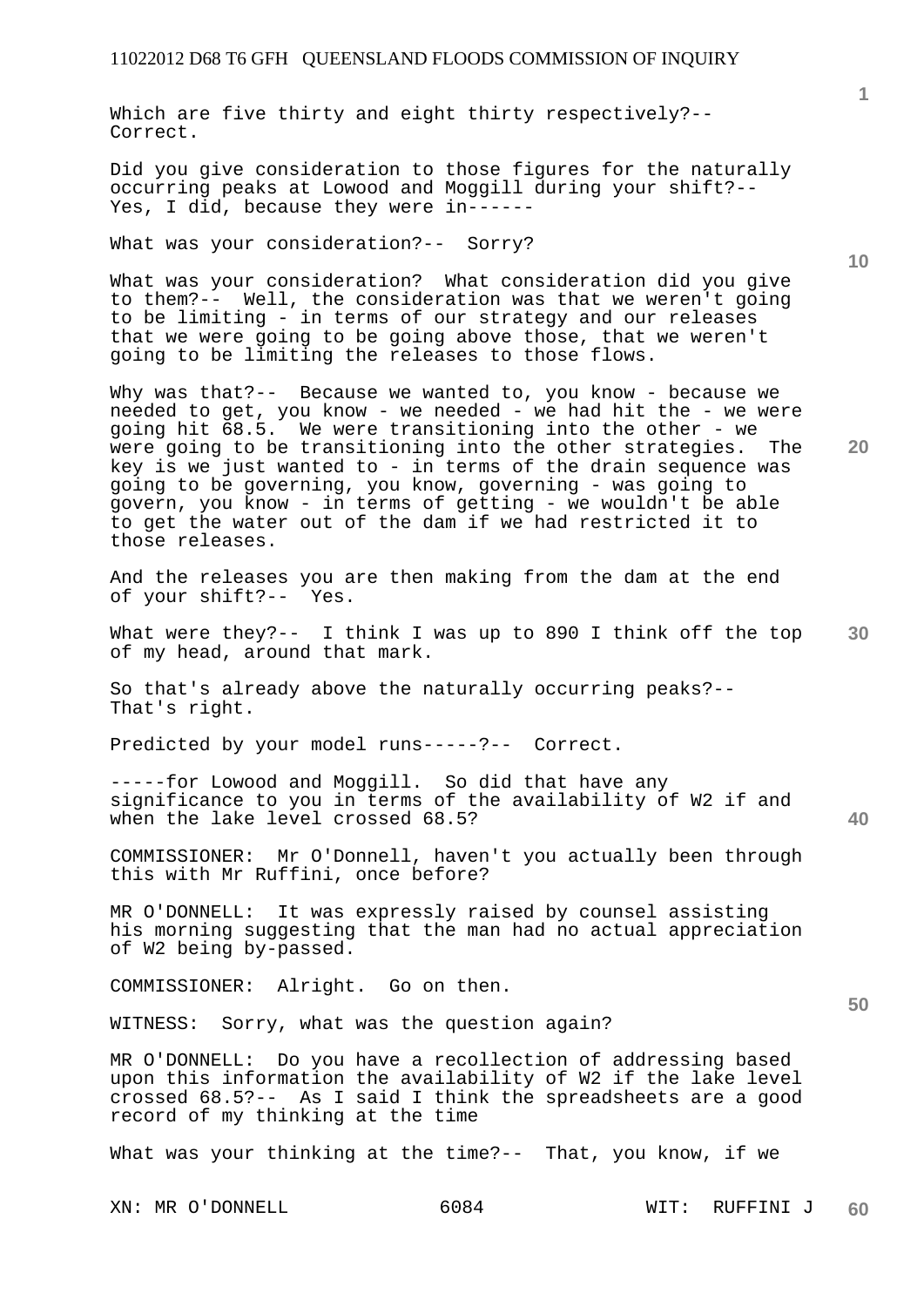Which are five thirty and eight thirty respectively?-- Correct.

Did you give consideration to those figures for the naturally occurring peaks at Lowood and Moggill during your shift?-- Yes, I did, because they were in------

What was your consideration?-- Sorry?

What was your consideration? What consideration did you give to them?-- Well, the consideration was that we weren't going to be limiting - in terms of our strategy and our releases that we were going to be going above those, that we weren't going to be limiting the releases to those flows.

Why was that?-- Because we wanted to, you know - because we needed to get, you know - we needed - we had hit the - we were going hit 68.5. We were transitioning into the other - we were going to be transitioning into the other strategies. The key is we just wanted to - in terms of the drain sequence was going to be governing, you know, governing - was going to govern, you know - in terms of getting - we wouldn't be able to get the water out of the dam if we had restricted it to those releases.

And the releases you are then making from the dam at the end of your shift?-- Yes.

What were they?-- I think I was up to 890 I think off the top of my head, around that mark.

So that's already above the naturally occurring peaks?-- That's right.

Predicted by your model runs-----?-- Correct.

-----for Lowood and Moggill. So did that have any significance to you in terms of the availability of W2 if and when the lake level crossed 68.5?

COMMISSIONER: Mr O'Donnell, haven't you actually been through this with Mr Ruffini, once before?

MR O'DONNELL: It was expressly raised by counsel assisting his morning suggesting that the man had no actual appreciation of W2 being by-passed.

COMMISSIONER: Alright. Go on then.

WITNESS: Sorry, what was the question again?

MR O'DONNELL: Do you have a recollection of addressing based upon this information the availability of W2 if the lake level crossed 68.5?-- As I said I think the spreadsheets are a good record of my thinking at the time

What was your thinking at the time?-- That, you know, if we

XN: MR O'DONNELL 6084 WIT: RUFFINI J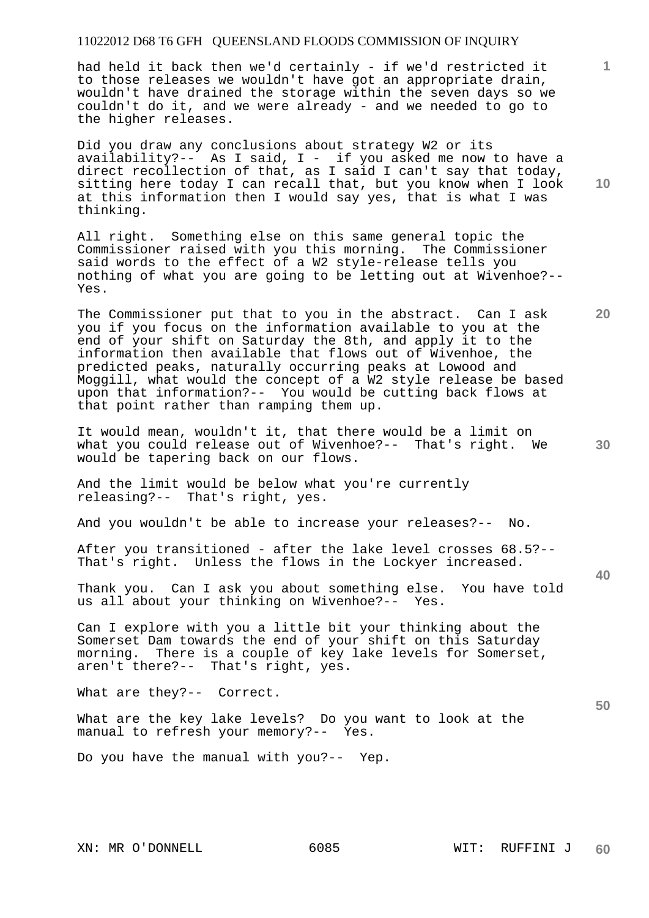had held it back then we'd certainly - if we'd restricted it to those releases we wouldn't have got an appropriate drain, wouldn't have drained the storage within the seven days so we couldn't do it, and we were already - and we needed to go to the higher releases.

Did you draw any conclusions about strategy W2 or its availability?-- As I said, I - if you asked me now to have a direct recollection of that, as I said I can't say that today, sitting here today I can recall that, but you know when I look at this information then I would say yes, that is what I was thinking.

All right. Something else on this same general topic the Commissioner raised with you this morning. The Commissioner said words to the effect of a W2 style-release tells you nothing of what you are going to be letting out at Wivenhoe?-- Yes.

The Commissioner put that to you in the abstract. Can I ask you if you focus on the information available to you at the end of your shift on Saturday the 8th, and apply it to the information then available that flows out of Wivenhoe, the predicted peaks, naturally occurring peaks at Lowood and Moggill, what would the concept of a W2 style release be based upon that information?-- You would be cutting back flows at that point rather than ramping them up.

It would mean, wouldn't it, that there would be a limit on what you could release out of Wivenhoe?-- That's right. We would be tapering back on our flows.

And the limit would be below what you're currently releasing?-- That's right, yes.

And you wouldn't be able to increase your releases?-- No.

After you transitioned - after the lake level crosses 68.5?-- That's right. Unless the flows in the Lockyer increased.

Thank you. Can I ask you about something else. You have told us all about your thinking on Wivenhoe?-- Yes.

Can I explore with you a little bit your thinking about the Somerset Dam towards the end of your shift on this Saturday morning. There is a couple of key lake levels for Somerset, aren't there?-- That's right, yes.

What are they?-- Correct.

What are the key lake levels? Do you want to look at the manual to refresh your memory?-- Yes.

Do you have the manual with you?-- Yep.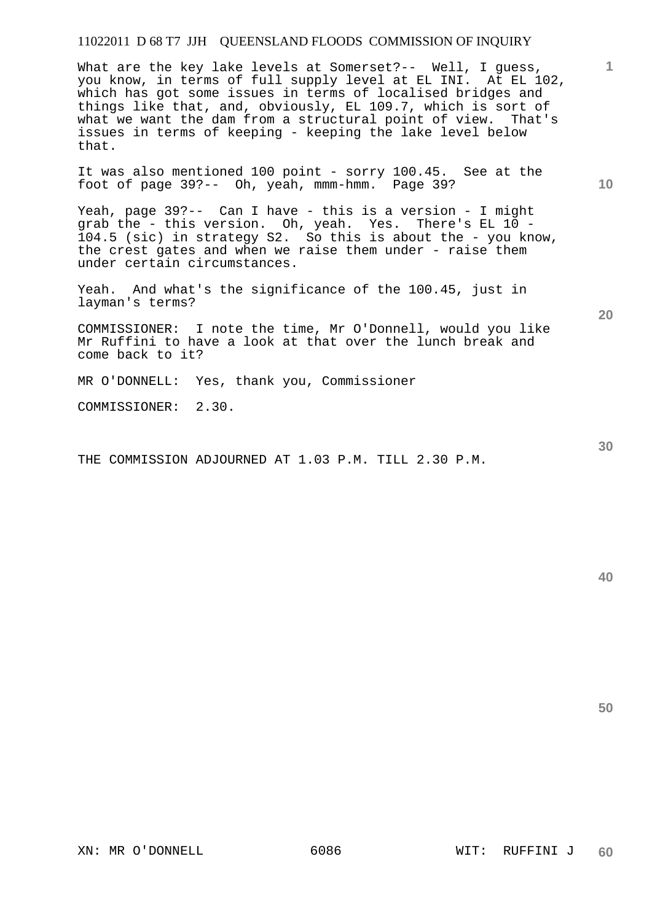What are the key lake levels at Somerset?-- Well, I guess, you know, in terms of full supply level at EL INI. At EL 102, which has got some issues in terms of localised bridges and things like that, and, obviously, EL 109.7, which is sort of what we want the dam from a structural point of view. That's issues in terms of keeping - keeping the lake level below that.

It was also mentioned 100 point - sorry 100.45. See at the foot of page 39?-- Oh, yeah, mmm-hmm. Page 39?

Yeah, page 39?-- Can I have - this is a version - I might grab the - this version. Oh, yeah. Yes. There's EL 10 - 104.5 (sic) in strategy S2. So this is about the - you know, the crest gates and when we raise them under - raise them under certain circumstances.

Yeah. And what's the significance of the 100.45, just in layman's terms?

COMMISSIONER: I note the time, Mr O'Donnell, would you like Mr Ruffini to have a look at that over the lunch break and come back to it?

MR O'DONNELL: Yes, thank you, Commissioner

COMMISSIONER: 2.30.

THE COMMISSION ADJOURNED AT 1.03 P.M. TILL 2.30 P.M.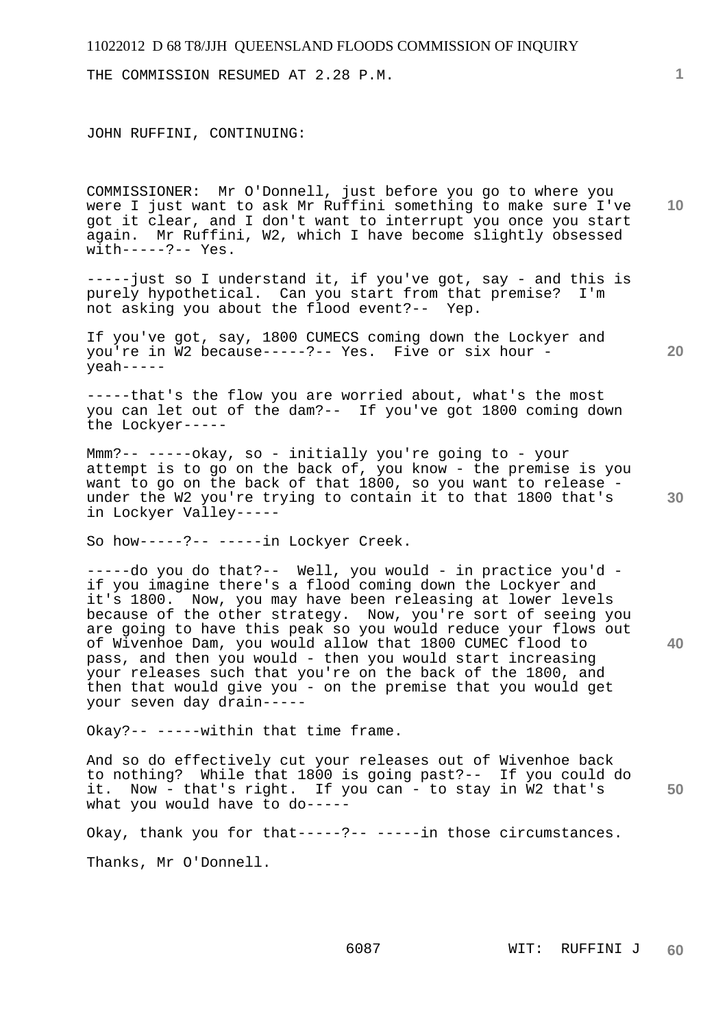THE COMMISSION RESUMED AT 2.28 P.M.

JOHN RUFFINI, CONTINUING:

COMMISSIONER: Mr O'Donnell, just before you go to where you were I just want to ask Mr Ruffini something to make sure I've got it clear, and I don't want to interrupt you once you start again. Mr Ruffini, W2, which I have become slightly obsessed with-----?-- Yes.

-----just so I understand it, if you've got, say - and this is purely hypothetical. Can you start from that premise? I'm not asking you about the flood event?-- Yep.

If you've got, say, 1800 CUMECS coming down the Lockyer and you're in W2 because-----?-- Yes. Five or six hour - yeah-----

-----that's the flow you are worried about, what's the most you can let out of the dam?-- If you've got 1800 coming down the Lockyer-----

Mmm?-- -----okay, so - initially you're going to - your attempt is to go on the back of, you know - the premise is you want to go on the back of that 1800, so you want to release - under the W2 you're trying to contain it to that 1800 that's in Lockyer Valley-----

So how-----?-- -----in Lockyer Creek.

-----do you do that?-- Well, you would - in practice you'd - if you imagine there's a flood coming down the Lockyer and it's 1800. Now, you may have been releasing at lower levels because of the other strategy. Now, you're sort of seeing you are going to have this peak so you would reduce your flows out of Wivenhoe Dam, you would allow that 1800 CUMEC flood to pass, and then you would - then you would start increasing your releases such that you're on the back of the 1800, and then that would give you - on the premise that you would get your seven day drain-----

Okay?-- -----within that time frame.

And so do effectively cut your releases out of Wivenhoe back to nothing? While that 1800 is going past?-- If you could do it. Now - that's right. If you can - to stay in W2 that's what you would have to do-----

Okay, thank you for that-----?-- -----in those circumstances.

Thanks, Mr O'Donnell.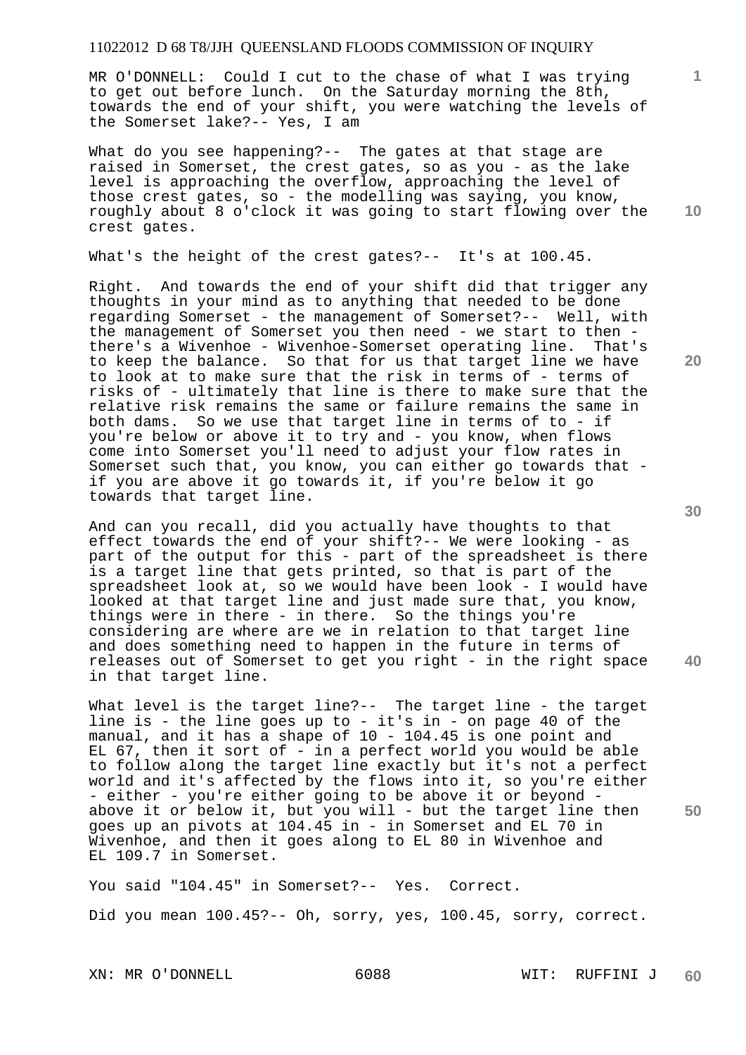MR O'DONNELL: Could I cut to the chase of what I was trying to get out before lunch. On the Saturday morning the 8th, towards the end of your shift, you were watching the levels of the Somerset lake?-- Yes, I am

What do you see happening?-- The gates at that stage are raised in Somerset, the crest gates, so as you - as the lake level is approaching the overflow, approaching the level of those crest gates, so - the modelling was saying, you know, roughly about 8 o'clock it was going to start flowing over the crest gates.

What's the height of the crest gates?-- It's at 100.45.

Right. And towards the end of your shift did that trigger any thoughts in your mind as to anything that needed to be done regarding Somerset - the management of Somerset?-- Well, with the management of Somerset you then need - we start to then - there's a Wivenhoe - Wivenhoe-Somerset operating line. That's to keep the balance. So that for us that target line we have to look at to make sure that the risk in terms of - terms of risks of - ultimately that line is there to make sure that the relative risk remains the same or failure remains the same in both dams. So we use that target line in terms of to - if you're below or above it to try and - you know, when flows come into Somerset you'll need to adjust your flow rates in Somerset such that, you know, you can either go towards that - if you are above it go towards it, if you're below it go towards that target line.

And can you recall, did you actually have thoughts to that effect towards the end of your shift?-- We were looking - as part of the output for this - part of the spreadsheet is there is a target line that gets printed, so that is part of the spreadsheet look at, so we would have been look - I would have looked at that target line and just made sure that, you know, things were in there - in there. So the things you're considering are where are we in relation to that target line and does something need to happen in the future in terms of releases out of Somerset to get you right - in the right space in that target line.

What level is the target line?-- The target line - the target line is - the line goes up to - it's in - on page 40 of the manual, and it has a shape of 10 - 104.45 is one point and EL 67, then it sort of - in a perfect world you would be able to follow along the target line exactly but it's not a perfect world and it's affected by the flows into it, so you're either - either - you're either going to be above it or beyond - above it or below it, but you will - but the target line then goes up an pivots at 104.45 in - in Somerset and EL 70 in Wivenhoe, and then it goes along to EL 80 in Wivenhoe and EL 109.7 in Somerset.

You said "104.45" in Somerset?-- Yes. Correct.

Did you mean 100.45?-- Oh, sorry, yes, 100.45, sorry, correct.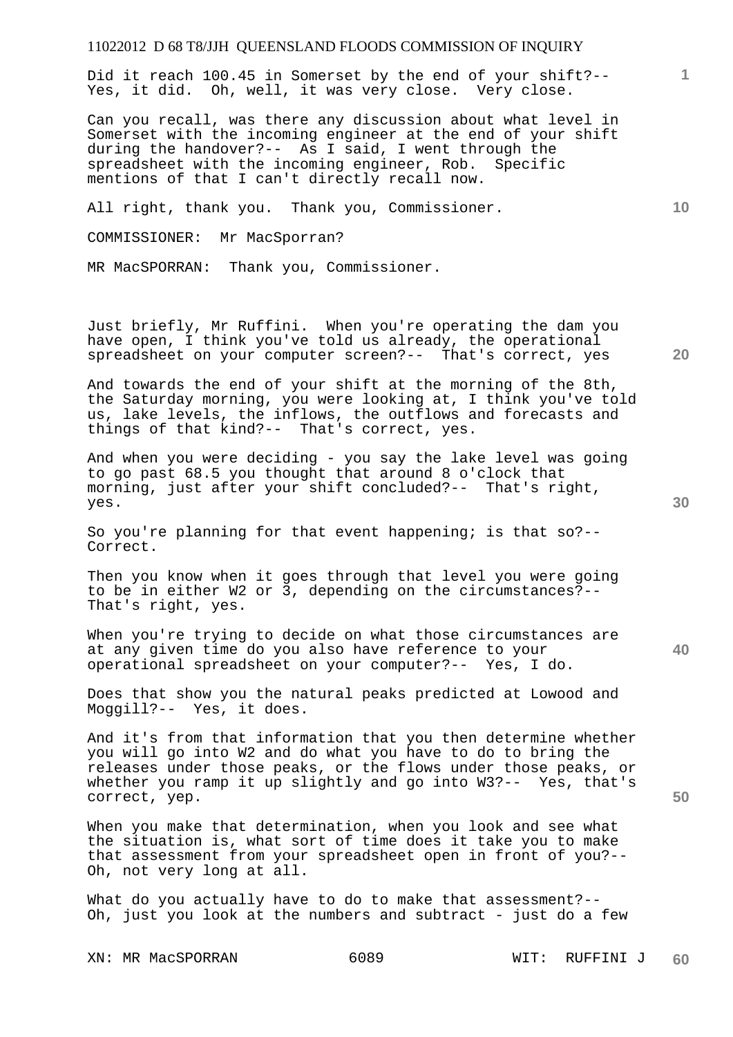Did it reach 100.45 in Somerset by the end of your shift?-- Yes, it did. Oh, well, it was very close. Very close.

Can you recall, was there any discussion about what level in Somerset with the incoming engineer at the end of your shift during the handover?-- As I said, I went through the spreadsheet with the incoming engineer, Rob. Specific mentions of that I can't directly recall now.

All right, thank you. Thank you, Commissioner.

COMMISSIONER: Mr MacSporran?

MR MacSPORRAN: Thank you, Commissioner.

Just briefly, Mr Ruffini. When you're operating the dam you have open, I think you've told us already, the operational spreadsheet on your computer screen?-- That's correct, yes

And towards the end of your shift at the morning of the 8th, the Saturday morning, you were looking at, I think you've told us, lake levels, the inflows, the outflows and forecasts and things of that kind?-- That's correct, yes.

And when you were deciding - you say the lake level was going to go past 68.5 you thought that around 8 o'clock that morning, just after your shift concluded?-- That's right, yes.

So you're planning for that event happening; is that so?-- Correct.

Then you know when it goes through that level you were going to be in either W2 or 3, depending on the circumstances?-- That's right, yes.

When you're trying to decide on what those circumstances are at any given time do you also have reference to your operational spreadsheet on your computer?-- Yes, I do.

Does that show you the natural peaks predicted at Lowood and Moggill?-- Yes, it does.

And it's from that information that you then determine whether you will go into W2 and do what you have to do to bring the releases under those peaks, or the flows under those peaks, or whether you ramp it up slightly and go into W3?-- Yes, that's correct, yep.

When you make that determination, when you look and see what the situation is, what sort of time does it take you to make that assessment from your spreadsheet open in front of you?-- Oh, not very long at all.

What do you actually have to do to make that assessment?-- Oh, just you look at the numbers and subtract - just do a few

XN: MR MacSPORRAN    WIT: RUFFINI J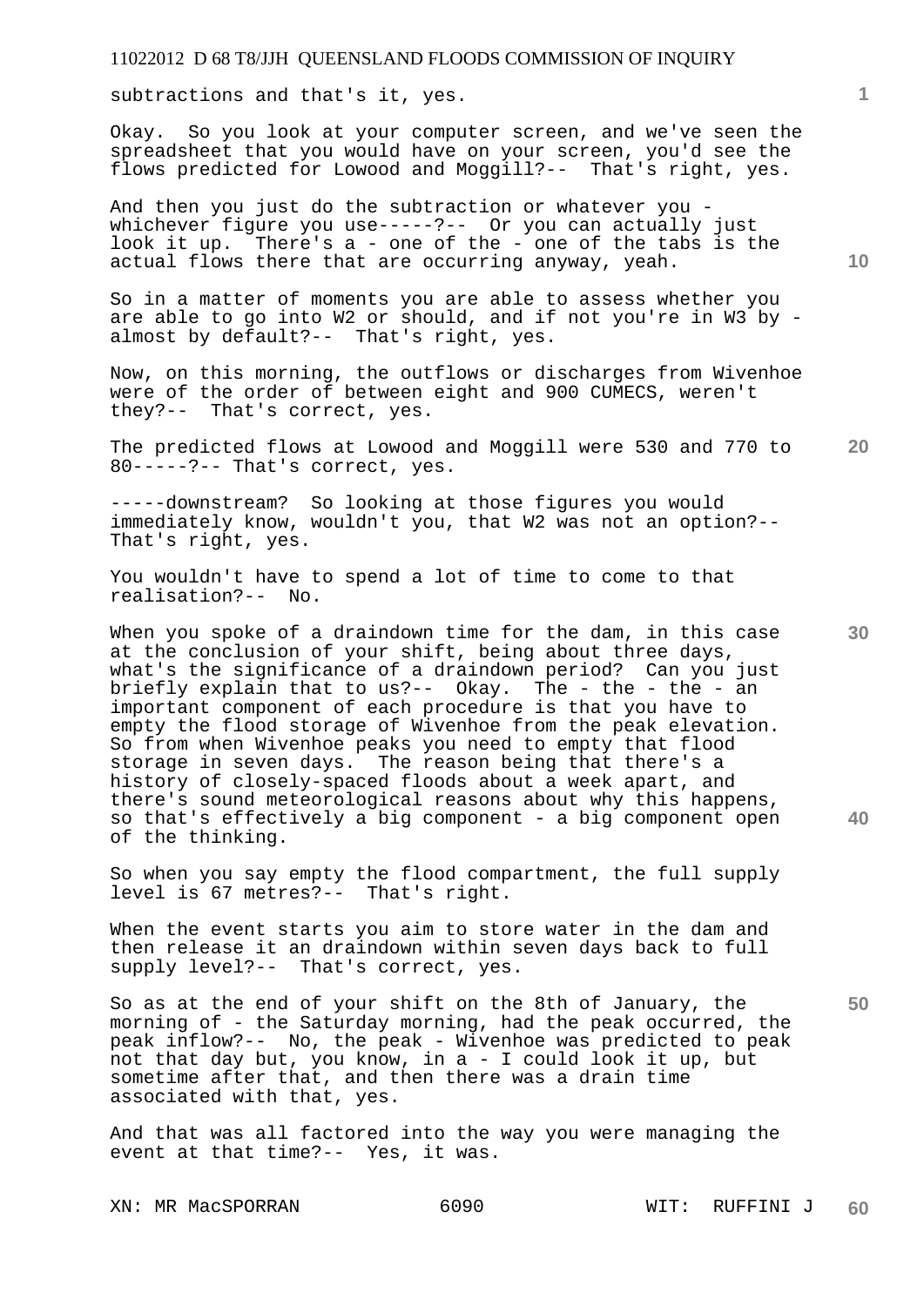subtractions and that's it, yes.

Okay. So you look at your computer screen, and we've seen the spreadsheet that you would have on your screen, you'd see the flows predicted for Lowood and Moggill?-- That's right, yes.

And then you just do the subtraction or whatever you - whichever figure you use-----?-- Or you can actually just look it up. There's a - one of the - one of the tabs is the actual flows there that are occurring anyway, yeah.

So in a matter of moments you are able to assess whether you are able to go into W2 or should, and if not you're in W3 by - almost by default?-- That's right, yes.

Now, on this morning, the outflows or discharges from Wivenhoe were of the order of between eight and 900 CUMECS, weren't they?-- That's correct, yes.

The predicted flows at Lowood and Moggill were 530 and 770 to 80-----?-- That's correct, yes.

-----downstream? So looking at those figures you would immediately know, wouldn't you, that W2 was not an option?-- That's right, yes.

You wouldn't have to spend a lot of time to come to that realisation?-- No.

When you spoke of a draindown time for the dam, in this case at the conclusion of your shift, being about three days, what's the significance of a draindown period? Can you just briefly explain that to us?-- Okay. The - the - the - an important component of each procedure is that you have to empty the flood storage of Wivenhoe from the peak elevation. So from when Wivenhoe peaks you need to empty that flood storage in seven days. The reason being that there's a history of closely-spaced floods about a week apart, and there's sound meteorological reasons about why this happens, so that's effectively a big component - a big component open of the thinking.

So when you say empty the flood compartment, the full supply level is 67 metres?-- That's right.

When the event starts you aim to store water in the dam and then release it an draindown within seven days back to full supply level?-- That's correct, yes.

So as at the end of your shift on the 8th of January, the morning of - the Saturday morning, had the peak occurred, the peak inflow?-- No, the peak - Wivenhoe was predicted to peak not that day but, you know, in a - I could look it up, but sometime after that, and then there was a drain time associated with that, yes.

And that was all factored into the way you were managing the event at that time?-- Yes, it was.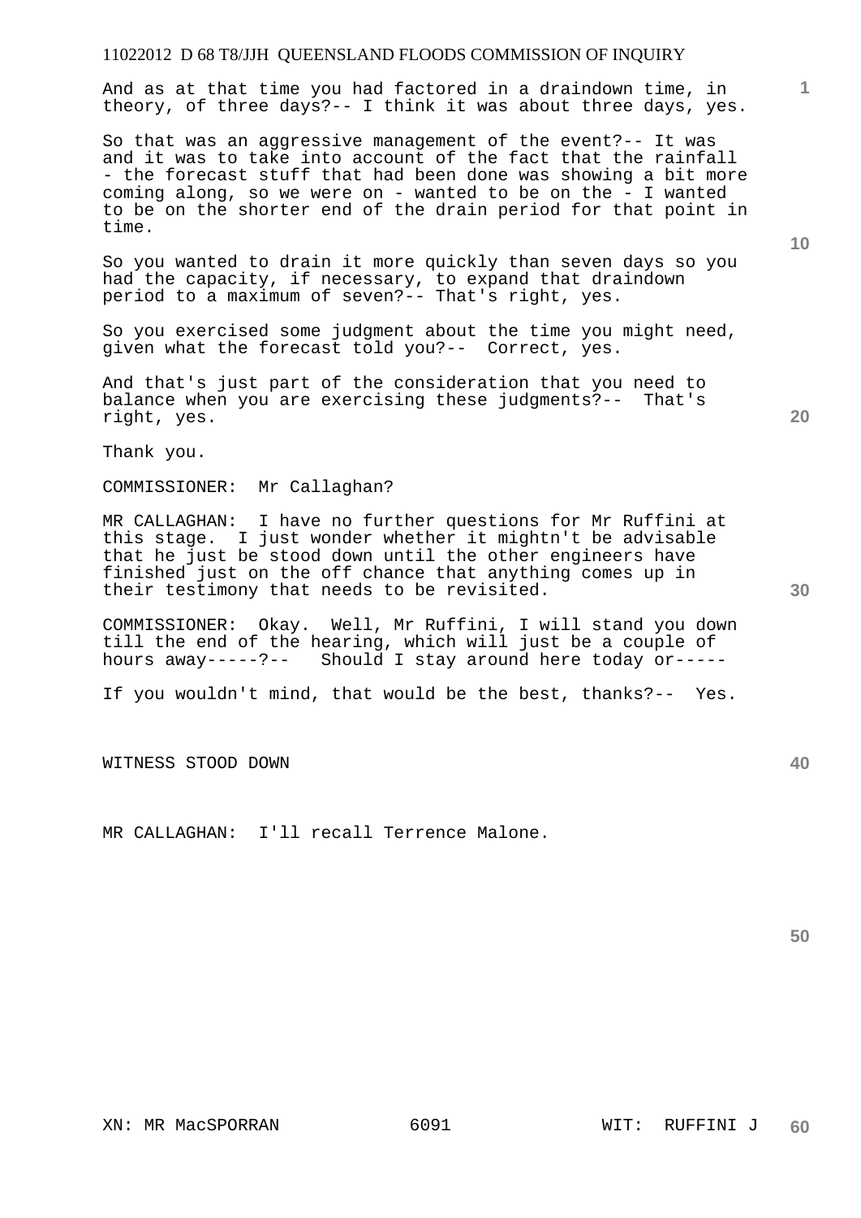And as at that time you had factored in a draindown time, in theory, of three days?-- I think it was about three days, yes.

So that was an aggressive management of the event?-- It was and it was to take into account of the fact that the rainfall - the forecast stuff that had been done was showing a bit more coming along, so we were on - wanted to be on the - I wanted to be on the shorter end of the drain period for that point in time.

So you wanted to drain it more quickly than seven days so you had the capacity, if necessary, to expand that draindown period to a maximum of seven?-- That's right, yes.

So you exercised some judgment about the time you might need, given what the forecast told you?-- Correct, yes.

And that's just part of the consideration that you need to balance when you are exercising these judgments?-- That's right, yes.

Thank you.

COMMISSIONER: Mr Callaghan?

MR CALLAGHAN: I have no further questions for Mr Ruffini at this stage. I just wonder whether it mightn't be advisable that he just be stood down until the other engineers have finished just on the off chance that anything comes up in their testimony that needs to be revisited.

COMMISSIONER: Okay. Well, Mr Ruffini, I will stand you down till the end of the hearing, which will just be a couple of hours away-----?-- Should I stay around here today or-----

If you wouldn't mind, that would be the best, thanks?-- Yes.

WITNESS STOOD DOWN

MR CALLAGHAN: I'll recall Terrence Malone.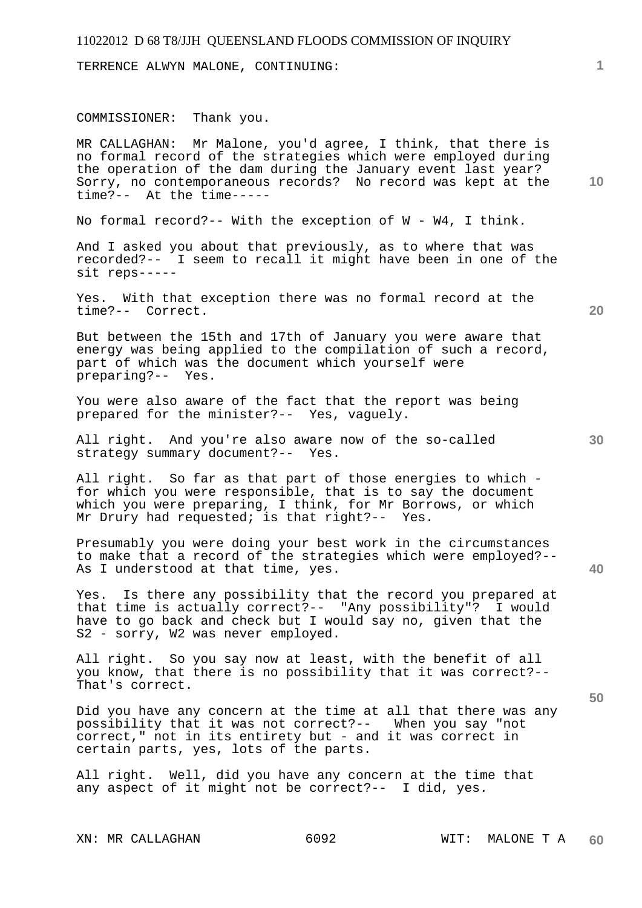TERRENCE ALWYN MALONE, CONTINUING:

COMMISSIONER: Thank you.

MR CALLAGHAN: Mr Malone, you'd agree, I think, that there is no formal record of the strategies which were employed during the operation of the dam during the January event last year? Sorry, no contemporaneous records? No record was kept at the time?-- At the time-----

No formal record?-- With the exception of W - W4, I think.

And I asked you about that previously, as to where that was recorded?-- I seem to recall it might have been in one of the sit reps-----

Yes. With that exception there was no formal record at the time?-- Correct.

But between the 15th and 17th of January you were aware that energy was being applied to the compilation of such a record, part of which was the document which yourself were preparing?-- Yes.

You were also aware of the fact that the report was being prepared for the minister?-- Yes, vaguely.

All right. And you're also aware now of the so-called strategy summary document?-- Yes.

All right. So far as that part of those energies to which - for which you were responsible, that is to say the document which you were preparing, I think, for Mr Borrows, or which Mr Drury had requested; is that right?-- Yes.

Presumably you were doing your best work in the circumstances to make that a record of the strategies which were employed?-- As I understood at that time, yes.

Yes. Is there any possibility that the record you prepared at that time is actually correct?-- "Any possibility"? I would have to go back and check but I would say no, given that the S2 - sorry, W2 was never employed.

All right. So you say now at least, with the benefit of all you know, that there is no possibility that it was correct?-- That's correct.

Did you have any concern at the time at all that there was any possibility that it was not correct?-- When you say "not correct," not in its entirety but - and it was correct in certain parts, yes, lots of the parts.

All right. Well, did you have any concern at the time that any aspect of it might not be correct?-- I did, yes.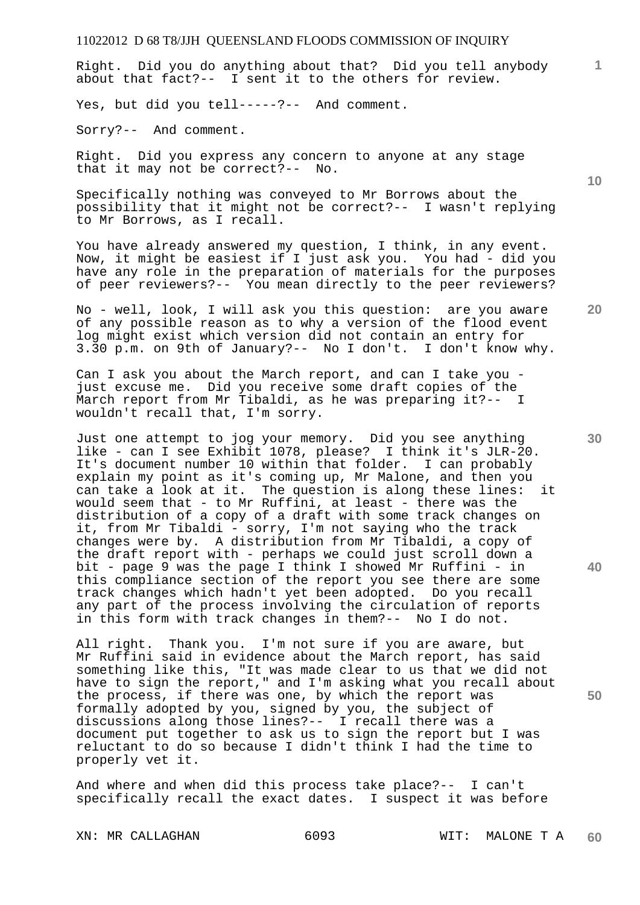Right. Did you do anything about that? Did you tell anybody about that fact?-- I sent it to the others for review.

Yes, but did you tell-----?-- And comment.

Sorry?-- And comment.

Right. Did you express any concern to anyone at any stage that it may not be correct?-- No.

Specifically nothing was conveyed to Mr Borrows about the possibility that it might not be correct?-- I wasn't replying to Mr Borrows, as I recall.

You have already answered my question, I think, in any event. Now, it might be easiest if I just ask you. You had - did you have any role in the preparation of materials for the purposes of peer reviewers?-- You mean directly to the peer reviewers?

No - well, look, I will ask you this question: are you aware of any possible reason as to why a version of the flood event log might exist which version did not contain an entry for 3.30 p.m. on 9th of January?-- No I don't. I don't know why.

Can I ask you about the March report, and can I take you - just excuse me. Did you receive some draft copies of the March report from Mr Tibaldi, as he was preparing it?-- I wouldn't recall that, I'm sorry.

Just one attempt to jog your memory. Did you see anything like - can I see Exhibit 1078, please? I think it's JLR-20. It's document number 10 within that folder. I can probably explain my point as it's coming up, Mr Malone, and then you can take a look at it. The question is along these lines: it would seem that - to Mr Ruffini, at least - there was the distribution of a copy of a draft with some track changes on it, from Mr Tibaldi - sorry, I'm not saying who the track changes were by. A distribution from Mr Tibaldi, a copy of the draft report with - perhaps we could just scroll down a bit - page 9 was the page I think I showed Mr Ruffini - in this compliance section of the report you see there are some track changes which hadn't yet been adopted. Do you recall any part of the process involving the circulation of reports in this form with track changes in them?-- No I do not.

All right. Thank you. I'm not sure if you are aware, but Mr Ruffini said in evidence about the March report, has said something like this, "It was made clear to us that we did not have to sign the report," and I'm asking what you recall about the process, if there was one, by which the report was formally adopted by you, signed by you, the subject of discussions along those lines?-- I recall there was a document put together to ask us to sign the report but I was reluctant to do so because I didn't think I had the time to properly vet it.

And where and when did this process take place?-- I can't specifically recall the exact dates. I suspect it was before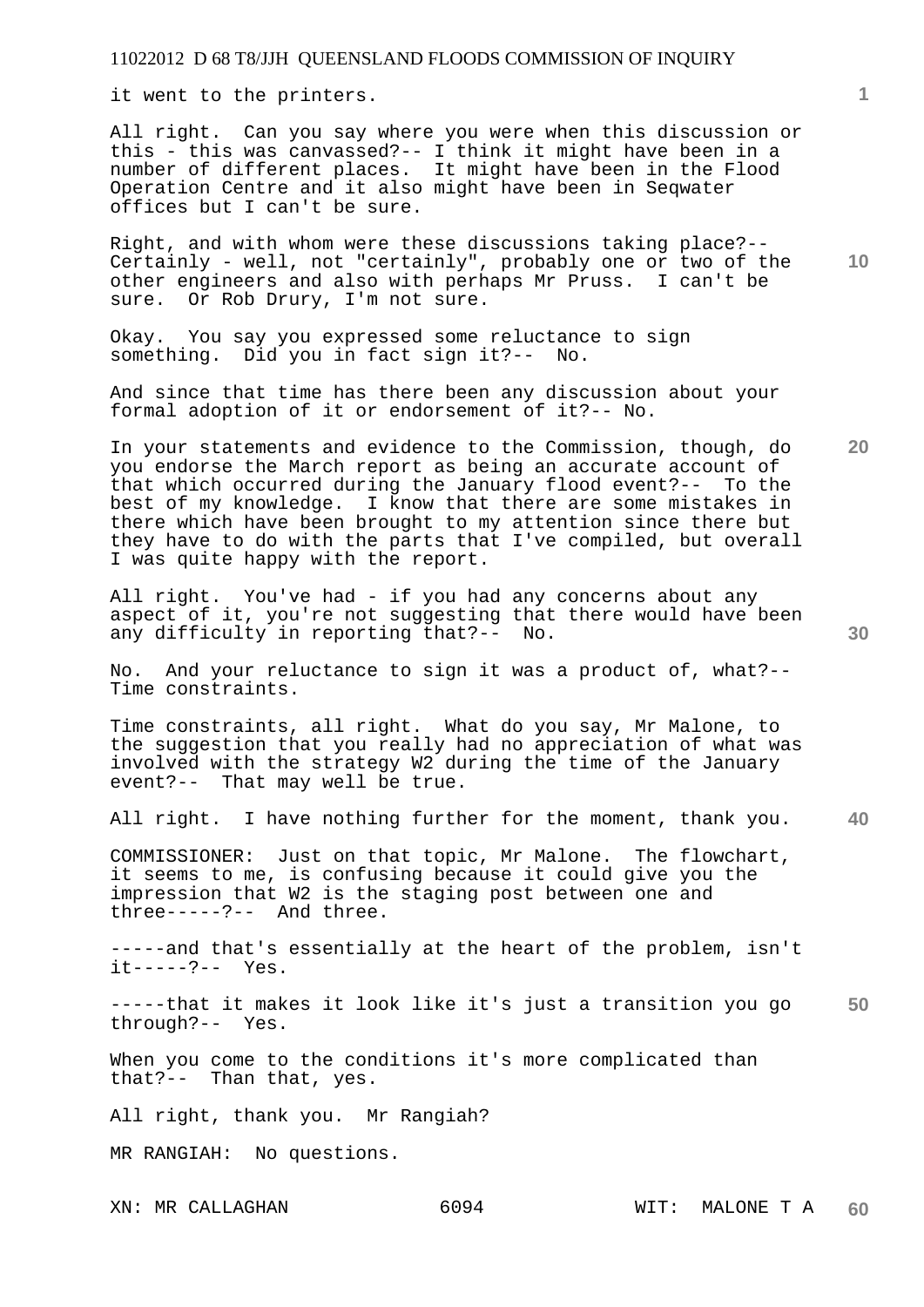it went to the printers.

All right. Can you say where you were when this discussion or this - this was canvassed?-- I think it might have been in a number of different places. It might have been in the Flood Operation Centre and it also might have been in Seqwater offices but I can't be sure.

Right, and with whom were these discussions taking place?-- Certainly - well, not "certainly", probably one or two of the other engineers and also with perhaps Mr Pruss. I can't be sure. Or Rob Drury, I'm not sure.

Okay. You say you expressed some reluctance to sign something. Did you in fact sign it?-- No.

And since that time has there been any discussion about your formal adoption of it or endorsement of it?-- No.

In your statements and evidence to the Commission, though, do you endorse the March report as being an accurate account of that which occurred during the January flood event?-- To the best of my knowledge. I know that there are some mistakes in there which have been brought to my attention since there but they have to do with the parts that I've compiled, but overall I was quite happy with the report.

All right. You've had - if you had any concerns about any aspect of it, you're not suggesting that there would have been any difficulty in reporting that?-- No.

No. And your reluctance to sign it was a product of, what?-- Time constraints.

Time constraints, all right. What do you say, Mr Malone, to the suggestion that you really had no appreciation of what was involved with the strategy W2 during the time of the January event?-- That may well be true.

All right. I have nothing further for the moment, thank you.

COMMISSIONER: Just on that topic, Mr Malone. The flowchart, it seems to me, is confusing because it could give you the impression that W2 is the staging post between one and three-----?-- And three.

-----and that's essentially at the heart of the problem, isn't it-----?-- Yes.

-----that it makes it look like it's just a transition you go through?-- Yes.

When you come to the conditions it's more complicated than that?-- Than that, yes.

All right, thank you. Mr Rangiah?

MR RANGIAH: No questions.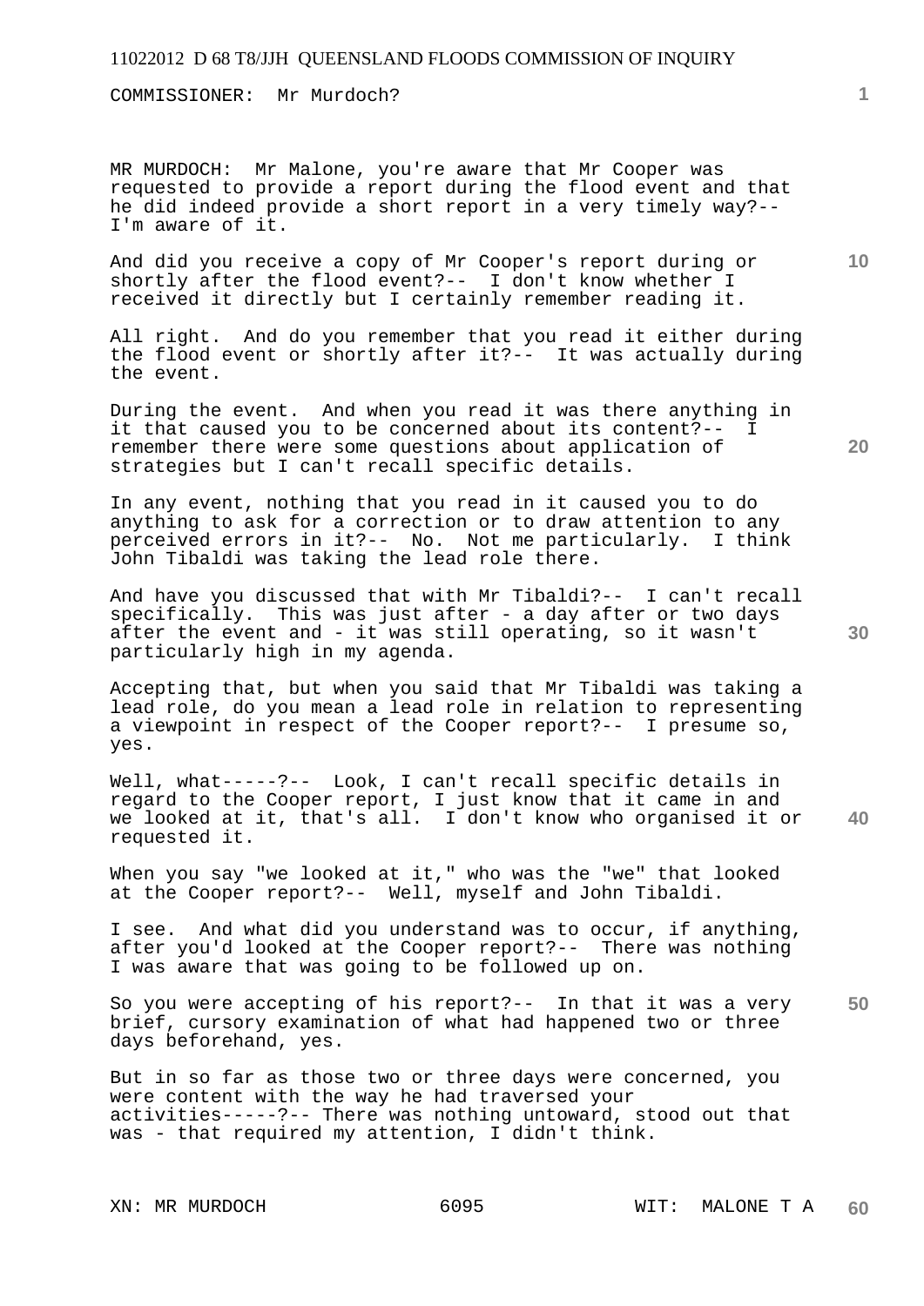COMMISSIONER: Mr Murdoch?

MR MURDOCH: Mr Malone, you're aware that Mr Cooper was requested to provide a report during the flood event and that he did indeed provide a short report in a very timely way?-- I'm aware of it.

And did you receive a copy of Mr Cooper's report during or shortly after the flood event?-- I don't know whether I received it directly but I certainly remember reading it.

All right. And do you remember that you read it either during the flood event or shortly after it?-- It was actually during the event.

During the event. And when you read it was there anything in it that caused you to be concerned about its content?-- I remember there were some questions about application of strategies but I can't recall specific details.

In any event, nothing that you read in it caused you to do anything to ask for a correction or to draw attention to any perceived errors in it?-- No. Not me particularly. I think John Tibaldi was taking the lead role there.

And have you discussed that with Mr Tibaldi?-- I can't recall specifically. This was just after - a day after or two days after the event and - it was still operating, so it wasn't particularly high in my agenda.

Accepting that, but when you said that Mr Tibaldi was taking a lead role, do you mean a lead role in relation to representing a viewpoint in respect of the Cooper report?-- I presume so, yes.

Well, what-----?-- Look, I can't recall specific details in regard to the Cooper report, I just know that it came in and we looked at it, that's all. I don't know who organised it or requested it.

When you say "we looked at it," who was the "we" that looked at the Cooper report?-- Well, myself and John Tibaldi.

I see. And what did you understand was to occur, if anything, after you'd looked at the Cooper report?-- There was nothing I was aware that was going to be followed up on.

So you were accepting of his report?-- In that it was a very brief, cursory examination of what had happened two or three days beforehand, yes.

But in so far as those two or three days were concerned, you were content with the way he had traversed your activities-----?-- There was nothing untoward, stood out that was - that required my attention, I didn't think.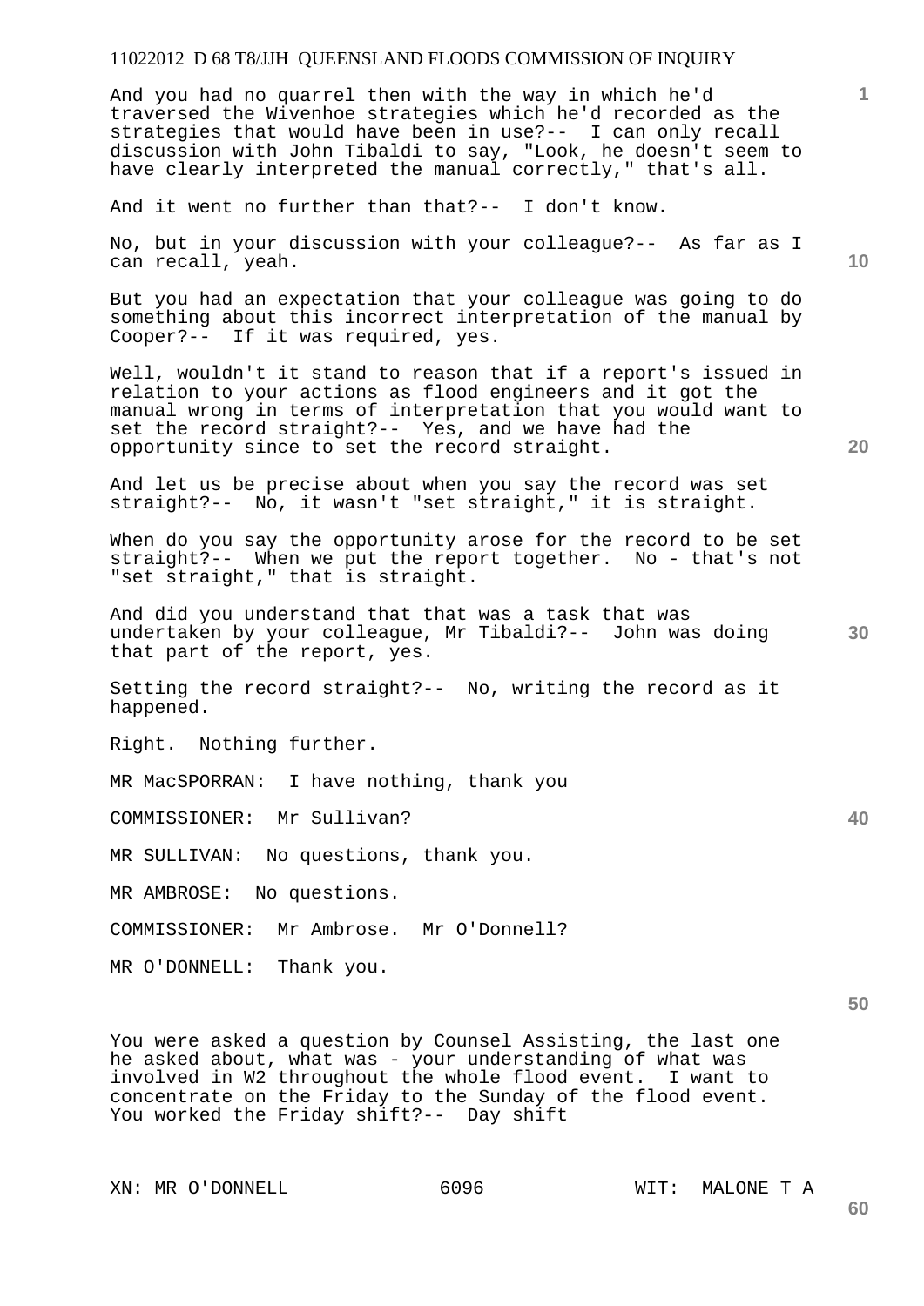And you had no quarrel then with the way in which he'd traversed the Wivenhoe strategies which he'd recorded as the strategies that would have been in use?-- I can only recall discussion with John Tibaldi to say, "Look, he doesn't seem to have clearly interpreted the manual correctly," that's all.

And it went no further than that?-- I don't know.

No, but in your discussion with your colleague?-- As far as I can recall, yeah.

But you had an expectation that your colleague was going to do something about this incorrect interpretation of the manual by Cooper?-- If it was required, yes.

Well, wouldn't it stand to reason that if a report's issued in relation to your actions as flood engineers and it got the manual wrong in terms of interpretation that you would want to set the record straight?-- Yes, and we have had the opportunity since to set the record straight.

And let us be precise about when you say the record was set straight?-- No, it wasn't "set straight," it is straight.

When do you say the opportunity arose for the record to be set straight?-- When we put the report together. No - that's not "set straight," that is straight.

And did you understand that that was a task that was undertaken by your colleague, Mr Tibaldi?-- John was doing that part of the report, yes.

Setting the record straight?-- No, writing the record as it happened.

Right. Nothing further.

MR MacSPORRAN: I have nothing, thank you

COMMISSIONER: Mr Sullivan?

MR SULLIVAN: No questions, thank you.

MR AMBROSE: No questions.

COMMISSIONER: Mr Ambrose. Mr O'Donnell?

MR O'DONNELL: Thank you.

You were asked a question by Counsel Assisting, the last one he asked about, what was - your understanding of what was involved in W2 throughout the whole flood event. I want to concentrate on the Friday to the Sunday of the flood event. You worked the Friday shift?-- Day shift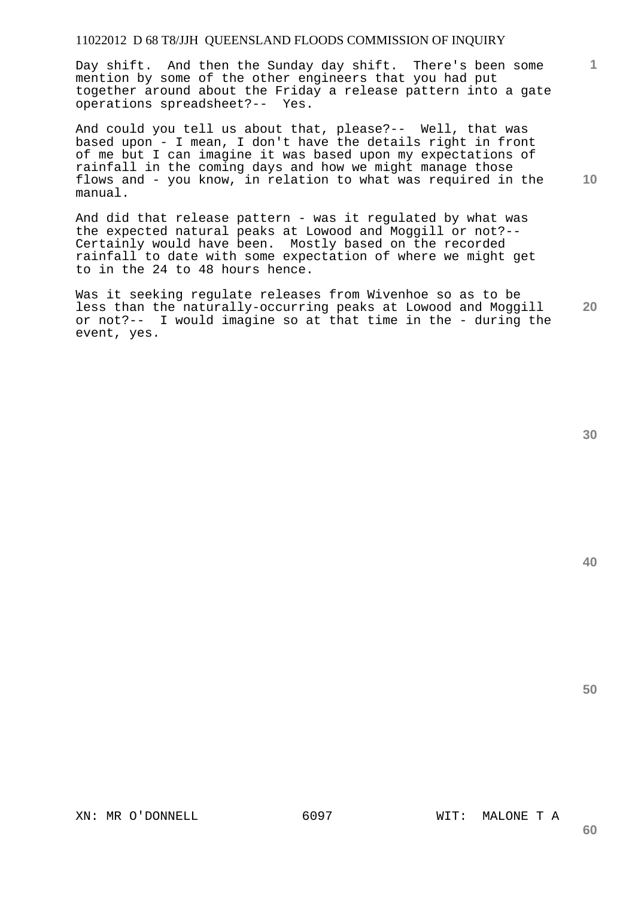Day shift. And then the Sunday day shift. There's been some mention by some of the other engineers that you had put together around about the Friday a release pattern into a gate operations spreadsheet?-- Yes.

And could you tell us about that, please?-- Well, that was based upon - I mean, I don't have the details right in front of me but I can imagine it was based upon my expectations of rainfall in the coming days and how we might manage those flows and - you know, in relation to what was required in the manual.

And did that release pattern - was it regulated by what was the expected natural peaks at Lowood and Moggill or not?-- Certainly would have been. Mostly based on the recorded rainfall to date with some expectation of where we might get to in the 24 to 48 hours hence.

Was it seeking regulate releases from Wivenhoe so as to be less than the naturally-occurring peaks at Lowood and Moggill or not?-- I would imagine so at that time in the - during the event, yes.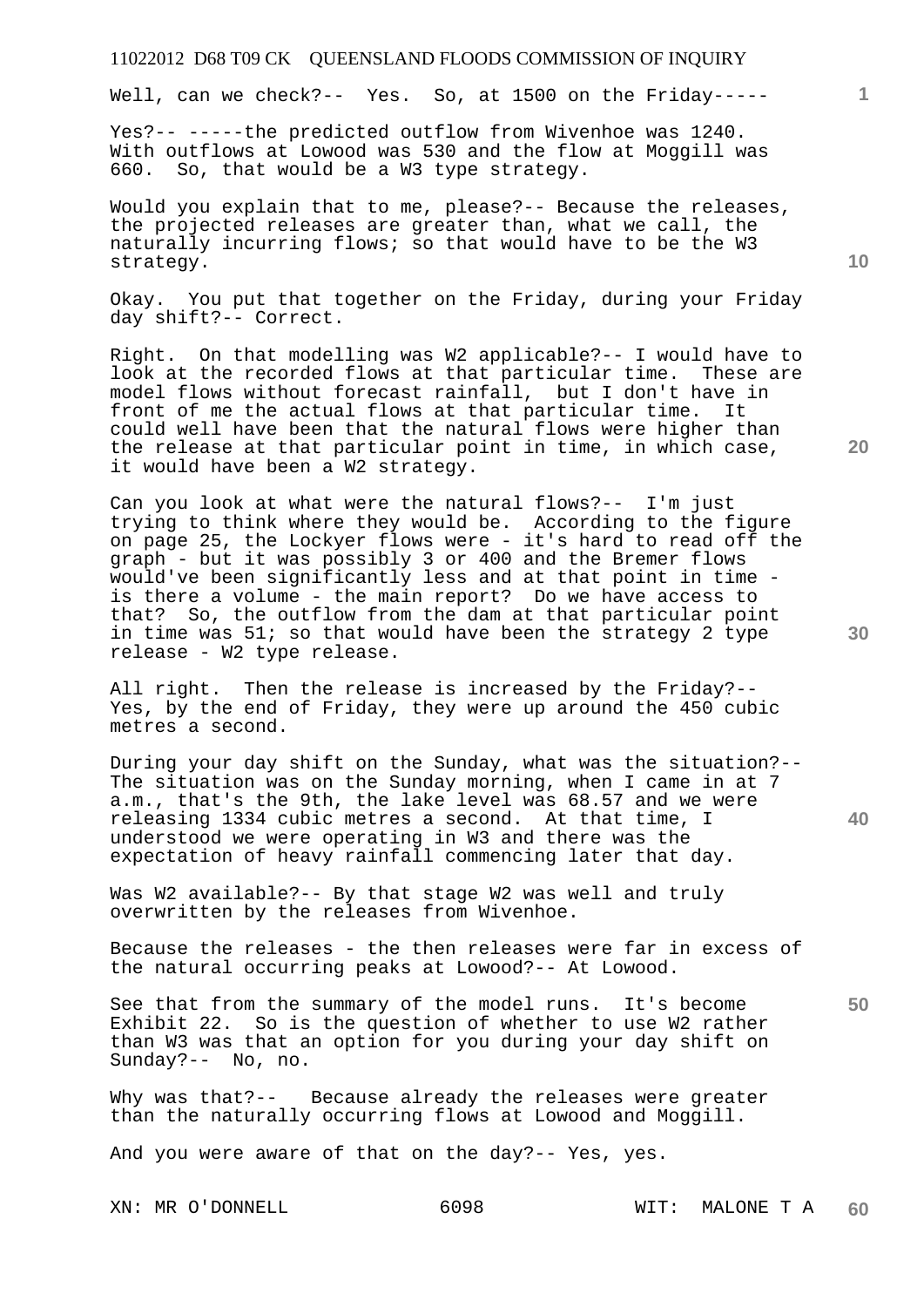Well, can we check?-- Yes. So, at 1500 on the Friday-----

Yes?-- -----the predicted outflow from Wivenhoe was 1240. With outflows at Lowood was 530 and the flow at Moggill was 660. So, that would be a W3 type strategy.

Would you explain that to me, please?-- Because the releases, the projected releases are greater than, what we call, the naturally incurring flows; so that would have to be the W3 strategy.

Okay. You put that together on the Friday, during your Friday day shift?-- Correct.

Right. On that modelling was W2 applicable?-- I would have to look at the recorded flows at that particular time. These are model flows without forecast rainfall, but I don't have in front of me the actual flows at that particular time. It could well have been that the natural flows were higher than the release at that particular point in time, in which case, it would have been a W2 strategy.

Can you look at what were the natural flows?-- I'm just trying to think where they would be. According to the figure on page 25, the Lockyer flows were - it's hard to read off the graph - but it was possibly 3 or 400 and the Bremer flows would've been significantly less and at that point in time - is there a volume - the main report? Do we have access to that? So, the outflow from the dam at that particular point in time was 51; so that would have been the strategy 2 type release - W2 type release.

All right. Then the release is increased by the Friday?-- Yes, by the end of Friday, they were up around the 450 cubic metres a second.

During your day shift on the Sunday, what was the situation?-- The situation was on the Sunday morning, when I came in at 7 a.m., that's the 9th, the lake level was 68.57 and we were releasing 1334 cubic metres a second. At that time, I understood we were operating in W3 and there was the expectation of heavy rainfall commencing later that day.

Was W2 available?-- By that stage W2 was well and truly overwritten by the releases from Wivenhoe.

Because the releases - the then releases were far in excess of the natural occurring peaks at Lowood?-- At Lowood.

See that from the summary of the model runs. It's become Exhibit 22. So is the question of whether to use W2 rather than W3 was that an option for you during your day shift on Sunday?-- No, no.

Why was that?-- Because already the releases were greater than the naturally occurring flows at Lowood and Moggill.

And you were aware of that on the day?-- Yes, yes.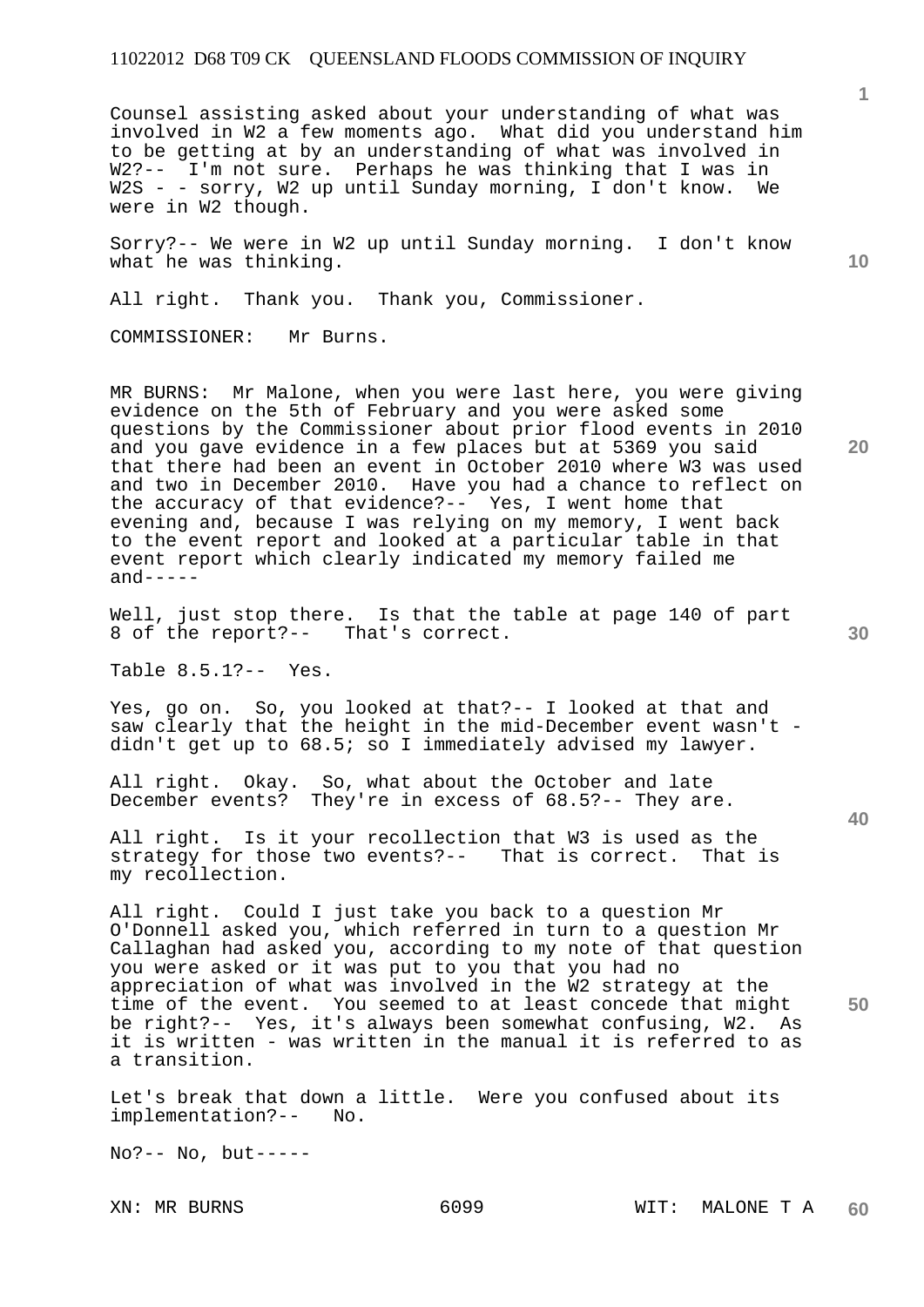Counsel assisting asked about your understanding of what was involved in W2 a few moments ago. What did you understand him to be getting at by an understanding of what was involved in W2?-- I'm not sure. Perhaps he was thinking that I was in W2S - - sorry, W2 up until Sunday morning, I don't know. We were in W2 though.

Sorry?-- We were in W2 up until Sunday morning. I don't know what he was thinking.

All right. Thank you. Thank you, Commissioner.

COMMISSIONER: Mr Burns.

MR BURNS: Mr Malone, when you were last here, you were giving evidence on the 5th of February and you were asked some questions by the Commissioner about prior flood events in 2010 and you gave evidence in a few places but at 5369 you said that there had been an event in October 2010 where W3 was used and two in December 2010. Have you had a chance to reflect on the accuracy of that evidence?-- Yes, I went home that evening and, because I was relying on my memory, I went back to the event report and looked at a particular table in that event report which clearly indicated my memory failed me and-----

Well, just stop there. Is that the table at page 140 of part 8 of the report?-- That's correct.

Table 8.5.1?-- Yes.

Yes, go on. So, you looked at that?-- I looked at that and saw clearly that the height in the mid-December event wasn't - didn't get up to 68.5; so I immediately advised my lawyer.

All right. Okay. So, what about the October and late December events? They're in excess of 68.5?-- They are.

All right. Is it your recollection that W3 is used as the strategy for those two events?-- That is correct. That is my recollection.

All right. Could I just take you back to a question Mr O'Donnell asked you, which referred in turn to a question Mr Callaghan had asked you, according to my note of that question you were asked or it was put to you that you had no appreciation of what was involved in the W2 strategy at the time of the event. You seemed to at least concede that might be right?-- Yes, it's always been somewhat confusing, W2. As it is written - was written in the manual it is referred to as a transition.

Let's break that down a little. Were you confused about its implementation?-- No.

No?-- No, but-----

XN: MR BURNS WIT: MALONE T A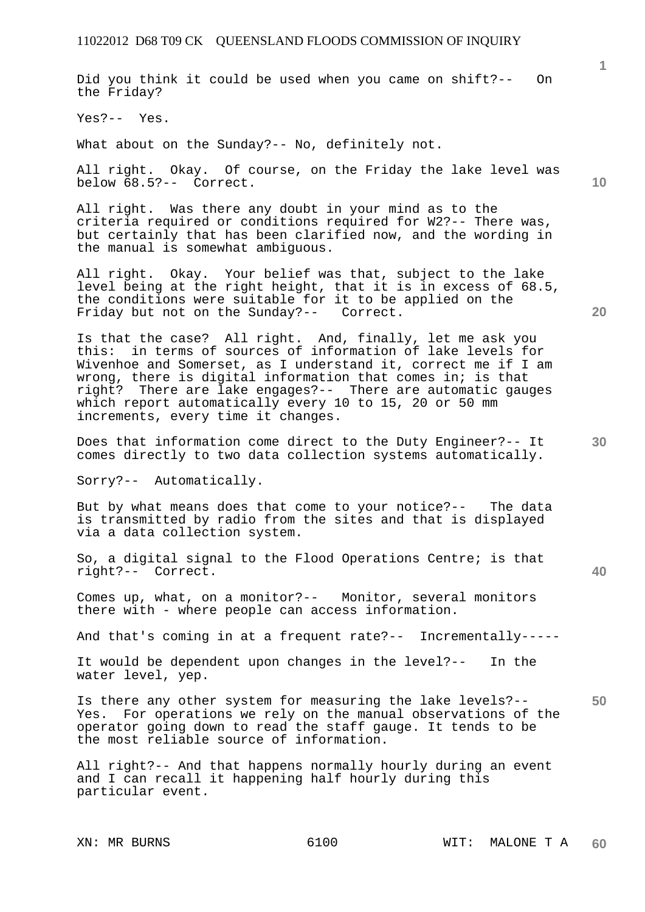Did you think it could be used when you came on shift?-- On the Friday?

Yes?-- Yes.

What about on the Sunday?-- No, definitely not.

All right. Okay. Of course, on the Friday the lake level was below 68.5?-- Correct.

All right. Was there any doubt in your mind as to the criteria required or conditions required for W2?-- There was, but certainly that has been clarified now, and the wording in the manual is somewhat ambiguous.

All right. Okay. Your belief was that, subject to the lake level being at the right height, that it is in excess of 68.5, the conditions were suitable for it to be applied on the Friday but not on the Sunday?-- Correct.

Is that the case? All right. And, finally, let me ask you this: in terms of sources of information of lake levels for Wivenhoe and Somerset, as I understand it, correct me if I am wrong, there is digital information that comes in; is that right? There are lake engages?-- There are automatic gauges which report automatically every 10 to 15, 20 or 50 mm increments, every time it changes.

Does that information come direct to the Duty Engineer?-- It comes directly to two data collection systems automatically.

Sorry?-- Automatically.

But by what means does that come to your notice?-- The data is transmitted by radio from the sites and that is displayed via a data collection system.

So, a digital signal to the Flood Operations Centre; is that right?-- Correct.

Comes up, what, on a monitor?-- Monitor, several monitors there with - where people can access information.

And that's coming in at a frequent rate?-- Incrementally-----

It would be dependent upon changes in the level?-- In the water level, yep.

Is there any other system for measuring the lake levels?-- Yes. For operations we rely on the manual observations of the operator going down to read the staff gauge. It tends to be the most reliable source of information.

All right?-- And that happens normally hourly during an event and I can recall it happening half hourly during this particular event.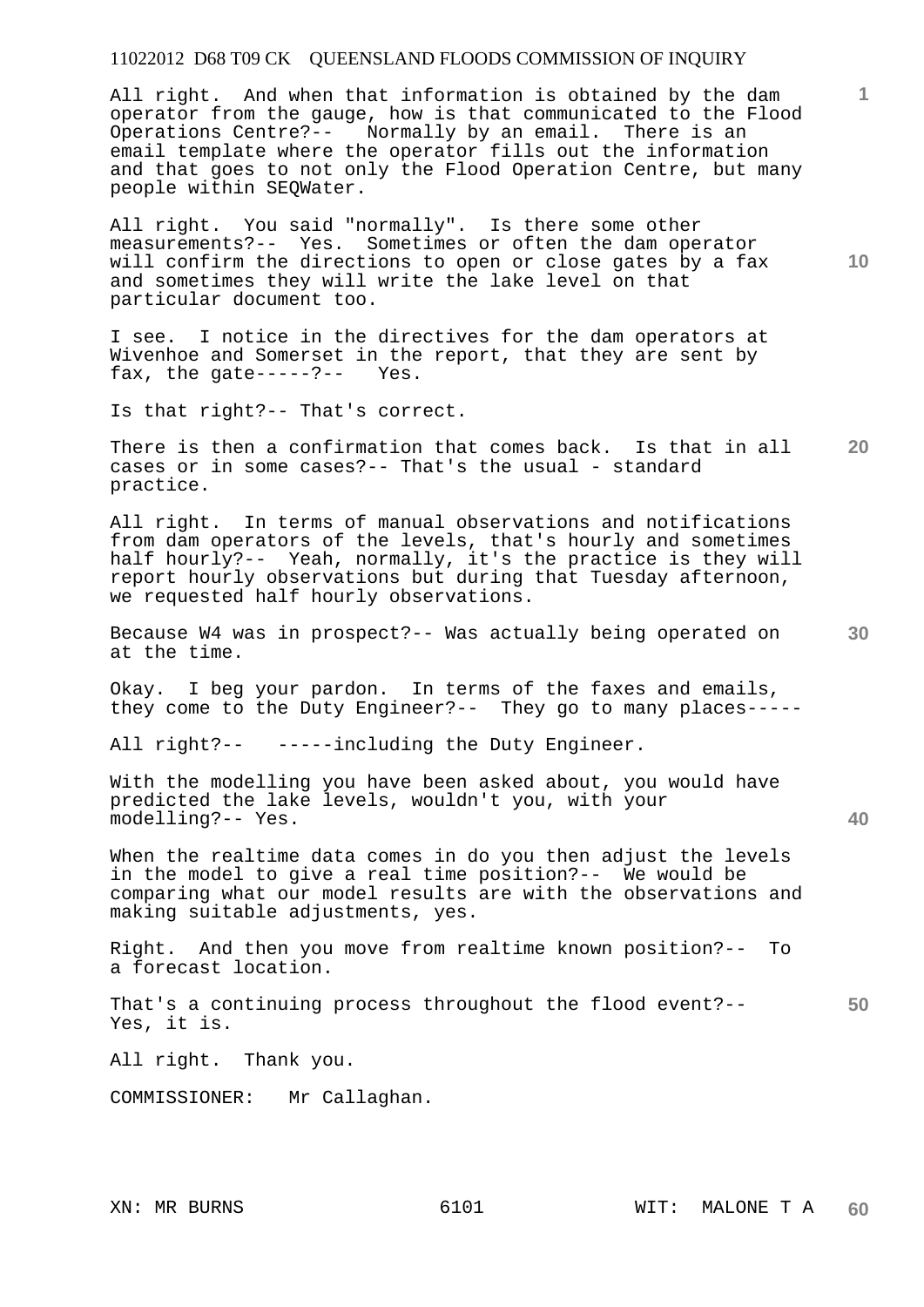All right. And when that information is obtained by the dam operator from the gauge, how is that communicated to the Flood Operations Centre?-- Normally by an email. There is an email template where the operator fills out the information and that goes to not only the Flood Operation Centre, but many people within SEQWater.

All right. You said "normally". Is there some other measurements?-- Yes. Sometimes or often the dam operator will confirm the directions to open or close gates by a fax and sometimes they will write the lake level on that particular document too.

I see. I notice in the directives for the dam operators at Wivenhoe and Somerset in the report, that they are sent by fax, the gate-----?-- Yes.

Is that right?-- That's correct.

There is then a confirmation that comes back. Is that in all cases or in some cases?-- That's the usual - standard practice.

All right. In terms of manual observations and notifications from dam operators of the levels, that's hourly and sometimes half hourly?-- Yeah, normally, it's the practice is they will report hourly observations but during that Tuesday afternoon, we requested half hourly observations.

Because W4 was in prospect?-- Was actually being operated on at the time.

Okay. I beg your pardon. In terms of the faxes and emails, they come to the Duty Engineer?-- They go to many places-----

All right?-- -----including the Duty Engineer.

With the modelling you have been asked about, you would have predicted the lake levels, wouldn't you, with your modelling?-- Yes.

When the realtime data comes in do you then adjust the levels in the model to give a real time position?-- We would be comparing what our model results are with the observations and making suitable adjustments, yes.

Right. And then you move from realtime known position?-- To a forecast location.

That's a continuing process throughout the flood event?-- Yes, it is.

All right. Thank you.

COMMISSIONER: Mr Callaghan.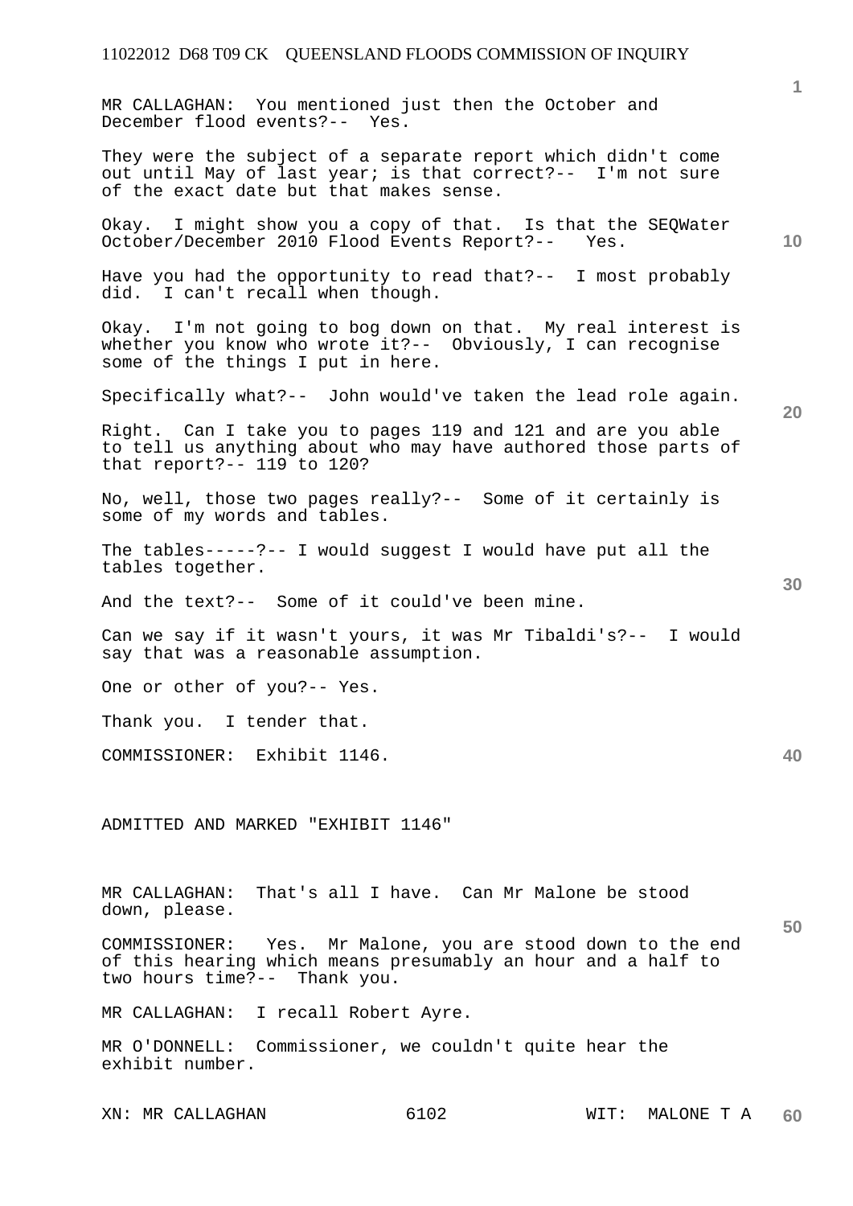MR CALLAGHAN: You mentioned just then the October and December flood events?-- Yes.

They were the subject of a separate report which didn't come out until May of last year; is that correct?-- I'm not sure of the exact date but that makes sense.

Okay. I might show you a copy of that. Is that the SEQWater October/December 2010 Flood Events Report?-- Yes.

Have you had the opportunity to read that?-- I most probably did. I can't recall when though.

Okay. I'm not going to bog down on that. My real interest is whether you know who wrote it?-- Obviously, I can recognise some of the things I put in here.

Specifically what?-- John would've taken the lead role again.

Right. Can I take you to pages 119 and 121 and are you able to tell us anything about who may have authored those parts of that report?-- 119 to 120?

No, well, those two pages really?-- Some of it certainly is some of my words and tables.

The tables-----?-- I would suggest I would have put all the tables together.

And the text?-- Some of it could've been mine.

Can we say if it wasn't yours, it was Mr Tibaldi's?-- I would say that was a reasonable assumption.

One or other of you?-- Yes.

Thank you. I tender that.

COMMISSIONER: Exhibit 1146.

ADMITTED AND MARKED "EXHIBIT 1146"

MR CALLAGHAN: That's all I have. Can Mr Malone be stood down, please.

COMMISSIONER: Yes. Mr Malone, you are stood down to the end of this hearing which means presumably an hour and a half to two hours time?-- Thank you.

MR CALLAGHAN: I recall Robert Ayre.

MR O'DONNELL: Commissioner, we couldn't quite hear the exhibit number.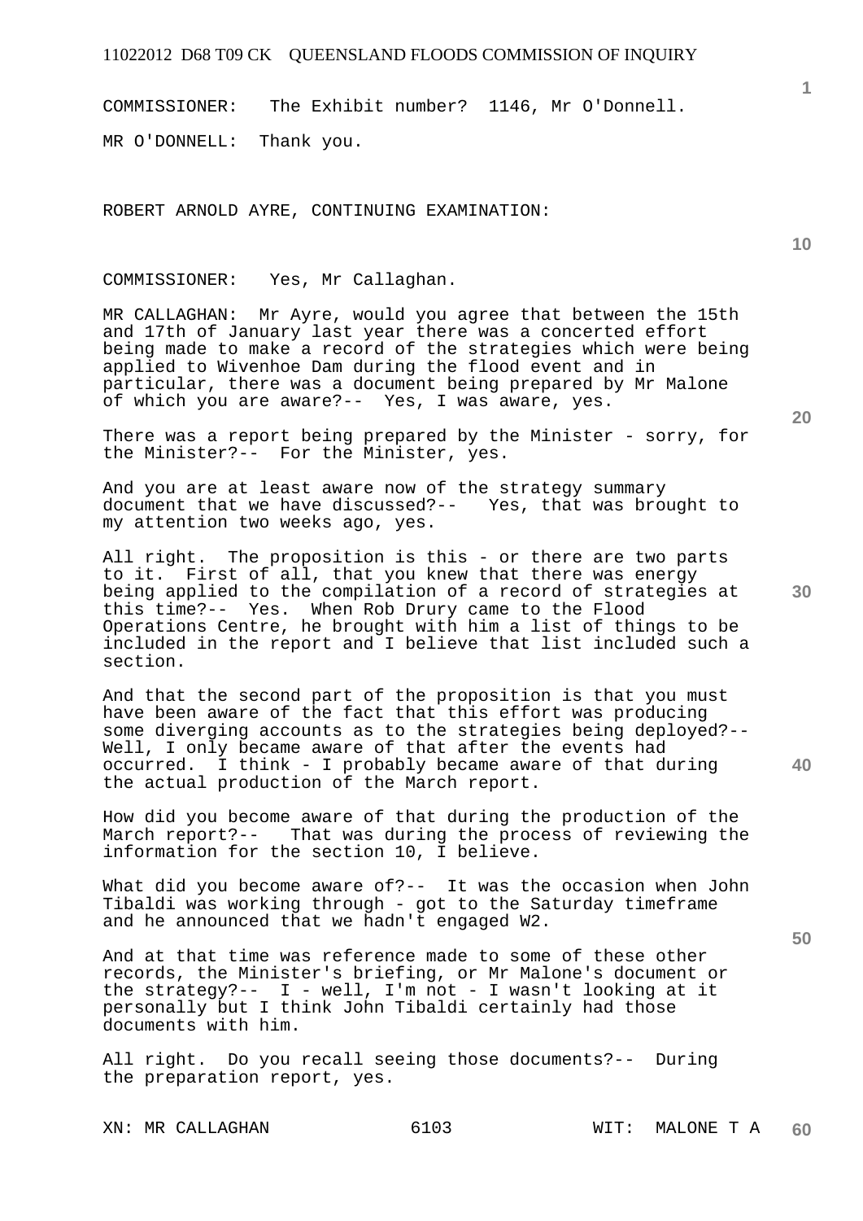COMMISSIONER: The Exhibit number? 1146, Mr O'Donnell.

MR O'DONNELL: Thank you.

ROBERT ARNOLD AYRE, CONTINUING EXAMINATION:

COMMISSIONER: Yes, Mr Callaghan.

MR CALLAGHAN: Mr Ayre, would you agree that between the 15th and 17th of January last year there was a concerted effort being made to make a record of the strategies which were being applied to Wivenhoe Dam during the flood event and in particular, there was a document being prepared by Mr Malone of which you are aware?-- Yes, I was aware, yes.

There was a report being prepared by the Minister - sorry, for the Minister?-- For the Minister, yes.

And you are at least aware now of the strategy summary document that we have discussed?-- Yes, that was brought to my attention two weeks ago, yes.

All right. The proposition is this - or there are two parts to it. First of all, that you knew that there was energy being applied to the compilation of a record of strategies at this time?-- Yes. When Rob Drury came to the Flood Operations Centre, he brought with him a list of things to be included in the report and I believe that list included such a section.

And that the second part of the proposition is that you must have been aware of the fact that this effort was producing some diverging accounts as to the strategies being deployed?-- Well, I only became aware of that after the events had occurred. I think - I probably became aware of that during the actual production of the March report.

How did you become aware of that during the production of the March report?-- That was during the process of reviewing the information for the section 10, I believe.

What did you become aware of?-- It was the occasion when John Tibaldi was working through - got to the Saturday timeframe and he announced that we hadn't engaged W2.

And at that time was reference made to some of these other records, the Minister's briefing, or Mr Malone's document or the strategy?-- I - well, I'm not - I wasn't looking at it personally but I think John Tibaldi certainly had those documents with him.

All right. Do you recall seeing those documents?-- During the preparation report, yes.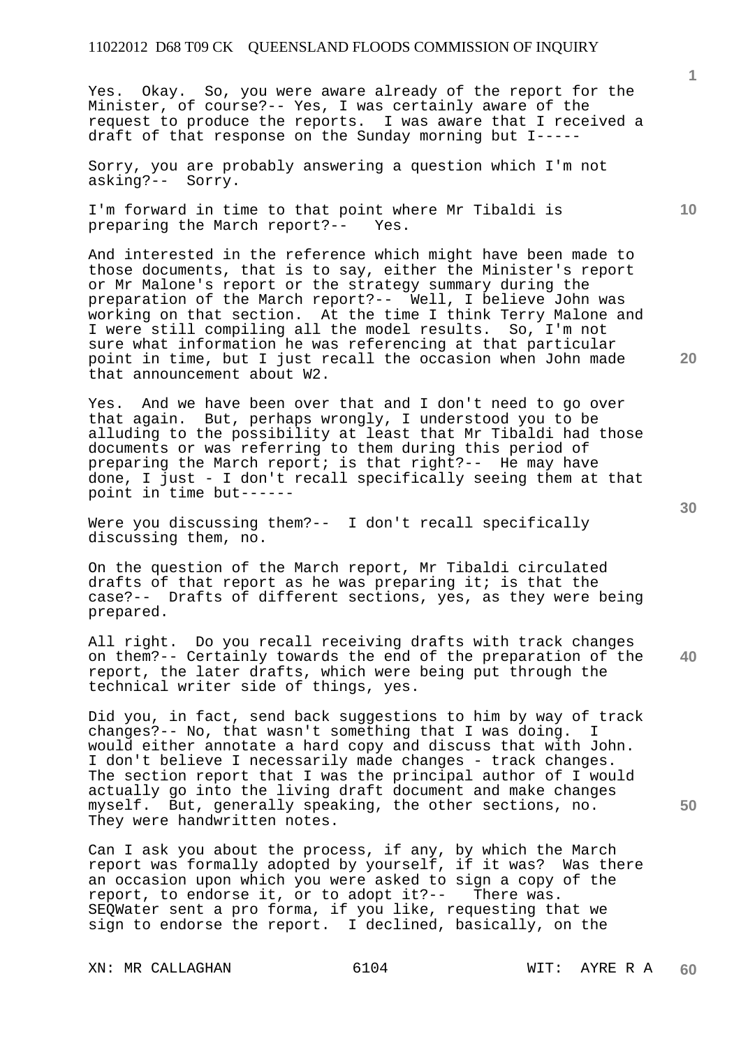Yes. Okay. So, you were aware already of the report for the Minister, of course?-- Yes, I was certainly aware of the request to produce the reports. I was aware that I received a draft of that response on the Sunday morning but I-----

Sorry, you are probably answering a question which I'm not asking?-- Sorry.

I'm forward in time to that point where Mr Tibaldi is preparing the March report?-- Yes.

And interested in the reference which might have been made to those documents, that is to say, either the Minister's report or Mr Malone's report or the strategy summary during the preparation of the March report?-- Well, I believe John was working on that section. At the time I think Terry Malone and I were still compiling all the model results. So, I'm not sure what information he was referencing at that particular point in time, but I just recall the occasion when John made that announcement about W2.

Yes. And we have been over that and I don't need to go over that again. But, perhaps wrongly, I understood you to be alluding to the possibility at least that Mr Tibaldi had those documents or was referring to them during this period of preparing the March report; is that right?-- He may have done, I just - I don't recall specifically seeing them at that point in time but------

Were you discussing them?-- I don't recall specifically discussing them, no.

On the question of the March report, Mr Tibaldi circulated drafts of that report as he was preparing it; is that the case?-- Drafts of different sections, yes, as they were being prepared.

All right. Do you recall receiving drafts with track changes on them?-- Certainly towards the end of the preparation of the report, the later drafts, which were being put through the technical writer side of things, yes.

Did you, in fact, send back suggestions to him by way of track changes?-- No, that wasn't something that I was doing. I would either annotate a hard copy and discuss that with John. I don't believe I necessarily made changes - track changes. The section report that I was the principal author of I would actually go into the living draft document and make changes myself. But, generally speaking, the other sections, no. They were handwritten notes.

Can I ask you about the process, if any, by which the March report was formally adopted by yourself, if it was? Was there an occasion upon which you were asked to sign a copy of the report, to endorse it, or to adopt it?-- There was. SEQWater sent a pro forma, if you like, requesting that we sign to endorse the report. I declined, basically, on the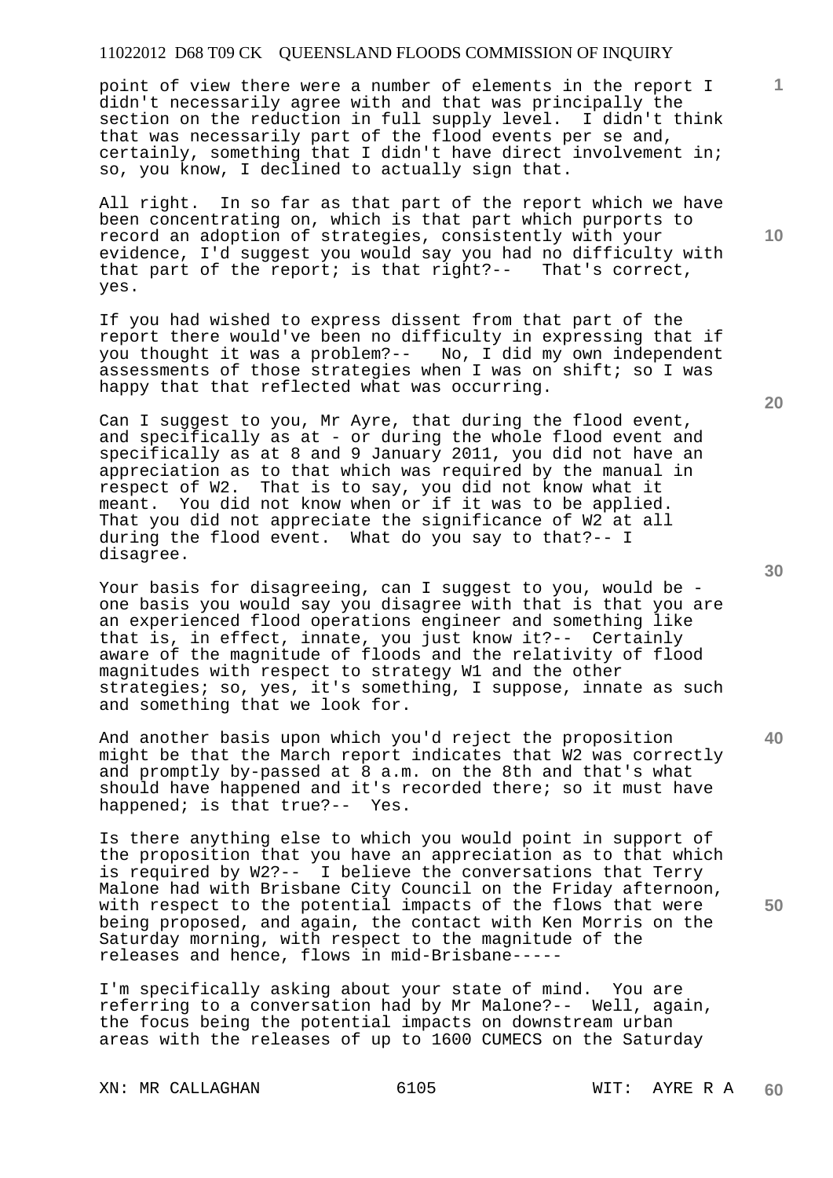point of view there were a number of elements in the report I didn't necessarily agree with and that was principally the section on the reduction in full supply level. I didn't think that was necessarily part of the flood events per se and, certainly, something that I didn't have direct involvement in; so, you know, I declined to actually sign that.

All right. In so far as that part of the report which we have been concentrating on, which is that part which purports to record an adoption of strategies, consistently with your evidence, I'd suggest you would say you had no difficulty with that part of the report; is that right?-- That's correct, yes.

If you had wished to express dissent from that part of the report there would've been no difficulty in expressing that if you thought it was a problem?-- No, I did my own independent assessments of those strategies when I was on shift; so I was happy that that reflected what was occurring.

Can I suggest to you, Mr Ayre, that during the flood event, and specifically as at - or during the whole flood event and specifically as at 8 and 9 January 2011, you did not have an appreciation as to that which was required by the manual in respect of W2. That is to say, you did not know what it meant. You did not know when or if it was to be applied. That you did not appreciate the significance of W2 at all during the flood event. What do you say to that?-- I disagree.

Your basis for disagreeing, can I suggest to you, would be - one basis you would say you disagree with that is that you are an experienced flood operations engineer and something like that is, in effect, innate, you just know it?-- Certainly aware of the magnitude of floods and the relativity of flood magnitudes with respect to strategy W1 and the other strategies; so, yes, it's something, I suppose, innate as such and something that we look for.

And another basis upon which you'd reject the proposition might be that the March report indicates that W2 was correctly and promptly by-passed at 8 a.m. on the 8th and that's what should have happened and it's recorded there; so it must have happened; is that true?-- Yes.

Is there anything else to which you would point in support of the proposition that you have an appreciation as to that which is required by W2?-- I believe the conversations that Terry Malone had with Brisbane City Council on the Friday afternoon, with respect to the potential impacts of the flows that were being proposed, and again, the contact with Ken Morris on the Saturday morning, with respect to the magnitude of the releases and hence, flows in mid-Brisbane-----

I'm specifically asking about your state of mind. You are referring to a conversation had by Mr Malone?-- Well, again, the focus being the potential impacts on downstream urban areas with the releases of up to 1600 CUMECS on the Saturday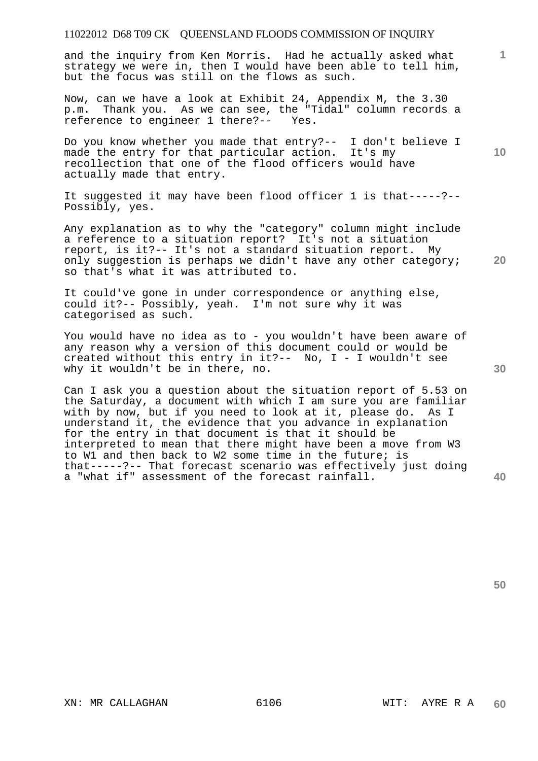and the inquiry from Ken Morris. Had he actually asked what strategy we were in, then I would have been able to tell him, but the focus was still on the flows as such.

Now, can we have a look at Exhibit 24, Appendix M, the 3.30 p.m. Thank you. As we can see, the "Tidal" column records a reference to engineer 1 there?-- Yes.

Do you know whether you made that entry?-- I don't believe I made the entry for that particular action. It's my recollection that one of the flood officers would have actually made that entry.

It suggested it may have been flood officer 1 is that-----?-- Possibly, yes.

Any explanation as to why the "category" column might include a reference to a situation report? It's not a situation report, is it?-- It's not a standard situation report. My only suggestion is perhaps we didn't have any other category; so that's what it was attributed to.

It could've gone in under correspondence or anything else, could it?-- Possibly, yeah. I'm not sure why it was categorised as such.

You would have no idea as to - you wouldn't have been aware of any reason why a version of this document could or would be created without this entry in it?-- No, I - I wouldn't see why it wouldn't be in there, no.

Can I ask you a question about the situation report of 5.53 on the Saturday, a document with which I am sure you are familiar with by now, but if you need to look at it, please do. As I understand it, the evidence that you advance in explanation for the entry in that document is that it should be interpreted to mean that there might have been a move from W3 to W1 and then back to W2 some time in the future; is that-----?-- That forecast scenario was effectively just doing a "what if" assessment of the forecast rainfall.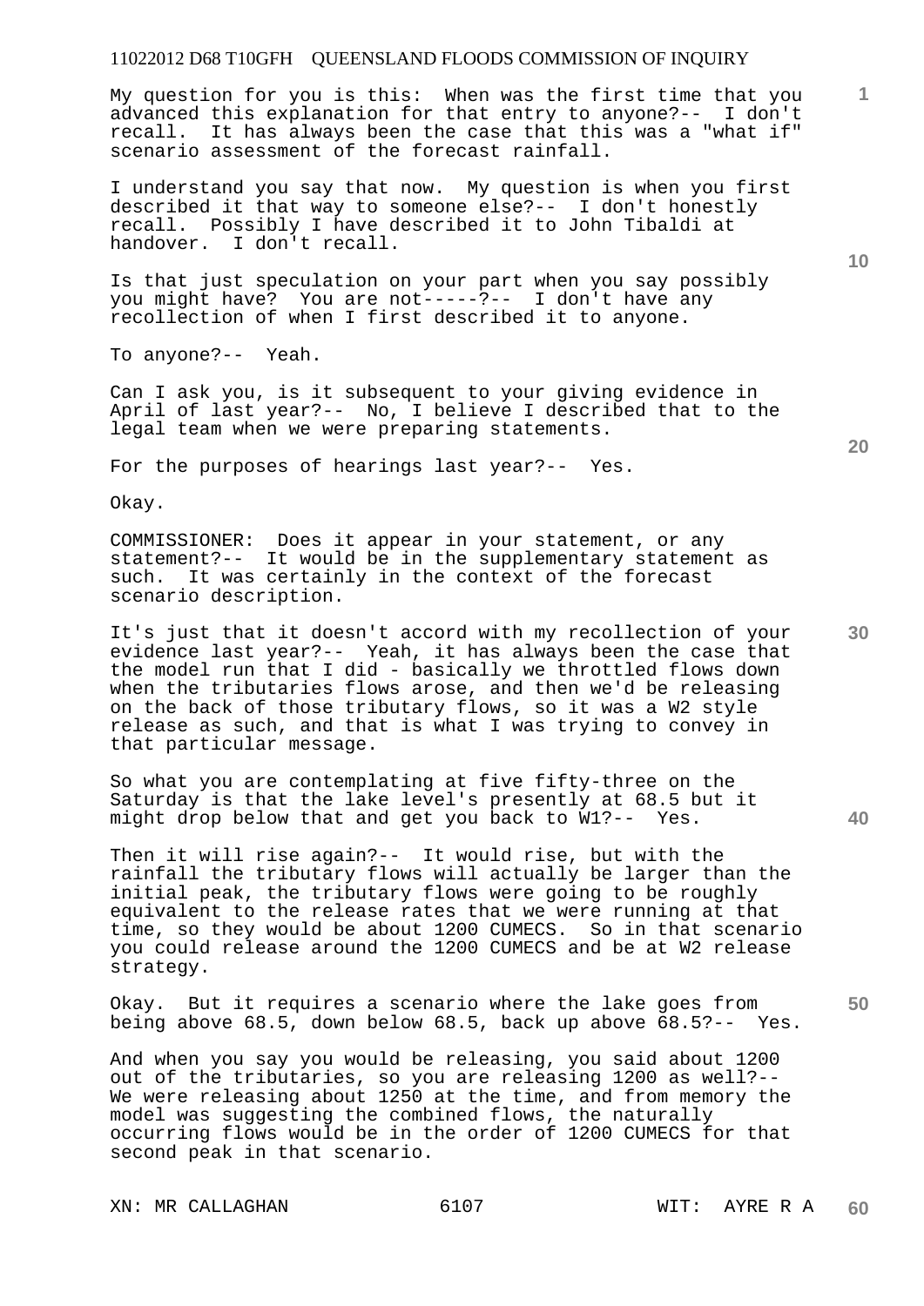My question for you is this: When was the first time that you advanced this explanation for that entry to anyone?-- I don't recall. It has always been the case that this was a "what if" scenario assessment of the forecast rainfall.

I understand you say that now. My question is when you first described it that way to someone else?-- I don't honestly recall. Possibly I have described it to John Tibaldi at handover. I don't recall.

Is that just speculation on your part when you say possibly you might have? You are not-----?-- I don't have any recollection of when I first described it to anyone.

To anyone?-- Yeah.

Can I ask you, is it subsequent to your giving evidence in April of last year?-- No, I believe I described that to the legal team when we were preparing statements.

For the purposes of hearings last year?-- Yes.

Okay.

COMMISSIONER: Does it appear in your statement, or any statement?-- It would be in the supplementary statement as such. It was certainly in the context of the forecast scenario description.

It's just that it doesn't accord with my recollection of your evidence last year?-- Yeah, it has always been the case that the model run that I did - basically we throttled flows down when the tributaries flows arose, and then we'd be releasing on the back of those tributary flows, so it was a W2 style release as such, and that is what I was trying to convey in that particular message.

So what you are contemplating at five fifty-three on the Saturday is that the lake level's presently at 68.5 but it might drop below that and get you back to W1?-- Yes.

Then it will rise again?-- It would rise, but with the rainfall the tributary flows will actually be larger than the initial peak, the tributary flows were going to be roughly equivalent to the release rates that we were running at that time, so they would be about 1200 CUMECS. So in that scenario you could release around the 1200 CUMECS and be at W2 release strategy.

Okay. But it requires a scenario where the lake goes from being above 68.5, down below 68.5, back up above 68.5?-- Yes.

And when you say you would be releasing, you said about 1200 out of the tributaries, so you are releasing 1200 as well?-- We were releasing about 1250 at the time, and from memory the model was suggesting the combined flows, the naturally occurring flows would be in the order of 1200 CUMECS for that second peak in that scenario.

XN: MR CALLAGHAN WIT: AYRE R A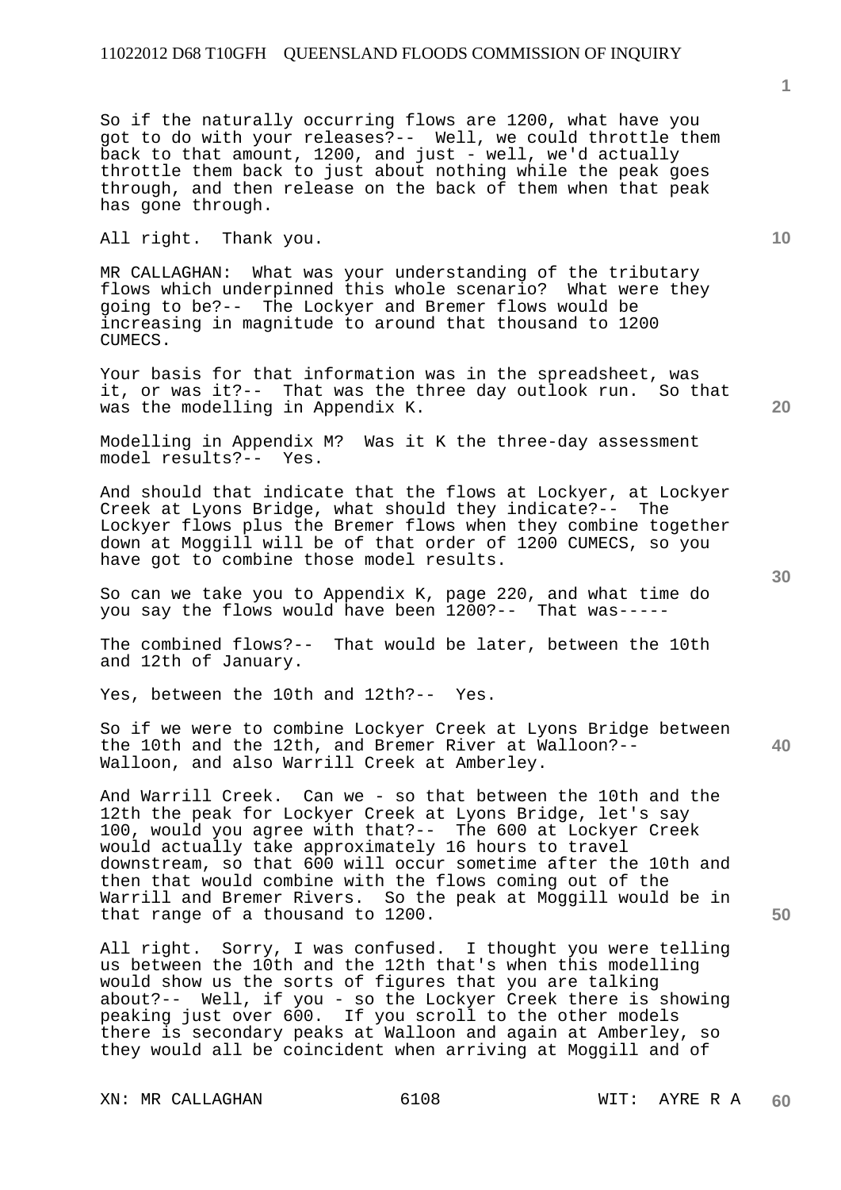So if the naturally occurring flows are 1200, what have you got to do with your releases?-- Well, we could throttle them back to that amount, 1200, and just - well, we'd actually throttle them back to just about nothing while the peak goes through, and then release on the back of them when that peak has gone through.

All right. Thank you.

MR CALLAGHAN: What was your understanding of the tributary flows which underpinned this whole scenario? What were they going to be?-- The Lockyer and Bremer flows would be increasing in magnitude to around that thousand to 1200 CUMECS.

Your basis for that information was in the spreadsheet, was it, or was it?-- That was the three day outlook run. So that was the modelling in Appendix K.

Modelling in Appendix M? Was it K the three-day assessment model results?-- Yes.

And should that indicate that the flows at Lockyer, at Lockyer Creek at Lyons Bridge, what should they indicate?-- The Lockyer flows plus the Bremer flows when they combine together down at Moggill will be of that order of 1200 CUMECS, so you have got to combine those model results.

So can we take you to Appendix K, page 220, and what time do you say the flows would have been 1200?-- That was-----

The combined flows?-- That would be later, between the 10th and 12th of January.

Yes, between the 10th and 12th?-- Yes.

So if we were to combine Lockyer Creek at Lyons Bridge between the 10th and the 12th, and Bremer River at Walloon?-- Walloon, and also Warrill Creek at Amberley.

And Warrill Creek. Can we - so that between the 10th and the 12th the peak for Lockyer Creek at Lyons Bridge, let's say 100, would you agree with that?-- The 600 at Lockyer Creek would actually take approximately 16 hours to travel downstream, so that 600 will occur sometime after the 10th and then that would combine with the flows coming out of the Warrill and Bremer Rivers. So the peak at Moggill would be in that range of a thousand to 1200.

All right. Sorry, I was confused. I thought you were telling us between the 10th and the 12th that's when this modelling would show us the sorts of figures that you are talking about?-- Well, if you - so the Lockyer Creek there is showing peaking just over 600. If you scroll to the other models there is secondary peaks at Walloon and again at Amberley, so they would all be coincident when arriving at Moggill and of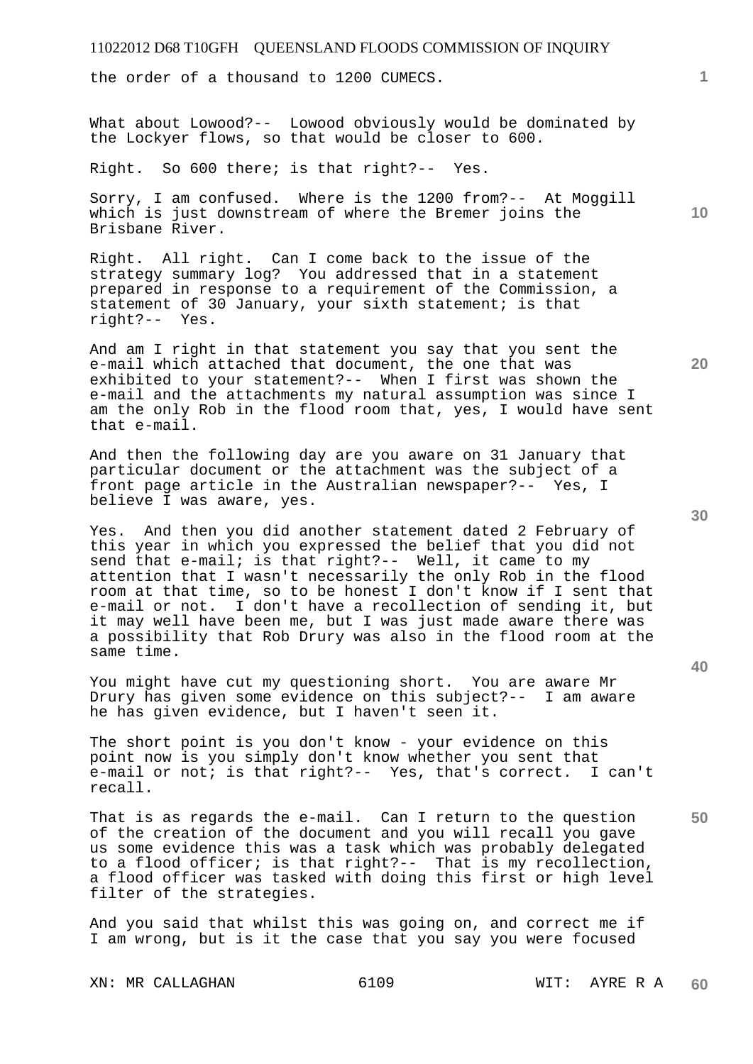the order of a thousand to 1200 CUMECS.

What about Lowood?-- Lowood obviously would be dominated by the Lockyer flows, so that would be closer to 600.

Right. So 600 there; is that right?-- Yes.

Sorry, I am confused. Where is the 1200 from?-- At Moggill which is just downstream of where the Bremer joins the Brisbane River.

Right. All right. Can I come back to the issue of the strategy summary log? You addressed that in a statement prepared in response to a requirement of the Commission, a statement of 30 January, your sixth statement; is that right?-- Yes.

And am I right in that statement you say that you sent the e-mail which attached that document, the one that was exhibited to your statement?-- When I first was shown the e-mail and the attachments my natural assumption was since I am the only Rob in the flood room that, yes, I would have sent that e-mail.

And then the following day are you aware on 31 January that particular document or the attachment was the subject of a front page article in the Australian newspaper?-- Yes, I believe I was aware, yes.

Yes. And then you did another statement dated 2 February of this year in which you expressed the belief that you did not send that e-mail; is that right?-- Well, it came to my attention that I wasn't necessarily the only Rob in the flood room at that time, so to be honest I don't know if I sent that e-mail or not. I don't have a recollection of sending it, but it may well have been me, but I was just made aware there was a possibility that Rob Drury was also in the flood room at the same time.

You might have cut my questioning short. You are aware Mr Drury has given some evidence on this subject?-- I am aware he has given evidence, but I haven't seen it.

The short point is you don't know - your evidence on this point now is you simply don't know whether you sent that e-mail or not; is that right?-- Yes, that's correct. I can't recall.

That is as regards the e-mail. Can I return to the question of the creation of the document and you will recall you gave us some evidence this was a task which was probably delegated to a flood officer; is that right?-- That is my recollection, a flood officer was tasked with doing this first or high level filter of the strategies.

And you said that whilst this was going on, and correct me if I am wrong, but is it the case that you say you were focused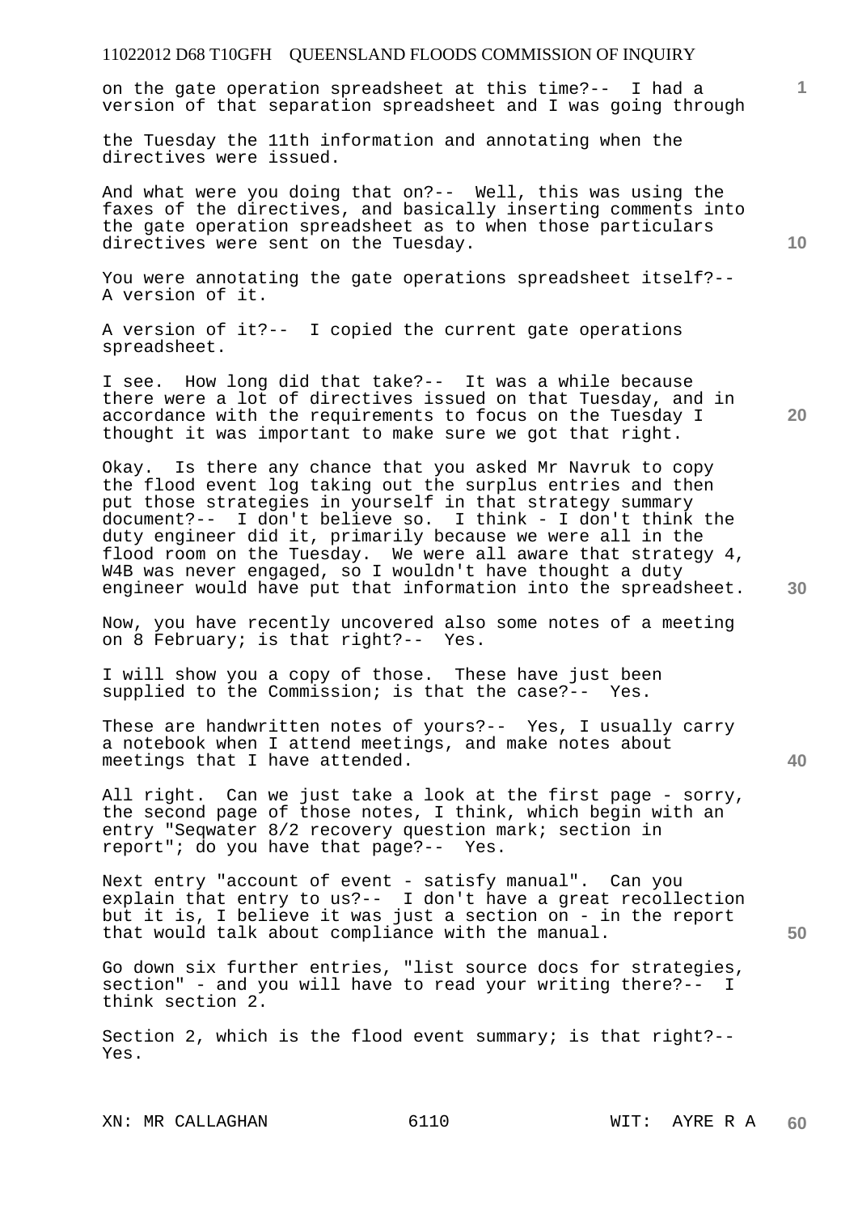on the gate operation spreadsheet at this time?-- I had a version of that separation spreadsheet and I was going through the Tuesday the 11th information and annotating when the directives were issued.

And what were you doing that on?-- Well, this was using the faxes of the directives, and basically inserting comments into the gate operation spreadsheet as to when those particulars directives were sent on the Tuesday.

You were annotating the gate operations spreadsheet itself?-- A version of it.

A version of it?-- I copied the current gate operations spreadsheet.

I see. How long did that take?-- It was a while because there were a lot of directives issued on that Tuesday, and in accordance with the requirements to focus on the Tuesday I thought it was important to make sure we got that right.

Okay. Is there any chance that you asked Mr Navruk to copy the flood event log taking out the surplus entries and then put those strategies in yourself in that strategy summary document?-- I don't believe so. I think - I don't think the duty engineer did it, primarily because we were all in the flood room on the Tuesday. We were all aware that strategy 4, W4B was never engaged, so I wouldn't have thought a duty engineer would have put that information into the spreadsheet.

Now, you have recently uncovered also some notes of a meeting on 8 February; is that right?-- Yes.

I will show you a copy of those. These have just been supplied to the Commission; is that the case?-- Yes.

These are handwritten notes of yours?-- Yes, I usually carry a notebook when I attend meetings, and make notes about meetings that I have attended.

All right. Can we just take a look at the first page - sorry, the second page of those notes, I think, which begin with an entry "Seqwater 8/2 recovery question mark; section in report"; do you have that page?-- Yes.

Next entry "account of event - satisfy manual". Can you explain that entry to us?-- I don't have a great recollection but it is, I believe it was just a section on - in the report that would talk about compliance with the manual.

Go down six further entries, "list source docs for strategies, section" - and you will have to read your writing there?-- I think section 2.

Section 2, which is the flood event summary; is that right?-- Yes.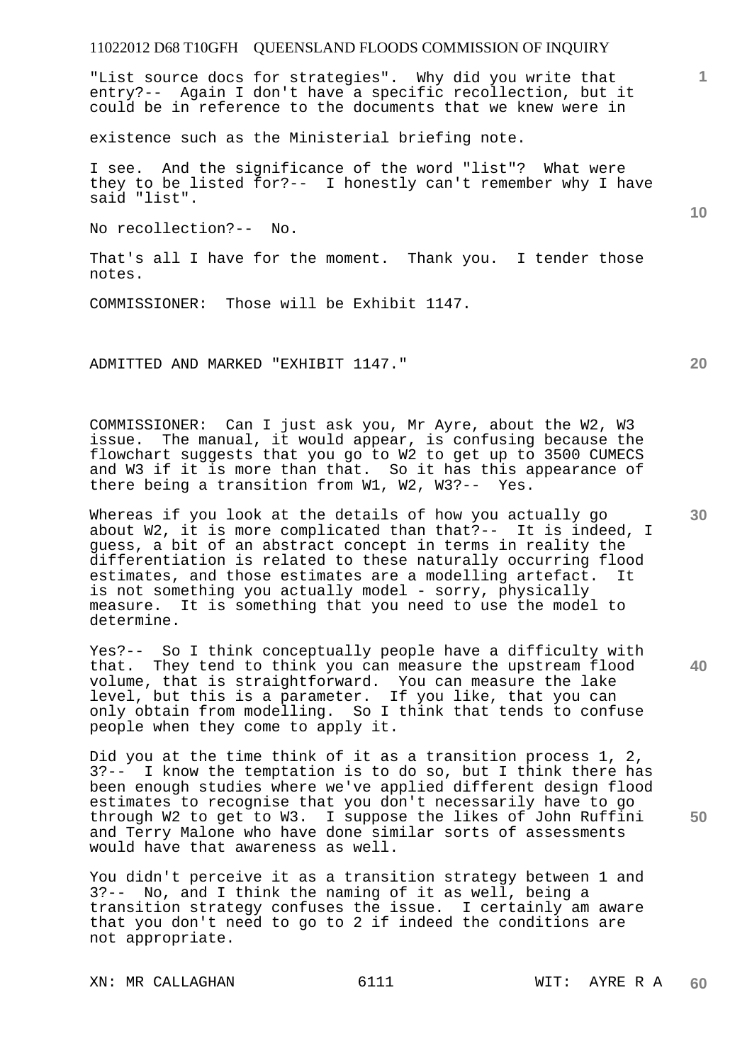"List source docs for strategies". Why did you write that entry?-- Again I don't have a specific recollection, but it could be in reference to the documents that we knew were in existence such as the Ministerial briefing note.

I see. And the significance of the word "list"? What were they to be listed for?-- I honestly can't remember why I have said "list".

No recollection?-- No.

That's all I have for the moment. Thank you. I tender those notes.

COMMISSIONER: Those will be Exhibit 1147.

ADMITTED AND MARKED "EXHIBIT 1147."

COMMISSIONER: Can I just ask you, Mr Ayre, about the W2, W3 issue. The manual, it would appear, is confusing because the flowchart suggests that you go to W2 to get up to 3500 CUMECS and W3 if it is more than that. So it has this appearance of there being a transition from W1, W2, W3?-- Yes.

Whereas if you look at the details of how you actually go about W2, it is more complicated than that?-- It is indeed, I guess, a bit of an abstract concept in terms in reality the differentiation is related to these naturally occurring flood estimates, and those estimates are a modelling artefact. It is not something you actually model - sorry, physically measure. It is something that you need to use the model to determine.

Yes?-- So I think conceptually people have a difficulty with that. They tend to think you can measure the upstream flood volume, that is straightforward. You can measure the lake level, but this is a parameter. If you like, that you can only obtain from modelling. So I think that tends to confuse people when they come to apply it.

Did you at the time think of it as a transition process 1, 2, 3?-- I know the temptation is to do so, but I think there has been enough studies where we've applied different design flood estimates to recognise that you don't necessarily have to go through W2 to get to W3. I suppose the likes of John Ruffini and Terry Malone who have done similar sorts of assessments would have that awareness as well.

You didn't perceive it as a transition strategy between 1 and 3?-- No, and I think the naming of it as well, being a transition strategy confuses the issue. I certainly am aware that you don't need to go to 2 if indeed the conditions are not appropriate.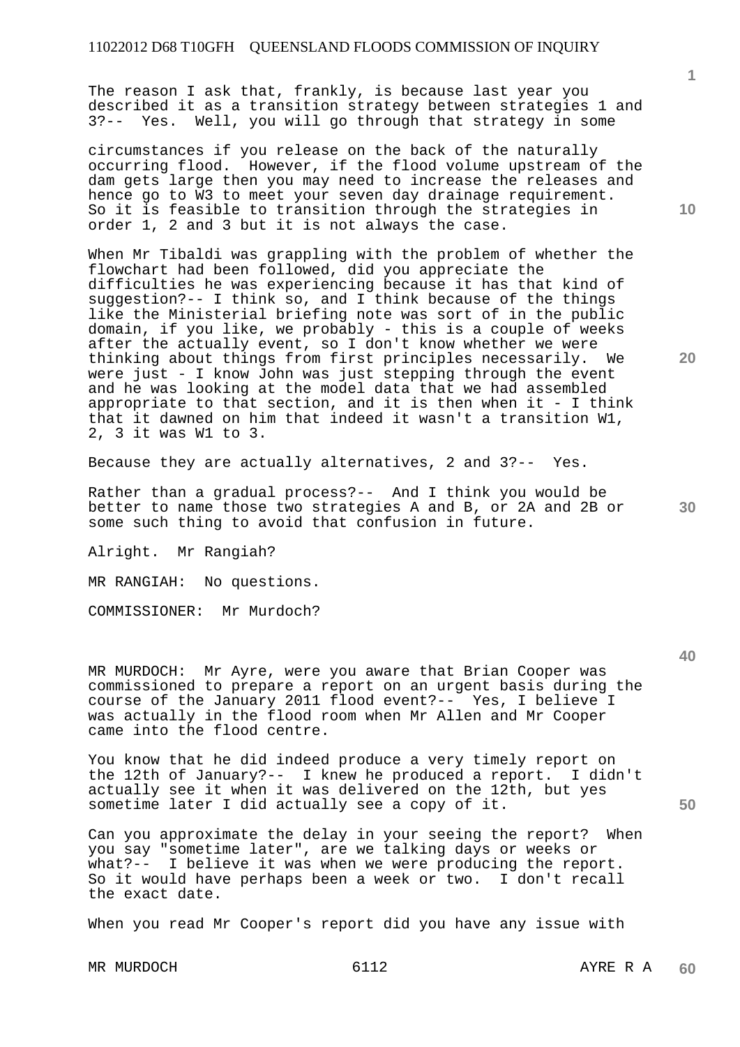The reason I ask that, frankly, is because last year you described it as a transition strategy between strategies 1 and 3?-- Yes. Well, you will go through that strategy in some circumstances if you release on the back of the naturally occurring flood. However, if the flood volume upstream of the dam gets large then you may need to increase the releases and hence go to W3 to meet your seven day drainage requirement. So it is feasible to transition through the strategies in order 1, 2 and 3 but it is not always the case.

When Mr Tibaldi was grappling with the problem of whether the flowchart had been followed, did you appreciate the difficulties he was experiencing because it has that kind of suggestion?-- I think so, and I think because of the things like the Ministerial briefing note was sort of in the public domain, if you like, we probably - this is a couple of weeks after the actually event, so I don't know whether we were thinking about things from first principles necessarily. We were just - I know John was just stepping through the event and he was looking at the model data that we had assembled appropriate to that section, and it is then when it - I think that it dawned on him that indeed it wasn't a transition W1, 2, 3 it was W1 to 3.

Because they are actually alternatives, 2 and 3?-- Yes.

Rather than a gradual process?-- And I think you would be better to name those two strategies A and B, or 2A and 2B or some such thing to avoid that confusion in future.

Alright. Mr Rangiah?

MR RANGIAH: No questions.

COMMISSIONER: Mr Murdoch?

MR MURDOCH: Mr Ayre, were you aware that Brian Cooper was commissioned to prepare a report on an urgent basis during the course of the January 2011 flood event?-- Yes, I believe I was actually in the flood room when Mr Allen and Mr Cooper came into the flood centre.

You know that he did indeed produce a very timely report on the 12th of January?-- I knew he produced a report. I didn't actually see it when it was delivered on the 12th, but yes sometime later I did actually see a copy of it.

Can you approximate the delay in your seeing the report? When you say "sometime later", are we talking days or weeks or what?-- I believe it was when we were producing the report. So it would have perhaps been a week or two. I don't recall the exact date.

When you read Mr Cooper's report did you have any issue with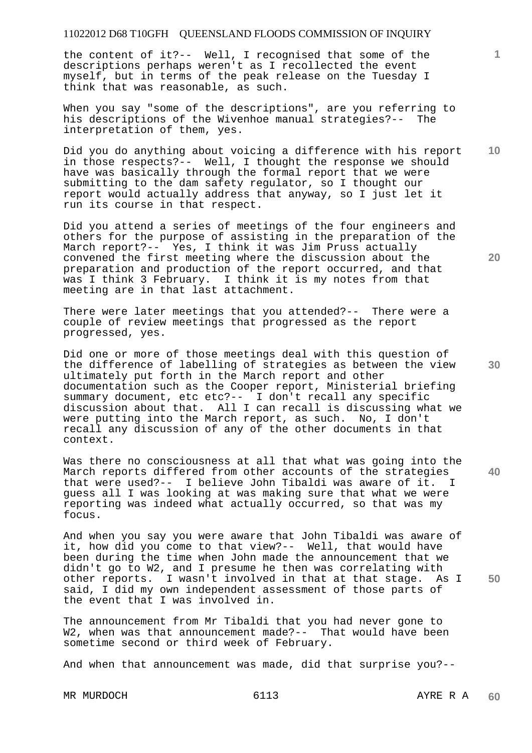the content of it?-- Well, I recognised that some of the descriptions perhaps weren't as I recollected the event myself, but in terms of the peak release on the Tuesday I think that was reasonable, as such.

When you say "some of the descriptions", are you referring to his descriptions of the Wivenhoe manual strategies?-- The interpretation of them, yes.

Did you do anything about voicing a difference with his report in those respects?-- Well, I thought the response we should have was basically through the formal report that we were submitting to the dam safety regulator, so I thought our report would actually address that anyway, so I just let it run its course in that respect.

Did you attend a series of meetings of the four engineers and others for the purpose of assisting in the preparation of the March report?-- Yes, I think it was Jim Pruss actually convened the first meeting where the discussion about the preparation and production of the report occurred, and that was I think 3 February. I think it is my notes from that meeting are in that last attachment.

There were later meetings that you attended?-- There were a couple of review meetings that progressed as the report progressed, yes.

Did one or more of those meetings deal with this question of the difference of labelling of strategies as between the view ultimately put forth in the March report and other documentation such as the Cooper report, Ministerial briefing summary document, etc etc?-- I don't recall any specific discussion about that. All I can recall is discussing what we were putting into the March report, as such. No, I don't recall any discussion of any of the other documents in that context.

Was there no consciousness at all that what was going into the March reports differed from other accounts of the strategies that were used?-- I believe John Tibaldi was aware of it. I guess all I was looking at was making sure that what we were reporting was indeed what actually occurred, so that was my focus.

And when you say you were aware that John Tibaldi was aware of it, how did you come to that view?-- Well, that would have been during the time when John made the announcement that we didn't go to W2, and I presume he then was correlating with other reports. I wasn't involved in that at that stage. As I said, I did my own independent assessment of those parts of the event that I was involved in.

The announcement from Mr Tibaldi that you had never gone to W2, when was that announcement made?-- That would have been sometime second or third week of February.

And when that announcement was made, did that surprise you?--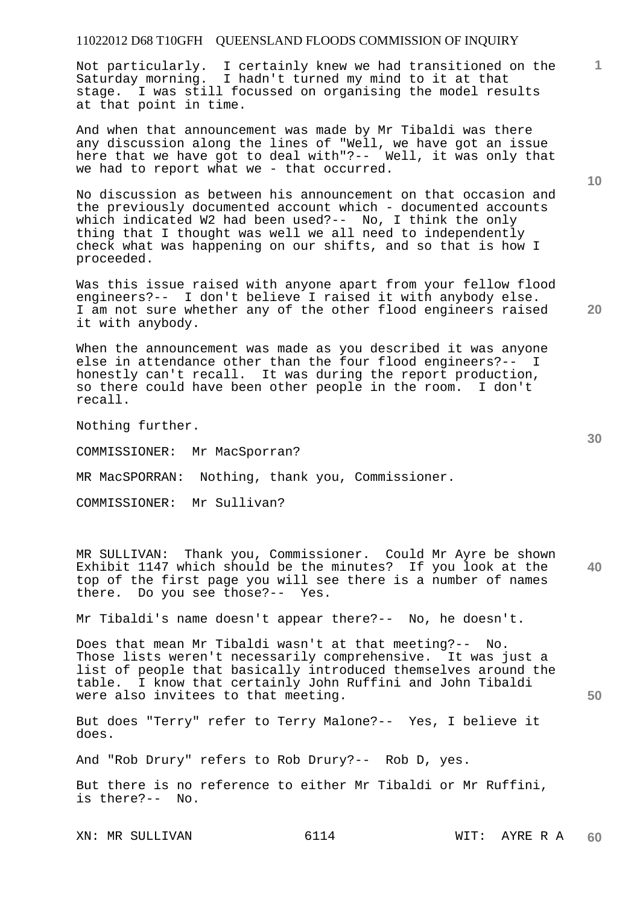Not particularly. I certainly knew we had transitioned on the Saturday morning. I hadn't turned my mind to it at that stage. I was still focussed on organising the model results at that point in time.

And when that announcement was made by Mr Tibaldi was there any discussion along the lines of "Well, we have got an issue here that we have got to deal with"?-- Well, it was only that we had to report what we - that occurred.

No discussion as between his announcement on that occasion and the previously documented account which - documented accounts which indicated W2 had been used?-- No, I think the only thing that I thought was well we all need to independently check what was happening on our shifts, and so that is how I proceeded.

Was this issue raised with anyone apart from your fellow flood engineers?-- I don't believe I raised it with anybody else. I am not sure whether any of the other flood engineers raised it with anybody.

When the announcement was made as you described it was anyone else in attendance other than the four flood engineers?-- I honestly can't recall. It was during the report production, so there could have been other people in the room. I don't recall.

Nothing further.

COMMISSIONER: Mr MacSporran?

MR MacSPORRAN: Nothing, thank you, Commissioner.

COMMISSIONER: Mr Sullivan?

MR SULLIVAN: Thank you, Commissioner. Could Mr Ayre be shown Exhibit 1147 which should be the minutes? If you look at the top of the first page you will see there is a number of names there. Do you see those?-- Yes.

Mr Tibaldi's name doesn't appear there?-- No, he doesn't.

Does that mean Mr Tibaldi wasn't at that meeting?-- No. Those lists weren't necessarily comprehensive. It was just a list of people that basically introduced themselves around the table. I know that certainly John Ruffini and John Tibaldi were also invitees to that meeting.

But does "Terry" refer to Terry Malone?-- Yes, I believe it does.

And "Rob Drury" refers to Rob Drury?-- Rob D, yes.

But there is no reference to either Mr Tibaldi or Mr Ruffini, is there?-- No.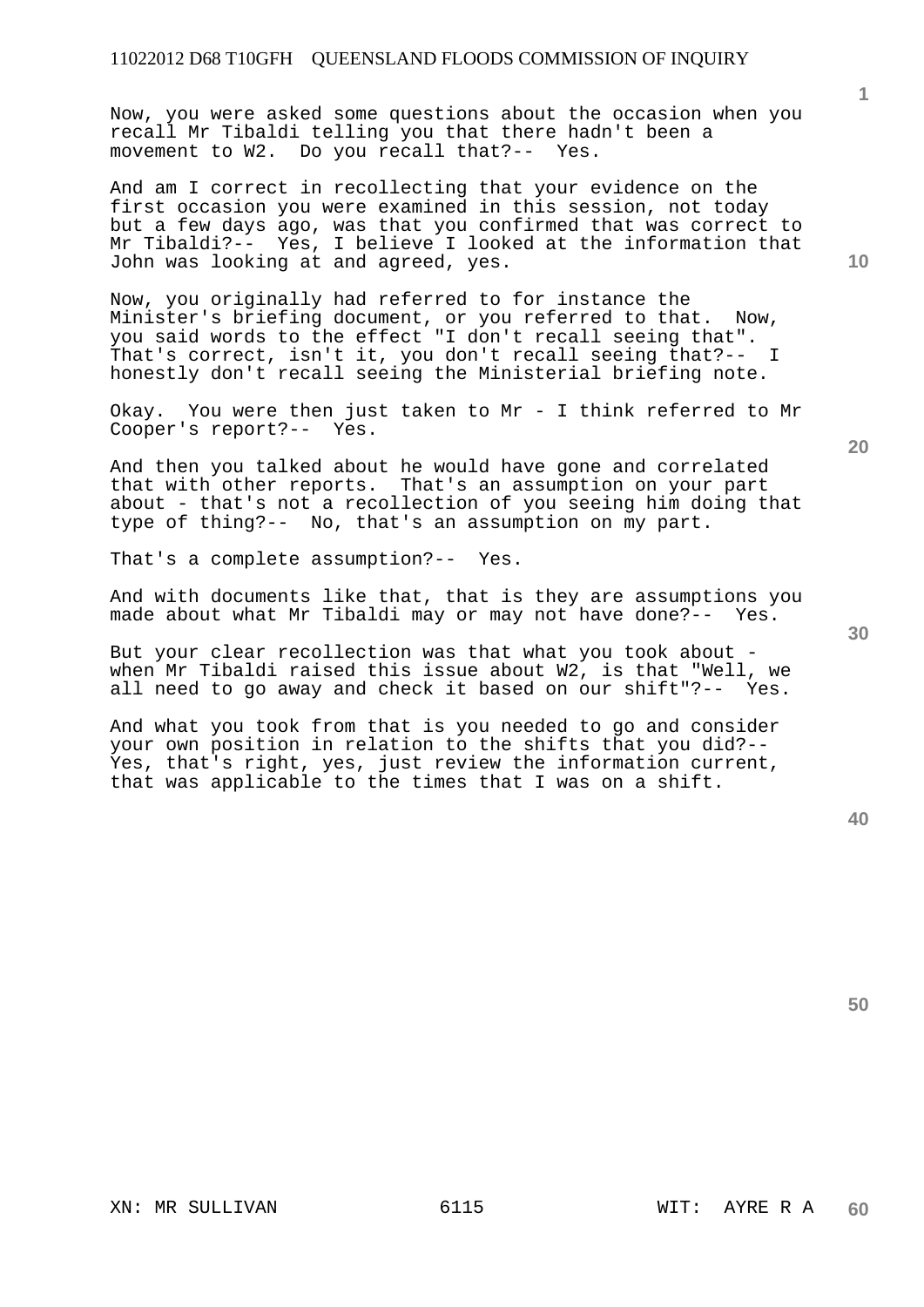Now, you were asked some questions about the occasion when you recall Mr Tibaldi telling you that there hadn't been a movement to W2. Do you recall that?-- Yes.

And am I correct in recollecting that your evidence on the first occasion you were examined in this session, not today but a few days ago, was that you confirmed that was correct to Mr Tibaldi?-- Yes, I believe I looked at the information that John was looking at and agreed, yes.

Now, you originally had referred to for instance the Minister's briefing document, or you referred to that. Now, you said words to the effect "I don't recall seeing that". That's correct, isn't it, you don't recall seeing that?-- I honestly don't recall seeing the Ministerial briefing note.

Okay. You were then just taken to Mr - I think referred to Mr Cooper's report?-- Yes.

And then you talked about he would have gone and correlated that with other reports. That's an assumption on your part about - that's not a recollection of you seeing him doing that type of thing?-- No, that's an assumption on my part.

That's a complete assumption?-- Yes.

And with documents like that, that is they are assumptions you made about what Mr Tibaldi may or may not have done?-- Yes.

But your clear recollection was that what you took about - when Mr Tibaldi raised this issue about W2, is that "Well, we all need to go away and check it based on our shift"?-- Yes.

And what you took from that is you needed to go and consider your own position in relation to the shifts that you did?-- Yes, that's right, yes, just review the information current, that was applicable to the times that I was on a shift.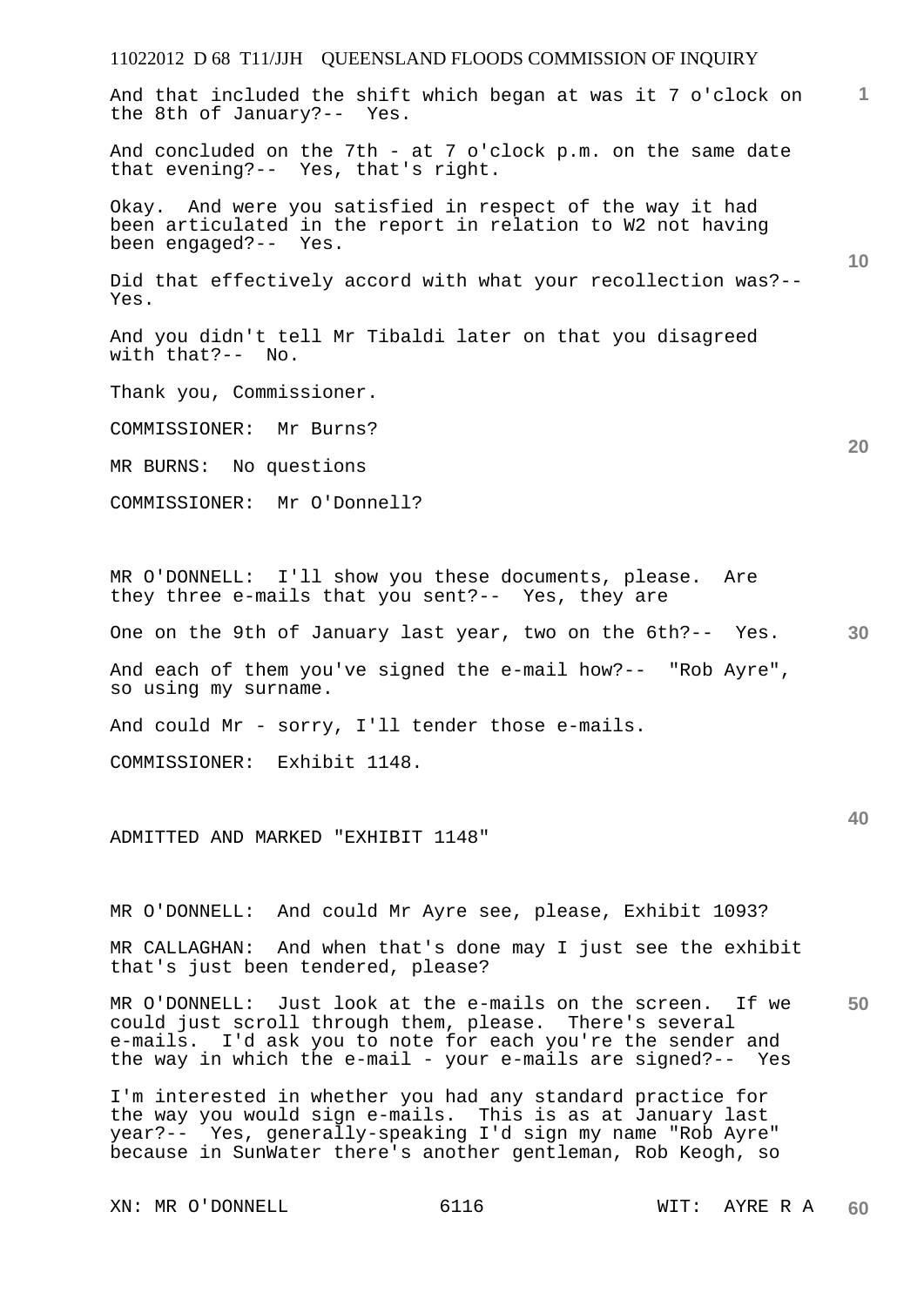And that included the shift which began at was it 7 o'clock on the 8th of January?-- Yes.

And concluded on the 7th - at 7 o'clock p.m. on the same date that evening?-- Yes, that's right.

Okay. And were you satisfied in respect of the way it had been articulated in the report in relation to W2 not having been engaged?-- Yes.

Did that effectively accord with what your recollection was?-- Yes.

And you didn't tell Mr Tibaldi later on that you disagreed with that?-- No.

Thank you, Commissioner.

COMMISSIONER: Mr Burns?

MR BURNS: No questions

COMMISSIONER: Mr O'Donnell?

MR O'DONNELL: I'll show you these documents, please. Are they three e-mails that you sent?-- Yes, they are

One on the 9th of January last year, two on the 6th?-- Yes.

And each of them you've signed the e-mail how?-- "Rob Ayre", so using my surname.

And could Mr - sorry, I'll tender those e-mails.

COMMISSIONER: Exhibit 1148.

ADMITTED AND MARKED "EXHIBIT 1148"

MR O'DONNELL: And could Mr Ayre see, please, Exhibit 1093?

MR CALLAGHAN: And when that's done may I just see the exhibit that's just been tendered, please?

MR O'DONNELL: Just look at the e-mails on the screen. If we could just scroll through them, please. There's several e-mails. I'd ask you to note for each you're the sender and the way in which the e-mail - your e-mails are signed?-- Yes

I'm interested in whether you had any standard practice for the way you would sign e-mails. This is as at January last year?-- Yes, generally-speaking I'd sign my name "Rob Ayre" because in SunWater there's another gentleman, Rob Keogh, so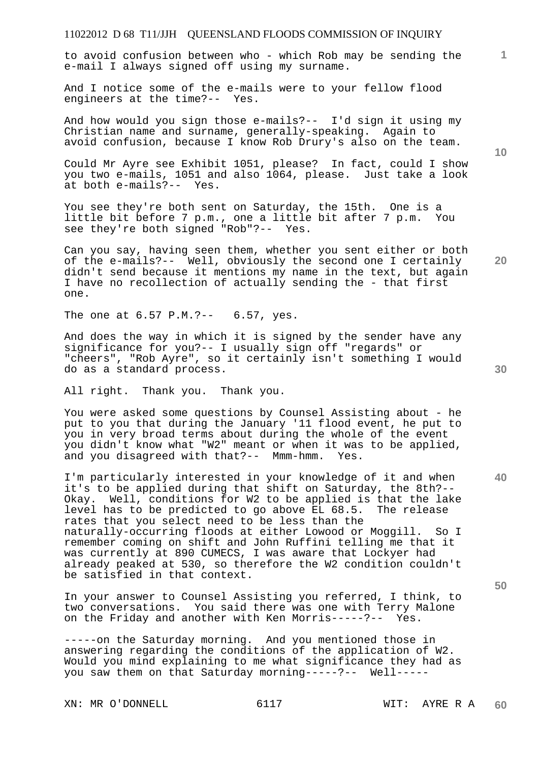to avoid confusion between who - which Rob may be sending the e-mail I always signed off using my surname.

And I notice some of the e-mails were to your fellow flood engineers at the time?-- Yes.

And how would you sign those e-mails?-- I'd sign it using my Christian name and surname, generally-speaking. Again to avoid confusion, because I know Rob Drury's also on the team.

Could Mr Ayre see Exhibit 1051, please? In fact, could I show you two e-mails, 1051 and also 1064, please. Just take a look at both e-mails?-- Yes.

You see they're both sent on Saturday, the 15th. One is a little bit before 7 p.m., one a little bit after 7 p.m. You see they're both signed "Rob"?-- Yes.

Can you say, having seen them, whether you sent either or both of the e-mails?-- Well, obviously the second one I certainly didn't send because it mentions my name in the text, but again I have no recollection of actually sending the - that first one.

The one at 6.57 P.M.?-- 6.57, yes.

And does the way in which it is signed by the sender have any significance for you?-- I usually sign off "regards" or "cheers", "Rob Ayre", so it certainly isn't something I would do as a standard process.

All right. Thank you. Thank you.

You were asked some questions by Counsel Assisting about - he put to you that during the January '11 flood event, he put to you in very broad terms about during the whole of the event you didn't know what "W2" meant or when it was to be applied, and you disagreed with that?-- Mmm-hmm. Yes.

I'm particularly interested in your knowledge of it and when it's to be applied during that shift on Saturday, the 8th?-- Okay. Well, conditions for W2 to be applied is that the lake level has to be predicted to go above EL 68.5. The release rates that you select need to be less than the naturally-occurring floods at either Lowood or Moggill. So I remember coming on shift and John Ruffini telling me that it was currently at 890 CUMECS, I was aware that Lockyer had already peaked at 530, so therefore the W2 condition couldn't be satisfied in that context.

In your answer to Counsel Assisting you referred, I think, to two conversations. You said there was one with Terry Malone on the Friday and another with Ken Morris-----?-- Yes.

-----on the Saturday morning. And you mentioned those in answering regarding the conditions of the application of W2. Would you mind explaining to me what significance they had as you saw them on that Saturday morning-----?-- Well-----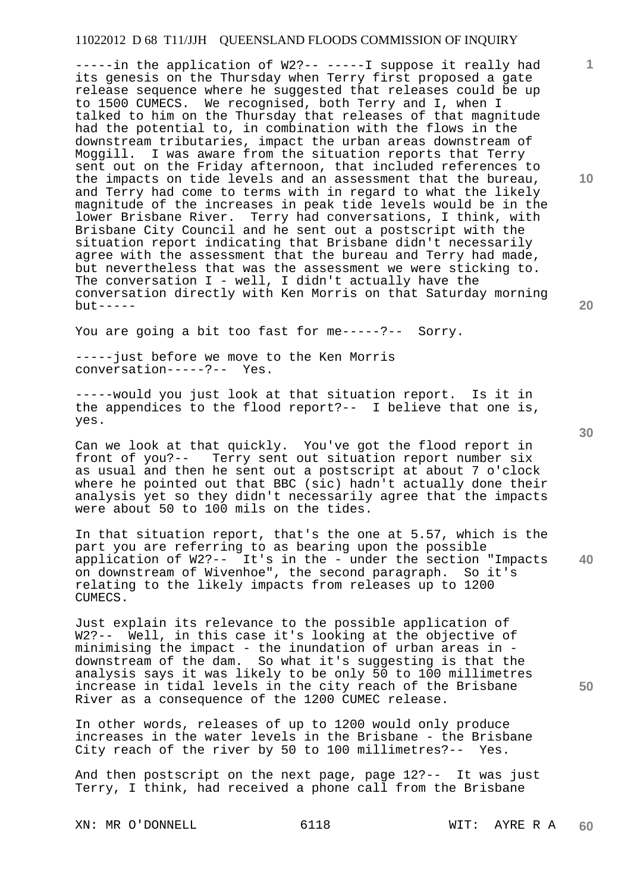-----in the application of W2?-- -----I suppose it really had its genesis on the Thursday when Terry first proposed a gate release sequence where he suggested that releases could be up to 1500 CUMECS. We recognised, both Terry and I, when I talked to him on the Thursday that releases of that magnitude had the potential to, in combination with the flows in the downstream tributaries, impact the urban areas downstream of Moggill. I was aware from the situation reports that Terry sent out on the Friday afternoon, that included references to the impacts on tide levels and an assessment that the bureau, and Terry had come to terms with in regard to what the likely magnitude of the increases in peak tide levels would be in the lower Brisbane River. Terry had conversations, I think, with Brisbane City Council and he sent out a postscript with the situation report indicating that Brisbane didn't necessarily agree with the assessment that the bureau and Terry had made, but nevertheless that was the assessment we were sticking to. The conversation I - well, I didn't actually have the conversation directly with Ken Morris on that Saturday morning but-----

You are going a bit too fast for me-----?-- Sorry.

-----just before we move to the Ken Morris conversation-----?-- Yes.

-----would you just look at that situation report. Is it in the appendices to the flood report?-- I believe that one is, yes.

Can we look at that quickly. You've got the flood report in front of you?-- Terry sent out situation report number six as usual and then he sent out a postscript at about 7 o'clock where he pointed out that BBC (sic) hadn't actually done their analysis yet so they didn't necessarily agree that the impacts were about 50 to 100 mils on the tides.

In that situation report, that's the one at 5.57, which is the part you are referring to as bearing upon the possible application of W2?-- It's in the - under the section "Impacts on downstream of Wivenhoe", the second paragraph. So it's relating to the likely impacts from releases up to 1200 CUMECS.

Just explain its relevance to the possible application of W2?-- Well, in this case it's looking at the objective of minimising the impact - the inundation of urban areas in - downstream of the dam. So what it's suggesting is that the analysis says it was likely to be only 50 to 100 millimetres increase in tidal levels in the city reach of the Brisbane River as a consequence of the 1200 CUMEC release.

In other words, releases of up to 1200 would only produce increases in the water levels in the Brisbane - the Brisbane City reach of the river by 50 to 100 millimetres?-- Yes.

And then postscript on the next page, page 12?-- It was just Terry, I think, had received a phone call from the Brisbane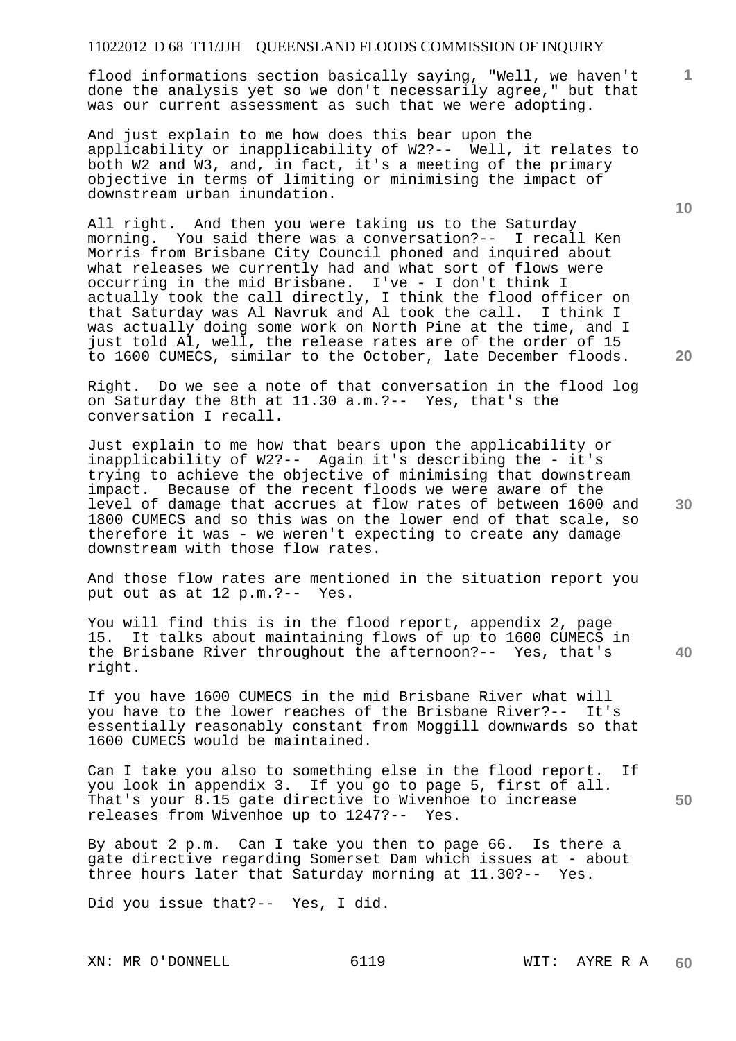flood informations section basically saying, "Well, we haven't done the analysis yet so we don't necessarily agree," but that was our current assessment as such that we were adopting.

And just explain to me how does this bear upon the applicability or inapplicability of W2?-- Well, it relates to both W2 and W3, and, in fact, it's a meeting of the primary objective in terms of limiting or minimising the impact of downstream urban inundation.

All right. And then you were taking us to the Saturday morning. You said there was a conversation?-- I recall Ken Morris from Brisbane City Council phoned and inquired about what releases we currently had and what sort of flows were occurring in the mid Brisbane. I've - I don't think I actually took the call directly, I think the flood officer on that Saturday was Al Navruk and Al took the call. I think I was actually doing some work on North Pine at the time, and I just told Al, well, the release rates are of the order of 15 to 1600 CUMECS, similar to the October, late December floods.

Right. Do we see a note of that conversation in the flood log on Saturday the 8th at 11.30 a.m.?-- Yes, that's the conversation I recall.

Just explain to me how that bears upon the applicability or inapplicability of W2?-- Again it's describing the - it's trying to achieve the objective of minimising that downstream impact. Because of the recent floods we were aware of the level of damage that accrues at flow rates of between 1600 and 1800 CUMECS and so this was on the lower end of that scale, so therefore it was - we weren't expecting to create any damage downstream with those flow rates.

And those flow rates are mentioned in the situation report you put out as at 12 p.m.?-- Yes.

You will find this is in the flood report, appendix 2, page 15. It talks about maintaining flows of up to 1600 CUMECS in the Brisbane River throughout the afternoon?-- Yes, that's right.

If you have 1600 CUMECS in the mid Brisbane River what will you have to the lower reaches of the Brisbane River?-- It's essentially reasonably constant from Moggill downwards so that 1600 CUMECS would be maintained.

Can I take you also to something else in the flood report. If you look in appendix 3. If you go to page 5, first of all. That's your 8.15 gate directive to Wivenhoe to increase releases from Wivenhoe up to 1247?-- Yes.

By about 2 p.m. Can I take you then to page 66. Is there a gate directive regarding Somerset Dam which issues at - about three hours later that Saturday morning at 11.30?-- Yes.

Did you issue that?-- Yes, I did.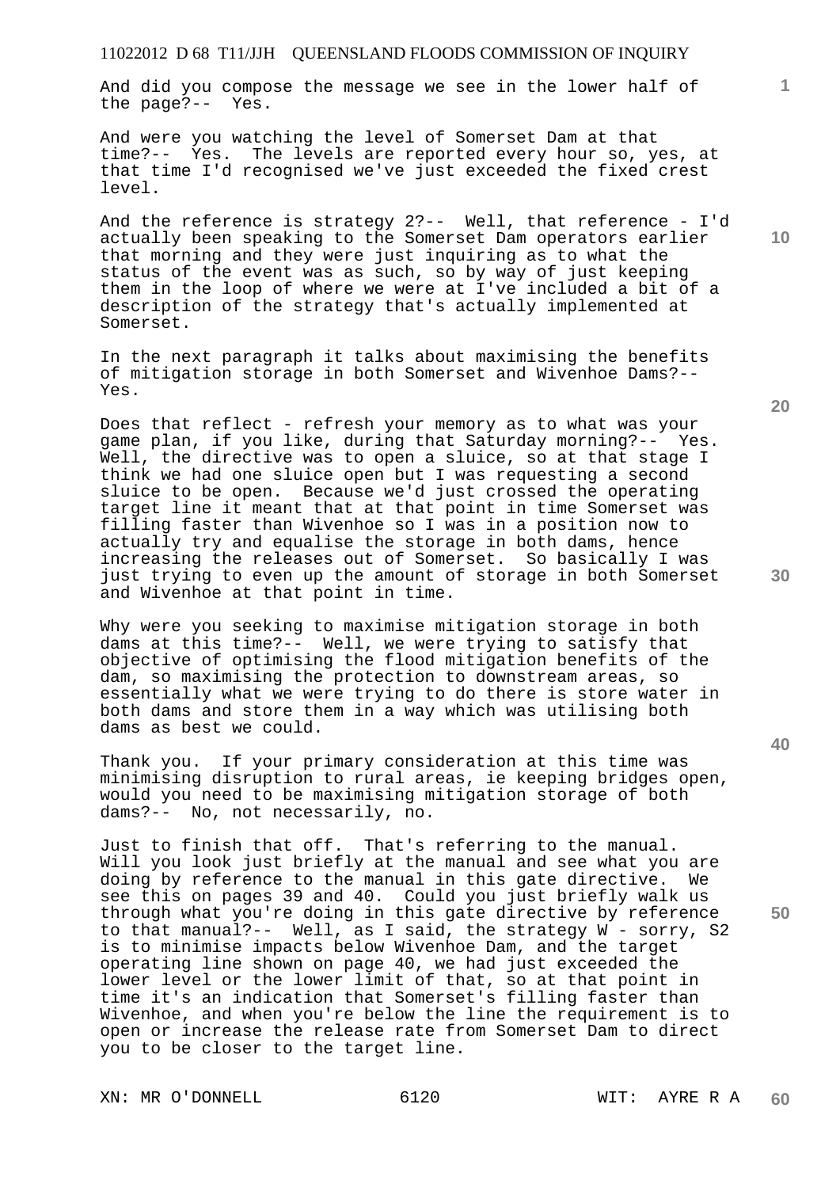And did you compose the message we see in the lower half of the page?-- Yes.

And were you watching the level of Somerset Dam at that time?-- Yes. The levels are reported every hour so, yes, at that time I'd recognised we've just exceeded the fixed crest level.

And the reference is strategy 2?-- Well, that reference - I'd actually been speaking to the Somerset Dam operators earlier that morning and they were just inquiring as to what the status of the event was as such, so by way of just keeping them in the loop of where we were at I've included a bit of a description of the strategy that's actually implemented at Somerset.

In the next paragraph it talks about maximising the benefits of mitigation storage in both Somerset and Wivenhoe Dams?-- Yes.

Does that reflect - refresh your memory as to what was your game plan, if you like, during that Saturday morning?-- Yes. Well, the directive was to open a sluice, so at that stage I think we had one sluice open but I was requesting a second sluice to be open. Because we'd just crossed the operating target line it meant that at that point in time Somerset was filling faster than Wivenhoe so I was in a position now to actually try and equalise the storage in both dams, hence increasing the releases out of Somerset. So basically I was just trying to even up the amount of storage in both Somerset and Wivenhoe at that point in time.

Why were you seeking to maximise mitigation storage in both dams at this time?-- Well, we were trying to satisfy that objective of optimising the flood mitigation benefits of the dam, so maximising the protection to downstream areas, so essentially what we were trying to do there is store water in both dams and store them in a way which was utilising both dams as best we could.

Thank you. If your primary consideration at this time was minimising disruption to rural areas, ie keeping bridges open, would you need to be maximising mitigation storage of both dams?-- No, not necessarily, no.

Just to finish that off. That's referring to the manual. Will you look just briefly at the manual and see what you are doing by reference to the manual in this gate directive. We see this on pages 39 and 40. Could you just briefly walk us through what you're doing in this gate directive by reference to that manual?-- Well, as I said, the strategy W - sorry, S2 is to minimise impacts below Wivenhoe Dam, and the target operating line shown on page 40, we had just exceeded the lower level or the lower limit of that, so at that point in time it's an indication that Somerset's filling faster than Wivenhoe, and when you're below the line the requirement is to open or increase the release rate from Somerset Dam to direct you to be closer to the target line.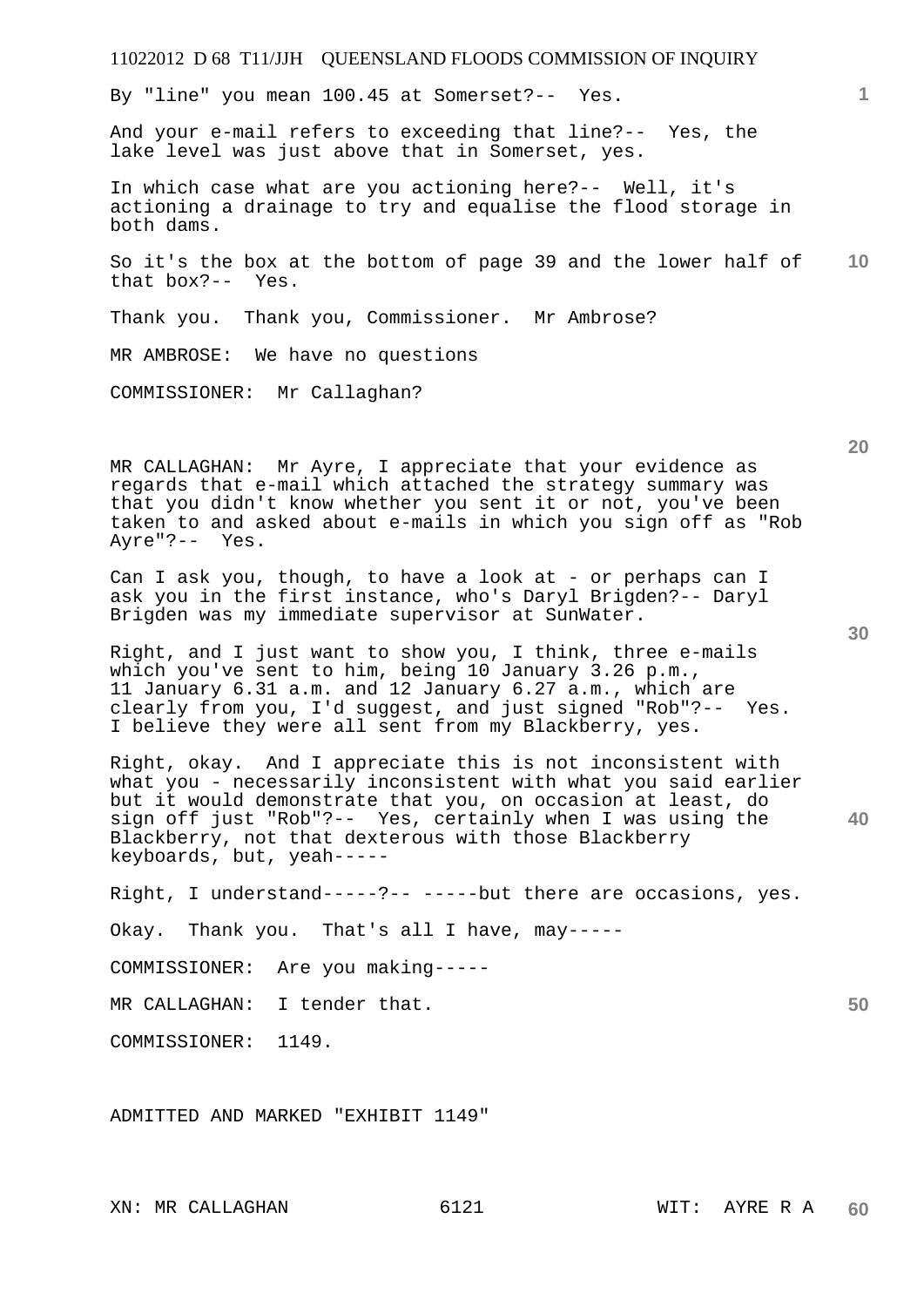By "line" you mean 100.45 at Somerset?-- Yes.

And your e-mail refers to exceeding that line?-- Yes, the lake level was just above that in Somerset, yes.

In which case what are you actioning here?-- Well, it's actioning a drainage to try and equalise the flood storage in both dams.

So it's the box at the bottom of page 39 and the lower half of that box?-- Yes.

Thank you. Thank you, Commissioner. Mr Ambrose?

MR AMBROSE: We have no questions

COMMISSIONER: Mr Callaghan?

MR CALLAGHAN: Mr Ayre, I appreciate that your evidence as regards that e-mail which attached the strategy summary was that you didn't know whether you sent it or not, you've been taken to and asked about e-mails in which you sign off as "Rob Ayre"?-- Yes.

Can I ask you, though, to have a look at - or perhaps can I ask you in the first instance, who's Daryl Brigden?-- Daryl Brigden was my immediate supervisor at SunWater.

Right, and I just want to show you, I think, three e-mails which you've sent to him, being 10 January 3.26 p.m., 11 January 6.31 a.m. and 12 January 6.27 a.m., which are clearly from you, I'd suggest, and just signed "Rob"?-- Yes. I believe they were all sent from my Blackberry, yes.

Right, okay. And I appreciate this is not inconsistent with what you - necessarily inconsistent with what you said earlier but it would demonstrate that you, on occasion at least, do sign off just "Rob"?-- Yes, certainly when I was using the Blackberry, not that dexterous with those Blackberry keyboards, but, yeah-----

Right, I understand-----?-- -----but there are occasions, yes.

Okay. Thank you. That's all I have, may-----

COMMISSIONER: Are you making-----

MR CALLAGHAN: I tender that.

COMMISSIONER: 1149.

ADMITTED AND MARKED "EXHIBIT 1149"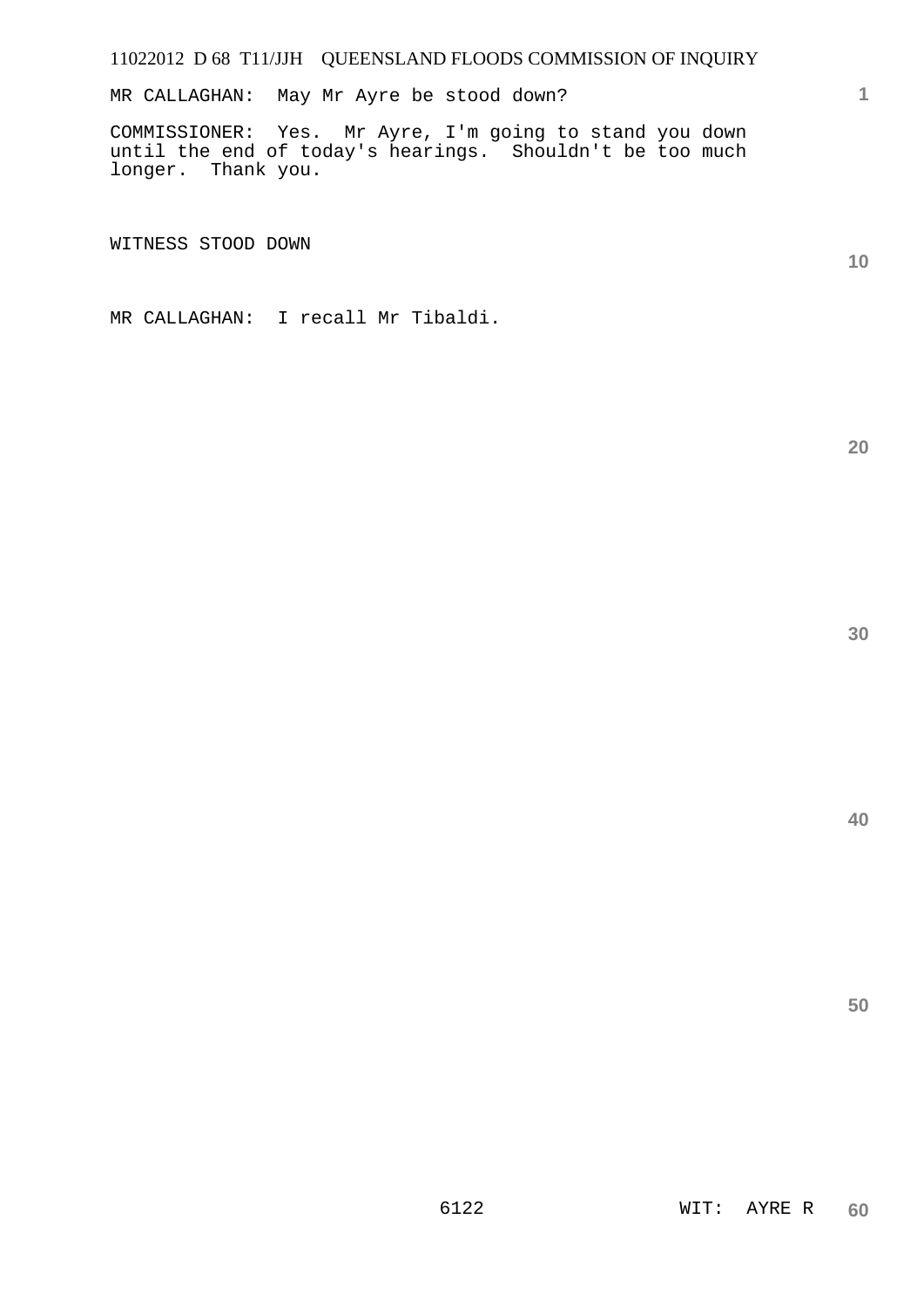MR CALLAGHAN: May Mr Ayre be stood down?

COMMISSIONER: Yes. Mr Ayre, I'm going to stand you down until the end of today's hearings. Shouldn't be too much longer. Thank you.

WITNESS STOOD DOWN

MR CALLAGHAN: I recall Mr Tibaldi.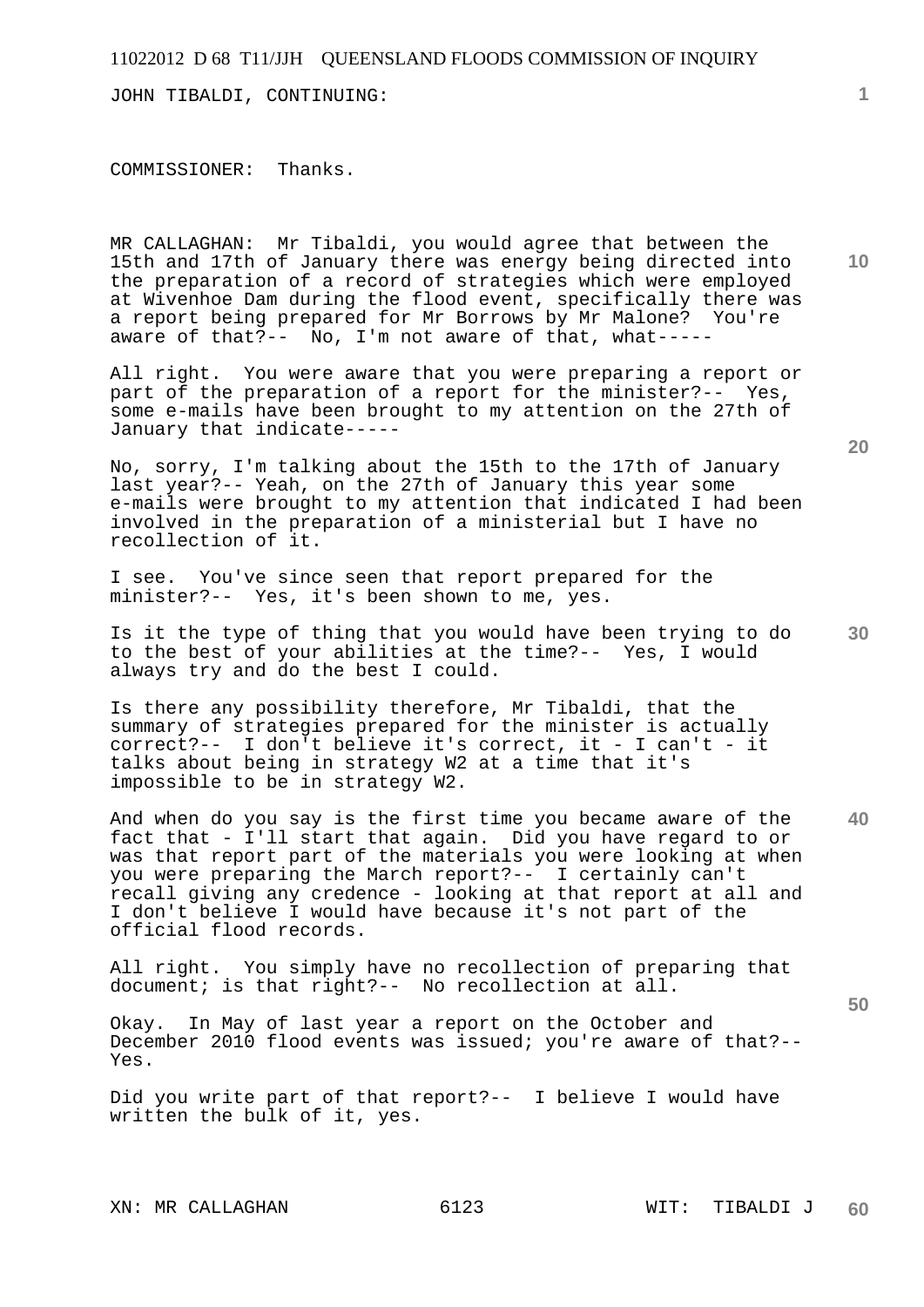JOHN TIBALDI, CONTINUING:

COMMISSIONER: Thanks.

MR CALLAGHAN: Mr Tibaldi, you would agree that between the 15th and 17th of January there was energy being directed into the preparation of a record of strategies which were employed at Wivenhoe Dam during the flood event, specifically there was a report being prepared for Mr Borrows by Mr Malone? You're aware of that?-- No, I'm not aware of that, what-----

All right. You were aware that you were preparing a report or part of the preparation of a report for the minister?-- Yes, some e-mails have been brought to my attention on the 27th of January that indicate-----

No, sorry, I'm talking about the 15th to the 17th of January last year?-- Yeah, on the 27th of January this year some e-mails were brought to my attention that indicated I had been involved in the preparation of a ministerial but I have no recollection of it.

I see. You've since seen that report prepared for the minister?-- Yes, it's been shown to me, yes.

Is it the type of thing that you would have been trying to do to the best of your abilities at the time?-- Yes, I would always try and do the best I could.

Is there any possibility therefore, Mr Tibaldi, that the summary of strategies prepared for the minister is actually correct?-- I don't believe it's correct, it - I can't - it talks about being in strategy W2 at a time that it's impossible to be in strategy W2.

And when do you say is the first time you became aware of the fact that - I'll start that again. Did you have regard to or was that report part of the materials you were looking at when you were preparing the March report?-- I certainly can't recall giving any credence - looking at that report at all and I don't believe I would have because it's not part of the official flood records.

All right. You simply have no recollection of preparing that document; is that right?-- No recollection at all.

Okay. In May of last year a report on the October and December 2010 flood events was issued; you're aware of that?-- Yes.

Did you write part of that report?-- I believe I would have written the bulk of it, yes.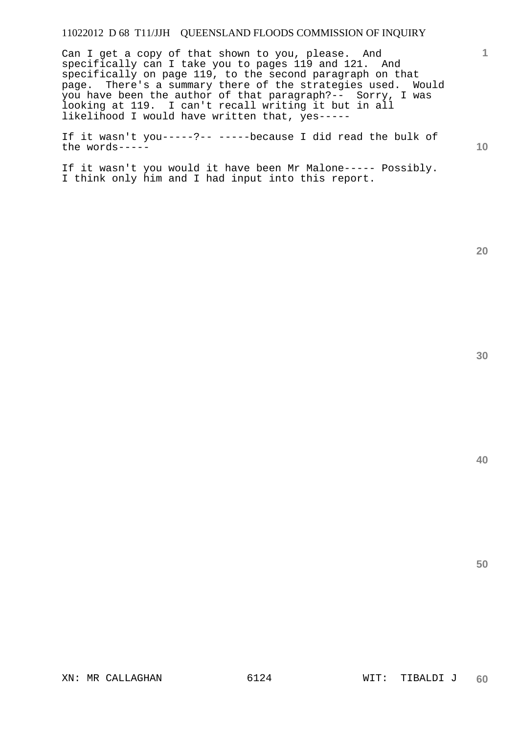Can I get a copy of that shown to you, please. And specifically can I take you to pages 119 and 121. And specifically on page 119, to the second paragraph on that page. There's a summary there of the strategies used. Would you have been the author of that paragraph?-- Sorry, I was looking at 119. I can't recall writing it but in all likelihood I would have written that, yes-----

If it wasn't you-----?-- -----because I did read the bulk of the words-----

If it wasn't you would it have been Mr Malone----- Possibly. I think only him and I had input into this report.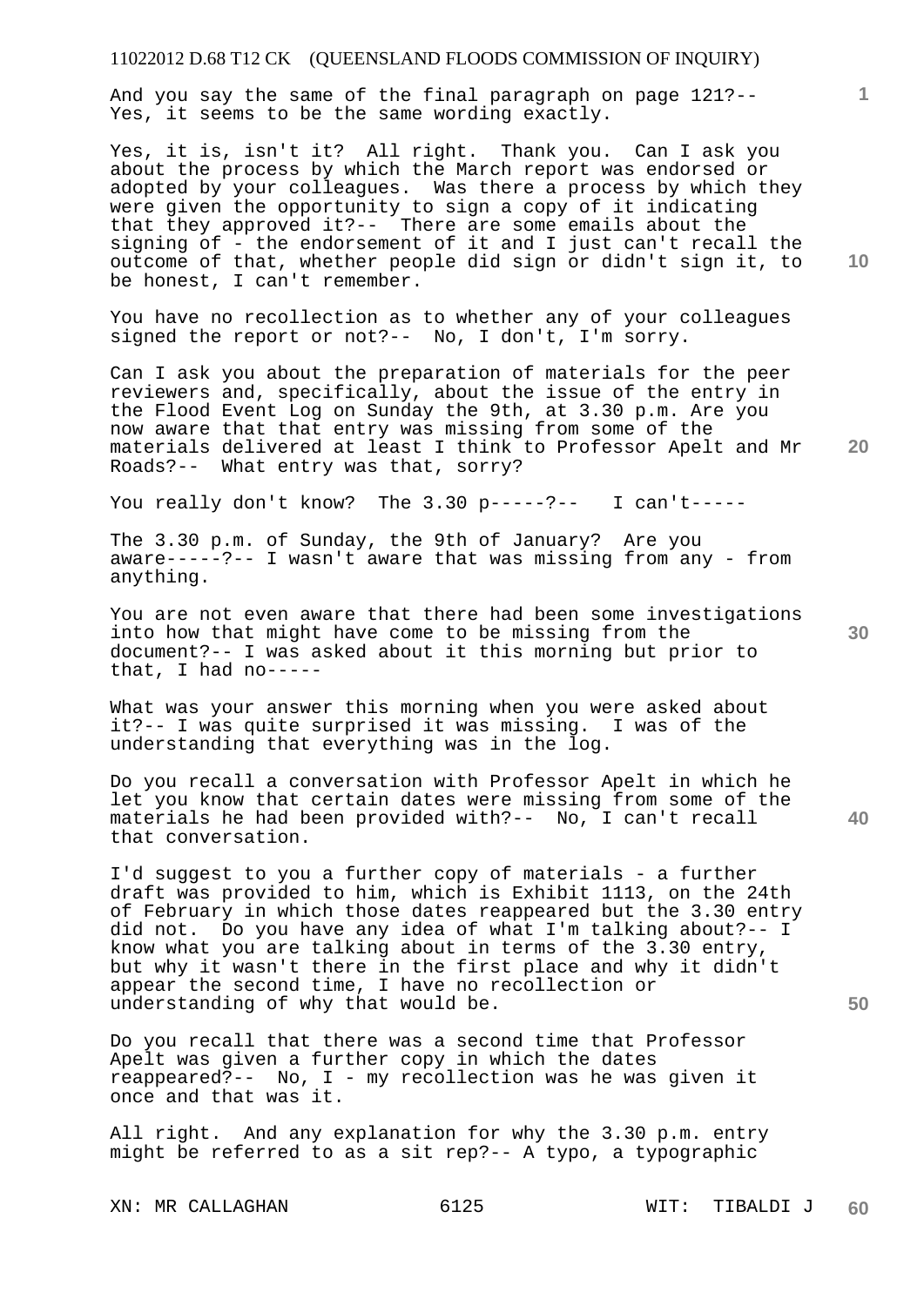And you say the same of the final paragraph on page 121?-- Yes, it seems to be the same wording exactly.

Yes, it is, isn't it? All right. Thank you. Can I ask you about the process by which the March report was endorsed or adopted by your colleagues. Was there a process by which they were given the opportunity to sign a copy of it indicating that they approved it?-- There are some emails about the signing of - the endorsement of it and I just can't recall the outcome of that, whether people did sign or didn't sign it, to be honest, I can't remember.

You have no recollection as to whether any of your colleagues signed the report or not?-- No, I don't, I'm sorry.

Can I ask you about the preparation of materials for the peer reviewers and, specifically, about the issue of the entry in the Flood Event Log on Sunday the 9th, at 3.30 p.m. Are you now aware that that entry was missing from some of the materials delivered at least I think to Professor Apelt and Mr Roads?-- What entry was that, sorry?

You really don't know? The 3.30 p-----?-- I can't-----

The 3.30 p.m. of Sunday, the 9th of January? Are you aware-----?-- I wasn't aware that was missing from any - from anything.

You are not even aware that there had been some investigations into how that might have come to be missing from the document?-- I was asked about it this morning but prior to that, I had no-----

What was your answer this morning when you were asked about it?-- I was quite surprised it was missing. I was of the understanding that everything was in the log.

Do you recall a conversation with Professor Apelt in which he let you know that certain dates were missing from some of the materials he had been provided with?-- No, I can't recall that conversation.

I'd suggest to you a further copy of materials - a further draft was provided to him, which is Exhibit 1113, on the 24th of February in which those dates reappeared but the 3.30 entry did not. Do you have any idea of what I'm talking about?-- I know what you are talking about in terms of the 3.30 entry, but why it wasn't there in the first place and why it didn't appear the second time, I have no recollection or understanding of why that would be.

Do you recall that there was a second time that Professor Apelt was given a further copy in which the dates reappeared?-- No, I - my recollection was he was given it once and that was it.

All right. And any explanation for why the 3.30 p.m. entry might be referred to as a sit rep?-- A typo, a typographic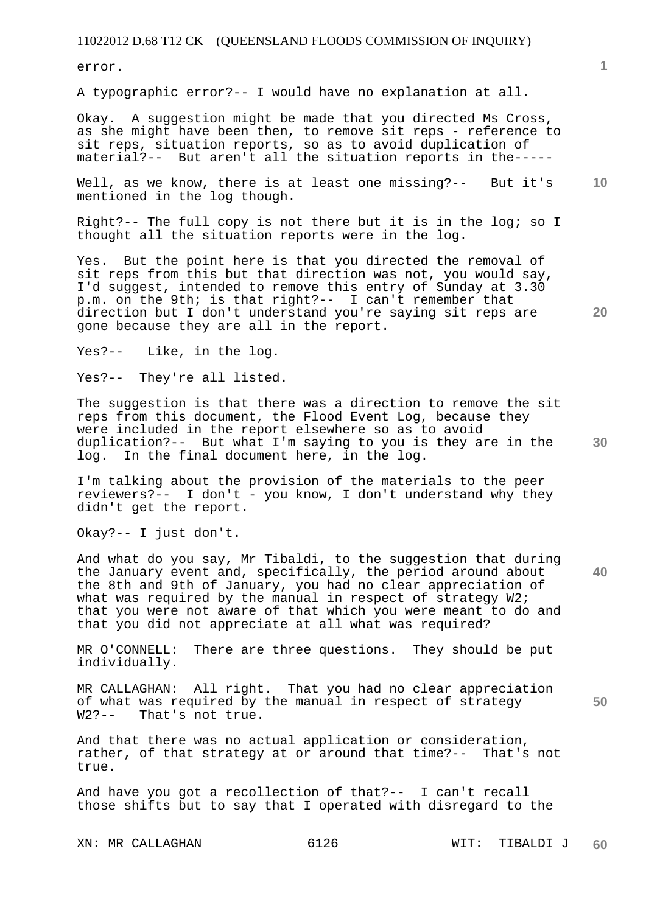error.

A typographic error?-- I would have no explanation at all.

Okay. A suggestion might be made that you directed Ms Cross, as she might have been then, to remove sit reps - reference to sit reps, situation reports, so as to avoid duplication of material?-- But aren't all the situation reports in the-----

Well, as we know, there is at least one missing?-- But it's mentioned in the log though.

Right?-- The full copy is not there but it is in the log; so I thought all the situation reports were in the log.

Yes. But the point here is that you directed the removal of sit reps from this but that direction was not, you would say, I'd suggest, intended to remove this entry of Sunday at 3.30 p.m. on the 9th; is that right?-- I can't remember that direction but I don't understand you're saying sit reps are gone because they are all in the report.

Yes?-- Like, in the log.

Yes?-- They're all listed.

The suggestion is that there was a direction to remove the sit reps from this document, the Flood Event Log, because they were included in the report elsewhere so as to avoid duplication?-- But what I'm saying to you is they are in the log. In the final document here, in the log.

I'm talking about the provision of the materials to the peer reviewers?-- I don't - you know, I don't understand why they didn't get the report.

Okay?-- I just don't.

And what do you say, Mr Tibaldi, to the suggestion that during the January event and, specifically, the period around about the 8th and 9th of January, you had no clear appreciation of what was required by the manual in respect of strategy W2; that you were not aware of that which you were meant to do and that you did not appreciate at all what was required?

MR O'CONNELL: There are three questions. They should be put individually.

MR CALLAGHAN: All right. That you had no clear appreciation of what was required by the manual in respect of strategy W2?-- That's not true.

And that there was no actual application or consideration, rather, of that strategy at or around that time?-- That's not true.

And have you got a recollection of that?-- I can't recall those shifts but to say that I operated with disregard to the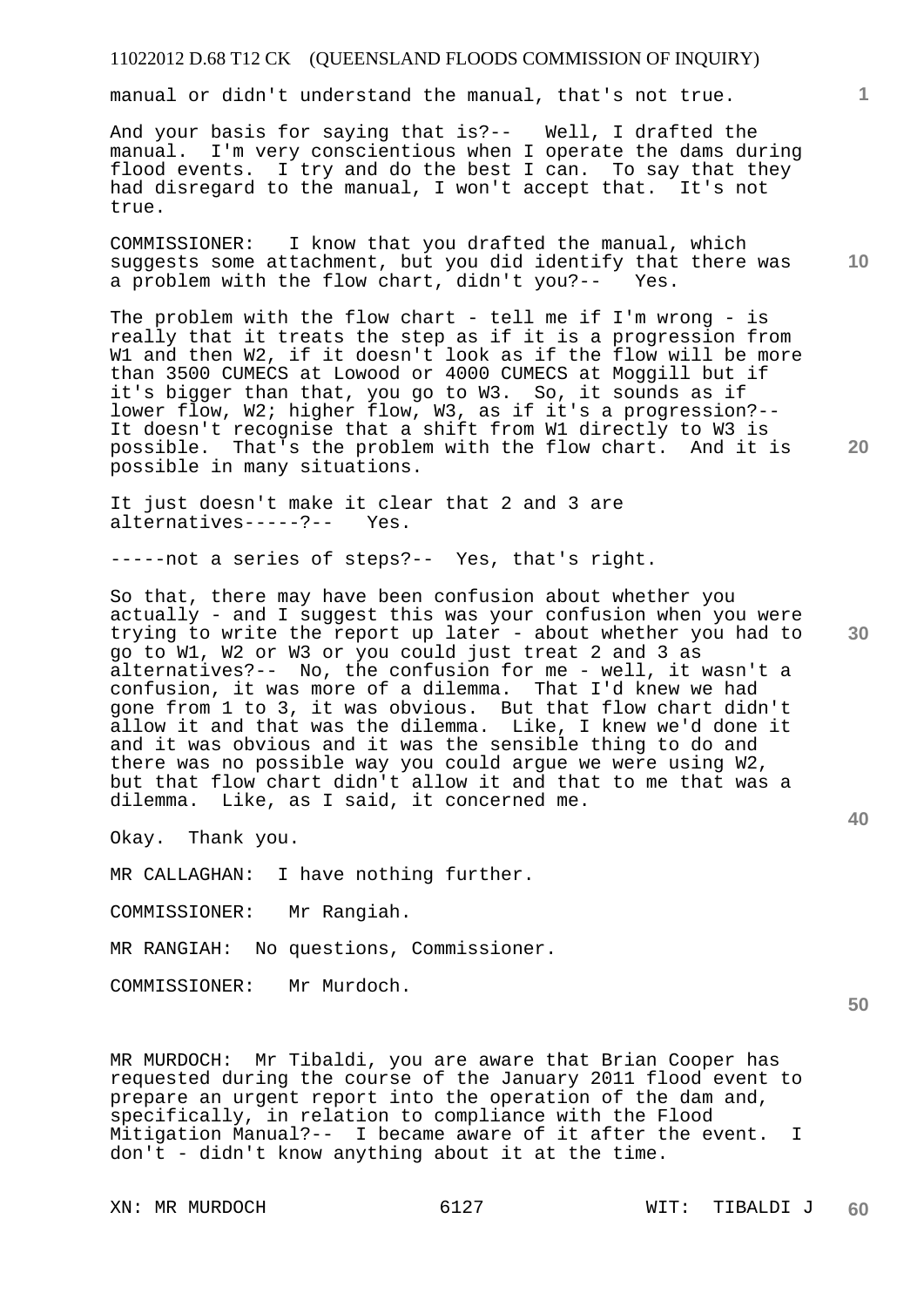manual or didn't understand the manual, that's not true.

And your basis for saying that is?-- Well, I drafted the manual. I'm very conscientious when I operate the dams during flood events. I try and do the best I can. To say that they had disregard to the manual, I won't accept that. It's not true.

COMMISSIONER: I know that you drafted the manual, which suggests some attachment, but you did identify that there was a problem with the flow chart, didn't you?-- Yes.

The problem with the flow chart - tell me if I'm wrong - is really that it treats the step as if it is a progression from W1 and then W2, if it doesn't look as if the flow will be more than 3500 CUMECS at Lowood or 4000 CUMECS at Moggill but if it's bigger than that, you go to W3. So, it sounds as if lower flow, W2; higher flow, W3, as if it's a progression?-- It doesn't recognise that a shift from W1 directly to W3 is possible. That's the problem with the flow chart. And it is possible in many situations.

It just doesn't make it clear that 2 and 3 are alternatives-----?-- Yes.

-----not a series of steps?-- Yes, that's right.

So that, there may have been confusion about whether you actually - and I suggest this was your confusion when you were trying to write the report up later - about whether you had to go to W1, W2 or W3 or you could just treat 2 and 3 as alternatives?-- No, the confusion for me - well, it wasn't a confusion, it was more of a dilemma. That I'd knew we had gone from 1 to 3, it was obvious. But that flow chart didn't allow it and that was the dilemma. Like, I knew we'd done it and it was obvious and it was the sensible thing to do and there was no possible way you could argue we were using W2, but that flow chart didn't allow it and that to me that was a dilemma. Like, as I said, it concerned me.

Okay. Thank you.

MR CALLAGHAN: I have nothing further.

COMMISSIONER: Mr Rangiah.

MR RANGIAH: No questions, Commissioner.

COMMISSIONER: Mr Murdoch.

MR MURDOCH: Mr Tibaldi, you are aware that Brian Cooper has requested during the course of the January 2011 flood event to prepare an urgent report into the operation of the dam and, specifically, in relation to compliance with the Flood Mitigation Manual?-- I became aware of it after the event. I don't - didn't know anything about it at the time.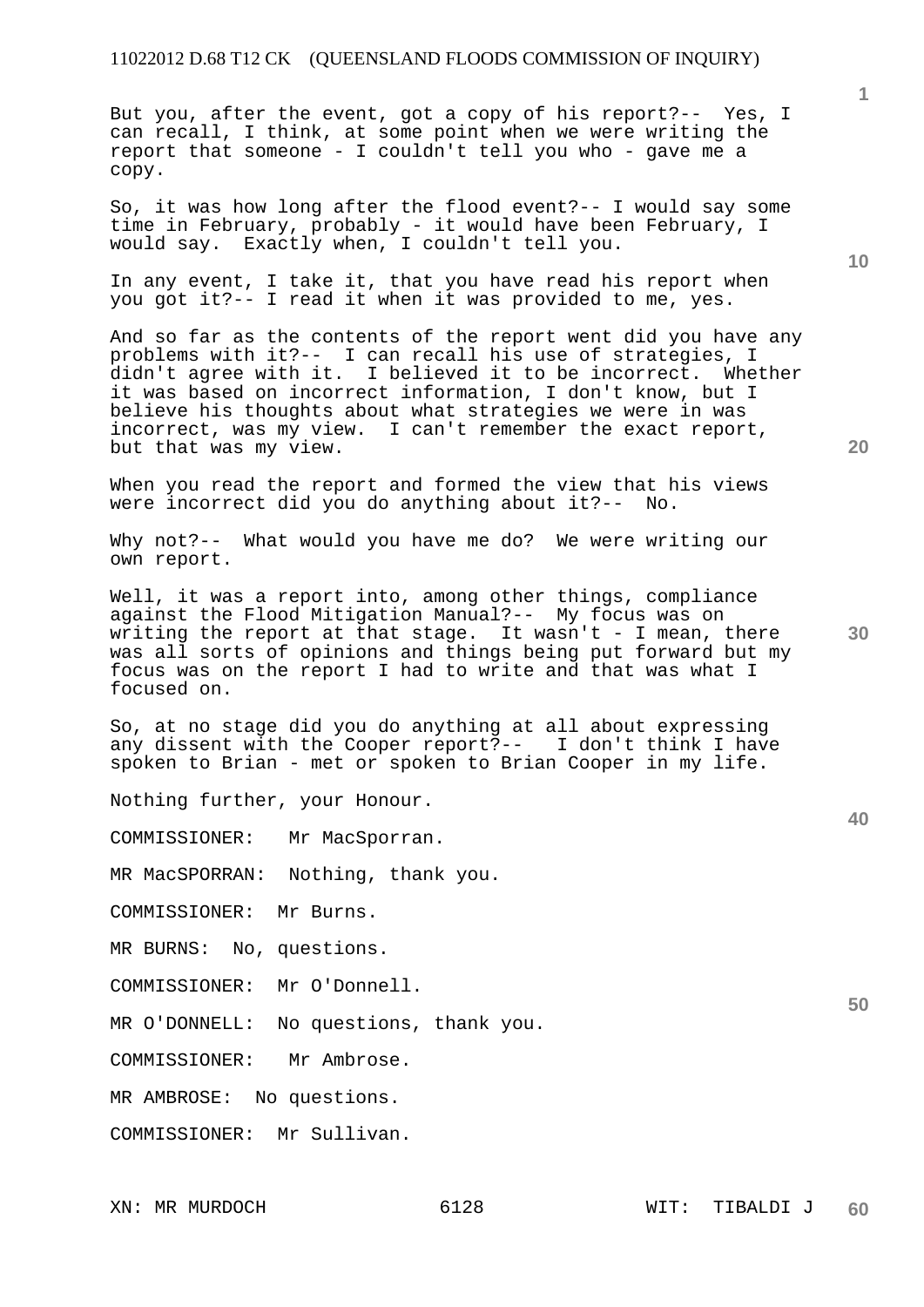But you, after the event, got a copy of his report?-- Yes, I can recall, I think, at some point when we were writing the report that someone - I couldn't tell you who - gave me a copy.

So, it was how long after the flood event?-- I would say some time in February, probably - it would have been February, I would say. Exactly when, I couldn't tell you.

In any event, I take it, that you have read his report when you got it?-- I read it when it was provided to me, yes.

And so far as the contents of the report went did you have any problems with it?-- I can recall his use of strategies, I didn't agree with it. I believed it to be incorrect. Whether it was based on incorrect information, I don't know, but I believe his thoughts about what strategies we were in was incorrect, was my view. I can't remember the exact report, but that was my view.

When you read the report and formed the view that his views were incorrect did you do anything about it?-- No.

Why not?-- What would you have me do? We were writing our own report.

Well, it was a report into, among other things, compliance against the Flood Mitigation Manual?-- My focus was on writing the report at that stage. It wasn't - I mean, there was all sorts of opinions and things being put forward but my focus was on the report I had to write and that was what I focused on.

So, at no stage did you do anything at all about expressing any dissent with the Cooper report?-- I don't think I have spoken to Brian - met or spoken to Brian Cooper in my life.

Nothing further, your Honour.

COMMISSIONER: Mr MacSporran.

MR MacSPORRAN: Nothing, thank you.

COMMISSIONER: Mr Burns.

MR BURNS: No, questions.

COMMISSIONER: Mr O'Donnell.

MR O'DONNELL: No questions, thank you.

COMMISSIONER: Mr Ambrose.

MR AMBROSE: No questions.

COMMISSIONER: Mr Sullivan.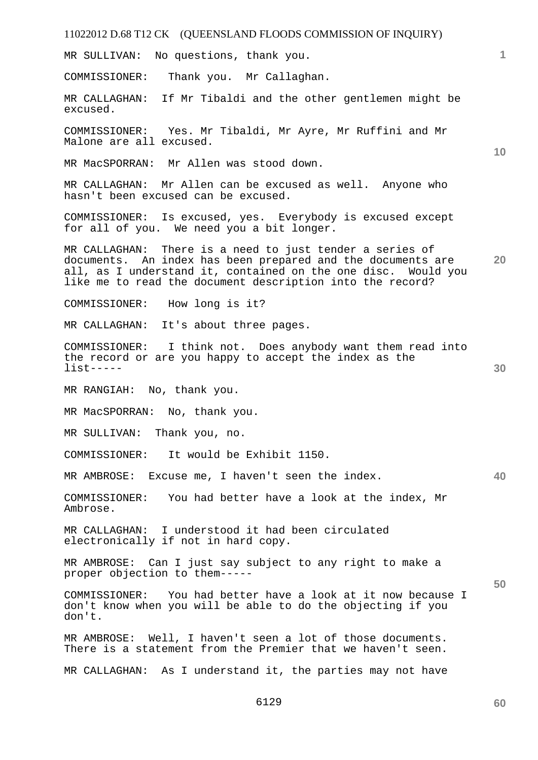MR SULLIVAN: No questions, thank you.

COMMISSIONER: Thank you. Mr Callaghan.

MR CALLAGHAN: If Mr Tibaldi and the other gentlemen might be excused.

COMMISSIONER: Yes. Mr Tibaldi, Mr Ayre, Mr Ruffini and Mr Malone are all excused.

MR MacSPORRAN: Mr Allen was stood down.

MR CALLAGHAN: Mr Allen can be excused as well. Anyone who hasn't been excused can be excused.

COMMISSIONER: Is excused, yes. Everybody is excused except for all of you. We need you a bit longer.

MR CALLAGHAN: There is a need to just tender a series of documents. An index has been prepared and the documents are all, as I understand it, contained on the one disc. Would you like me to read the document description into the record?

COMMISSIONER: How long is it?

MR CALLAGHAN: It's about three pages.

COMMISSIONER: I think not. Does anybody want them read into the record or are you happy to accept the index as the list-----

MR RANGIAH: No, thank you.

MR MacSPORRAN: No, thank you.

MR SULLIVAN: Thank you, no.

COMMISSIONER: It would be Exhibit 1150.

MR AMBROSE: Excuse me, I haven't seen the index.

COMMISSIONER: You had better have a look at the index, Mr Ambrose.

MR CALLAGHAN: I understood it had been circulated electronically if not in hard copy.

MR AMBROSE: Can I just say subject to any right to make a proper objection to them-----

COMMISSIONER: You had better have a look at it now because I don't know when you will be able to do the objecting if you don't.

MR AMBROSE: Well, I haven't seen a lot of those documents. There is a statement from the Premier that we haven't seen.

MR CALLAGHAN: As I understand it, the parties may not have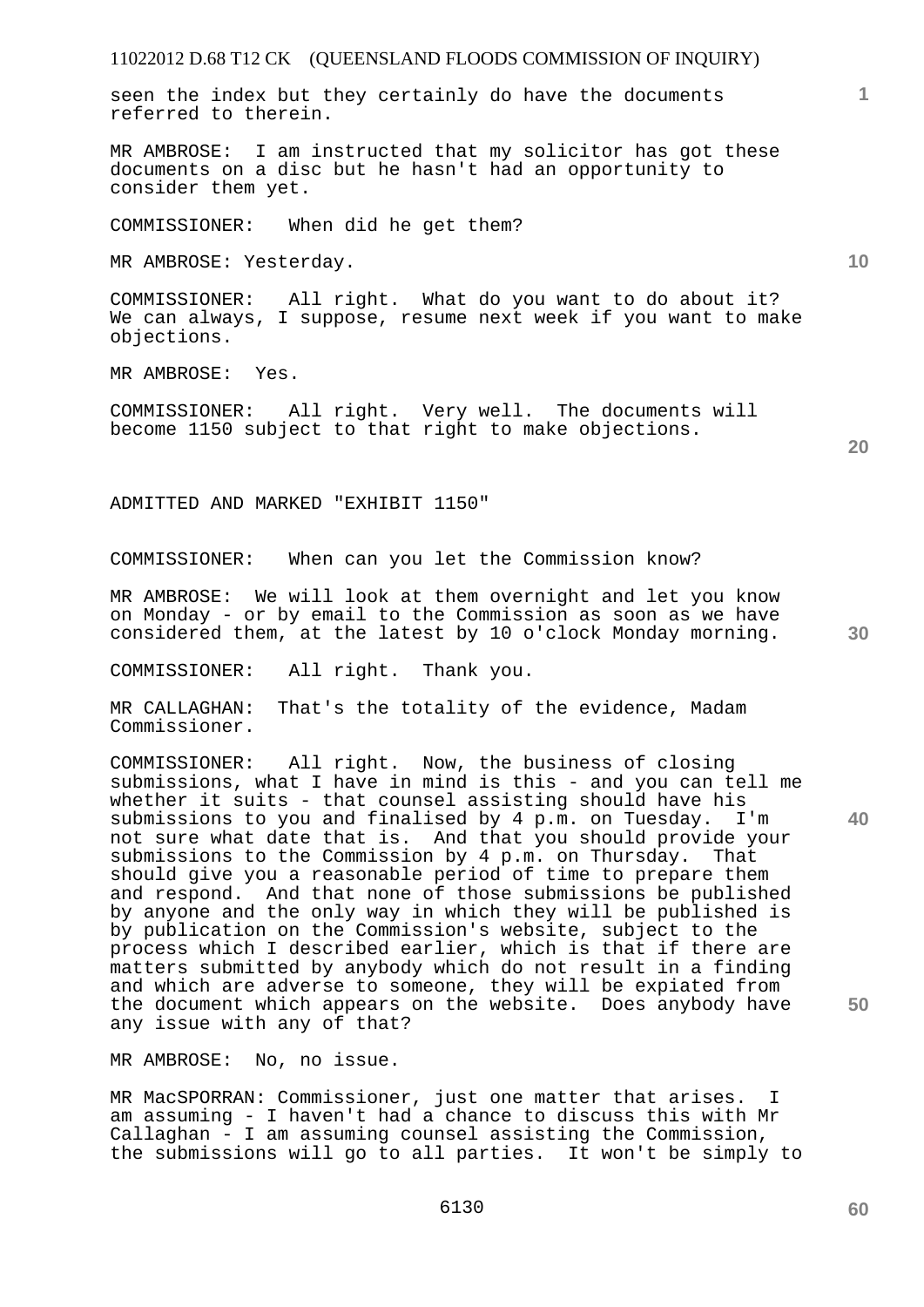seen the index but they certainly do have the documents referred to therein.

MR AMBROSE: I am instructed that my solicitor has got these documents on a disc but he hasn't had an opportunity to consider them yet.

COMMISSIONER: When did he get them?

MR AMBROSE: Yesterday.

COMMISSIONER: All right. What do you want to do about it? We can always, I suppose, resume next week if you want to make objections.

MR AMBROSE: Yes.

COMMISSIONER: All right. Very well. The documents will become 1150 subject to that right to make objections.

ADMITTED AND MARKED "EXHIBIT 1150"

COMMISSIONER: When can you let the Commission know?

MR AMBROSE: We will look at them overnight and let you know on Monday - or by email to the Commission as soon as we have considered them, at the latest by 10 o'clock Monday morning.

COMMISSIONER: All right. Thank you.

MR CALLAGHAN: That's the totality of the evidence, Madam Commissioner.

COMMISSIONER: All right. Now, the business of closing submissions, what I have in mind is this - and you can tell me whether it suits - that counsel assisting should have his submissions to you and finalised by 4 p.m. on Tuesday. I'm not sure what date that is. And that you should provide your submissions to the Commission by 4 p.m. on Thursday. That should give you a reasonable period of time to prepare them and respond. And that none of those submissions be published by anyone and the only way in which they will be published is by publication on the Commission's website, subject to the process which I described earlier, which is that if there are matters submitted by anybody which do not result in a finding and which are adverse to someone, they will be expiated from the document which appears on the website. Does anybody have any issue with any of that?

MR AMBROSE: No, no issue.

MR MacSPORRAN: Commissioner, just one matter that arises. I am assuming - I haven't had a chance to discuss this with Mr Callaghan - I am assuming counsel assisting the Commission, the submissions will go to all parties. It won't be simply to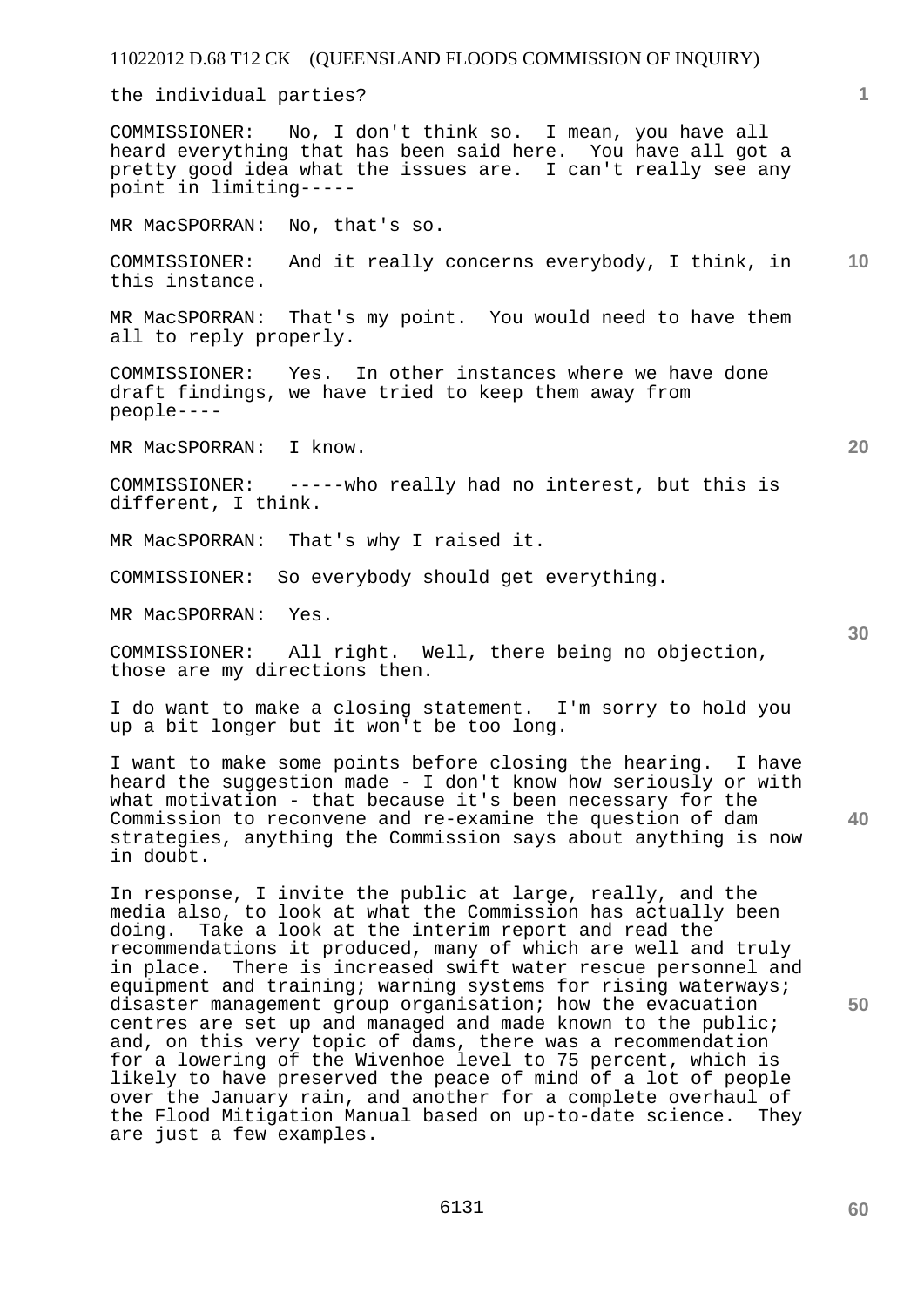the individual parties?

COMMISSIONER: No, I don't think so. I mean, you have all heard everything that has been said here. You have all got a pretty good idea what the issues are. I can't really see any point in limiting-----

MR MacSPORRAN: No, that's so.

COMMISSIONER: And it really concerns everybody, I think, in this instance.

MR MacSPORRAN: That's my point. You would need to have them all to reply properly.

COMMISSIONER: Yes. In other instances where we have done draft findings, we have tried to keep them away from people----

MR MacSPORRAN: I know.

COMMISSIONER: -----who really had no interest, but this is different, I think.

MR MacSPORRAN: That's why I raised it.

COMMISSIONER: So everybody should get everything.

MR MacSPORRAN: Yes.

COMMISSIONER: All right. Well, there being no objection, those are my directions then.

I do want to make a closing statement. I'm sorry to hold you up a bit longer but it won't be too long.

I want to make some points before closing the hearing. I have heard the suggestion made - I don't know how seriously or with what motivation - that because it's been necessary for the Commission to reconvene and re-examine the question of dam strategies, anything the Commission says about anything is now in doubt.

In response, I invite the public at large, really, and the media also, to look at what the Commission has actually been doing. Take a look at the interim report and read the recommendations it produced, many of which are well and truly in place. There is increased swift water rescue personnel and equipment and training; warning systems for rising waterways; disaster management group organisation; how the evacuation centres are set up and managed and made known to the public; and, on this very topic of dams, there was a recommendation for a lowering of the Wivenhoe level to 75 percent, which is likely to have preserved the peace of mind of a lot of people over the January rain, and another for a complete overhaul of the Flood Mitigation Manual based on up-to-date science. They are just a few examples.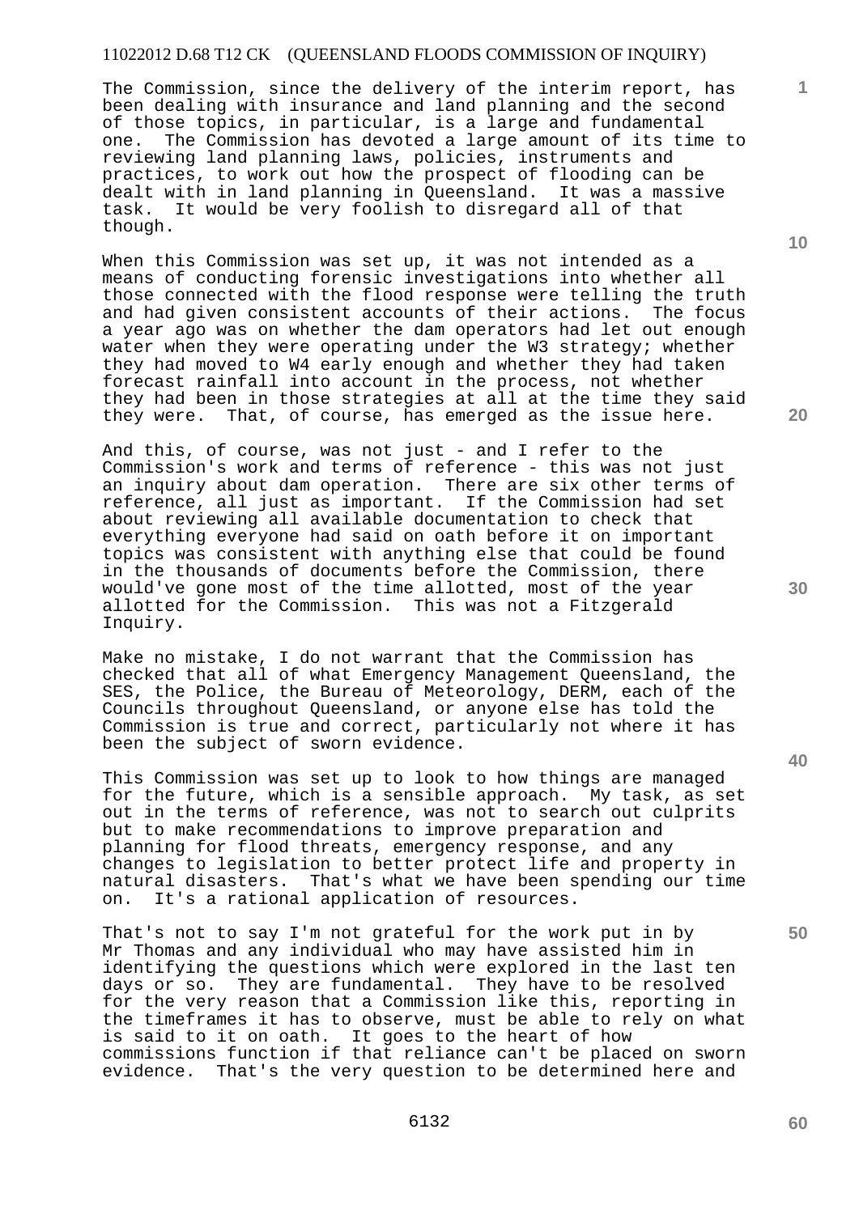The Commission, since the delivery of the interim report, has been dealing with insurance and land planning and the second of those topics, in particular, is a large and fundamental one. The Commission has devoted a large amount of its time to reviewing land planning laws, policies, instruments and practices, to work out how the prospect of flooding can be dealt with in land planning in Queensland. It was a massive task. It would be very foolish to disregard all of that though.

When this Commission was set up, it was not intended as a means of conducting forensic investigations into whether all those connected with the flood response were telling the truth and had given consistent accounts of their actions. The focus a year ago was on whether the dam operators had let out enough water when they were operating under the W3 strategy; whether they had moved to W4 early enough and whether they had taken forecast rainfall into account in the process, not whether they had been in those strategies at all at the time they said they were. That, of course, has emerged as the issue here.

And this, of course, was not just - and I refer to the Commission's work and terms of reference - this was not just an inquiry about dam operation. There are six other terms of reference, all just as important. If the Commission had set about reviewing all available documentation to check that everything everyone had said on oath before it on important topics was consistent with anything else that could be found in the thousands of documents before the Commission, there would've gone most of the time allotted, most of the year allotted for the Commission. This was not a Fitzgerald Inquiry.

Make no mistake, I do not warrant that the Commission has checked that all of what Emergency Management Queensland, the SES, the Police, the Bureau of Meteorology, DERM, each of the Councils throughout Queensland, or anyone else has told the Commission is true and correct, particularly not where it has been the subject of sworn evidence.

This Commission was set up to look to how things are managed for the future, which is a sensible approach. My task, as set out in the terms of reference, was not to search out culprits but to make recommendations to improve preparation and planning for flood threats, emergency response, and any changes to legislation to better protect life and property in natural disasters. That's what we have been spending our time on. It's a rational application of resources.

That's not to say I'm not grateful for the work put in by Mr Thomas and any individual who may have assisted him in identifying the questions which were explored in the last ten days or so. They are fundamental. They have to be resolved for the very reason that a Commission like this, reporting in the timeframes it has to observe, must be able to rely on what is said to it on oath. It goes to the heart of how commissions function if that reliance can't be placed on sworn evidence. That's the very question to be determined here and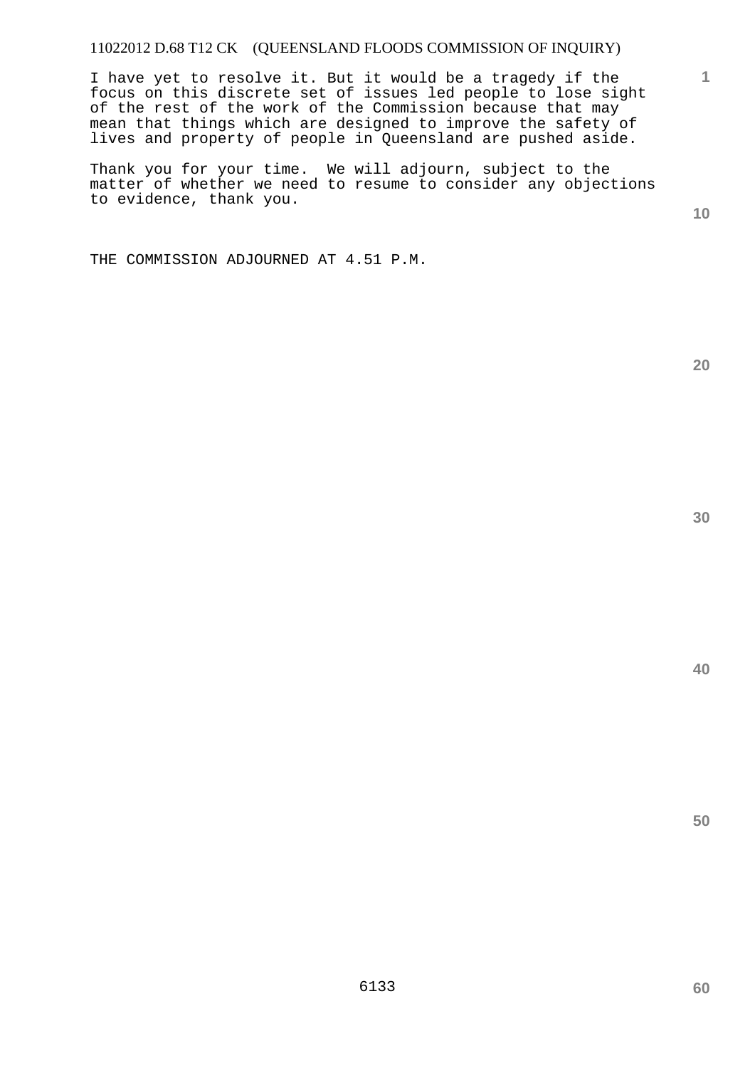I have yet to resolve it. But it would be a tragedy if the focus on this discrete set of issues led people to lose sight of the rest of the work of the Commission because that may mean that things which are designed to improve the safety of lives and property of people in Queensland are pushed aside.

Thank you for your time. We will adjourn, subject to the matter of whether we need to resume to consider any objections to evidence, thank you.

THE COMMISSION ADJOURNED AT 4.51 P.M.